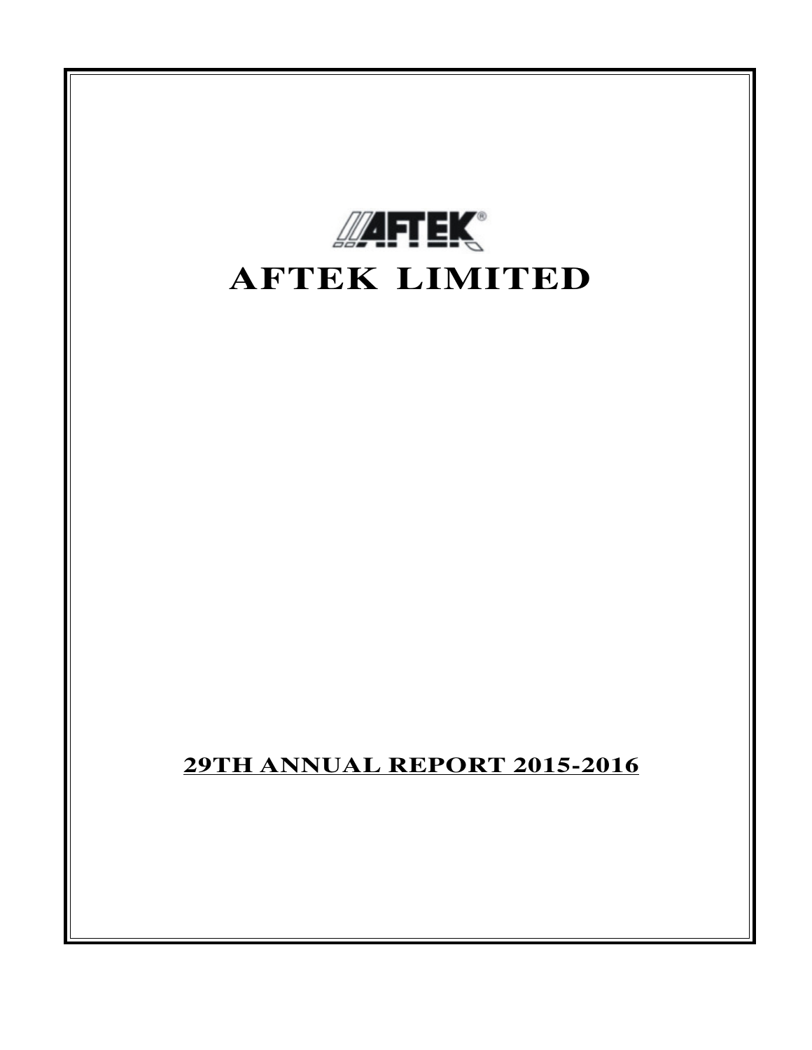# AFTEK LIMITED

**<u>29TH ANNUAL REPORT 2015-2016</u>**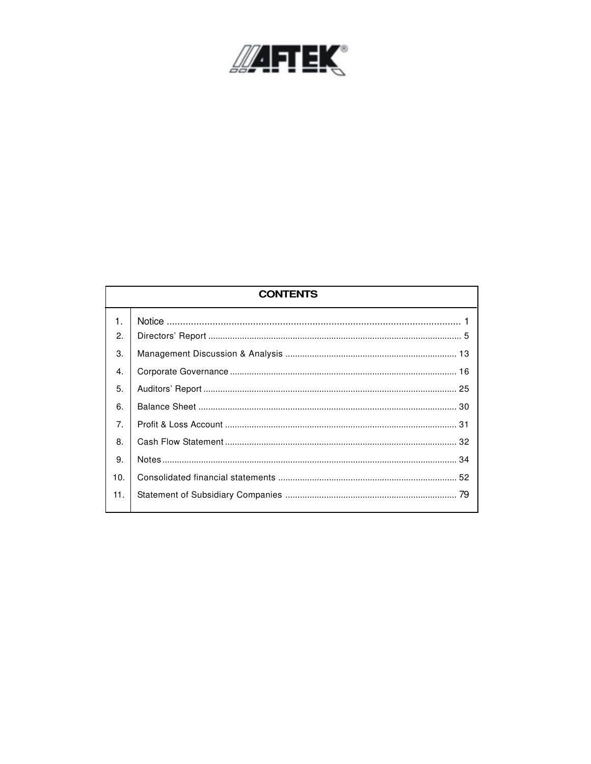AFTEK®

## CONTENTS

| | | |
|---|---|---|
| 1. | Notice | 1 |
| 2. | Directors' Report | 5 |
| 3. | Management Discussion & Analysis | 13 |
| 4. | Corporate Governance | 16 |
| 5. | Auditors' Report | 25 |
| 6. | Balance Sheet | 30 |
| 7. | Profit & Loss Account | 31 |
| 8. | Cash Flow Statement | 32 |
| 9. | Notes | 34 |
| 10. | Consolidated financial statements | 52 |
| 11. | Statement of Subsidiary Companies | 79 |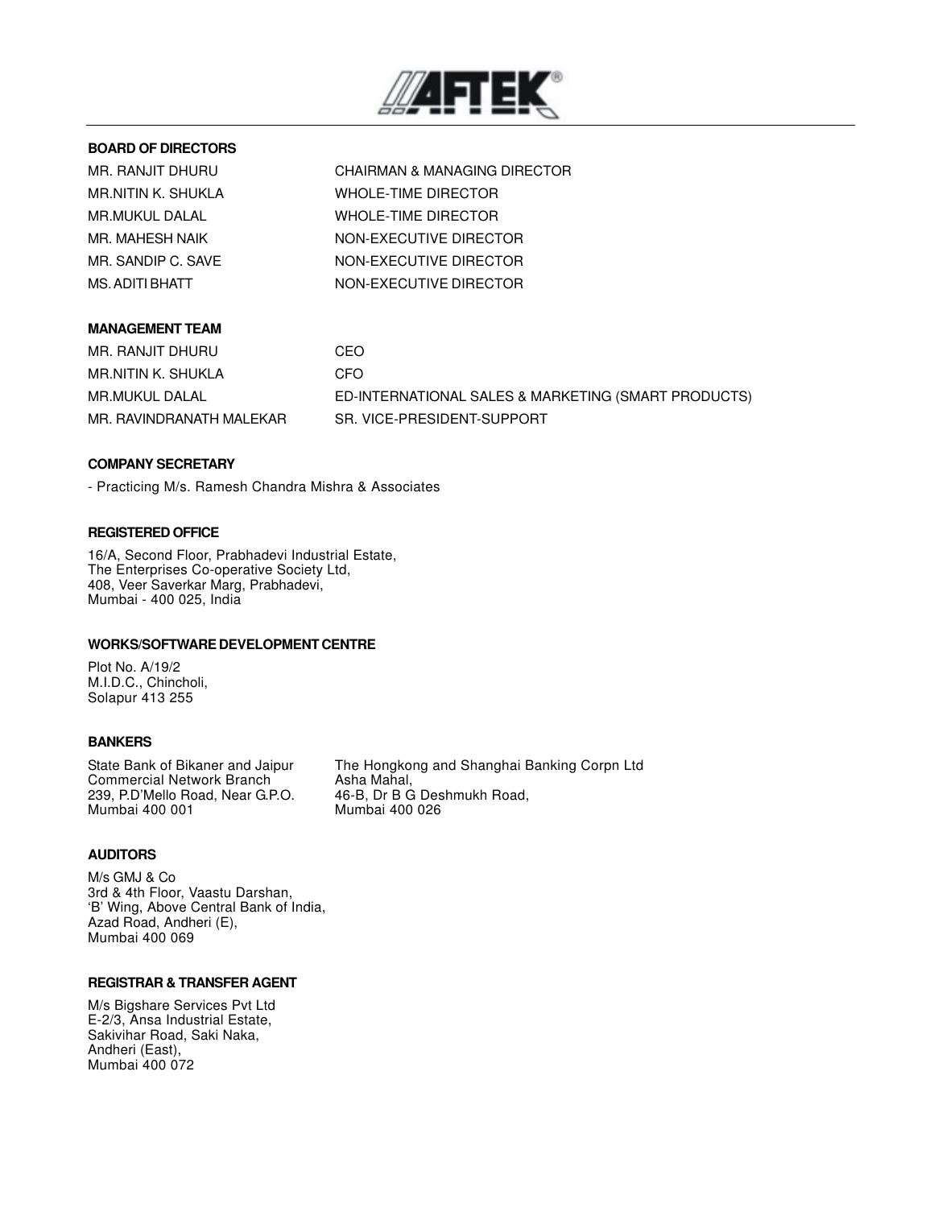AFTEK®

## BOARD OF DIRECTORS

| | |
|---|---|
| MR. RANJIT DHURU | CHAIRMAN & MANAGING DIRECTOR |
| MR.NITIN K. SHUKLA | WHOLE-TIME DIRECTOR |
| MR.MUKUL DALAL | WHOLE-TIME DIRECTOR |
| MR. MAHESH NAIK | NON-EXECUTIVE DIRECTOR |
| MR. SANDIP C. SAVE | NON-EXECUTIVE DIRECTOR |
| MS. ADITI BHATT | NON-EXECUTIVE DIRECTOR |

## MANAGEMENT TEAM

| | |
|---|---|
| MR. RANJIT DHURU | CEO |
| MR.NITIN K. SHUKLA | CFO |
| MR.MUKUL DALAL | ED-INTERNATIONAL SALES & MARKETING (SMART PRODUCTS) |
| MR. RAVINDRANATH MALEKAR | SR. VICE-PRESIDENT-SUPPORT |

## COMPANY SECRETARY

- Practicing M/s. Ramesh Chandra Mishra & Associates

## REGISTERED OFFICE

16/A, Second Floor, Prabhadevi Industrial Estate,
The Enterprises Co-operative Society Ltd,
408, Veer Saverkar Marg, Prabhadevi,
Mumbai - 400 025, India

## WORKS/SOFTWARE DEVELOPMENT CENTRE

Plot No. A/19/2
M.I.D.C., Chincholi,
Solapur 413 255

## BANKERS

State Bank of Bikaner and Jaipur
Commercial Network Branch
239, P.D'Mello Road, Near G.P.O.
Mumbai 400 001

The Hongkong and Shanghai Banking Corpn Ltd
Asha Mahal,
46-B, Dr B G Deshmukh Road,
Mumbai 400 026

## AUDITORS

M/s GMJ & Co
3rd & 4th Floor, Vaastu Darshan,
'B' Wing, Above Central Bank of India,
Azad Road, Andheri (E),
Mumbai 400 069

## REGISTRAR & TRANSFER AGENT

M/s Bigshare Services Pvt Ltd
E-2/3, Ansa Industrial Estate,
Sakivihar Road, Saki Naka,
Andheri (East),
Mumbai 400 072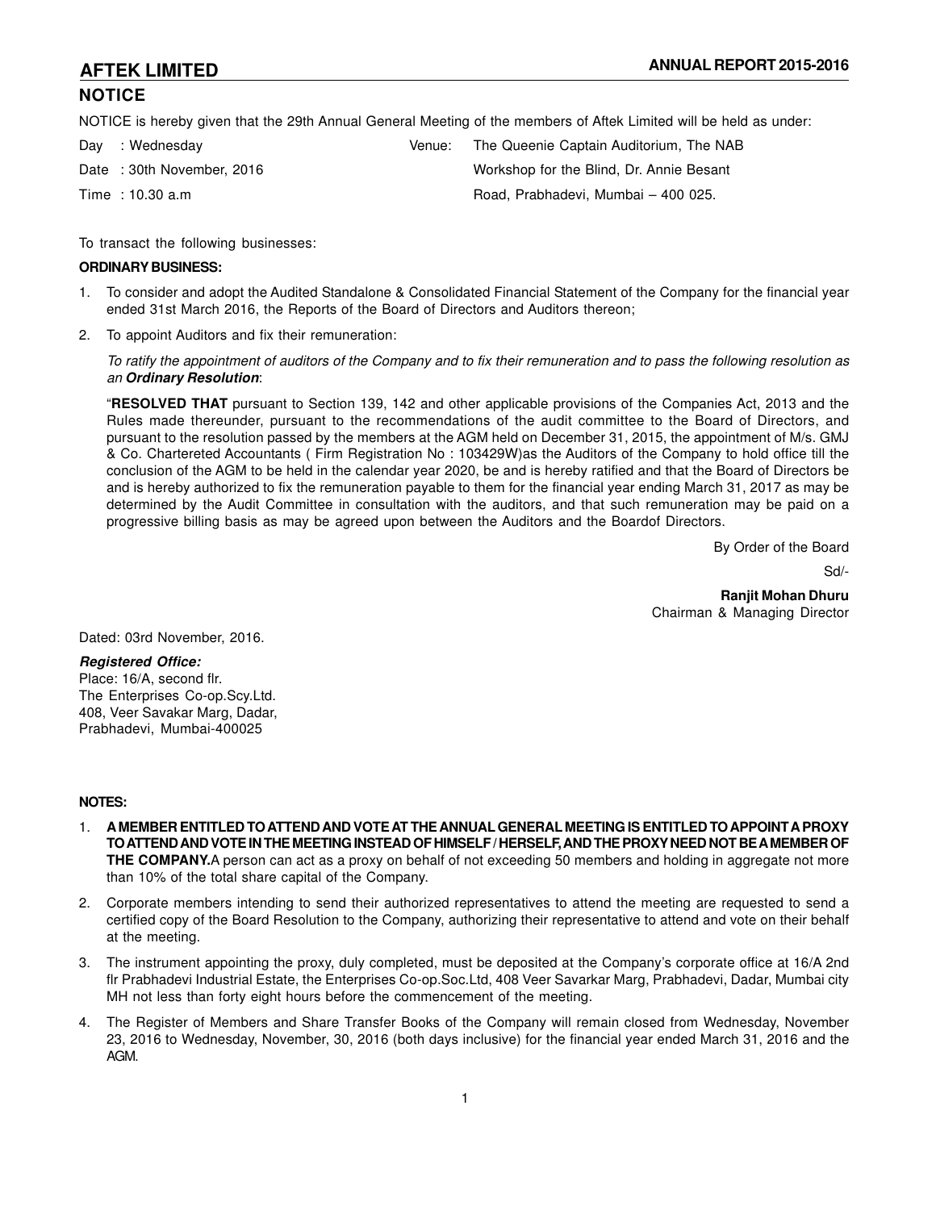## NOTICE

NOTICE is hereby given that the 29th Annual General Meeting of the members of Aftek Limited will be held as under:

Day : Wednesday

Date : 30th November, 2016

Time : 10.30 a.m

Venue: The Queenie Captain Auditorium, The NAB Workshop for the Blind, Dr. Annie Besant Road, Prabhadevi, Mumbai – 400 025.

To transact the following businesses:

**ORDINARY BUSINESS:**

1. To consider and adopt the Audited Standalone & Consolidated Financial Statement of the Company for the financial year ended 31st March 2016, the Reports of the Board of Directors and Auditors thereon;

2. To appoint Auditors and fix their remuneration:

   *To ratify the appointment of auditors of the Company and to fix their remuneration and to pass the following resolution as an **Ordinary Resolution***:

   "**RESOLVED THAT** pursuant to Section 139, 142 and other applicable provisions of the Companies Act, 2013 and the Rules made thereunder, pursuant to the recommendations of the audit committee to the Board of Directors, and pursuant to the resolution passed by the members at the AGM held on December 31, 2015, the appointment of M/s. GMJ & Co. Chartereted Accountants ( Firm Registration No : 103429W)as the Auditors of the Company to hold office till the conclusion of the AGM to be held in the calendar year 2020, be and is hereby ratified and that the Board of Directors be and is hereby authorized to fix the remuneration payable to them for the financial year ending March 31, 2017 as may be determined by the Audit Committee in consultation with the auditors, and that such remuneration may be paid on a progressive billing basis as may be agreed upon between the Auditors and the Boardof Directors.

By Order of the Board

Sd/-

**Ranjit Mohan Dhuru**
Chairman & Managing Director

Dated: 03rd November, 2016.

***Registered Office:***
Place: 16/A, second flr.
The Enterprises Co-op.Scy.Ltd.
408, Veer Savakar Marg, Dadar,
Prabhadevi, Mumbai-400025

**NOTES:**

1. **A MEMBER ENTITLED TO ATTEND AND VOTE AT THE ANNUAL GENERAL MEETING IS ENTITLED TO APPOINT A PROXY TO ATTEND AND VOTE IN THE MEETING INSTEAD OF HIMSELF / HERSELF, AND THE PROXY NEED NOT BE A MEMBER OF THE COMPANY.** A person can act as a proxy on behalf of not exceeding 50 members and holding in aggregate not more than 10% of the total share capital of the Company.

2. Corporate members intending to send their authorized representatives to attend the meeting are requested to send a certified copy of the Board Resolution to the Company, authorizing their representative to attend and vote on their behalf at the meeting.

3. The instrument appointing the proxy, duly completed, must be deposited at the Company's corporate office at 16/A 2nd flr Prabhadevi Industrial Estate, the Enterprises Co-op.Soc.Ltd, 408 Veer Savarkar Marg, Prabhadevi, Dadar, Mumbai city MH not less than forty eight hours before the commencement of the meeting.

4. The Register of Members and Share Transfer Books of the Company will remain closed from Wednesday, November 23, 2016 to Wednesday, November, 30, 2016 (both days inclusive) for the financial year ended March 31, 2016 and the AGM.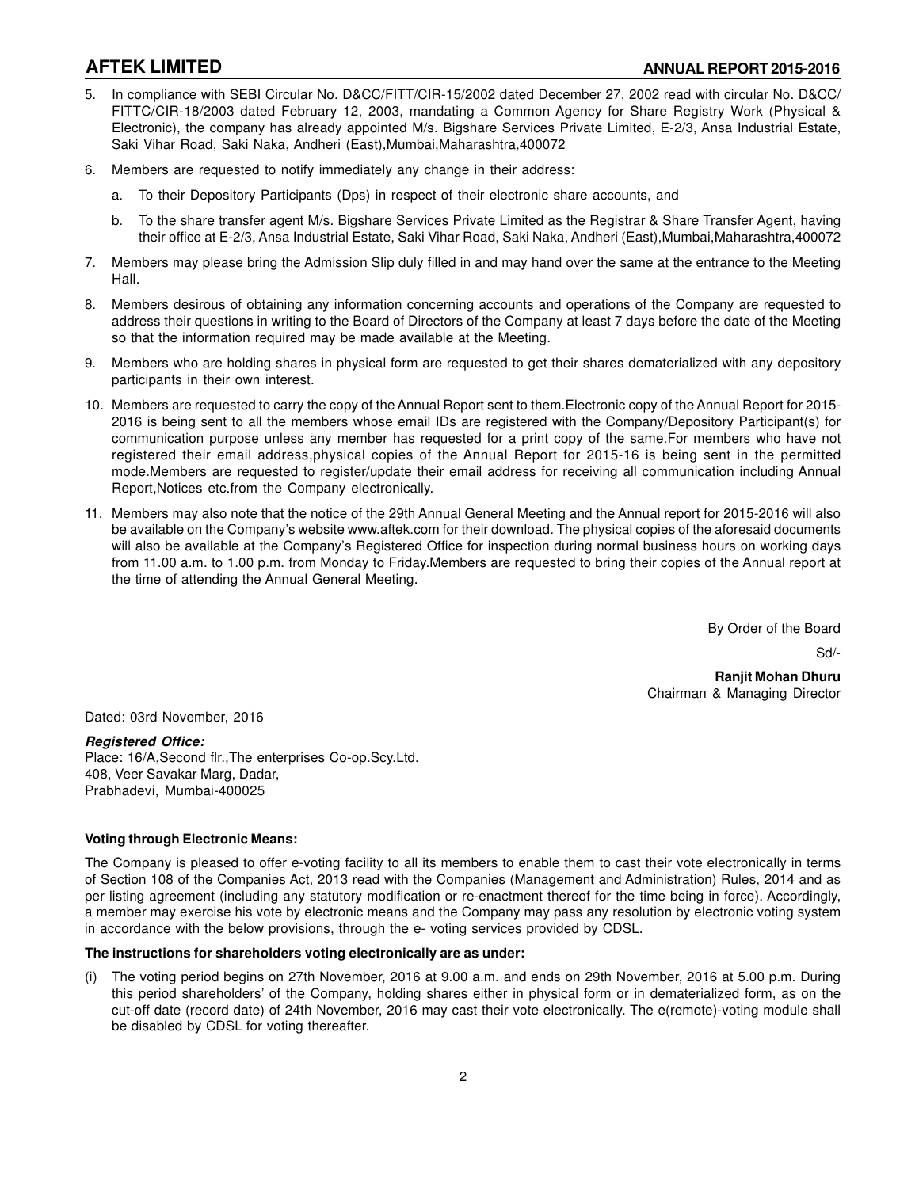5. In compliance with SEBI Circular No. D&CC/FITT/CIR-15/2002 dated December 27, 2002 read with circular No. D&CC/FITTC/CIR-18/2003 dated February 12, 2003, mandating a Common Agency for Share Registry Work (Physical & Electronic), the company has already appointed M/s. Bigshare Services Private Limited, E-2/3, Ansa Industrial Estate, Saki Vihar Road, Saki Naka, Andheri (East),Mumbai,Maharashtra,400072

6. Members are requested to notify immediately any change in their address:

   a. To their Depository Participants (Dps) in respect of their electronic share accounts, and

   b. To the share transfer agent M/s. Bigshare Services Private Limited as the Registrar & Share Transfer Agent, having their office at E-2/3, Ansa Industrial Estate, Saki Vihar Road, Saki Naka, Andheri (East),Mumbai,Maharashtra,400072

7. Members may please bring the Admission Slip duly filled in and may hand over the same at the entrance to the Meeting Hall.

8. Members desirous of obtaining any information concerning accounts and operations of the Company are requested to address their questions in writing to the Board of Directors of the Company at least 7 days before the date of the Meeting so that the information required may be made available at the Meeting.

9. Members who are holding shares in physical form are requested to get their shares dematerialized with any depository participants in their own interest.

10. Members are requested to carry the copy of the Annual Report sent to them.Electronic copy of the Annual Report for 2015-2016 is being sent to all the members whose email IDs are registered with the Company/Depository Participant(s) for communication purpose unless any member has requested for a print copy of the same.For members who have not registered their email address,physical copies of the Annual Report for 2015-16 is being sent in the permitted mode.Members are requested to register/update their email address for receiving all communication including Annual Report,Notices etc.from the Company electronically.

11. Members may also note that the notice of the 29th Annual General Meeting and the Annual report for 2015-2016 will also be available on the Company's website www.aftek.com for their download. The physical copies of the aforesaid documents will also be available at the Company's Registered Office for inspection during normal business hours on working days from 11.00 a.m. to 1.00 p.m. from Monday to Friday.Members are requested to bring their copies of the Annual report at the time of attending the Annual General Meeting.

By Order of the Board

Sd/-

**Ranjit Mohan Dhuru**
Chairman & Managing Director

Dated: 03rd November, 2016

***Registered Office:***
Place: 16/A,Second flr.,The enterprises Co-op.Scy.Ltd.
408, Veer Savakar Marg, Dadar,
Prabhadevi, Mumbai-400025

**Voting through Electronic Means:**

The Company is pleased to offer e-voting facility to all its members to enable them to cast their vote electronically in terms of Section 108 of the Companies Act, 2013 read with the Companies (Management and Administration) Rules, 2014 and as per listing agreement (including any statutory modification or re-enactment thereof for the time being in force). Accordingly, a member may exercise his vote by electronic means and the Company may pass any resolution by electronic voting system in accordance with the below provisions, through the e- voting services provided by CDSL.

**The instructions for shareholders voting electronically are as under:**

(i) The voting period begins on 27th November, 2016 at 9.00 a.m. and ends on 29th November, 2016 at 5.00 p.m. During this period shareholders' of the Company, holding shares either in physical form or in dematerialized form, as on the cut-off date (record date) of 24th November, 2016 may cast their vote electronically. The e(remote)-voting module shall be disabled by CDSL for voting thereafter.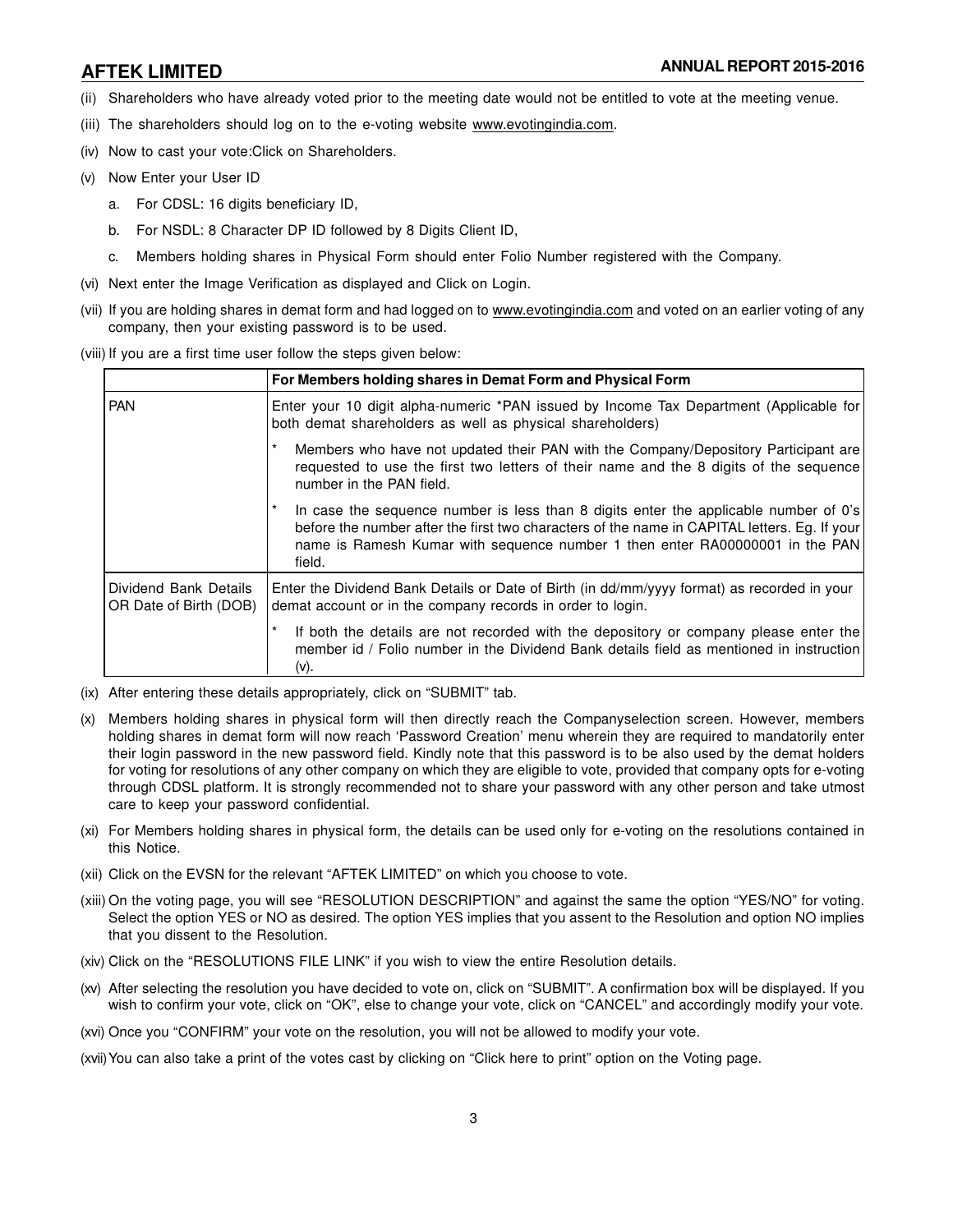(ii) Shareholders who have already voted prior to the meeting date would not be entitled to vote at the meeting venue.

(iii) The shareholders should log on to the e-voting website www.evotingindia.com.

(iv) Now to cast your vote:Click on Shareholders.

(v) Now Enter your User ID

   a. For CDSL: 16 digits beneficiary ID,

   b. For NSDL: 8 Character DP ID followed by 8 Digits Client ID,

   c. Members holding shares in Physical Form should enter Folio Number registered with the Company.

(vi) Next enter the Image Verification as displayed and Click on Login.

(vii) If you are holding shares in demat form and had logged on to www.evotingindia.com and voted on an earlier voting of any company, then your existing password is to be used.

(viii) If you are a first time user follow the steps given below:

| | For Members holding shares in Demat Form and Physical Form |
|---|---|
| PAN | Enter your 10 digit alpha-numeric *PAN issued by Income Tax Department (Applicable for both demat shareholders as well as physical shareholders)<br>* Members who have not updated their PAN with the Company/Depository Participant are requested to use the first two letters of their name and the 8 digits of the sequence number in the PAN field.<br>* In case the sequence number is less than 8 digits enter the applicable number of 0's before the number after the first two characters of the name in CAPITAL letters. Eg. If your name is Ramesh Kumar with sequence number 1 then enter RA00000001 in the PAN field. |
| Dividend Bank Details OR Date of Birth (DOB) | Enter the Dividend Bank Details or Date of Birth (in dd/mm/yyyy format) as recorded in your demat account or in the company records in order to login.<br>* If both the details are not recorded with the depository or company please enter the member id / Folio number in the Dividend Bank details field as mentioned in instruction (v). |

(ix) After entering these details appropriately, click on "SUBMIT" tab.

(x) Members holding shares in physical form will then directly reach the Companyselection screen. However, members holding shares in demat form will now reach 'Password Creation' menu wherein they are required to mandatorily enter their login password in the new password field. Kindly note that this password is to be also used by the demat holders for voting for resolutions of any other company on which they are eligible to vote, provided that company opts for e-voting through CDSL platform. It is strongly recommended not to share your password with any other person and take utmost care to keep your password confidential.

(xi) For Members holding shares in physical form, the details can be used only for e-voting on the resolutions contained in this Notice.

(xii) Click on the EVSN for the relevant "AFTEK LIMITED" on which you choose to vote.

(xiii) On the voting page, you will see "RESOLUTION DESCRIPTION" and against the same the option "YES/NO" for voting. Select the option YES or NO as desired. The option YES implies that you assent to the Resolution and option NO implies that you dissent to the Resolution.

(xiv) Click on the "RESOLUTIONS FILE LINK" if you wish to view the entire Resolution details.

(xv) After selecting the resolution you have decided to vote on, click on "SUBMIT". A confirmation box will be displayed. If you wish to confirm your vote, click on "OK", else to change your vote, click on "CANCEL" and accordingly modify your vote.

(xvi) Once you "CONFIRM" your vote on the resolution, you will not be allowed to modify your vote.

(xvii) You can also take a print of the votes cast by clicking on "Click here to print" option on the Voting page.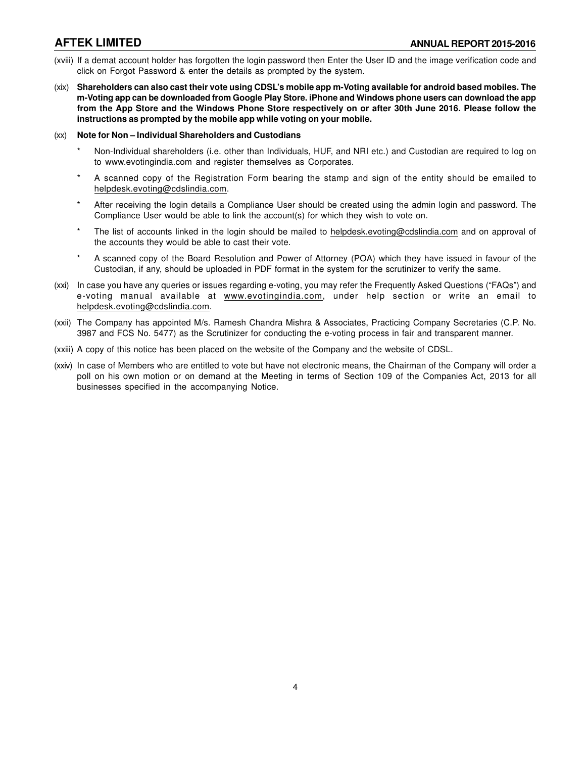(xviii) If a demat account holder has forgotten the login password then Enter the User ID and the image verification code and click on Forgot Password & enter the details as prompted by the system.

(xix) **Shareholders can also cast their vote using CDSL's mobile app m-Voting available for android based mobiles. The m-Voting app can be downloaded from Google Play Store. iPhone and Windows phone users can download the app from the App Store and the Windows Phone Store respectively on or after 30th June 2016. Please follow the instructions as prompted by the mobile app while voting on your mobile.**

(xx) **Note for Non – Individual Shareholders and Custodians**

- Non-Individual shareholders (i.e. other than Individuals, HUF, and NRI etc.) and Custodian are required to log on to www.evotingindia.com and register themselves as Corporates.
- A scanned copy of the Registration Form bearing the stamp and sign of the entity should be emailed to helpdesk.evoting@cdslindia.com.
- After receiving the login details a Compliance User should be created using the admin login and password. The Compliance User would be able to link the account(s) for which they wish to vote on.
- The list of accounts linked in the login should be mailed to helpdesk.evoting@cdslindia.com and on approval of the accounts they would be able to cast their vote.
- A scanned copy of the Board Resolution and Power of Attorney (POA) which they have issued in favour of the Custodian, if any, should be uploaded in PDF format in the system for the scrutinizer to verify the same.

(xxi) In case you have any queries or issues regarding e-voting, you may refer the Frequently Asked Questions ("FAQs") and e-voting manual available at www.evotingindia.com, under help section or write an email to helpdesk.evoting@cdslindia.com.

(xxii) The Company has appointed M/s. Ramesh Chandra Mishra & Associates, Practicing Company Secretaries (C.P. No. 3987 and FCS No. 5477) as the Scrutinizer for conducting the e-voting process in fair and transparent manner.

(xxiii) A copy of this notice has been placed on the website of the Company and the website of CDSL.

(xxiv) In case of Members who are entitled to vote but have not electronic means, the Chairman of the Company will order a poll on his own motion or on demand at the Meeting in terms of Section 109 of the Companies Act, 2013 for all businesses specified in the accompanying Notice.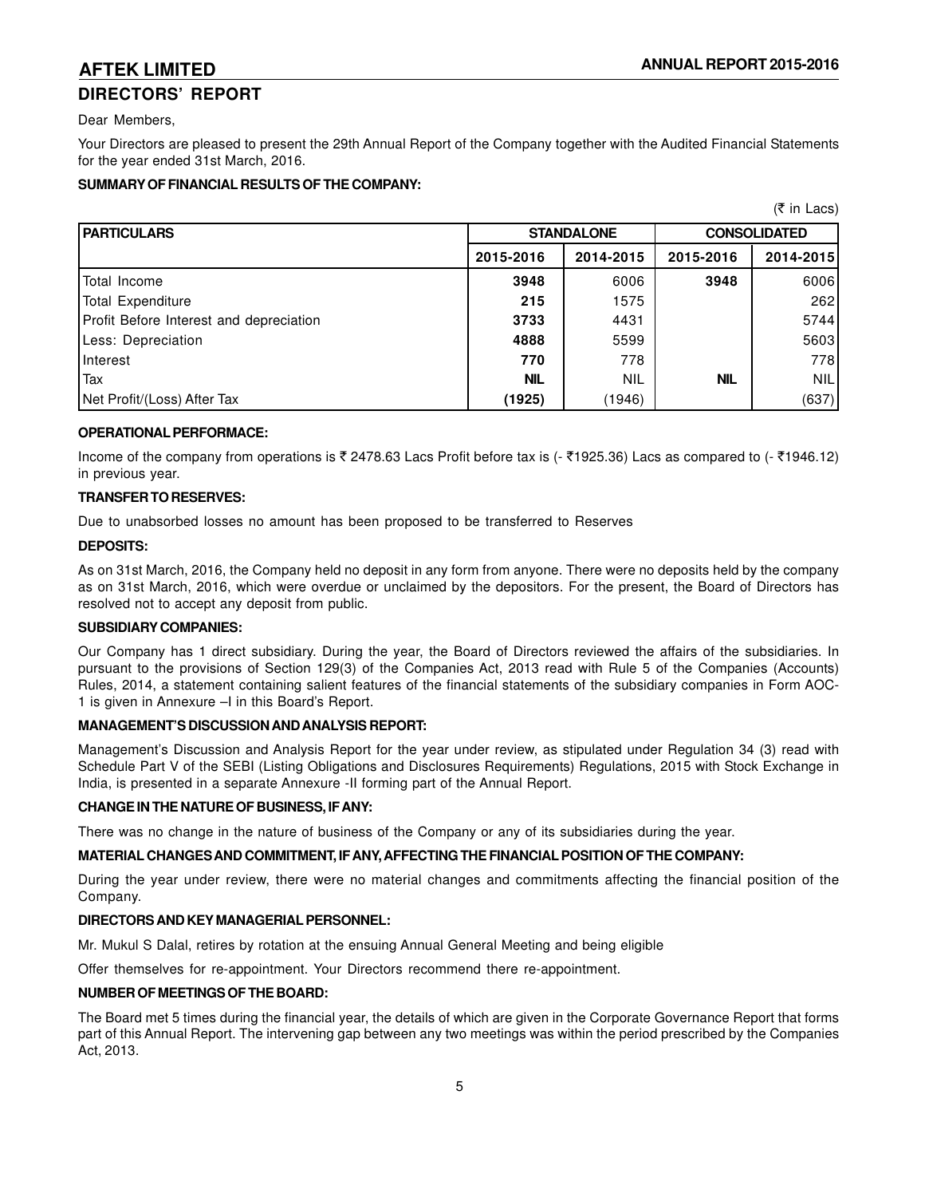## DIRECTORS' REPORT

Dear Members,

Your Directors are pleased to present the 29th Annual Report of the Company together with the Audited Financial Statements for the year ended 31st March, 2016.

**SUMMARY OF FINANCIAL RESULTS OF THE COMPANY:**

(₹ in Lacs)

| PARTICULARS | STANDALONE | | CONSOLIDATED | |
|---|---|---|---|---|
| | 2015-2016 | 2014-2015 | 2015-2016 | 2014-2015 |
| Total Income | **3948** | 6006 | **3948** | 6006 |
| Total Expenditure | **215** | 1575 | | 262 |
| Profit Before Interest and depreciation | **3733** | 4431 | | 5744 |
| Less: Depreciation | **4888** | 5599 | | 5603 |
| Interest | **770** | 778 | | 778 |
| Tax | **NIL** | NIL | **NIL** | NIL |
| Net Profit/(Loss) After Tax | **(1925)** | (1946) | | (637) |

**OPERATIONAL PERFORMACE:**

Income of the company from operations is ₹ 2478.63 Lacs Profit before tax is (- ₹1925.36) Lacs as compared to (- ₹1946.12) in previous year.

**TRANSFER TO RESERVES:**

Due to unabsorbed losses no amount has been proposed to be transferred to Reserves

**DEPOSITS:**

As on 31st March, 2016, the Company held no deposit in any form from anyone. There were no deposits held by the company as on 31st March, 2016, which were overdue or unclaimed by the depositors. For the present, the Board of Directors has resolved not to accept any deposit from public.

**SUBSIDIARY COMPANIES:**

Our Company has 1 direct subsidiary. During the year, the Board of Directors reviewed the affairs of the subsidiaries. In pursuant to the provisions of Section 129(3) of the Companies Act, 2013 read with Rule 5 of the Companies (Accounts) Rules, 2014, a statement containing salient features of the financial statements of the subsidiary companies in Form AOC-1 is given in Annexure –I in this Board's Report.

**MANAGEMENT'S DISCUSSION AND ANALYSIS REPORT:**

Management's Discussion and Analysis Report for the year under review, as stipulated under Regulation 34 (3) read with Schedule Part V of the SEBI (Listing Obligations and Disclosures Requirements) Regulations, 2015 with Stock Exchange in India, is presented in a separate Annexure -II forming part of the Annual Report.

**CHANGE IN THE NATURE OF BUSINESS, IF ANY:**

There was no change in the nature of business of the Company or any of its subsidiaries during the year.

**MATERIAL CHANGES AND COMMITMENT, IF ANY, AFFECTING THE FINANCIAL POSITION OF THE COMPANY:**

During the year under review, there were no material changes and commitments affecting the financial position of the Company.

**DIRECTORS AND KEY MANAGERIAL PERSONNEL:**

Mr. Mukul S Dalal, retires by rotation at the ensuing Annual General Meeting and being eligible

Offer themselves for re-appointment. Your Directors recommend there re-appointment.

**NUMBER OF MEETINGS OF THE BOARD:**

The Board met 5 times during the financial year, the details of which are given in the Corporate Governance Report that forms part of this Annual Report. The intervening gap between any two meetings was within the period prescribed by the Companies Act, 2013.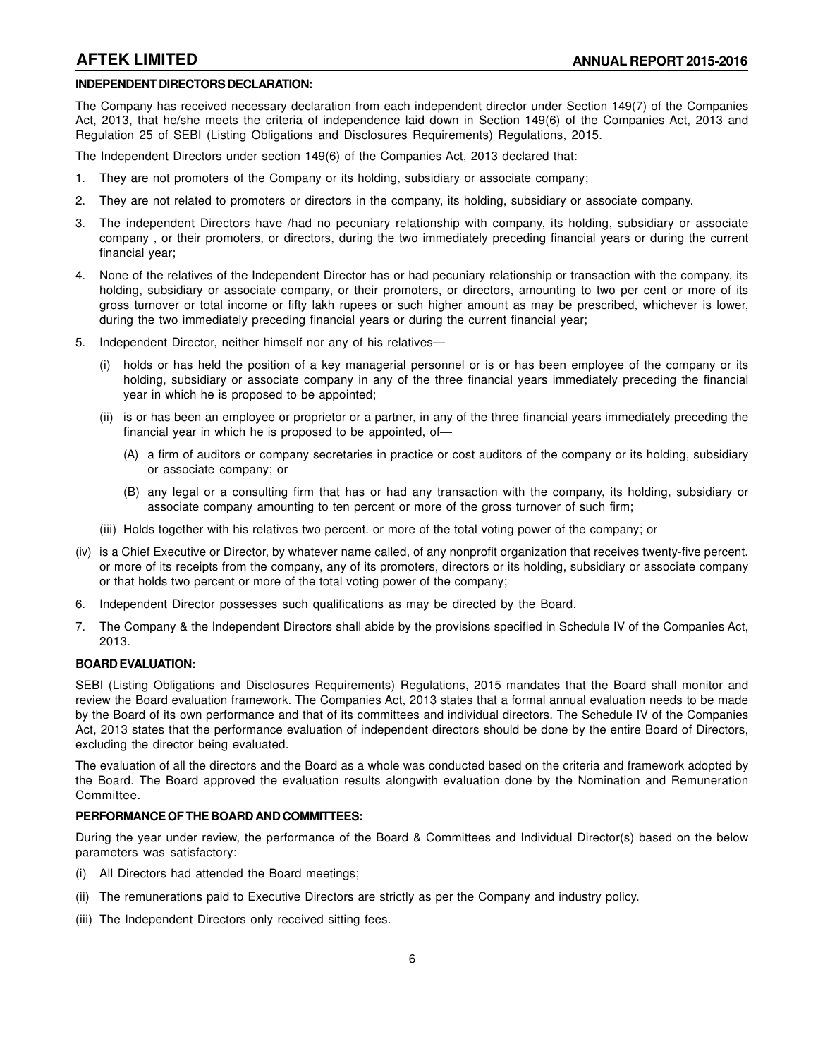### INDEPENDENT DIRECTORS DECLARATION:

The Company has received necessary declaration from each independent director under Section 149(7) of the Companies Act, 2013, that he/she meets the criteria of independence laid down in Section 149(6) of the Companies Act, 2013 and Regulation 25 of SEBI (Listing Obligations and Disclosures Requirements) Regulations, 2015.

The Independent Directors under section 149(6) of the Companies Act, 2013 declared that:

1. They are not promoters of the Company or its holding, subsidiary or associate company;
2. They are not related to promoters or directors in the company, its holding, subsidiary or associate company.
3. The independent Directors have /had no pecuniary relationship with company, its holding, subsidiary or associate company , or their promoters, or directors, during the two immediately preceding financial years or during the current financial year;
4. None of the relatives of the Independent Director has or had pecuniary relationship or transaction with the company, its holding, subsidiary or associate company, or their promoters, or directors, amounting to two per cent or more of its gross turnover or total income or fifty lakh rupees or such higher amount as may be prescribed, whichever is lower, during the two immediately preceding financial years or during the current financial year;
5. Independent Director, neither himself nor any of his relatives—
   - (i) holds or has held the position of a key managerial personnel or is or has been employee of the company or its holding, subsidiary or associate company in any of the three financial years immediately preceding the financial year in which he is proposed to be appointed;
   - (ii) is or has been an employee or proprietor or a partner, in any of the three financial years immediately preceding the financial year in which he is proposed to be appointed, of—
     - (A) a firm of auditors or company secretaries in practice or cost auditors of the company or its holding, subsidiary or associate company; or
     - (B) any legal or a consulting firm that has or had any transaction with the company, its holding, subsidiary or associate company amounting to ten percent or more of the gross turnover of such firm;
   - (iii) Holds together with his relatives two percent. or more of the total voting power of the company; or

(iv) is a Chief Executive or Director, by whatever name called, of any nonprofit organization that receives twenty-five percent. or more of its receipts from the company, any of its promoters, directors or its holding, subsidiary or associate company or that holds two percent or more of the total voting power of the company;

6. Independent Director possesses such qualifications as may be directed by the Board.
7. The Company & the Independent Directors shall abide by the provisions specified in Schedule IV of the Companies Act, 2013.

### BOARD EVALUATION:

SEBI (Listing Obligations and Disclosures Requirements) Regulations, 2015 mandates that the Board shall monitor and review the Board evaluation framework. The Companies Act, 2013 states that a formal annual evaluation needs to be made by the Board of its own performance and that of its committees and individual directors. The Schedule IV of the Companies Act, 2013 states that the performance evaluation of independent directors should be done by the entire Board of Directors, excluding the director being evaluated.

The evaluation of all the directors and the Board as a whole was conducted based on the criteria and framework adopted by the Board. The Board approved the evaluation results alongwith evaluation done by the Nomination and Remuneration Committee.

### PERFORMANCE OF THE BOARD AND COMMITTEES:

During the year under review, the performance of the Board & Committees and Individual Director(s) based on the below parameters was satisfactory:

(i) All Directors had attended the Board meetings;

(ii) The remunerations paid to Executive Directors are strictly as per the Company and industry policy.

(iii) The Independent Directors only received sitting fees.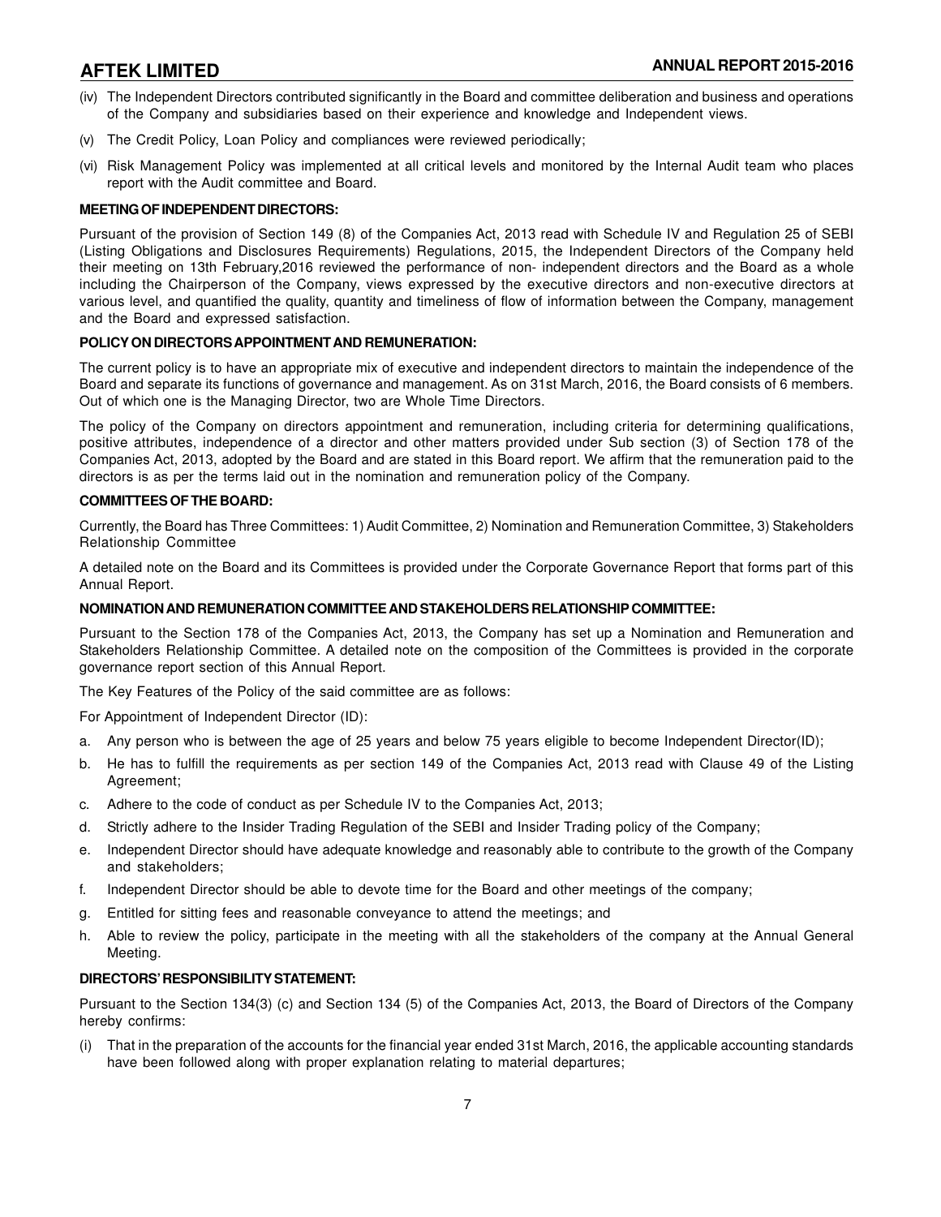(iv) The Independent Directors contributed significantly in the Board and committee deliberation and business and operations of the Company and subsidiaries based on their experience and knowledge and Independent views.

(v) The Credit Policy, Loan Policy and compliances were reviewed periodically;

(vi) Risk Management Policy was implemented at all critical levels and monitored by the Internal Audit team who places report with the Audit committee and Board.

**MEETING OF INDEPENDENT DIRECTORS:**

Pursuant of the provision of Section 149 (8) of the Companies Act, 2013 read with Schedule IV and Regulation 25 of SEBI (Listing Obligations and Disclosures Requirements) Regulations, 2015, the Independent Directors of the Company held their meeting on 13th February,2016 reviewed the performance of non- independent directors and the Board as a whole including the Chairperson of the Company, views expressed by the executive directors and non-executive directors at various level, and quantified the quality, quantity and timeliness of flow of information between the Company, management and the Board and expressed satisfaction.

**POLICY ON DIRECTORS APPOINTMENT AND REMUNERATION:**

The current policy is to have an appropriate mix of executive and independent directors to maintain the independence of the Board and separate its functions of governance and management. As on 31st March, 2016, the Board consists of 6 members. Out of which one is the Managing Director, two are Whole Time Directors.

The policy of the Company on directors appointment and remuneration, including criteria for determining qualifications, positive attributes, independence of a director and other matters provided under Sub section (3) of Section 178 of the Companies Act, 2013, adopted by the Board and are stated in this Board report. We affirm that the remuneration paid to the directors is as per the terms laid out in the nomination and remuneration policy of the Company.

**COMMITTEES OF THE BOARD:**

Currently, the Board has Three Committees: 1) Audit Committee, 2) Nomination and Remuneration Committee, 3) Stakeholders Relationship Committee

A detailed note on the Board and its Committees is provided under the Corporate Governance Report that forms part of this Annual Report.

**NOMINATION AND REMUNERATION COMMITTEE AND STAKEHOLDERS RELATIONSHIP COMMITTEE:**

Pursuant to the Section 178 of the Companies Act, 2013, the Company has set up a Nomination and Remuneration and Stakeholders Relationship Committee. A detailed note on the composition of the Committees is provided in the corporate governance report section of this Annual Report.

The Key Features of the Policy of the said committee are as follows:

For Appointment of Independent Director (ID):

a. Any person who is between the age of 25 years and below 75 years eligible to become Independent Director(ID);

b. He has to fulfill the requirements as per section 149 of the Companies Act, 2013 read with Clause 49 of the Listing Agreement;

c. Adhere to the code of conduct as per Schedule IV to the Companies Act, 2013;

d. Strictly adhere to the Insider Trading Regulation of the SEBI and Insider Trading policy of the Company;

e. Independent Director should have adequate knowledge and reasonably able to contribute to the growth of the Company and stakeholders;

f. Independent Director should be able to devote time for the Board and other meetings of the company;

g. Entitled for sitting fees and reasonable conveyance to attend the meetings; and

h. Able to review the policy, participate in the meeting with all the stakeholders of the company at the Annual General Meeting.

**DIRECTORS' RESPONSIBILITY STATEMENT:**

Pursuant to the Section 134(3) (c) and Section 134 (5) of the Companies Act, 2013, the Board of Directors of the Company hereby confirms:

(i) That in the preparation of the accounts for the financial year ended 31st March, 2016, the applicable accounting standards have been followed along with proper explanation relating to material departures;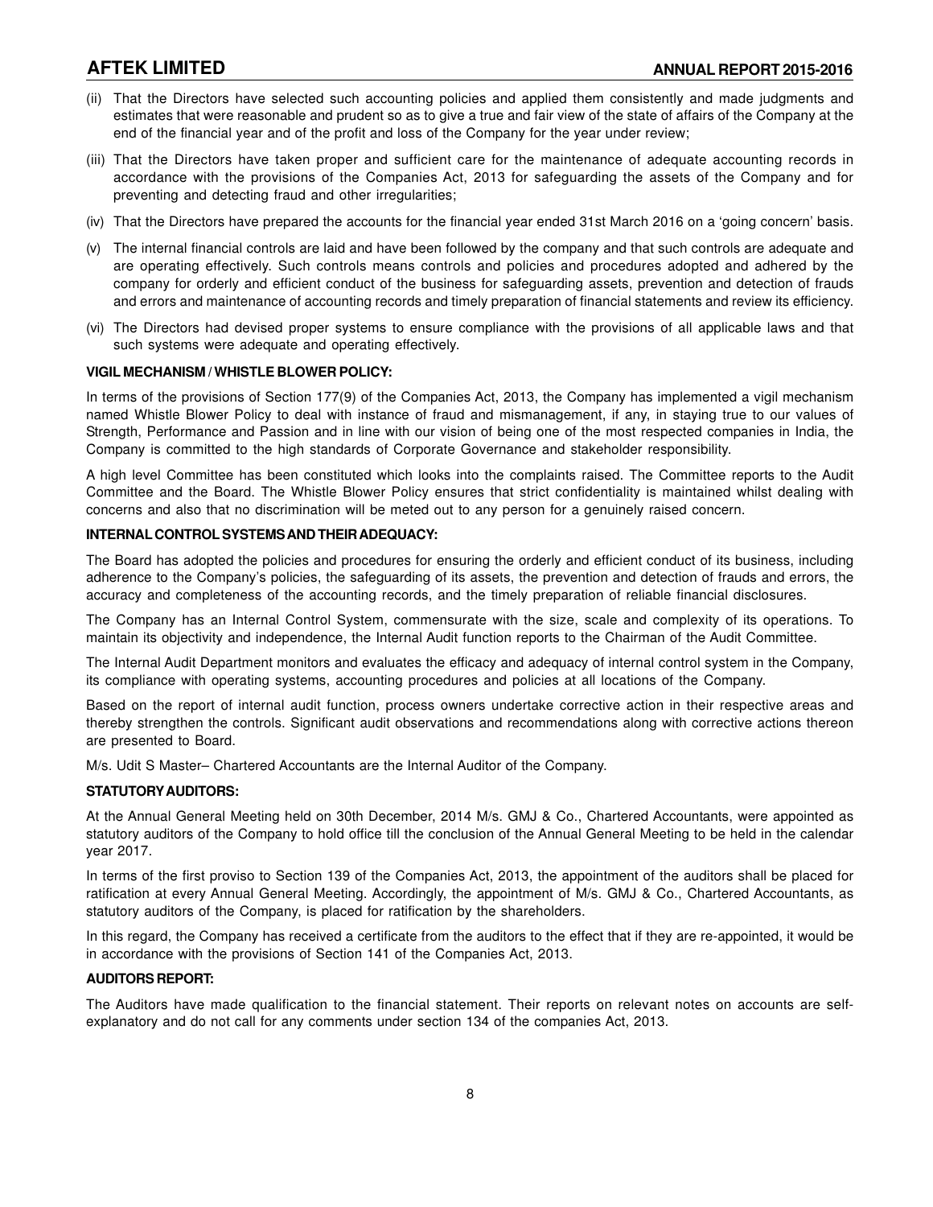(ii) That the Directors have selected such accounting policies and applied them consistently and made judgments and estimates that were reasonable and prudent so as to give a true and fair view of the state of affairs of the Company at the end of the financial year and of the profit and loss of the Company for the year under review;

(iii) That the Directors have taken proper and sufficient care for the maintenance of adequate accounting records in accordance with the provisions of the Companies Act, 2013 for safeguarding the assets of the Company and for preventing and detecting fraud and other irregularities;

(iv) That the Directors have prepared the accounts for the financial year ended 31st March 2016 on a 'going concern' basis.

(v) The internal financial controls are laid and have been followed by the company and that such controls are adequate and are operating effectively. Such controls means controls and policies and procedures adopted and adhered by the company for orderly and efficient conduct of the business for safeguarding assets, prevention and detection of frauds and errors and maintenance of accounting records and timely preparation of financial statements and review its efficiency.

(vi) The Directors had devised proper systems to ensure compliance with the provisions of all applicable laws and that such systems were adequate and operating effectively.

**VIGIL MECHANISM / WHISTLE BLOWER POLICY:**

In terms of the provisions of Section 177(9) of the Companies Act, 2013, the Company has implemented a vigil mechanism named Whistle Blower Policy to deal with instance of fraud and mismanagement, if any, in staying true to our values of Strength, Performance and Passion and in line with our vision of being one of the most respected companies in India, the Company is committed to the high standards of Corporate Governance and stakeholder responsibility.

A high level Committee has been constituted which looks into the complaints raised. The Committee reports to the Audit Committee and the Board. The Whistle Blower Policy ensures that strict confidentiality is maintained whilst dealing with concerns and also that no discrimination will be meted out to any person for a genuinely raised concern.

**INTERNAL CONTROL SYSTEMS AND THEIR ADEQUACY:**

The Board has adopted the policies and procedures for ensuring the orderly and efficient conduct of its business, including adherence to the Company's policies, the safeguarding of its assets, the prevention and detection of frauds and errors, the accuracy and completeness of the accounting records, and the timely preparation of reliable financial disclosures.

The Company has an Internal Control System, commensurate with the size, scale and complexity of its operations. To maintain its objectivity and independence, the Internal Audit function reports to the Chairman of the Audit Committee.

The Internal Audit Department monitors and evaluates the efficacy and adequacy of internal control system in the Company, its compliance with operating systems, accounting procedures and policies at all locations of the Company.

Based on the report of internal audit function, process owners undertake corrective action in their respective areas and thereby strengthen the controls. Significant audit observations and recommendations along with corrective actions thereon are presented to Board.

M/s. Udit S Master– Chartered Accountants are the Internal Auditor of the Company.

**STATUTORY AUDITORS:**

At the Annual General Meeting held on 30th December, 2014 M/s. GMJ & Co., Chartered Accountants, were appointed as statutory auditors of the Company to hold office till the conclusion of the Annual General Meeting to be held in the calendar year 2017.

In terms of the first proviso to Section 139 of the Companies Act, 2013, the appointment of the auditors shall be placed for ratification at every Annual General Meeting. Accordingly, the appointment of M/s. GMJ & Co., Chartered Accountants, as statutory auditors of the Company, is placed for ratification by the shareholders.

In this regard, the Company has received a certificate from the auditors to the effect that if they are re-appointed, it would be in accordance with the provisions of Section 141 of the Companies Act, 2013.

**AUDITORS REPORT:**

The Auditors have made qualification to the financial statement. Their reports on relevant notes on accounts are self-explanatory and do not call for any comments under section 134 of the companies Act, 2013.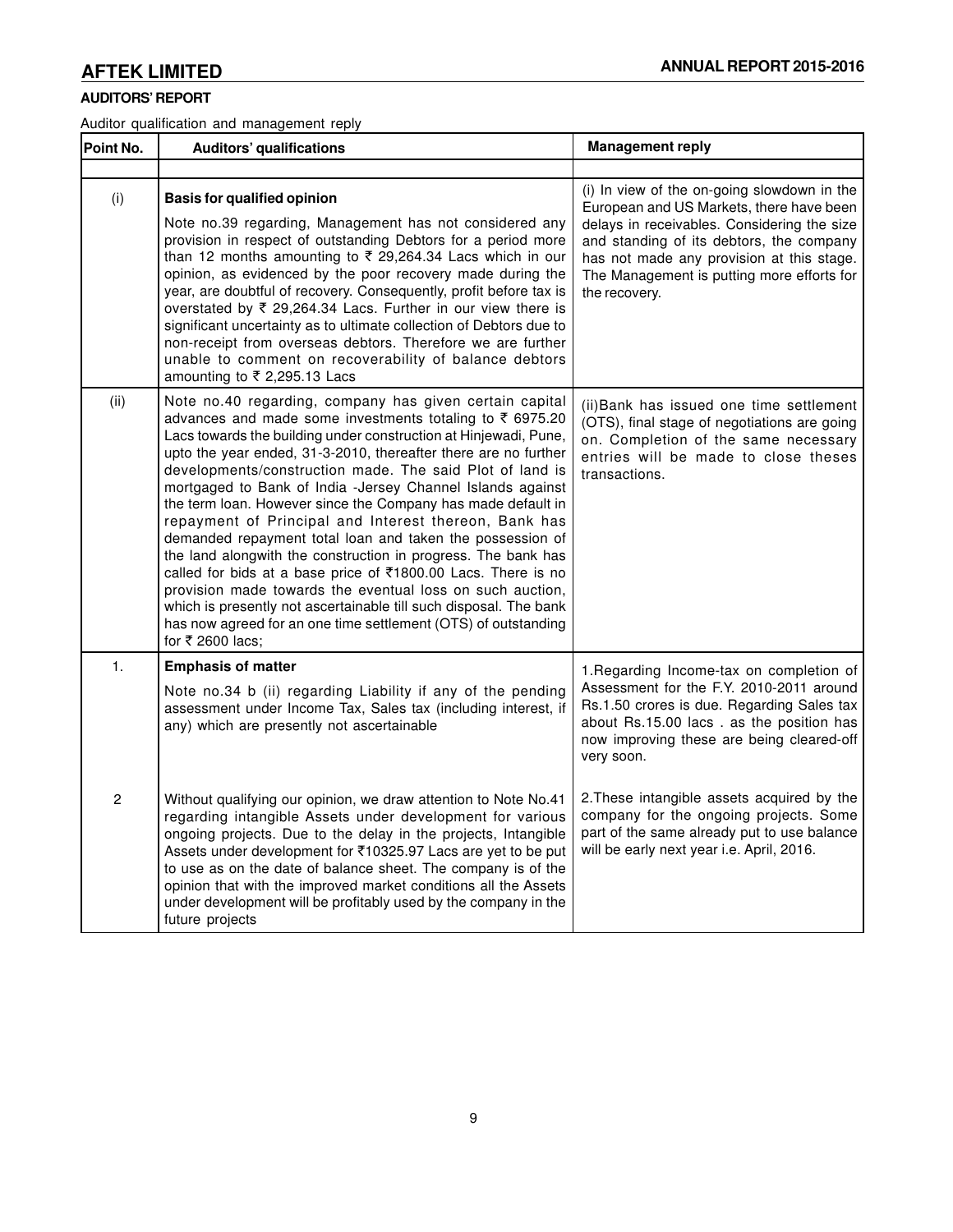**AUDITORS' REPORT**

Auditor qualification and management reply

| Point No. | Auditors' qualifications | Management reply |
|---|---|---|
| | | |
| (i) | **Basis for qualified opinion**<br><br>Note no.39 regarding, Management has not considered any provision in respect of outstanding Debtors for a period more than 12 months amounting to ₹ 29,264.34 Lacs which in our opinion, as evidenced by the poor recovery made during the year, are doubtful of recovery. Consequently, profit before tax is overstated by ₹ 29,264.34 Lacs. Further in our view there is significant uncertainty as to ultimate collection of Debtors due to non-receipt from overseas debtors. Therefore we are further unable to comment on recoverability of balance debtors amounting to ₹ 2,295.13 Lacs | (i) In view of the on-going slowdown in the European and US Markets, there have been delays in receivables. Considering the size and standing of its debtors, the company has not made any provision at this stage. The Management is putting more efforts for the recovery. |
| (ii) | Note no.40 regarding, company has given certain capital advances and made some investments totaling to ₹ 6975.20 Lacs towards the building under construction at Hinjewadi, Pune, upto the year ended, 31-3-2010, thereafter there are no further developments/construction made. The said Plot of land is mortgaged to Bank of India -Jersey Channel Islands against the term loan. However since the Company has made default in repayment of Principal and Interest thereon, Bank has demanded repayment total loan and taken the possession of the land alongwith the construction in progress. The bank has called for bids at a base price of ₹1800.00 Lacs. There is no provision made towards the eventual loss on such auction, which is presently not ascertainable till such disposal. The bank has now agreed for an one time settlement (OTS) of outstanding for ₹ 2600 lacs; | (ii)Bank has issued one time settlement (OTS), final stage of negotiations are going on. Completion of the same necessary entries will be made to close theses transactions. |
| 1. | **Emphasis of matter**<br><br>Note no.34 b (ii) regarding Liability if any of the pending assessment under Income Tax, Sales tax (including interest, if any) which are presently not ascertainable | 1.Regarding Income-tax on completion of Assessment for the F.Y. 2010-2011 around Rs.1.50 crores is due. Regarding Sales tax about Rs.15.00 lacs . as the position has now improving these are being cleared-off very soon. |
| 2 | Without qualifying our opinion, we draw attention to Note No.41 regarding intangible Assets under development for various ongoing projects. Due to the delay in the projects, Intangible Assets under development for ₹10325.97 Lacs are yet to be put to use as on the date of balance sheet. The company is of the opinion that with the improved market conditions all the Assets under development will be profitably used by the company in the future projects | 2.These intangible assets acquired by the company for the ongoing projects. Some part of the same already put to use balance will be early next year i.e. April, 2016. |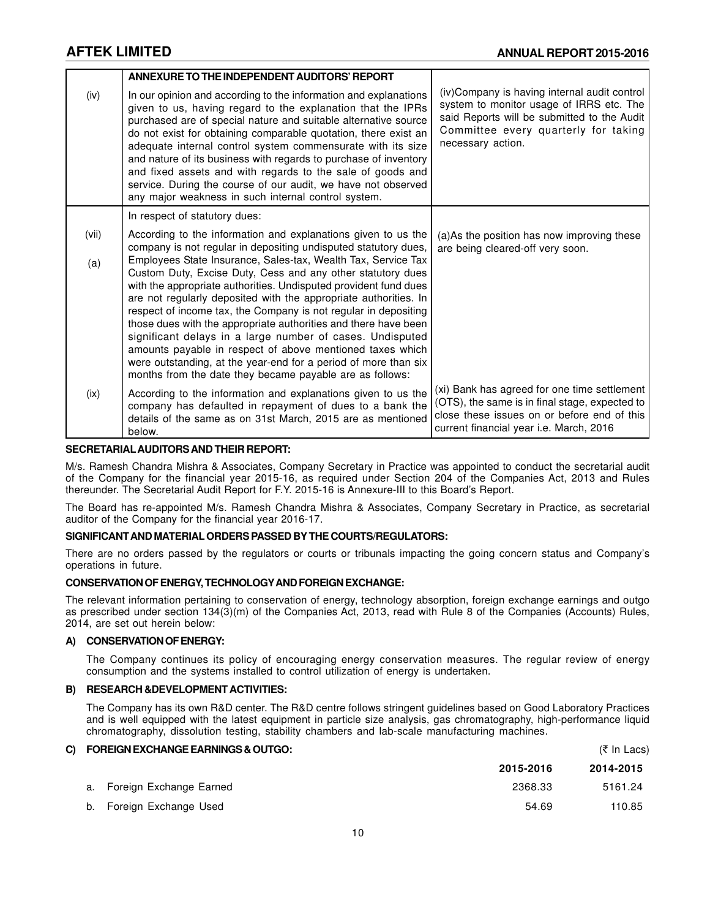| | ANNEXURE TO THE INDEPENDENT AUDITORS' REPORT | |
|---|---|---|
| (iv) | In our opinion and according to the information and explanations given to us, having regard to the explanation that the IPRs purchased are of special nature and suitable alternative source do not exist for obtaining comparable quotation, there exist an adequate internal control system commensurate with its size and nature of its business with regards to purchase of inventory and fixed assets and with regards to the sale of goods and service. During the course of our audit, we have not observed any major weakness in such internal control system. | (iv)Company is having internal audit control system to monitor usage of IRRS etc. The said Reports will be submitted to the Audit Committee every quarterly for taking necessary action. |
| | In respect of statutory dues: | |
| (vii)<br>(a) | According to the information and explanations given to us the company is not regular in depositing undisputed statutory dues, Employees State Insurance, Sales-tax, Wealth Tax, Service Tax Custom Duty, Excise Duty, Cess and any other statutory dues with the appropriate authorities. Undisputed provident fund dues are not regularly deposited with the appropriate authorities. In respect of income tax, the Company is not regular in depositing those dues with the appropriate authorities and there have been significant delays in a large number of cases. Undisputed amounts payable in respect of above mentioned taxes which were outstanding, at the year-end for a period of more than six months from the date they became payable are as follows: | (a)As the position has now improving these are being cleared-off very soon. |
| (ix) | According to the information and explanations given to us the company has defaulted in repayment of dues to a bank the details of the same as on 31st March, 2015 are as mentioned below. | (xi) Bank has agreed for one time settlement (OTS), the same is in final stage, expected to close these issues on or before end of this current financial year i.e. March, 2016 |

**SECRETARIAL AUDITORS AND THEIR REPORT:**

M/s. Ramesh Chandra Mishra & Associates, Company Secretary in Practice was appointed to conduct the secretarial audit of the Company for the financial year 2015-16, as required under Section 204 of the Companies Act, 2013 and Rules thereunder. The Secretarial Audit Report for F.Y. 2015-16 is Annexure-III to this Board's Report.

The Board has re-appointed M/s. Ramesh Chandra Mishra & Associates, Company Secretary in Practice, as secretarial auditor of the Company for the financial year 2016-17.

**SIGNIFICANT AND MATERIAL ORDERS PASSED BY THE COURTS/REGULATORS:**

There are no orders passed by the regulators or courts or tribunals impacting the going concern status and Company's operations in future.

**CONSERVATION OF ENERGY, TECHNOLOGY AND FOREIGN EXCHANGE:**

The relevant information pertaining to conservation of energy, technology absorption, foreign exchange earnings and outgo as prescribed under section 134(3)(m) of the Companies Act, 2013, read with Rule 8 of the Companies (Accounts) Rules, 2014, are set out herein below:

**A) CONSERVATION OF ENERGY:**

The Company continues its policy of encouraging energy conservation measures. The regular review of energy consumption and the systems installed to control utilization of energy is undertaken.

**B) RESEARCH & DEVELOPMENT ACTIVITIES:**

The Company has its own R&D center. The R&D centre follows stringent guidelines based on Good Laboratory Practices and is well equipped with the latest equipment in particle size analysis, gas chromatography, high-performance liquid chromatography, dissolution testing, stability chambers and lab-scale manufacturing machines.

**C) FOREIGN EXCHANGE EARNINGS & OUTGO:** (₹ In Lacs)

| | 2015-2016 | 2014-2015 |
|---|---|---|
| a. Foreign Exchange Earned | 2368.33 | 5161.24 |
| b. Foreign Exchange Used | 54.69 | 110.85 |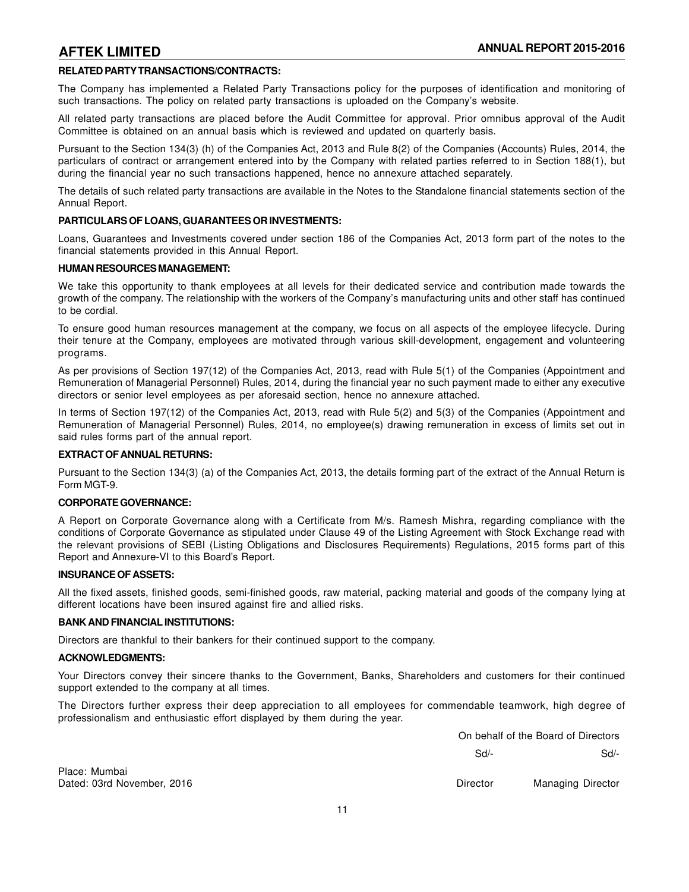### RELATED PARTY TRANSACTIONS/CONTRACTS:

The Company has implemented a Related Party Transactions policy for the purposes of identification and monitoring of such transactions. The policy on related party transactions is uploaded on the Company's website.

All related party transactions are placed before the Audit Committee for approval. Prior omnibus approval of the Audit Committee is obtained on an annual basis which is reviewed and updated on quarterly basis.

Pursuant to the Section 134(3) (h) of the Companies Act, 2013 and Rule 8(2) of the Companies (Accounts) Rules, 2014, the particulars of contract or arrangement entered into by the Company with related parties referred to in Section 188(1), but during the financial year no such transactions happened, hence no annexure attached separately.

The details of such related party transactions are available in the Notes to the Standalone financial statements section of the Annual Report.

### PARTICULARS OF LOANS, GUARANTEES OR INVESTMENTS:

Loans, Guarantees and Investments covered under section 186 of the Companies Act, 2013 form part of the notes to the financial statements provided in this Annual Report.

### HUMAN RESOURCES MANAGEMENT:

We take this opportunity to thank employees at all levels for their dedicated service and contribution made towards the growth of the company. The relationship with the workers of the Company's manufacturing units and other staff has continued to be cordial.

To ensure good human resources management at the company, we focus on all aspects of the employee lifecycle. During their tenure at the Company, employees are motivated through various skill-development, engagement and volunteering programs.

As per provisions of Section 197(12) of the Companies Act, 2013, read with Rule 5(1) of the Companies (Appointment and Remuneration of Managerial Personnel) Rules, 2014, during the financial year no such payment made to either any executive directors or senior level employees as per aforesaid section, hence no annexure attached.

In terms of Section 197(12) of the Companies Act, 2013, read with Rule 5(2) and 5(3) of the Companies (Appointment and Remuneration of Managerial Personnel) Rules, 2014, no employee(s) drawing remuneration in excess of limits set out in said rules forms part of the annual report.

### EXTRACT OF ANNUAL RETURNS:

Pursuant to the Section 134(3) (a) of the Companies Act, 2013, the details forming part of the extract of the Annual Return is Form MGT-9.

### CORPORATE GOVERNANCE:

A Report on Corporate Governance along with a Certificate from M/s. Ramesh Mishra, regarding compliance with the conditions of Corporate Governance as stipulated under Clause 49 of the Listing Agreement with Stock Exchange read with the relevant provisions of SEBI (Listing Obligations and Disclosures Requirements) Regulations, 2015 forms part of this Report and Annexure-VI to this Board's Report.

### INSURANCE OF ASSETS:

All the fixed assets, finished goods, semi-finished goods, raw material, packing material and goods of the company lying at different locations have been insured against fire and allied risks.

### BANK AND FINANCIAL INSTITUTIONS:

Directors are thankful to their bankers for their continued support to the company.

### ACKNOWLEDGMENTS:

Your Directors convey their sincere thanks to the Government, Banks, Shareholders and customers for their continued support extended to the company at all times.

The Directors further express their deep appreciation to all employees for commendable teamwork, high degree of professionalism and enthusiastic effort displayed by them during the year.

On behalf of the Board of Directors

Sd/- Sd/-

Place: Mumbai
Dated: 03rd November, 2016

Director Managing Director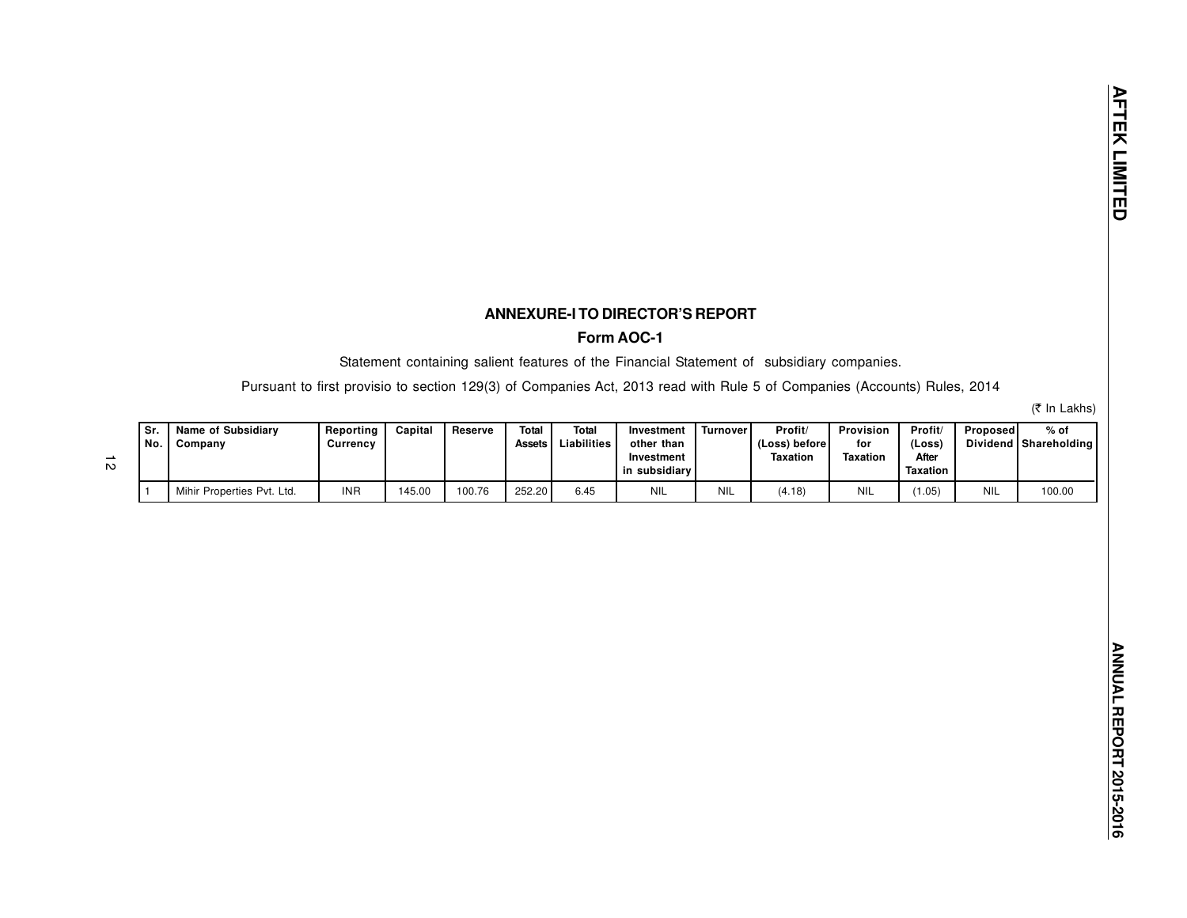## ANNEXURE-I TO DIRECTOR'S REPORT

### Form AOC-1

Statement containing salient features of the Financial Statement of subsidiary companies.

Pursuant to first provisio to section 129(3) of Companies Act, 2013 read with Rule 5 of Companies (Accounts) Rules, 2014

(₹ In Lakhs)

| Sr. No. | Name of Subsidiary Company | Reporting Currency | Capital | Reserve | Total Assets | Total Liabilities | Investment other than Investment in subsidiary | Turnover | Profit/ (Loss) before Taxation | Provision for Taxation | Profit/ (Loss) After Taxation | Proposed Dividend | % of Shareholding |
|---|---|---|---|---|---|---|---|---|---|---|---|---|---|
| 1 | Mihir Properties Pvt. Ltd. | INR | 145.00 | 100.76 | 252.20 | 6.45 | NIL | NIL | (4.18) | NIL | (1.05) | NIL | 100.00 |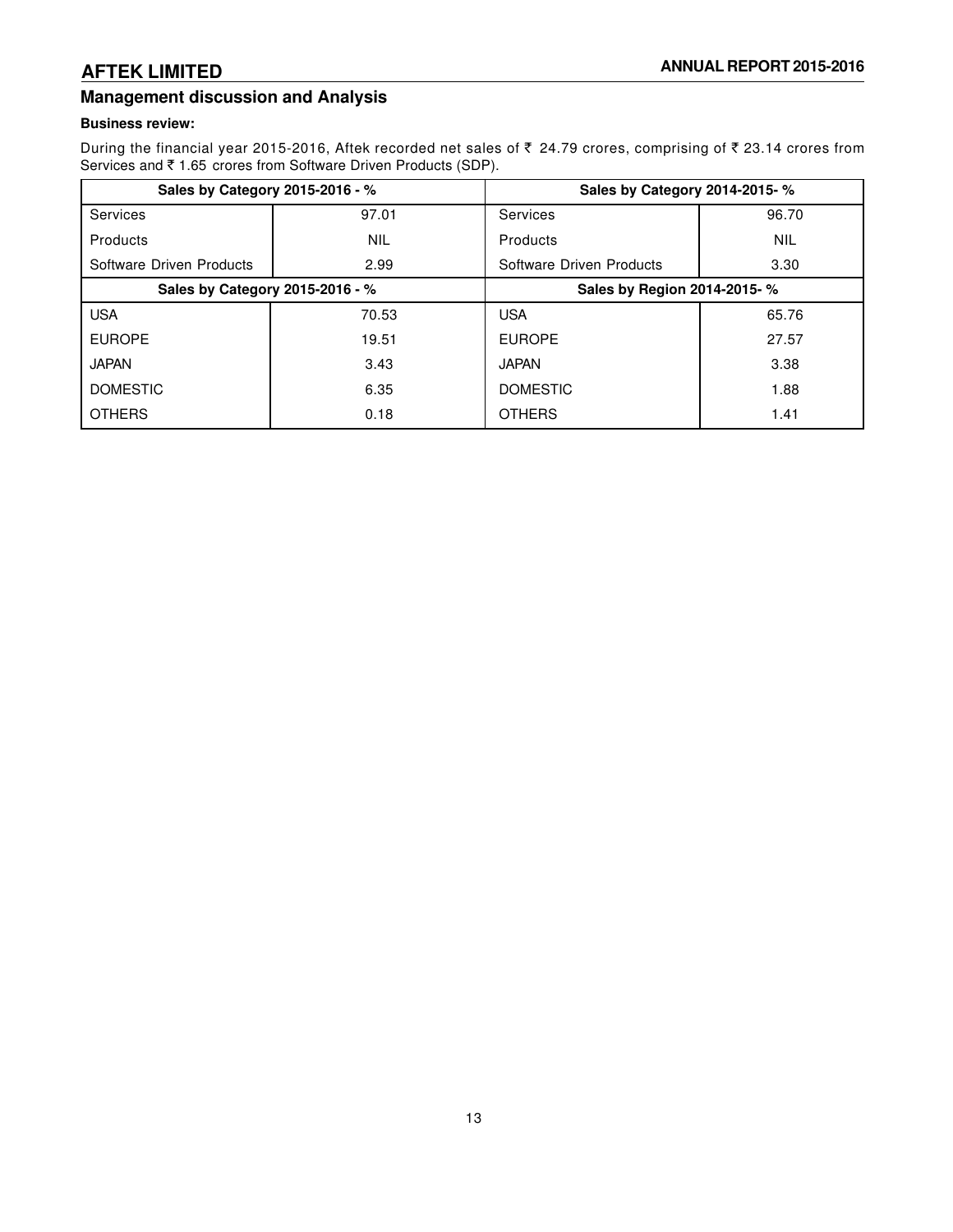## Management discussion and Analysis

**Business review:**

During the financial year 2015-2016, Aftek recorded net sales of ₹ 24.79 crores, comprising of ₹ 23.14 crores from Services and ₹ 1.65 crores from Software Driven Products (SDP).

| Sales by Category 2015-2016 - % | | Sales by Category 2014-2015- % | |
|---|---|---|---|
| Services | 97.01 | Services | 96.70 |
| Products | NIL | Products | NIL |
| Software Driven Products | 2.99 | Software Driven Products | 3.30 |
| **Sales by Category 2015-2016 - %** | | **Sales by Region 2014-2015- %** | |
| USA | 70.53 | USA | 65.76 |
| EUROPE | 19.51 | EUROPE | 27.57 |
| JAPAN | 3.43 | JAPAN | 3.38 |
| DOMESTIC | 6.35 | DOMESTIC | 1.88 |
| OTHERS | 0.18 | OTHERS | 1.41 |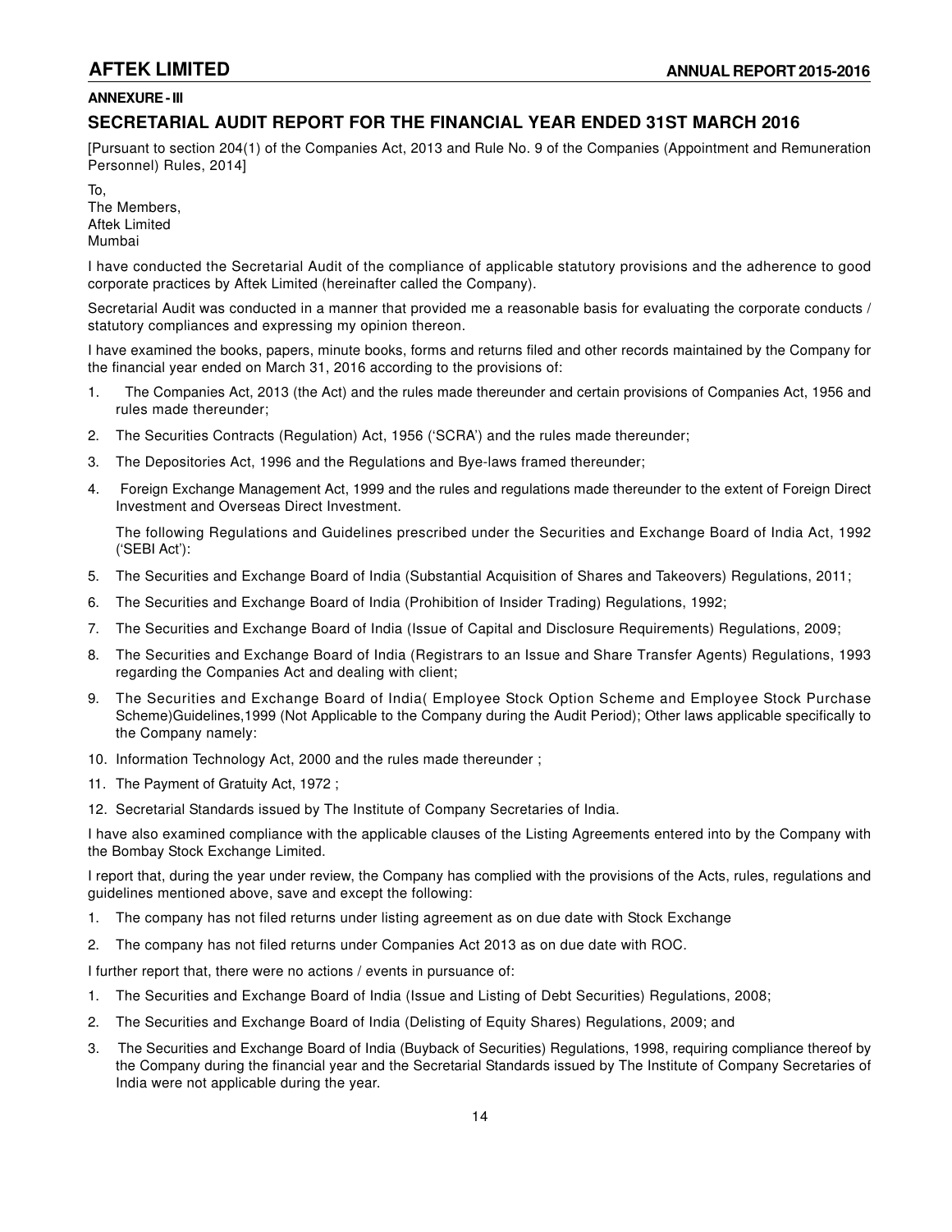## ANNEXURE - III

## SECRETARIAL AUDIT REPORT FOR THE FINANCIAL YEAR ENDED 31ST MARCH 2016

[Pursuant to section 204(1) of the Companies Act, 2013 and Rule No. 9 of the Companies (Appointment and Remuneration Personnel) Rules, 2014]

To,
The Members,
Aftek Limited
Mumbai

I have conducted the Secretarial Audit of the compliance of applicable statutory provisions and the adherence to good corporate practices by Aftek Limited (hereinafter called the Company).

Secretarial Audit was conducted in a manner that provided me a reasonable basis for evaluating the corporate conducts / statutory compliances and expressing my opinion thereon.

I have examined the books, papers, minute books, forms and returns filed and other records maintained by the Company for the financial year ended on March 31, 2016 according to the provisions of:

1. The Companies Act, 2013 (the Act) and the rules made thereunder and certain provisions of Companies Act, 1956 and rules made thereunder;
2. The Securities Contracts (Regulation) Act, 1956 ('SCRA') and the rules made thereunder;
3. The Depositories Act, 1996 and the Regulations and Bye-laws framed thereunder;
4. Foreign Exchange Management Act, 1999 and the rules and regulations made thereunder to the extent of Foreign Direct Investment and Overseas Direct Investment.

   The following Regulations and Guidelines prescribed under the Securities and Exchange Board of India Act, 1992 ('SEBI Act'):

5. The Securities and Exchange Board of India (Substantial Acquisition of Shares and Takeovers) Regulations, 2011;
6. The Securities and Exchange Board of India (Prohibition of Insider Trading) Regulations, 1992;
7. The Securities and Exchange Board of India (Issue of Capital and Disclosure Requirements) Regulations, 2009;
8. The Securities and Exchange Board of India (Registrars to an Issue and Share Transfer Agents) Regulations, 1993 regarding the Companies Act and dealing with client;
9. The Securities and Exchange Board of India( Employee Stock Option Scheme and Employee Stock Purchase Scheme)Guidelines,1999 (Not Applicable to the Company during the Audit Period); Other laws applicable specifically to the Company namely:
10. Information Technology Act, 2000 and the rules made thereunder ;
11. The Payment of Gratuity Act, 1972 ;
12. Secretarial Standards issued by The Institute of Company Secretaries of India.

I have also examined compliance with the applicable clauses of the Listing Agreements entered into by the Company with the Bombay Stock Exchange Limited.

I report that, during the year under review, the Company has complied with the provisions of the Acts, rules, regulations and guidelines mentioned above, save and except the following:

1. The company has not filed returns under listing agreement as on due date with Stock Exchange
2. The company has not filed returns under Companies Act 2013 as on due date with ROC.

I further report that, there were no actions / events in pursuance of:

1. The Securities and Exchange Board of India (Issue and Listing of Debt Securities) Regulations, 2008;
2. The Securities and Exchange Board of India (Delisting of Equity Shares) Regulations, 2009; and
3. The Securities and Exchange Board of India (Buyback of Securities) Regulations, 1998, requiring compliance thereof by the Company during the financial year and the Secretarial Standards issued by The Institute of Company Secretaries of India were not applicable during the year.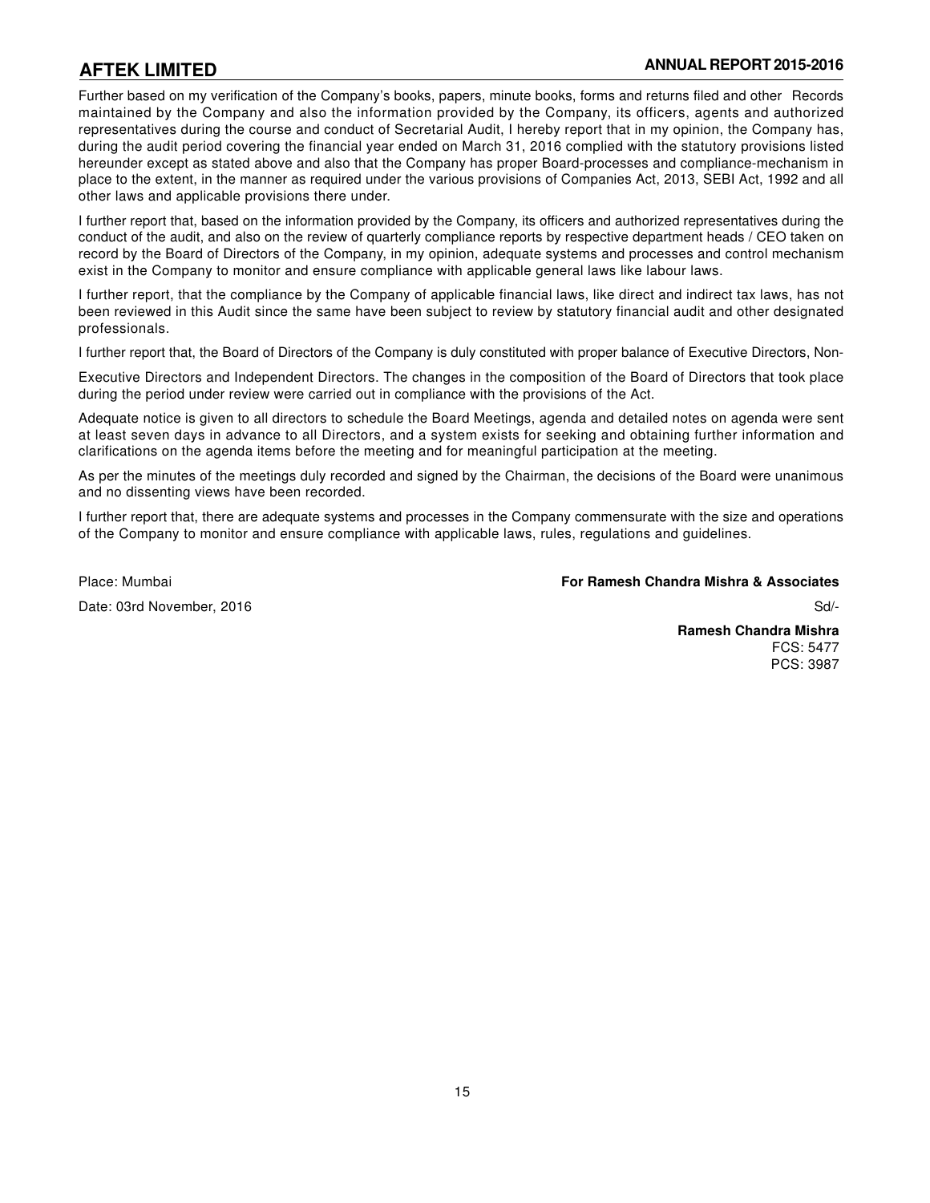Further based on my verification of the Company's books, papers, minute books, forms and returns filed and other Records maintained by the Company and also the information provided by the Company, its officers, agents and authorized representatives during the course and conduct of Secretarial Audit, I hereby report that in my opinion, the Company has, during the audit period covering the financial year ended on March 31, 2016 complied with the statutory provisions listed hereunder except as stated above and also that the Company has proper Board-processes and compliance-mechanism in place to the extent, in the manner as required under the various provisions of Companies Act, 2013, SEBI Act, 1992 and all other laws and applicable provisions there under.

I further report that, based on the information provided by the Company, its officers and authorized representatives during the conduct of the audit, and also on the review of quarterly compliance reports by respective department heads / CEO taken on record by the Board of Directors of the Company, in my opinion, adequate systems and processes and control mechanism exist in the Company to monitor and ensure compliance with applicable general laws like labour laws.

I further report, that the compliance by the Company of applicable financial laws, like direct and indirect tax laws, has not been reviewed in this Audit since the same have been subject to review by statutory financial audit and other designated professionals.

I further report that, the Board of Directors of the Company is duly constituted with proper balance of Executive Directors, Non-Executive Directors and Independent Directors. The changes in the composition of the Board of Directors that took place during the period under review were carried out in compliance with the provisions of the Act.

Adequate notice is given to all directors to schedule the Board Meetings, agenda and detailed notes on agenda were sent at least seven days in advance to all Directors, and a system exists for seeking and obtaining further information and clarifications on the agenda items before the meeting and for meaningful participation at the meeting.

As per the minutes of the meetings duly recorded and signed by the Chairman, the decisions of the Board were unanimous and no dissenting views have been recorded.

I further report that, there are adequate systems and processes in the Company commensurate with the size and operations of the Company to monitor and ensure compliance with applicable laws, rules, regulations and guidelines.

Place: Mumbai

Date: 03rd November, 2016

**For Ramesh Chandra Mishra & Associates**

Sd/-

**Ramesh Chandra Mishra**
FCS: 5477
PCS: 3987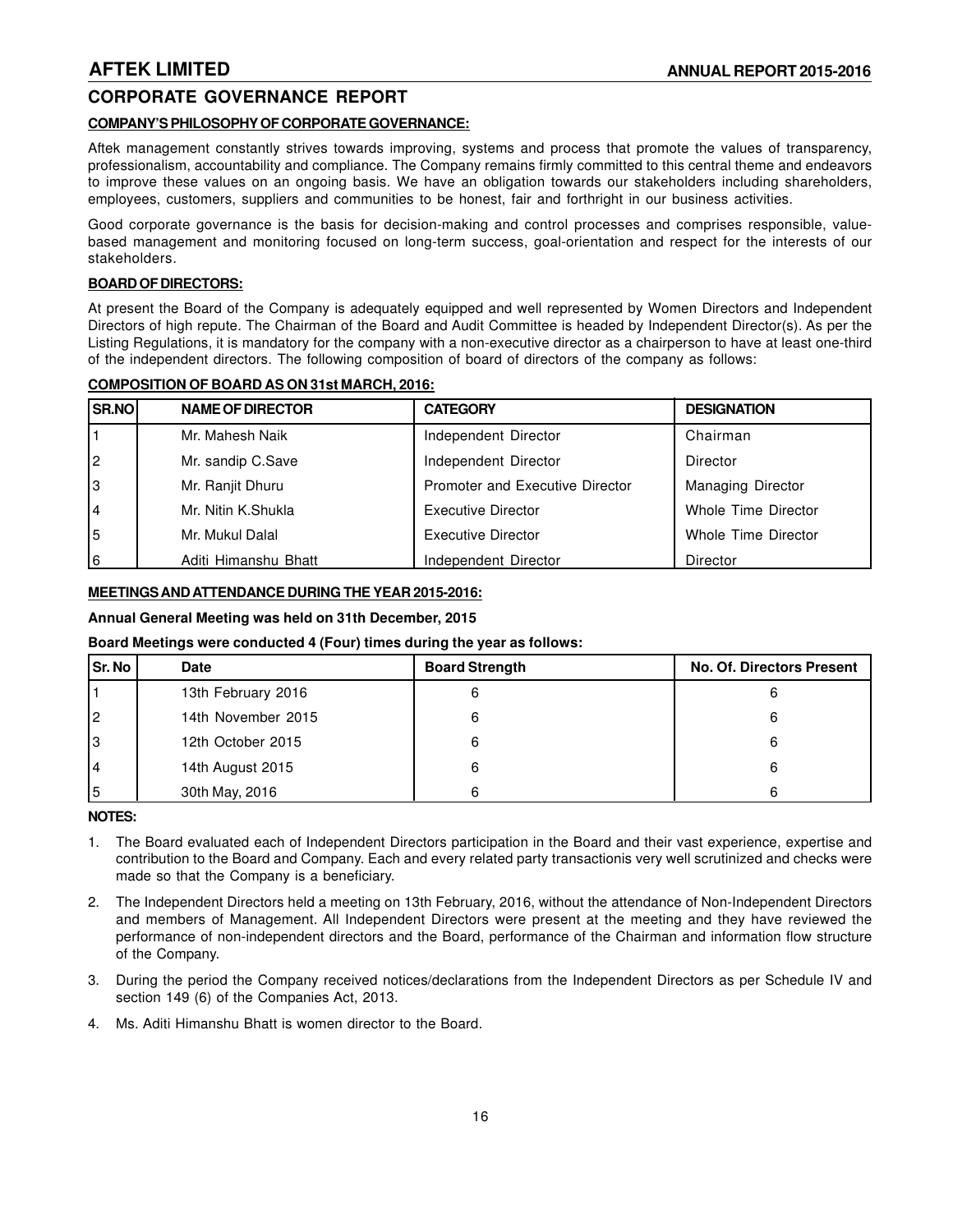## CORPORATE GOVERNANCE REPORT

**COMPANY'S PHILOSOPHY OF CORPORATE GOVERNANCE:**

Aftek management constantly strives towards improving, systems and process that promote the values of transparency, professionalism, accountability and compliance. The Company remains firmly committed to this central theme and endeavors to improve these values on an ongoing basis. We have an obligation towards our stakeholders including shareholders, employees, customers, suppliers and communities to be honest, fair and forthright in our business activities.

Good corporate governance is the basis for decision-making and control processes and comprises responsible, value-based management and monitoring focused on long-term success, goal-orientation and respect for the interests of our stakeholders.

**BOARD OF DIRECTORS:**

At present the Board of the Company is adequately equipped and well represented by Women Directors and Independent Directors of high repute. The Chairman of the Board and Audit Committee is headed by Independent Director(s). As per the Listing Regulations, it is mandatory for the company with a non-executive director as a chairperson to have at least one-third of the independent directors. The following composition of board of directors of the company as follows:

**COMPOSITION OF BOARD AS ON 31st MARCH, 2016:**

| SR.NO | NAME OF DIRECTOR | CATEGORY | DESIGNATION |
|---|---|---|---|
| 1 | Mr. Mahesh Naik | Independent Director | Chairman |
| 2 | Mr. sandip C.Save | Independent Director | Director |
| 3 | Mr. Ranjit Dhuru | Promoter and Executive Director | Managing Director |
| 4 | Mr. Nitin K.Shukla | Executive Director | Whole Time Director |
| 5 | Mr. Mukul Dalal | Executive Director | Whole Time Director |
| 6 | Aditi Himanshu Bhatt | Independent Director | Director |

**MEETINGS AND ATTENDANCE DURING THE YEAR 2015-2016:**

**Annual General Meeting was held on 31th December, 2015**

**Board Meetings were conducted 4 (Four) times during the year as follows:**

| Sr. No | Date | Board Strength | No. Of. Directors Present |
|---|---|---|---|
| 1 | 13th February 2016 | 6 | 6 |
| 2 | 14th November 2015 | 6 | 6 |
| 3 | 12th October 2015 | 6 | 6 |
| 4 | 14th August 2015 | 6 | 6 |
| 5 | 30th May, 2016 | 6 | 6 |

**NOTES:**

1. The Board evaluated each of Independent Directors participation in the Board and their vast experience, expertise and contribution to the Board and Company. Each and every related party transactionis very well scrutinized and checks were made so that the Company is a beneficiary.
2. The Independent Directors held a meeting on 13th February, 2016, without the attendance of Non-Independent Directors and members of Management. All Independent Directors were present at the meeting and they have reviewed the performance of non-independent directors and the Board, performance of the Chairman and information flow structure of the Company.
3. During the period the Company received notices/declarations from the Independent Directors as per Schedule IV and section 149 (6) of the Companies Act, 2013.
4. Ms. Aditi Himanshu Bhatt is women director to the Board.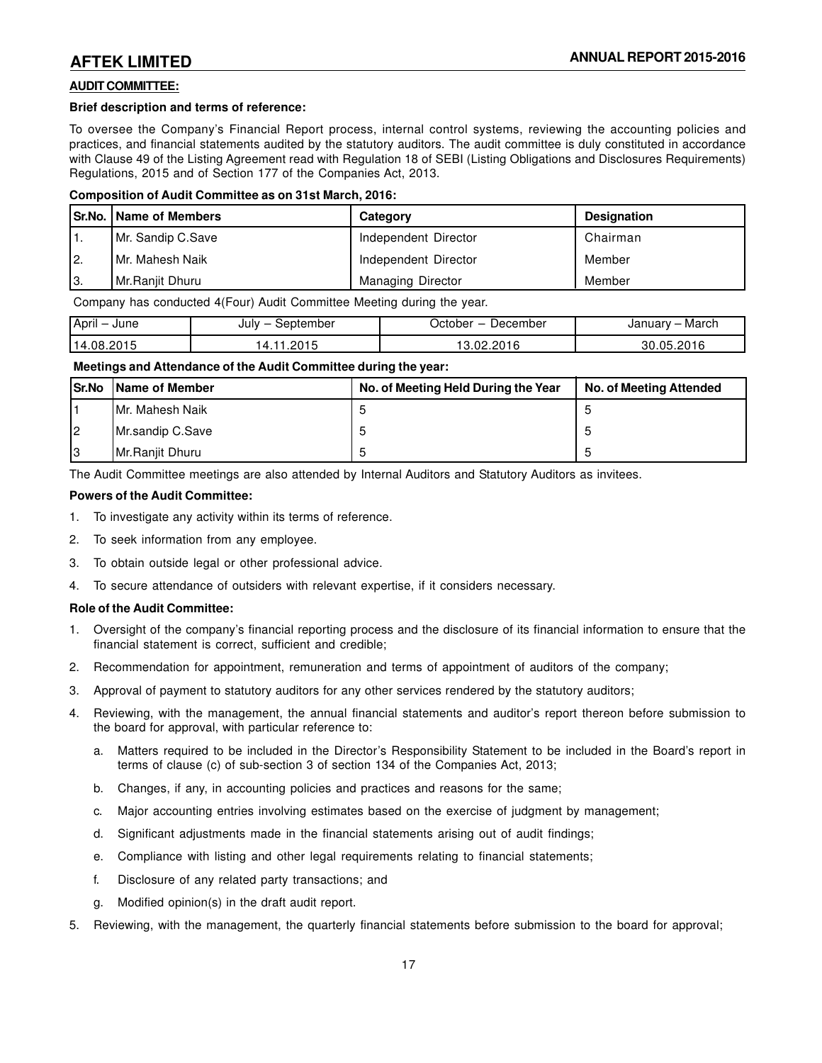**AUDIT COMMITTEE:**

**Brief description and terms of reference:**

To oversee the Company's Financial Report process, internal control systems, reviewing the accounting policies and practices, and financial statements audited by the statutory auditors. The audit committee is duly constituted in accordance with Clause 49 of the Listing Agreement read with Regulation 18 of SEBI (Listing Obligations and Disclosures Requirements) Regulations, 2015 and of Section 177 of the Companies Act, 2013.

**Composition of Audit Committee as on 31st March, 2016:**

| Sr.No. | Name of Members | Category | Designation |
|---|---|---|---|
| 1. | Mr. Sandip C.Save | Independent Director | Chairman |
| 2. | Mr. Mahesh Naik | Independent Director | Member |
| 3. | Mr.Ranjit Dhuru | Managing Director | Member |

Company has conducted 4(Four) Audit Committee Meeting during the year.

| April – June | July – September | October – December | January – March |
|---|---|---|---|
| 14.08.2015 | 14.11.2015 | 13.02.2016 | 30.05.2016 |

**Meetings and Attendance of the Audit Committee during the year:**

| Sr.No | Name of Member | No. of Meeting Held During the Year | No. of Meeting Attended |
|---|---|---|---|
| 1 | Mr. Mahesh Naik | 5 | 5 |
| 2 | Mr.sandip C.Save | 5 | 5 |
| 3 | Mr.Ranjit Dhuru | 5 | 5 |

The Audit Committee meetings are also attended by Internal Auditors and Statutory Auditors as invitees.

**Powers of the Audit Committee:**

1. To investigate any activity within its terms of reference.
2. To seek information from any employee.
3. To obtain outside legal or other professional advice.
4. To secure attendance of outsiders with relevant expertise, if it considers necessary.

**Role of the Audit Committee:**

1. Oversight of the company's financial reporting process and the disclosure of its financial information to ensure that the financial statement is correct, sufficient and credible;
2. Recommendation for appointment, remuneration and terms of appointment of auditors of the company;
3. Approval of payment to statutory auditors for any other services rendered by the statutory auditors;
4. Reviewing, with the management, the annual financial statements and auditor's report thereon before submission to the board for approval, with particular reference to:
   a. Matters required to be included in the Director's Responsibility Statement to be included in the Board's report in terms of clause (c) of sub-section 3 of section 134 of the Companies Act, 2013;
   b. Changes, if any, in accounting policies and practices and reasons for the same;
   c. Major accounting entries involving estimates based on the exercise of judgment by management;
   d. Significant adjustments made in the financial statements arising out of audit findings;
   e. Compliance with listing and other legal requirements relating to financial statements;
   f. Disclosure of any related party transactions; and
   g. Modified opinion(s) in the draft audit report.
5. Reviewing, with the management, the quarterly financial statements before submission to the board for approval;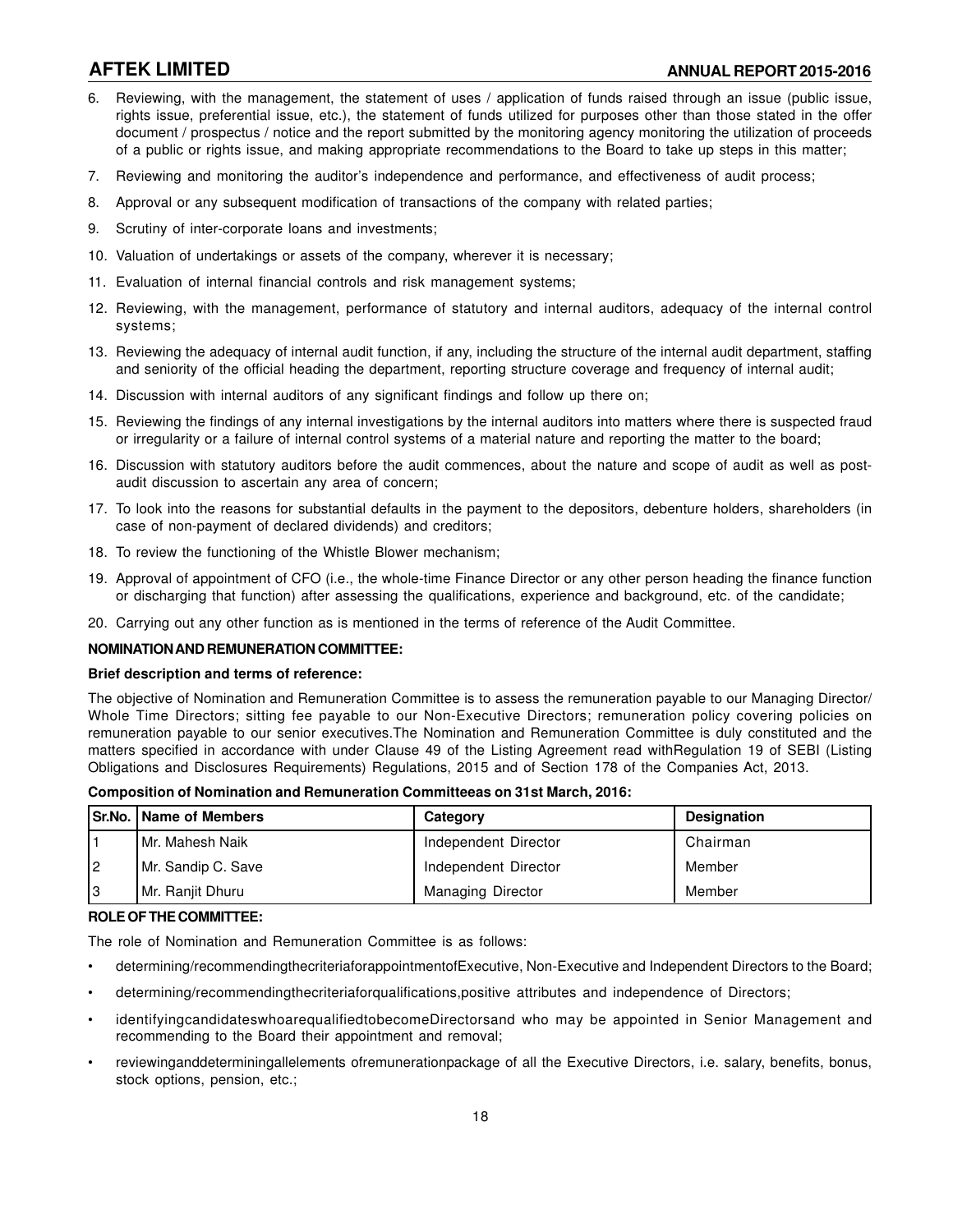6. Reviewing, with the management, the statement of uses / application of funds raised through an issue (public issue, rights issue, preferential issue, etc.), the statement of funds utilized for purposes other than those stated in the offer document / prospectus / notice and the report submitted by the monitoring agency monitoring the utilization of proceeds of a public or rights issue, and making appropriate recommendations to the Board to take up steps in this matter;
7. Reviewing and monitoring the auditor's independence and performance, and effectiveness of audit process;
8. Approval or any subsequent modification of transactions of the company with related parties;
9. Scrutiny of inter-corporate loans and investments;
10. Valuation of undertakings or assets of the company, wherever it is necessary;
11. Evaluation of internal financial controls and risk management systems;
12. Reviewing, with the management, performance of statutory and internal auditors, adequacy of the internal control systems;
13. Reviewing the adequacy of internal audit function, if any, including the structure of the internal audit department, staffing and seniority of the official heading the department, reporting structure coverage and frequency of internal audit;
14. Discussion with internal auditors of any significant findings and follow up there on;
15. Reviewing the findings of any internal investigations by the internal auditors into matters where there is suspected fraud or irregularity or a failure of internal control systems of a material nature and reporting the matter to the board;
16. Discussion with statutory auditors before the audit commences, about the nature and scope of audit as well as post-audit discussion to ascertain any area of concern;
17. To look into the reasons for substantial defaults in the payment to the depositors, debenture holders, shareholders (in case of non-payment of declared dividends) and creditors;
18. To review the functioning of the Whistle Blower mechanism;
19. Approval of appointment of CFO (i.e., the whole-time Finance Director or any other person heading the finance function or discharging that function) after assessing the qualifications, experience and background, etc. of the candidate;
20. Carrying out any other function as is mentioned in the terms of reference of the Audit Committee.

**NOMINATION AND REMUNERATION COMMITTEE:**

**Brief description and terms of reference:**

The objective of Nomination and Remuneration Committee is to assess the remuneration payable to our Managing Director/ Whole Time Directors; sitting fee payable to our Non-Executive Directors; remuneration policy covering policies on remuneration payable to our senior executives.The Nomination and Remuneration Committee is duly constituted and the matters specified in accordance with under Clause 49 of the Listing Agreement read withRegulation 19 of SEBI (Listing Obligations and Disclosures Requirements) Regulations, 2015 and of Section 178 of the Companies Act, 2013.

**Composition of Nomination and Remuneration Committeeas on 31st March, 2016:**

| Sr.No. | Name of Members | Category | Designation |
|---|---|---|---|
| 1 | Mr. Mahesh Naik | Independent Director | Chairman |
| 2 | Mr. Sandip C. Save | Independent Director | Member |
| 3 | Mr. Ranjit Dhuru | Managing Director | Member |

**ROLE OF THE COMMITTEE:**

The role of Nomination and Remuneration Committee is as follows:

- determining/recommendingthecriteriaforappointmentofExecutive, Non-Executive and Independent Directors to the Board;
- determining/recommendingthecriteriaforqualifications,positive attributes and independence of Directors;
- identifyingcandidateswhoarequalifiedtobecomeDirectorsand who may be appointed in Senior Management and recommending to the Board their appointment and removal;
- reviewinganddeterminingallelements ofremunerationpackage of all the Executive Directors, i.e. salary, benefits, bonus, stock options, pension, etc.;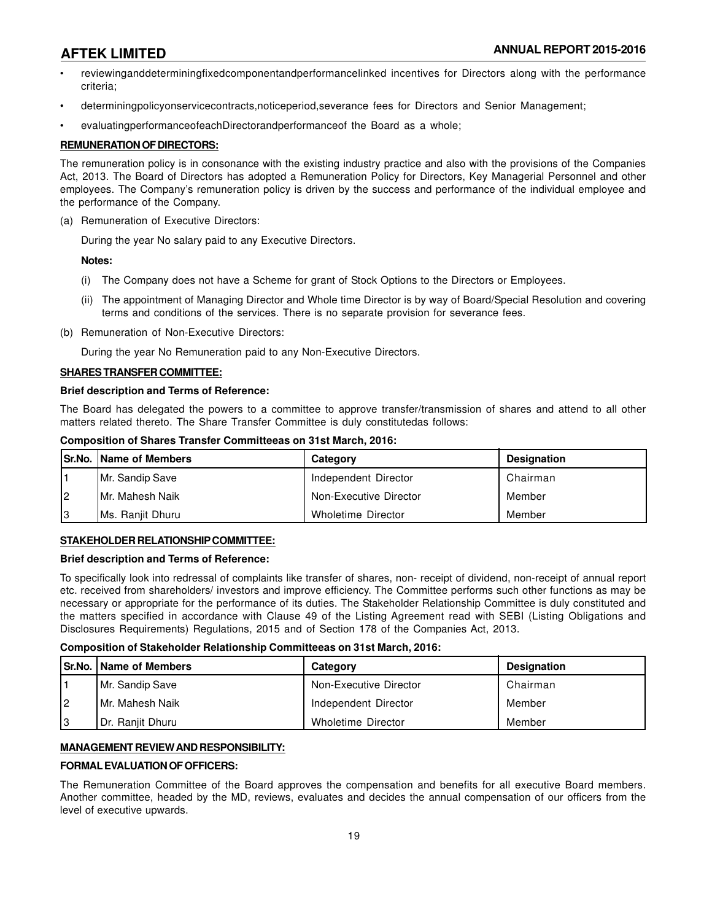- reviewinganddeterminingfixedcomponentandperformancelinked incentives for Directors along with the performance criteria;
- determiningpolicyonservicecontracts,noticeperiod,severance fees for Directors and Senior Management;
- evaluatingperformanceofeachDirectorandperformanceof the Board as a whole;

**REMUNERATION OF DIRECTORS:**

The remuneration policy is in consonance with the existing industry practice and also with the provisions of the Companies Act, 2013. The Board of Directors has adopted a Remuneration Policy for Directors, Key Managerial Personnel and other employees. The Company's remuneration policy is driven by the success and performance of the individual employee and the performance of the Company.

(a) Remuneration of Executive Directors:

During the year No salary paid to any Executive Directors.

**Notes:**

(i) The Company does not have a Scheme for grant of Stock Options to the Directors or Employees.

(ii) The appointment of Managing Director and Whole time Director is by way of Board/Special Resolution and covering terms and conditions of the services. There is no separate provision for severance fees.

(b) Remuneration of Non-Executive Directors:

During the year No Remuneration paid to any Non-Executive Directors.

**SHARES TRANSFER COMMITTEE:**

**Brief description and Terms of Reference:**

The Board has delegated the powers to a committee to approve transfer/transmission of shares and attend to all other matters related thereto. The Share Transfer Committee is duly constitutedas follows:

**Composition of Shares Transfer Committeeas on 31st March, 2016:**

| Sr.No. | Name of Members | Category | Designation |
|---|---|---|---|
| 1 | Mr. Sandip Save | Independent Director | Chairman |
| 2 | Mr. Mahesh Naik | Non-Executive Director | Member |
| 3 | Ms. Ranjit Dhuru | Wholetime Director | Member |

**STAKEHOLDER RELATIONSHIP COMMITTEE:**

**Brief description and Terms of Reference:**

To specifically look into redressal of complaints like transfer of shares, non- receipt of dividend, non-receipt of annual report etc. received from shareholders/ investors and improve efficiency. The Committee performs such other functions as may be necessary or appropriate for the performance of its duties. The Stakeholder Relationship Committee is duly constituted and the matters specified in accordance with Clause 49 of the Listing Agreement read with SEBI (Listing Obligations and Disclosures Requirements) Regulations, 2015 and of Section 178 of the Companies Act, 2013.

**Composition of Stakeholder Relationship Committeeas on 31st March, 2016:**

| Sr.No. | Name of Members | Category | Designation |
|---|---|---|---|
| 1 | Mr. Sandip Save | Non-Executive Director | Chairman |
| 2 | Mr. Mahesh Naik | Independent Director | Member |
| 3 | Dr. Ranjit Dhuru | Wholetime Director | Member |

**MANAGEMENT REVIEW AND RESPONSIBILITY:**

**FORMAL EVALUATION OF OFFICERS:**

The Remuneration Committee of the Board approves the compensation and benefits for all executive Board members. Another committee, headed by the MD, reviews, evaluates and decides the annual compensation of our officers from the level of executive upwards.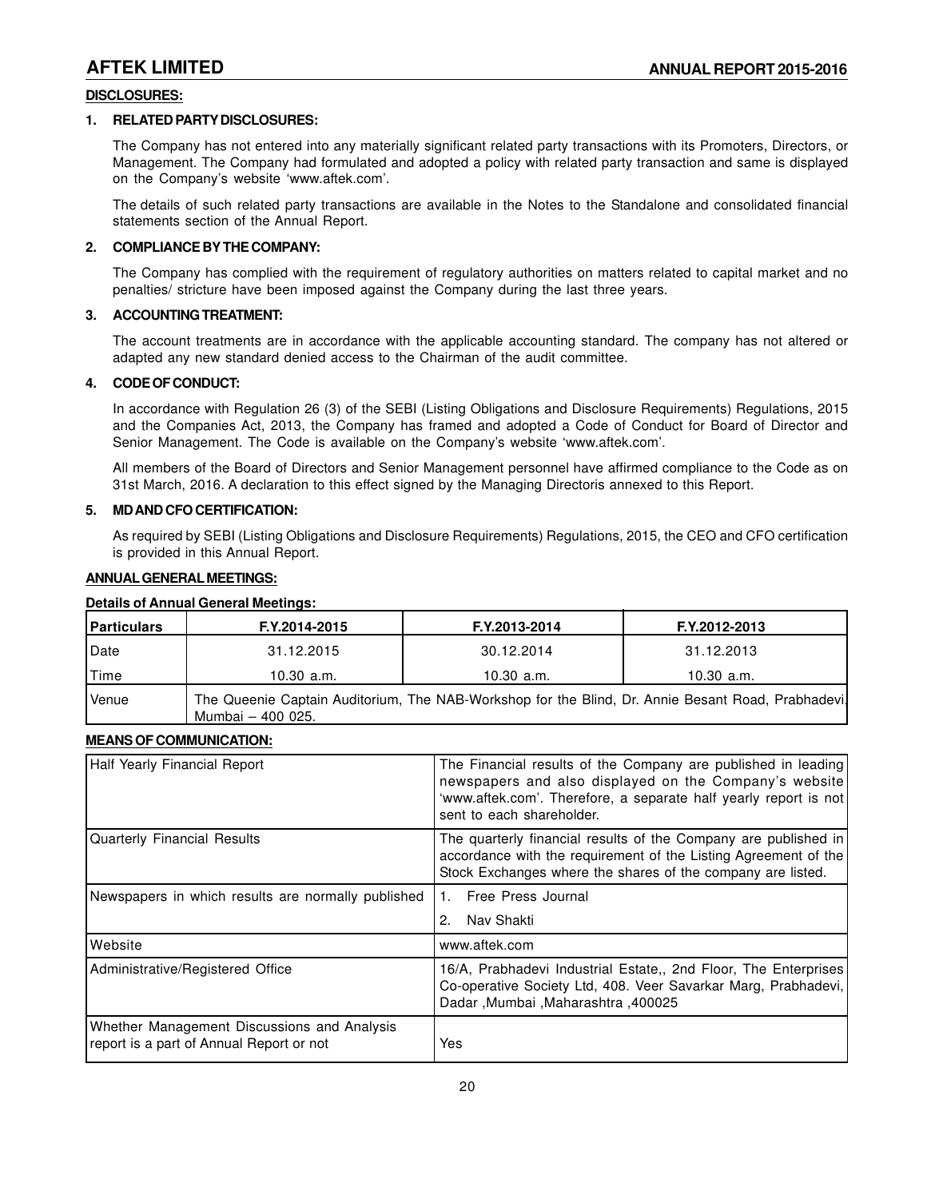## DISCLOSURES:

### 1. RELATED PARTY DISCLOSURES:

The Company has not entered into any materially significant related party transactions with its Promoters, Directors, or Management. The Company had formulated and adopted a policy with related party transaction and same is displayed on the Company's website 'www.aftek.com'.

The details of such related party transactions are available in the Notes to the Standalone and consolidated financial statements section of the Annual Report.

### 2. COMPLIANCE BY THE COMPANY:

The Company has complied with the requirement of regulatory authorities on matters related to capital market and no penalties/ stricture have been imposed against the Company during the last three years.

### 3. ACCOUNTING TREATMENT:

The account treatments are in accordance with the applicable accounting standard. The company has not altered or adapted any new standard denied access to the Chairman of the audit committee.

### 4. CODE OF CONDUCT:

In accordance with Regulation 26 (3) of the SEBI (Listing Obligations and Disclosure Requirements) Regulations, 2015 and the Companies Act, 2013, the Company has framed and adopted a Code of Conduct for Board of Director and Senior Management. The Code is available on the Company's website 'www.aftek.com'.

All members of the Board of Directors and Senior Management personnel have affirmed compliance to the Code as on 31st March, 2016. A declaration to this effect signed by the Managing Directoris annexed to this Report.

### 5. MD AND CFO CERTIFICATION:

As required by SEBI (Listing Obligations and Disclosure Requirements) Regulations, 2015, the CEO and CFO certification is provided in this Annual Report.

## ANNUAL GENERAL MEETINGS:

**Details of Annual General Meetings:**

| Particulars | F.Y.2014-2015 | F.Y.2013-2014 | F.Y.2012-2013 |
|---|---|---|---|
| Date | 31.12.2015 | 30.12.2014 | 31.12.2013 |
| Time | 10.30 a.m. | 10.30 a.m. | 10.30 a.m. |
| Venue | The Queenie Captain Auditorium, The NAB-Workshop for the Blind, Dr. Annie Besant Road, Prabhadevi, Mumbai – 400 025. | | |

## MEANS OF COMMUNICATION:

| | |
|---|---|
| Half Yearly Financial Report | The Financial results of the Company are published in leading newspapers and also displayed on the Company's website 'www.aftek.com'. Therefore, a separate half yearly report is not sent to each shareholder. |
| Quarterly Financial Results | The quarterly financial results of the Company are published in accordance with the requirement of the Listing Agreement of the Stock Exchanges where the shares of the company are listed. |
| Newspapers in which results are normally published | 1. Free Press Journal<br>2. Nav Shakti |
| Website | www.aftek.com |
| Administrative/Registered Office | 16/A, Prabhadevi Industrial Estate,, 2nd Floor, The Enterprises Co-operative Society Ltd, 408. Veer Savarkar Marg, Prabhadevi, Dadar ,Mumbai ,Maharashtra ,400025 |
| Whether Management Discussions and Analysis report is a part of Annual Report or not | Yes |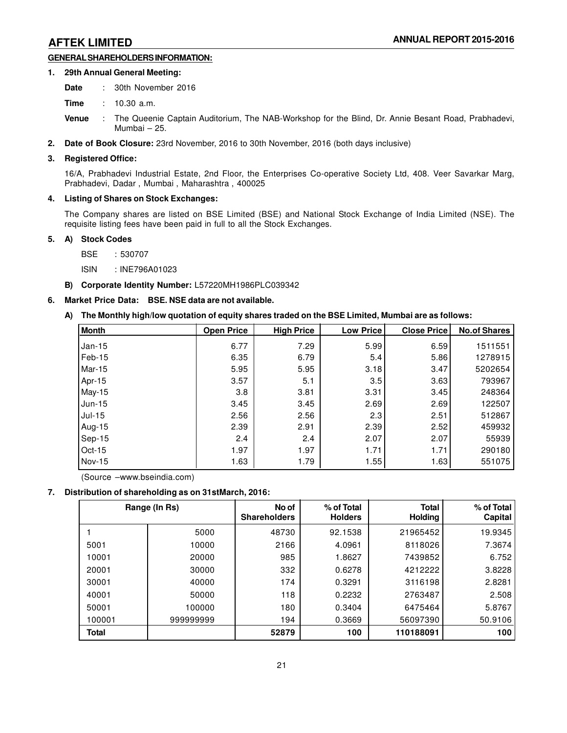**GENERAL SHAREHOLDERS INFORMATION:**

**1. 29th Annual General Meeting:**

**Date** : 30th November 2016

**Time** : 10.30 a.m.

**Venue** : The Queenie Captain Auditorium, The NAB-Workshop for the Blind, Dr. Annie Besant Road, Prabhadevi, Mumbai – 25.

**2. Date of Book Closure:** 23rd November, 2016 to 30th November, 2016 (both days inclusive)

**3. Registered Office:**

16/A, Prabhadevi Industrial Estate, 2nd Floor, the Enterprises Co-operative Society Ltd, 408. Veer Savarkar Marg, Prabhadevi, Dadar , Mumbai , Maharashtra , 400025

**4. Listing of Shares on Stock Exchanges:**

The Company shares are listed on BSE Limited (BSE) and National Stock Exchange of India Limited (NSE). The requisite listing fees have been paid in full to all the Stock Exchanges.

**5. A) Stock Codes**

BSE : 530707

ISIN : INE796A01023

**B) Corporate Identity Number:** L57220MH1986PLC039342

**6. Market Price Data: BSE. NSE data are not available.**

**A) The Monthly high/low quotation of equity shares traded on the BSE Limited, Mumbai are as follows:**

| Month | Open Price | High Price | Low Price | Close Price | No.of Shares |
|---|---|---|---|---|---|
| Jan-15 | 6.77 | 7.29 | 5.99 | 6.59 | 1511551 |
| Feb-15 | 6.35 | 6.79 | 5.4 | 5.86 | 1278915 |
| Mar-15 | 5.95 | 5.95 | 3.18 | 3.47 | 5202654 |
| Apr-15 | 3.57 | 5.1 | 3.5 | 3.63 | 793967 |
| May-15 | 3.8 | 3.81 | 3.31 | 3.45 | 248364 |
| Jun-15 | 3.45 | 3.45 | 2.69 | 2.69 | 122507 |
| Jul-15 | 2.56 | 2.56 | 2.3 | 2.51 | 512867 |
| Aug-15 | 2.39 | 2.91 | 2.39 | 2.52 | 459932 |
| Sep-15 | 2.4 | 2.4 | 2.07 | 2.07 | 55939 |
| Oct-15 | 1.97 | 1.97 | 1.71 | 1.71 | 290180 |
| Nov-15 | 1.63 | 1.79 | 1.55 | 1.63 | 551075 |

(Source –www.bseindia.com)

**7. Distribution of shareholding as on 31stMarch, 2016:**

| Range (In Rs) | | No of Shareholders | % of Total Holders | Total Holding | % of Total Capital |
|---|---|---|---|---|---|
| 1 | 5000 | 48730 | 92.1538 | 21965452 | 19.9345 |
| 5001 | 10000 | 2166 | 4.0961 | 8118026 | 7.3674 |
| 10001 | 20000 | 985 | 1.8627 | 7439852 | 6.752 |
| 20001 | 30000 | 332 | 0.6278 | 4212222 | 3.8228 |
| 30001 | 40000 | 174 | 0.3291 | 3116198 | 2.8281 |
| 40001 | 50000 | 118 | 0.2232 | 2763487 | 2.508 |
| 50001 | 100000 | 180 | 0.3404 | 6475464 | 5.8767 |
| 100001 | 999999999 | 194 | 0.3669 | 56097390 | 50.9106 |
| **Total** | | **52879** | **100** | **110188091** | **100** |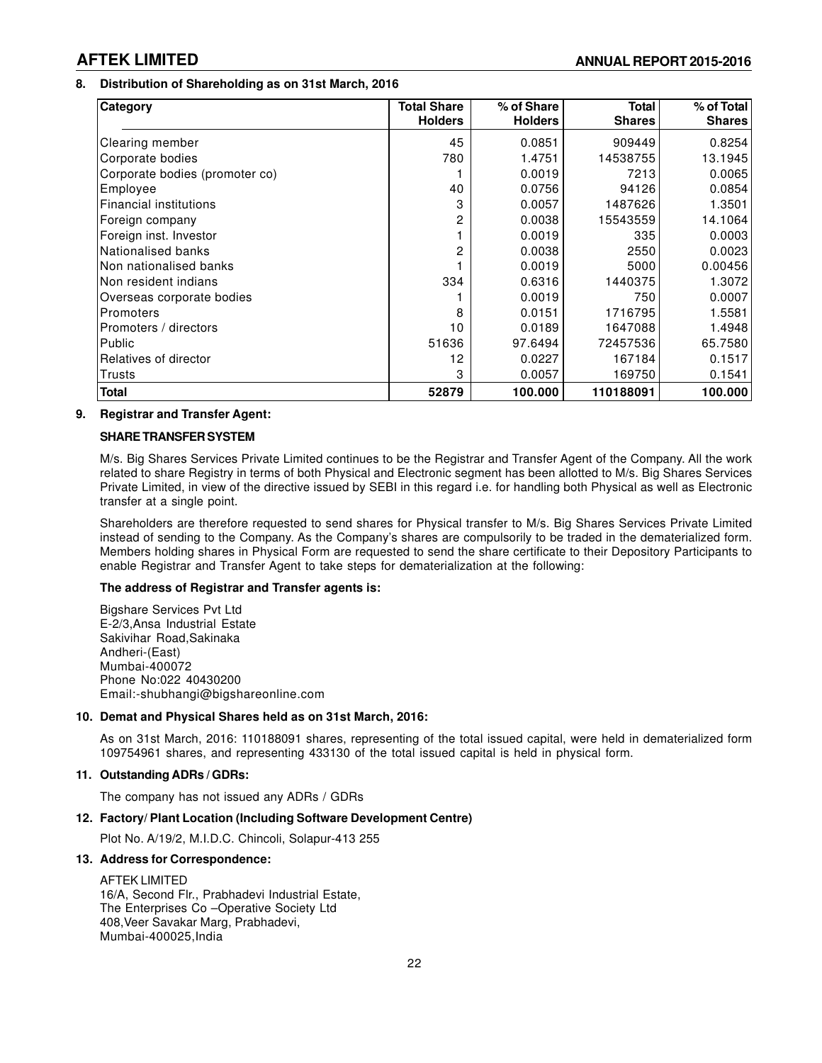**8. Distribution of Shareholding as on 31st March, 2016**

| Category | Total Share Holders | % of Share Holders | Total Shares | % of Total Shares |
|---|---|---|---|---|
| Clearing member | 45 | 0.0851 | 909449 | 0.8254 |
| Corporate bodies | 780 | 1.4751 | 14538755 | 13.1945 |
| Corporate bodies (promoter co) | 1 | 0.0019 | 7213 | 0.0065 |
| Employee | 40 | 0.0756 | 94126 | 0.0854 |
| Financial institutions | 3 | 0.0057 | 1487626 | 1.3501 |
| Foreign company | 2 | 0.0038 | 15543559 | 14.1064 |
| Foreign inst. Investor | 1 | 0.0019 | 335 | 0.0003 |
| Nationalised banks | 2 | 0.0038 | 2550 | 0.0023 |
| Non nationalised banks | 1 | 0.0019 | 5000 | 0.00456 |
| Non resident indians | 334 | 0.6316 | 1440375 | 1.3072 |
| Overseas corporate bodies | 1 | 0.0019 | 750 | 0.0007 |
| Promoters | 8 | 0.0151 | 1716795 | 1.5581 |
| Promoters / directors | 10 | 0.0189 | 1647088 | 1.4948 |
| Public | 51636 | 97.6494 | 72457536 | 65.7580 |
| Relatives of director | 12 | 0.0227 | 167184 | 0.1517 |
| Trusts | 3 | 0.0057 | 169750 | 0.1541 |
| **Total** | **52879** | **100.000** | **110188091** | **100.000** |

**9. Registrar and Transfer Agent:**

**SHARE TRANSFER SYSTEM**

M/s. Big Shares Services Private Limited continues to be the Registrar and Transfer Agent of the Company. All the work related to share Registry in terms of both Physical and Electronic segment has been allotted to M/s. Big Shares Services Private Limited, in view of the directive issued by SEBI in this regard i.e. for handling both Physical as well as Electronic transfer at a single point.

Shareholders are therefore requested to send shares for Physical transfer to M/s. Big Shares Services Private Limited instead of sending to the Company. As the Company's shares are compulsorily to be traded in the dematerialized form. Members holding shares in Physical Form are requested to send the share certificate to their Depository Participants to enable Registrar and Transfer Agent to take steps for dematerialization at the following:

**The address of Registrar and Transfer agents is:**

Bigshare Services Pvt Ltd
E-2/3,Ansa Industrial Estate
Sakivihar Road,Sakinaka
Andheri-(East)
Mumbai-400072
Phone No:022 40430200
Email:-shubhangi@bigshareonline.com

**10. Demat and Physical Shares held as on 31st March, 2016:**

As on 31st March, 2016: 110188091 shares, representing of the total issued capital, were held in dematerialized form 109754961 shares, and representing 433130 of the total issued capital is held in physical form.

**11. Outstanding ADRs / GDRs:**

The company has not issued any ADRs / GDRs

**12. Factory/ Plant Location (Including Software Development Centre)**

Plot No. A/19/2, M.I.D.C. Chincoli, Solapur-413 255

**13. Address for Correspondence:**

AFTEK LIMITED
16/A, Second Flr., Prabhadevi Industrial Estate,
The Enterprises Co –Operative Society Ltd
408,Veer Savakar Marg, Prabhadevi,
Mumbai-400025,India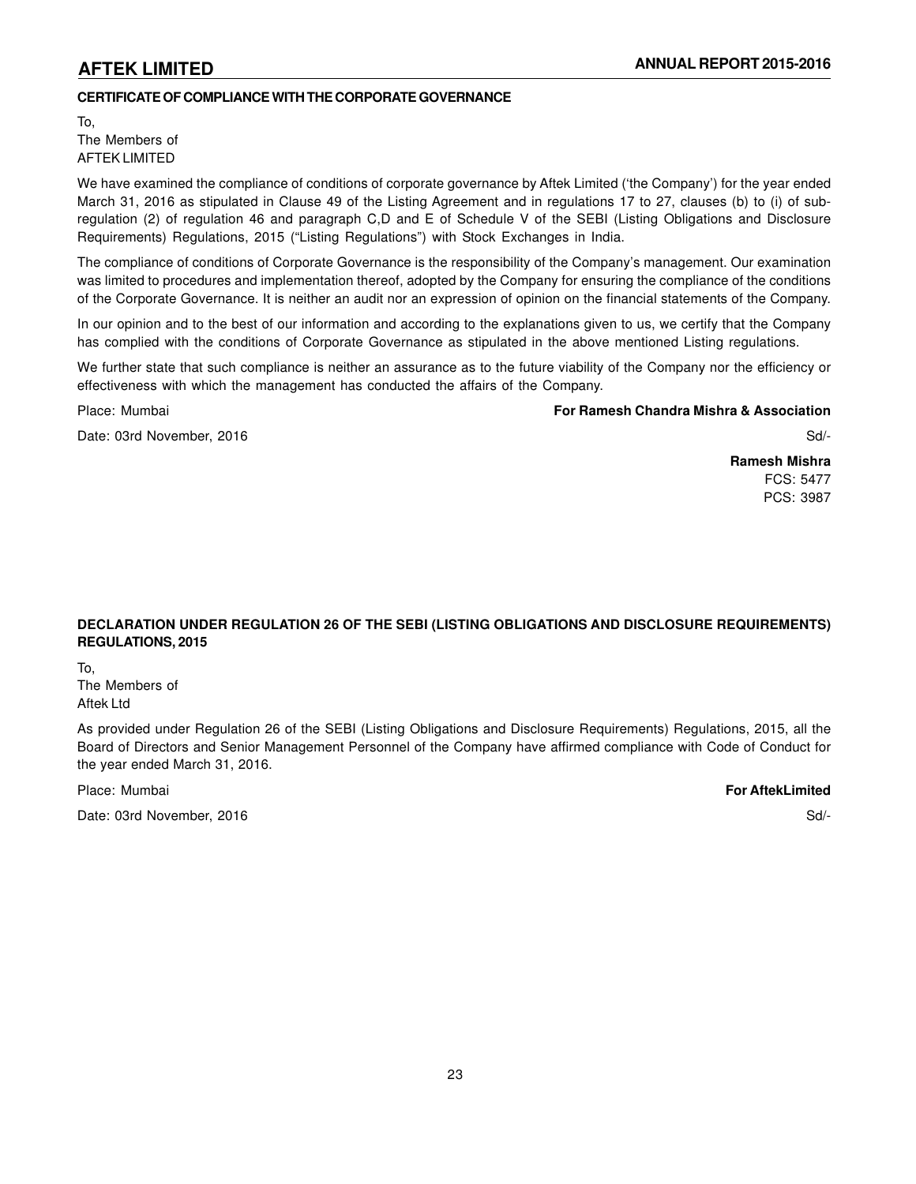## CERTIFICATE OF COMPLIANCE WITH THE CORPORATE GOVERNANCE

To,
The Members of
AFTEK LIMITED

We have examined the compliance of conditions of corporate governance by Aftek Limited ('the Company') for the year ended March 31, 2016 as stipulated in Clause 49 of the Listing Agreement and in regulations 17 to 27, clauses (b) to (i) of sub-regulation (2) of regulation 46 and paragraph C,D and E of Schedule V of the SEBI (Listing Obligations and Disclosure Requirements) Regulations, 2015 ("Listing Regulations") with Stock Exchanges in India.

The compliance of conditions of Corporate Governance is the responsibility of the Company's management. Our examination was limited to procedures and implementation thereof, adopted by the Company for ensuring the compliance of the conditions of the Corporate Governance. It is neither an audit nor an expression of opinion on the financial statements of the Company.

In our opinion and to the best of our information and according to the explanations given to us, we certify that the Company has complied with the conditions of Corporate Governance as stipulated in the above mentioned Listing regulations.

We further state that such compliance is neither an assurance as to the future viability of the Company nor the efficiency or effectiveness with which the management has conducted the affairs of the Company.

Place: Mumbai

Date: 03rd November, 2016

**For Ramesh Chandra Mishra & Association**

Sd/-

**Ramesh Mishra**
FCS: 5477
PCS: 3987

## DECLARATION UNDER REGULATION 26 OF THE SEBI (LISTING OBLIGATIONS AND DISCLOSURE REQUIREMENTS) REGULATIONS, 2015

To,
The Members of
Aftek Ltd

As provided under Regulation 26 of the SEBI (Listing Obligations and Disclosure Requirements) Regulations, 2015, all the Board of Directors and Senior Management Personnel of the Company have affirmed compliance with Code of Conduct for the year ended March 31, 2016.

Place: Mumbai

Date: 03rd November, 2016

**For AftekLimited**

Sd/-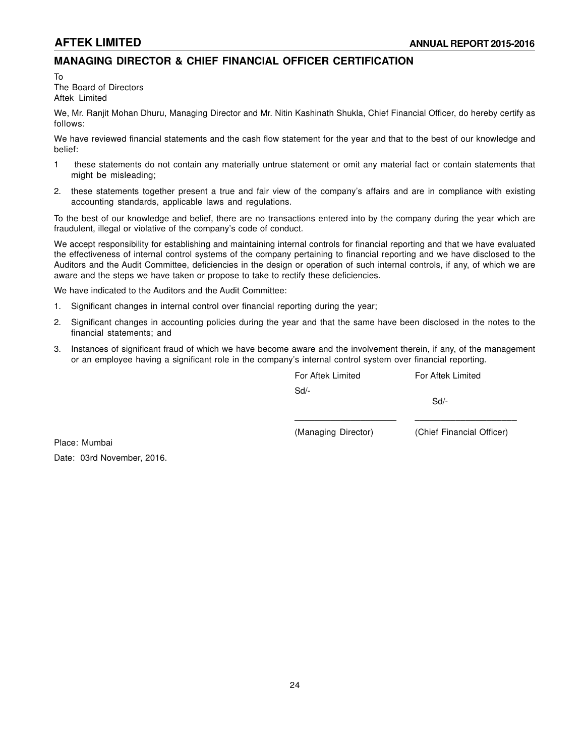## MANAGING DIRECTOR & CHIEF FINANCIAL OFFICER CERTIFICATION

To
The Board of Directors
Aftek Limited

We, Mr. Ranjit Mohan Dhuru, Managing Director and Mr. Nitin Kashinath Shukla, Chief Financial Officer, do hereby certify as follows:

We have reviewed financial statements and the cash flow statement for the year and that to the best of our knowledge and belief:

1. these statements do not contain any materially untrue statement or omit any material fact or contain statements that might be misleading;
2. these statements together present a true and fair view of the company's affairs and are in compliance with existing accounting standards, applicable laws and regulations.

To the best of our knowledge and belief, there are no transactions entered into by the company during the year which are fraudulent, illegal or violative of the company's code of conduct.

We accept responsibility for establishing and maintaining internal controls for financial reporting and that we have evaluated the effectiveness of internal control systems of the company pertaining to financial reporting and we have disclosed to the Auditors and the Audit Committee, deficiencies in the design or operation of such internal controls, if any, of which we are aware and the steps we have taken or propose to take to rectify these deficiencies.

We have indicated to the Auditors and the Audit Committee:

1. Significant changes in internal control over financial reporting during the year;
2. Significant changes in accounting policies during the year and that the same have been disclosed in the notes to the financial statements; and
3. Instances of significant fraud of which we have become aware and the involvement therein, if any, of the management or an employee having a significant role in the company's internal control system over financial reporting.

| For Aftek Limited | For Aftek Limited |
|---|---|
| Sd/- | Sd/- |
| (Managing Director) | (Chief Financial Officer) |

Place: Mumbai

Date: 03rd November, 2016.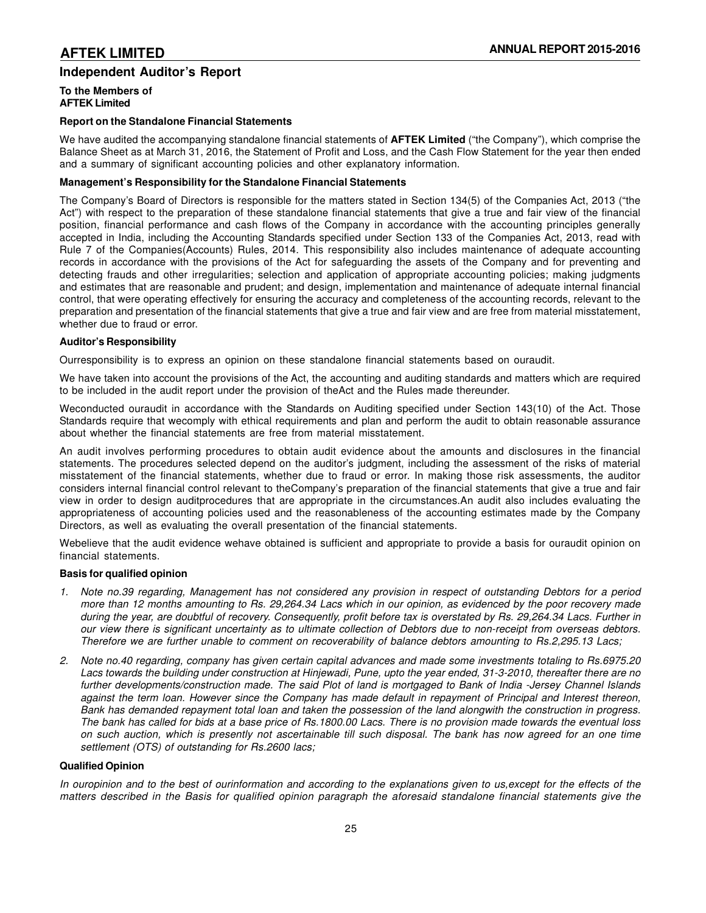## Independent Auditor's Report

**To the Members of**
**AFTEK Limited**

### Report on the Standalone Financial Statements

We have audited the accompanying standalone financial statements of **AFTEK Limited** ("the Company"), which comprise the Balance Sheet as at March 31, 2016, the Statement of Profit and Loss, and the Cash Flow Statement for the year then ended and a summary of significant accounting policies and other explanatory information.

### Management's Responsibility for the Standalone Financial Statements

The Company's Board of Directors is responsible for the matters stated in Section 134(5) of the Companies Act, 2013 ("the Act") with respect to the preparation of these standalone financial statements that give a true and fair view of the financial position, financial performance and cash flows of the Company in accordance with the accounting principles generally accepted in India, including the Accounting Standards specified under Section 133 of the Companies Act, 2013, read with Rule 7 of the Companies(Accounts) Rules, 2014. This responsibility also includes maintenance of adequate accounting records in accordance with the provisions of the Act for safeguarding the assets of the Company and for preventing and detecting frauds and other irregularities; selection and application of appropriate accounting policies; making judgments and estimates that are reasonable and prudent; and design, implementation and maintenance of adequate internal financial control, that were operating effectively for ensuring the accuracy and completeness of the accounting records, relevant to the preparation and presentation of the financial statements that give a true and fair view and are free from material misstatement, whether due to fraud or error.

### Auditor's Responsibility

Ourresponsibility is to express an opinion on these standalone financial statements based on ouraudit.

We have taken into account the provisions of the Act, the accounting and auditing standards and matters which are required to be included in the audit report under the provision of theAct and the Rules made thereunder.

Weconducted ouraudit in accordance with the Standards on Auditing specified under Section 143(10) of the Act. Those Standards require that wecomply with ethical requirements and plan and perform the audit to obtain reasonable assurance about whether the financial statements are free from material misstatement.

An audit involves performing procedures to obtain audit evidence about the amounts and disclosures in the financial statements. The procedures selected depend on the auditor's judgment, including the assessment of the risks of material misstatement of the financial statements, whether due to fraud or error. In making those risk assessments, the auditor considers internal financial control relevant to theCompany's preparation of the financial statements that give a true and fair view in order to design auditprocedures that are appropriate in the circumstances.An audit also includes evaluating the appropriateness of accounting policies used and the reasonableness of the accounting estimates made by the Company Directors, as well as evaluating the overall presentation of the financial statements.

Webelieve that the audit evidence wehave obtained is sufficient and appropriate to provide a basis for ouraudit opinion on financial statements.

### Basis for qualified opinion

1. *Note no.39 regarding, Management has not considered any provision in respect of outstanding Debtors for a period more than 12 months amounting to Rs. 29,264.34 Lacs which in our opinion, as evidenced by the poor recovery made during the year, are doubtful of recovery. Consequently, profit before tax is overstated by Rs. 29,264.34 Lacs. Further in our view there is significant uncertainty as to ultimate collection of Debtors due to non-receipt from overseas debtors. Therefore we are further unable to comment on recoverability of balance debtors amounting to Rs.2,295.13 Lacs;*
2. *Note no.40 regarding, company has given certain capital advances and made some investments totaling to Rs.6975.20 Lacs towards the building under construction at Hinjewadi, Pune, upto the year ended, 31-3-2010, thereafter there are no further developments/construction made. The said Plot of land is mortgaged to Bank of India -Jersey Channel Islands against the term loan. However since the Company has made default in repayment of Principal and Interest thereon, Bank has demanded repayment total loan and taken the possession of the land alongwith the construction in progress. The bank has called for bids at a base price of Rs.1800.00 Lacs. There is no provision made towards the eventual loss on such auction, which is presently not ascertainable till such disposal. The bank has now agreed for an one time settlement (OTS) of outstanding for Rs.2600 lacs;*

### Qualified Opinion

*In ouropinion and to the best of ourinformation and according to the explanations given to us,except for the effects of the matters described in the Basis for qualified opinion paragraph the aforesaid standalone financial statements give the*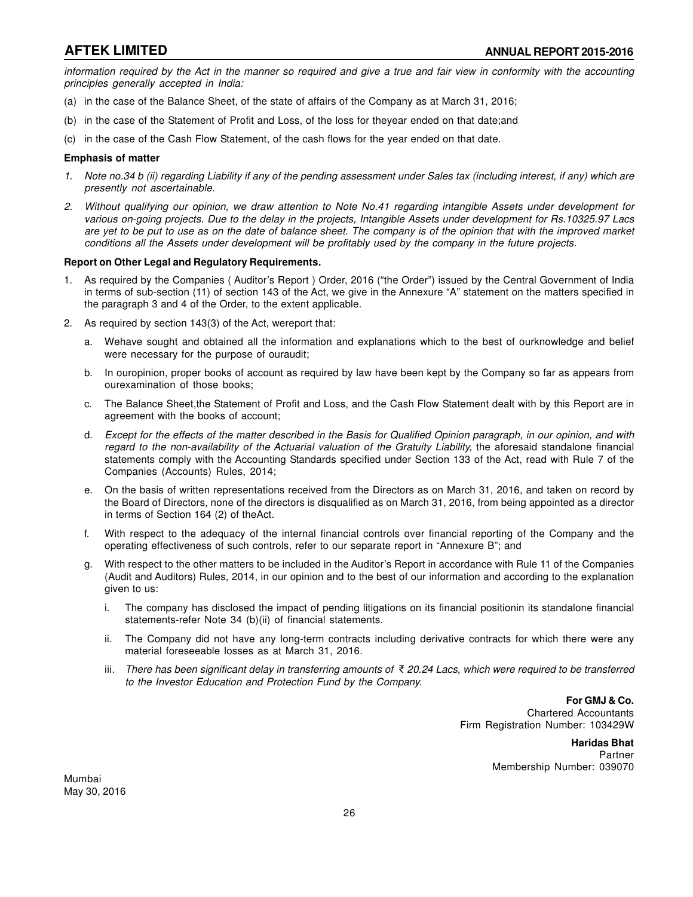*information required by the Act in the manner so required and give a true and fair view in conformity with the accounting principles generally accepted in India:*

(a) in the case of the Balance Sheet, of the state of affairs of the Company as at March 31, 2016;

(b) in the case of the Statement of Profit and Loss, of the loss for theyear ended on that date;and

(c) in the case of the Cash Flow Statement, of the cash flows for the year ended on that date.

**Emphasis of matter**

1. *Note no.34 b (ii) regarding Liability if any of the pending assessment under Sales tax (including interest, if any) which are presently not ascertainable.*

2. *Without qualifying our opinion, we draw attention to Note No.41 regarding intangible Assets under development for various on-going projects. Due to the delay in the projects, Intangible Assets under development for Rs.10325.97 Lacs are yet to be put to use as on the date of balance sheet. The company is of the opinion that with the improved market conditions all the Assets under development will be profitably used by the company in the future projects.*

**Report on Other Legal and Regulatory Requirements.**

1. As required by the Companies ( Auditor's Report ) Order, 2016 ("the Order") issued by the Central Government of India in terms of sub-section (11) of section 143 of the Act, we give in the Annexure "A" statement on the matters specified in the paragraph 3 and 4 of the Order, to the extent applicable.

2. As required by section 143(3) of the Act, wereport that:

   a. Wehave sought and obtained all the information and explanations which to the best of ourknowledge and belief were necessary for the purpose of ouraudit;

   b. In ouropinion, proper books of account as required by law have been kept by the Company so far as appears from ourexamination of those books;

   c. The Balance Sheet,the Statement of Profit and Loss, and the Cash Flow Statement dealt with by this Report are in agreement with the books of account;

   d. *Except for the effects of the matter described in the Basis for Qualified Opinion paragraph, in our opinion, and with regard to the non-availability of the Actuarial valuation of the Gratuity Liability,* the aforesaid standalone financial statements comply with the Accounting Standards specified under Section 133 of the Act, read with Rule 7 of the Companies (Accounts) Rules, 2014;

   e. On the basis of written representations received from the Directors as on March 31, 2016, and taken on record by the Board of Directors, none of the directors is disqualified as on March 31, 2016, from being appointed as a director in terms of Section 164 (2) of theAct.

   f. With respect to the adequacy of the internal financial controls over financial reporting of the Company and the operating effectiveness of such controls, refer to our separate report in "Annexure B"; and

   g. With respect to the other matters to be included in the Auditor's Report in accordance with Rule 11 of the Companies (Audit and Auditors) Rules, 2014, in our opinion and to the best of our information and according to the explanation given to us:

      i. The company has disclosed the impact of pending litigations on its financial positionin its standalone financial statements-refer Note 34 (b)(ii) of financial statements.

      ii. The Company did not have any long-term contracts including derivative contracts for which there were any material foreseeable losses as at March 31, 2016.

      iii. *There has been significant delay in transferring amounts of ₹ 20.24 Lacs, which were required to be transferred to the Investor Education and Protection Fund by the Company.*

**For GMJ & Co.**
Chartered Accountants
Firm Registration Number: 103429W

**Haridas Bhat**
Partner
Membership Number: 039070

Mumbai
May 30, 2016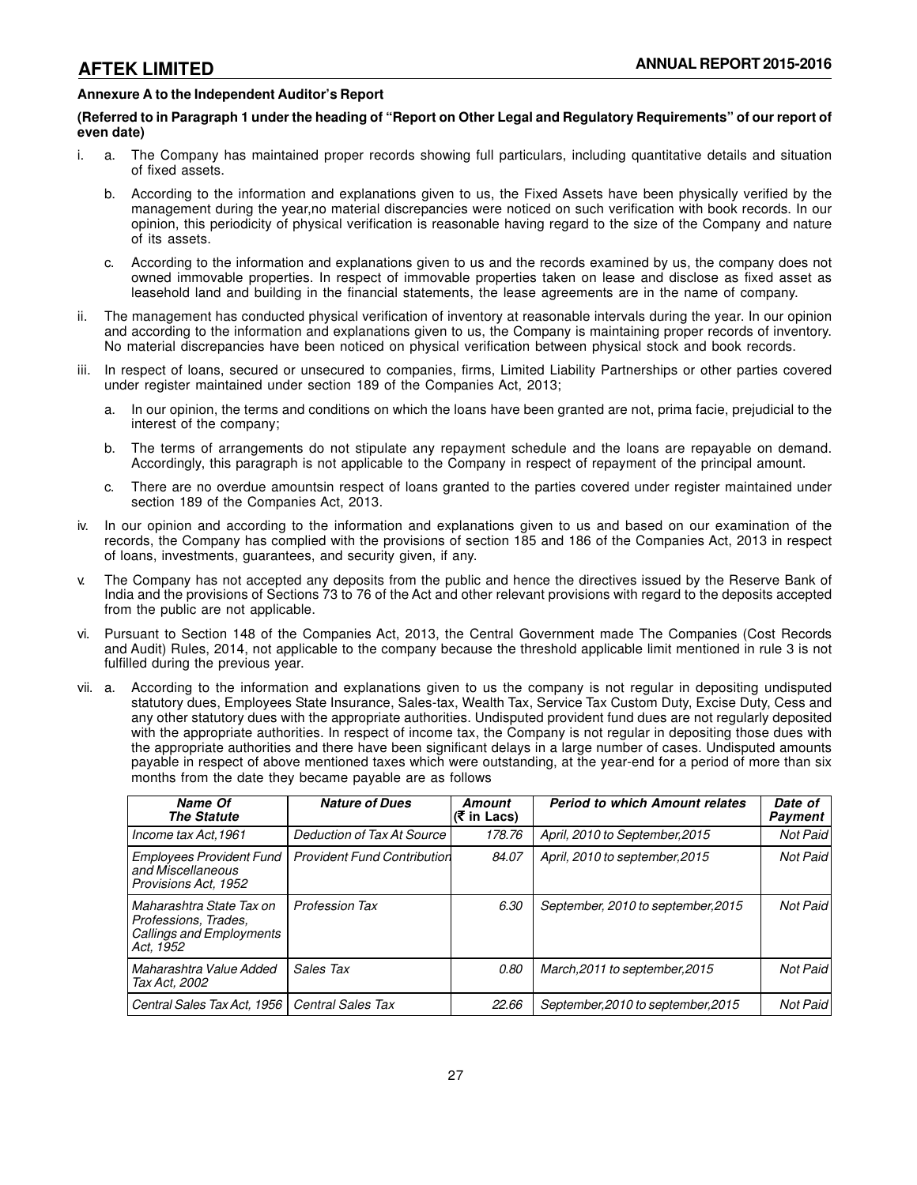### Annexure A to the Independent Auditor's Report

**(Referred to in Paragraph 1 under the heading of "Report on Other Legal and Regulatory Requirements" of our report of even date)**

i. a. The Company has maintained proper records showing full particulars, including quantitative details and situation of fixed assets.

b. According to the information and explanations given to us, the Fixed Assets have been physically verified by the management during the year,no material discrepancies were noticed on such verification with book records. In our opinion, this periodicity of physical verification is reasonable having regard to the size of the Company and nature of its assets.

c. According to the information and explanations given to us and the records examined by us, the company does not owned immovable properties. In respect of immovable properties taken on lease and disclose as fixed asset as leasehold land and building in the financial statements, the lease agreements are in the name of company.

ii. The management has conducted physical verification of inventory at reasonable intervals during the year. In our opinion and according to the information and explanations given to us, the Company is maintaining proper records of inventory. No material discrepancies have been noticed on physical verification between physical stock and book records.

iii. In respect of loans, secured or unsecured to companies, firms, Limited Liability Partnerships or other parties covered under register maintained under section 189 of the Companies Act, 2013;

a. In our opinion, the terms and conditions on which the loans have been granted are not, prima facie, prejudicial to the interest of the company;

b. The terms of arrangements do not stipulate any repayment schedule and the loans are repayable on demand. Accordingly, this paragraph is not applicable to the Company in respect of repayment of the principal amount.

c. There are no overdue amountsin respect of loans granted to the parties covered under register maintained under section 189 of the Companies Act, 2013.

iv. In our opinion and according to the information and explanations given to us and based on our examination of the records, the Company has complied with the provisions of section 185 and 186 of the Companies Act, 2013 in respect of loans, investments, guarantees, and security given, if any.

v. The Company has not accepted any deposits from the public and hence the directives issued by the Reserve Bank of India and the provisions of Sections 73 to 76 of the Act and other relevant provisions with regard to the deposits accepted from the public are not applicable.

vi. Pursuant to Section 148 of the Companies Act, 2013, the Central Government made The Companies (Cost Records and Audit) Rules, 2014, not applicable to the company because the threshold applicable limit mentioned in rule 3 is not fulfilled during the previous year.

vii. a. According to the information and explanations given to us the company is not regular in depositing undisputed statutory dues, Employees State Insurance, Sales-tax, Wealth Tax, Service Tax Custom Duty, Excise Duty, Cess and any other statutory dues with the appropriate authorities. Undisputed provident fund dues are not regularly deposited with the appropriate authorities. In respect of income tax, the Company is not regular in depositing those dues with the appropriate authorities and there have been significant delays in a large number of cases. Undisputed amounts payable in respect of above mentioned taxes which were outstanding, at the year-end for a period of more than six months from the date they became payable are as follows

| Name Of The Statute | Nature of Dues | Amount (₹ in Lacs) | Period to which Amount relates | Date of Payment |
|---|---|---|---|---|
| Income tax Act,1961 | Deduction of Tax At Source | 178.76 | April, 2010 to September,2015 | Not Paid |
| Employees Provident Fund and Miscellaneous Provisions Act, 1952 | Provident Fund Contribution | 84.07 | April, 2010 to september,2015 | Not Paid |
| Maharashtra State Tax on Professions, Trades, Callings and Employments Act, 1952 | Profession Tax | 6.30 | September, 2010 to september,2015 | Not Paid |
| Maharashtra Value Added Tax Act, 2002 | Sales Tax | 0.80 | March,2011 to september,2015 | Not Paid |
| Central Sales Tax Act, 1956 | Central Sales Tax | 22.66 | September,2010 to september,2015 | Not Paid |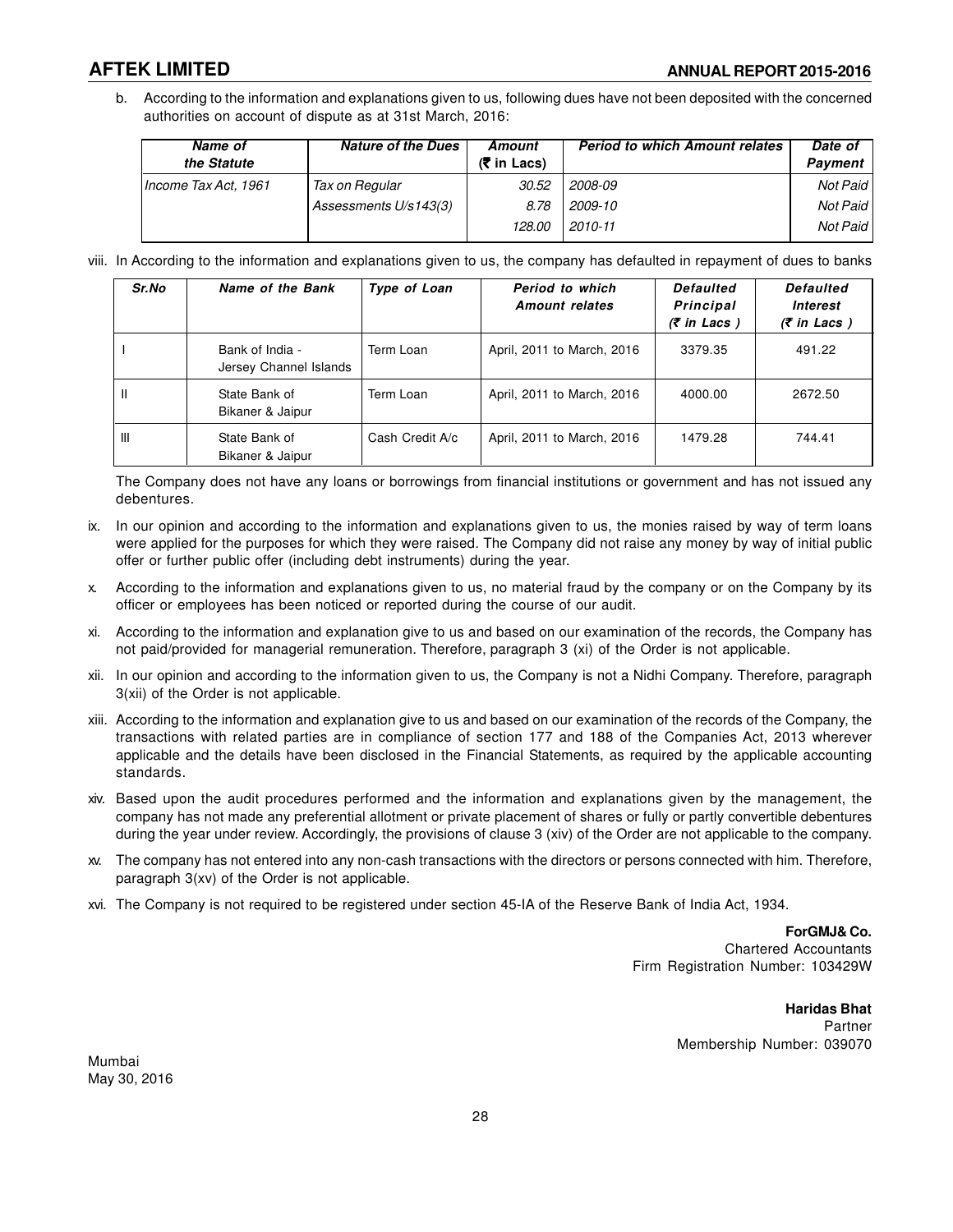b. According to the information and explanations given to us, following dues have not been deposited with the concerned authorities on account of dispute as at 31st March, 2016:

| *Name of the Statute* | *Nature of the Dues* | *Amount (₹ in Lacs)* | *Period to which Amount relates* | *Date of Payment* |
|---|---|---|---|---|
| *Income Tax Act, 1961* | *Tax on Regular Assessments U/s143(3)* | *30.52* | *2008-09* | *Not Paid* |
| | | *8.78* | *2009-10* | *Not Paid* |
| | | *128.00* | *2010-11* | *Not Paid* |

viii. In According to the information and explanations given to us, the company has defaulted in repayment of dues to banks

| *Sr.No* | *Name of the Bank* | *Type of Loan* | *Period to which Amount relates* | *Defaulted Principal (₹ in Lacs )* | *Defaulted Interest (₹ in Lacs )* |
|---|---|---|---|---|---|
| I | Bank of India - Jersey Channel Islands | Term Loan | April, 2011 to March, 2016 | 3379.35 | 491.22 |
| II | State Bank of Bikaner & Jaipur | Term Loan | April, 2011 to March, 2016 | 4000.00 | 2672.50 |
| III | State Bank of Bikaner & Jaipur | Cash Credit A/c | April, 2011 to March, 2016 | 1479.28 | 744.41 |

The Company does not have any loans or borrowings from financial institutions or government and has not issued any debentures.

ix. In our opinion and according to the information and explanations given to us, the monies raised by way of term loans were applied for the purposes for which they were raised. The Company did not raise any money by way of initial public offer or further public offer (including debt instruments) during the year.

x. According to the information and explanations given to us, no material fraud by the company or on the Company by its officer or employees has been noticed or reported during the course of our audit.

xi. According to the information and explanation give to us and based on our examination of the records, the Company has not paid/provided for managerial remuneration. Therefore, paragraph 3 (xi) of the Order is not applicable.

xii. In our opinion and according to the information given to us, the Company is not a Nidhi Company. Therefore, paragraph 3(xii) of the Order is not applicable.

xiii. According to the information and explanation give to us and based on our examination of the records of the Company, the transactions with related parties are in compliance of section 177 and 188 of the Companies Act, 2013 wherever applicable and the details have been disclosed in the Financial Statements, as required by the applicable accounting standards.

xiv. Based upon the audit procedures performed and the information and explanations given by the management, the company has not made any preferential allotment or private placement of shares or fully or partly convertible debentures during the year under review. Accordingly, the provisions of clause 3 (xiv) of the Order are not applicable to the company.

xv. The company has not entered into any non-cash transactions with the directors or persons connected with him. Therefore, paragraph 3(xv) of the Order is not applicable.

xvi. The Company is not required to be registered under section 45-IA of the Reserve Bank of India Act, 1934.

**ForGMJ& Co.**
Chartered Accountants
Firm Registration Number: 103429W

**Haridas Bhat**
Partner
Membership Number: 039070

Mumbai
May 30, 2016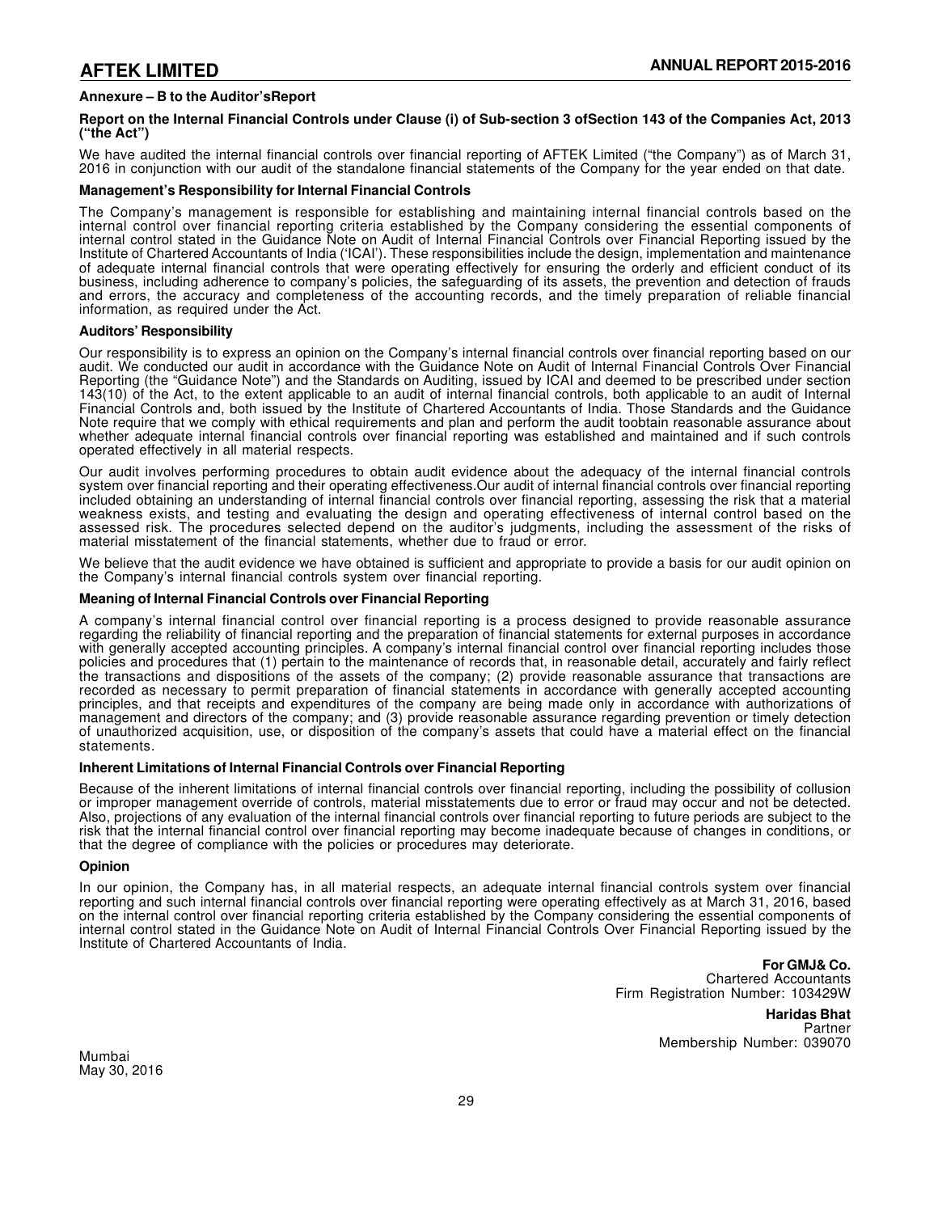## Annexure – B to the Auditor'sReport

### Report on the Internal Financial Controls under Clause (i) of Sub-section 3 ofSection 143 of the Companies Act, 2013 ("the Act")

We have audited the internal financial controls over financial reporting of AFTEK Limited ("the Company") as of March 31, 2016 in conjunction with our audit of the standalone financial statements of the Company for the year ended on that date.

### Management's Responsibility for Internal Financial Controls

The Company's management is responsible for establishing and maintaining internal financial controls based on the internal control over financial reporting criteria established by the Company considering the essential components of internal control stated in the Guidance Note on Audit of Internal Financial Controls over Financial Reporting issued by the Institute of Chartered Accountants of India ('ICAI'). These responsibilities include the design, implementation and maintenance of adequate internal financial controls that were operating effectively for ensuring the orderly and efficient conduct of its business, including adherence to company's policies, the safeguarding of its assets, the prevention and detection of frauds and errors, the accuracy and completeness of the accounting records, and the timely preparation of reliable financial information, as required under the Act.

### Auditors' Responsibility

Our responsibility is to express an opinion on the Company's internal financial controls over financial reporting based on our audit. We conducted our audit in accordance with the Guidance Note on Audit of Internal Financial Controls Over Financial Reporting (the "Guidance Note") and the Standards on Auditing, issued by ICAI and deemed to be prescribed under section 143(10) of the Act, to the extent applicable to an audit of internal financial controls, both applicable to an audit of Internal Financial Controls and, both issued by the Institute of Chartered Accountants of India. Those Standards and the Guidance Note require that we comply with ethical requirements and plan and perform the audit toobtain reasonable assurance about whether adequate internal financial controls over financial reporting was established and maintained and if such controls operated effectively in all material respects.

Our audit involves performing procedures to obtain audit evidence about the adequacy of the internal financial controls system over financial reporting and their operating effectiveness.Our audit of internal financial controls over financial reporting included obtaining an understanding of internal financial controls over financial reporting, assessing the risk that a material weakness exists, and testing and evaluating the design and operating effectiveness of internal control based on the assessed risk. The procedures selected depend on the auditor's judgments, including the assessment of the risks of material misstatement of the financial statements, whether due to fraud or error.

We believe that the audit evidence we have obtained is sufficient and appropriate to provide a basis for our audit opinion on the Company's internal financial controls system over financial reporting.

### Meaning of Internal Financial Controls over Financial Reporting

A company's internal financial control over financial reporting is a process designed to provide reasonable assurance regarding the reliability of financial reporting and the preparation of financial statements for external purposes in accordance with generally accepted accounting principles. A company's internal financial control over financial reporting includes those policies and procedures that (1) pertain to the maintenance of records that, in reasonable detail, accurately and fairly reflect the transactions and dispositions of the assets of the company; (2) provide reasonable assurance that transactions are recorded as necessary to permit preparation of financial statements in accordance with generally accepted accounting principles, and that receipts and expenditures of the company are being made only in accordance with authorizations of management and directors of the company; and (3) provide reasonable assurance regarding prevention or timely detection of unauthorized acquisition, use, or disposition of the company's assets that could have a material effect on the financial statements.

### Inherent Limitations of Internal Financial Controls over Financial Reporting

Because of the inherent limitations of internal financial controls over financial reporting, including the possibility of collusion or improper management override of controls, material misstatements due to error or fraud may occur and not be detected. Also, projections of any evaluation of the internal financial controls over financial reporting to future periods are subject to the risk that the internal financial control over financial reporting may become inadequate because of changes in conditions, or that the degree of compliance with the policies or procedures may deteriorate.

### Opinion

In our opinion, the Company has, in all material respects, an adequate internal financial controls system over financial reporting and such internal financial controls over financial reporting were operating effectively as at March 31, 2016, based on the internal control over financial reporting criteria established by the Company considering the essential components of internal control stated in the Guidance Note on Audit of Internal Financial Controls Over Financial Reporting issued by the Institute of Chartered Accountants of India.

**For GMJ& Co.**
Chartered Accountants
Firm Registration Number: 103429W

**Haridas Bhat**
Partner
Membership Number: 039070

Mumbai
May 30, 2016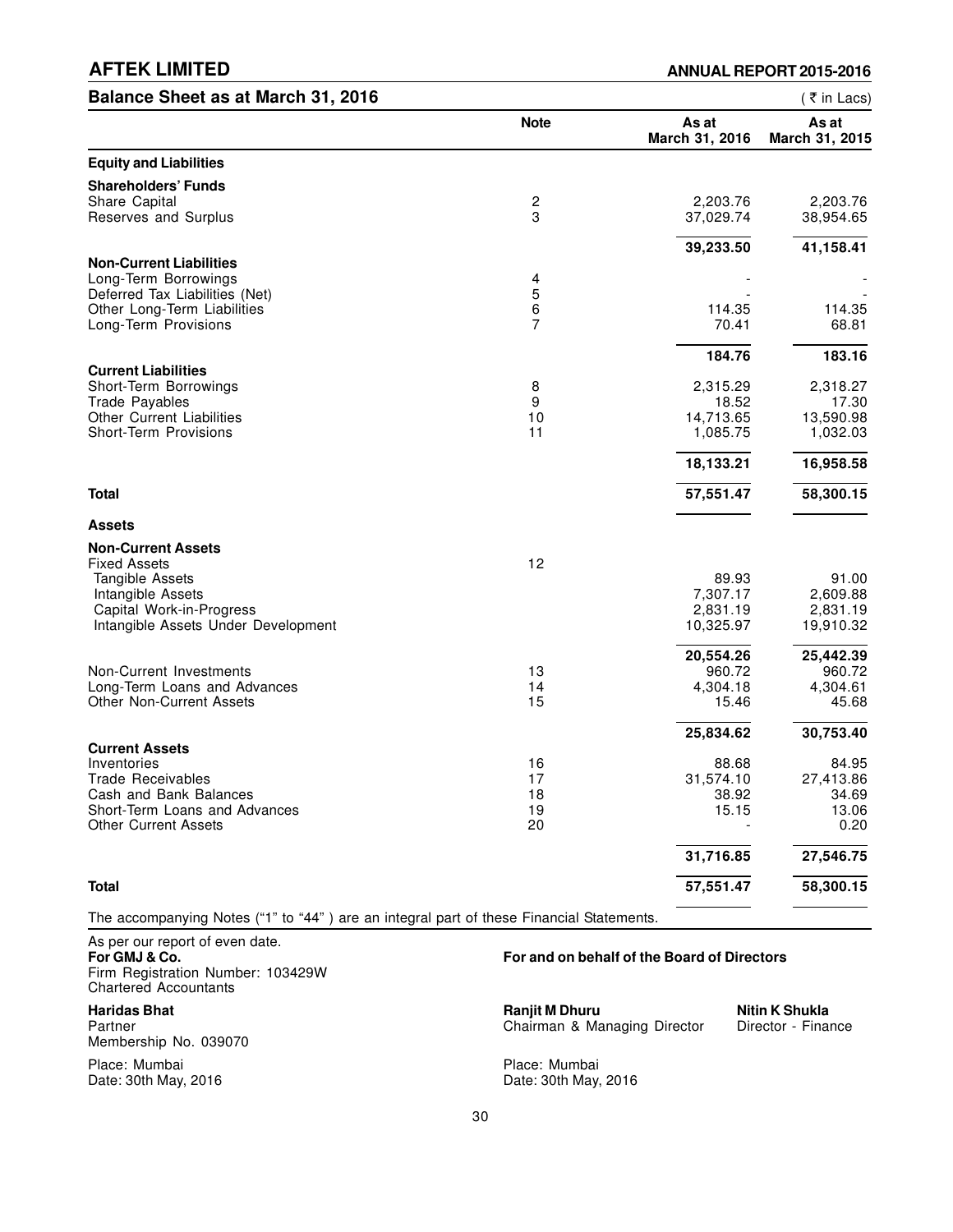## Balance Sheet as at March 31, 2016

( ₹ in Lacs)

| | Note | As at March 31, 2016 | As at March 31, 2015 |
|---|---|---|---|
| **Equity and Liabilities** | | | |
| **Shareholders' Funds** | | | |
| Share Capital | 2 | 2,203.76 | 2,203.76 |
| Reserves and Surplus | 3 | 37,029.74 | 38,954.65 |
| | | **39,233.50** | **41,158.41** |
| **Non-Current Liabilities** | | | |
| Long-Term Borrowings | 4 | - | - |
| Deferred Tax Liabilities (Net) | 5 | - | - |
| Other Long-Term Liabilities | 6 | 114.35 | 114.35 |
| Long-Term Provisions | 7 | 70.41 | 68.81 |
| | | **184.76** | **183.16** |
| **Current Liabilities** | | | |
| Short-Term Borrowings | 8 | 2,315.29 | 2,318.27 |
| Trade Payables | 9 | 18.52 | 17.30 |
| Other Current Liabilities | 10 | 14,713.65 | 13,590.98 |
| Short-Term Provisions | 11 | 1,085.75 | 1,032.03 |
| | | **18,133.21** | **16,958.58** |
| **Total** | | **57,551.47** | **58,300.15** |
| **Assets** | | | |
| **Non-Current Assets** | | | |
| Fixed Assets | 12 | | |
| Tangible Assets | | 89.93 | 91.00 |
| Intangible Assets | | 7,307.17 | 2,609.88 |
| Capital Work-in-Progress | | 2,831.19 | 2,831.19 |
| Intangible Assets Under Development | | 10,325.97 | 19,910.32 |
| | | **20,554.26** | **25,442.39** |
| Non-Current Investments | 13 | 960.72 | 960.72 |
| Long-Term Loans and Advances | 14 | 4,304.18 | 4,304.61 |
| Other Non-Current Assets | 15 | 15.46 | 45.68 |
| | | **25,834.62** | **30,753.40** |
| **Current Assets** | | | |
| Inventories | 16 | 88.68 | 84.95 |
| Trade Receivables | 17 | 31,574.10 | 27,413.86 |
| Cash and Bank Balances | 18 | 38.92 | 34.69 |
| Short-Term Loans and Advances | 19 | 15.15 | 13.06 |
| Other Current Assets | 20 | - | 0.20 |
| | | **31,716.85** | **27,546.75** |
| **Total** | | **57,551.47** | **58,300.15** |

The accompanying Notes ("1" to "44" ) are an integral part of these Financial Statements.

As per our report of even date.
**For GMJ & Co.**
Firm Registration Number: 103429W
Chartered Accountants

**Haridas Bhat**
Partner
Membership No. 039070

Place: Mumbai
Date: 30th May, 2016

**For and on behalf of the Board of Directors**

**Ranjit M Dhuru**
Chairman & Managing Director

**Nitin K Shukla**
Director - Finance

Place: Mumbai
Date: 30th May, 2016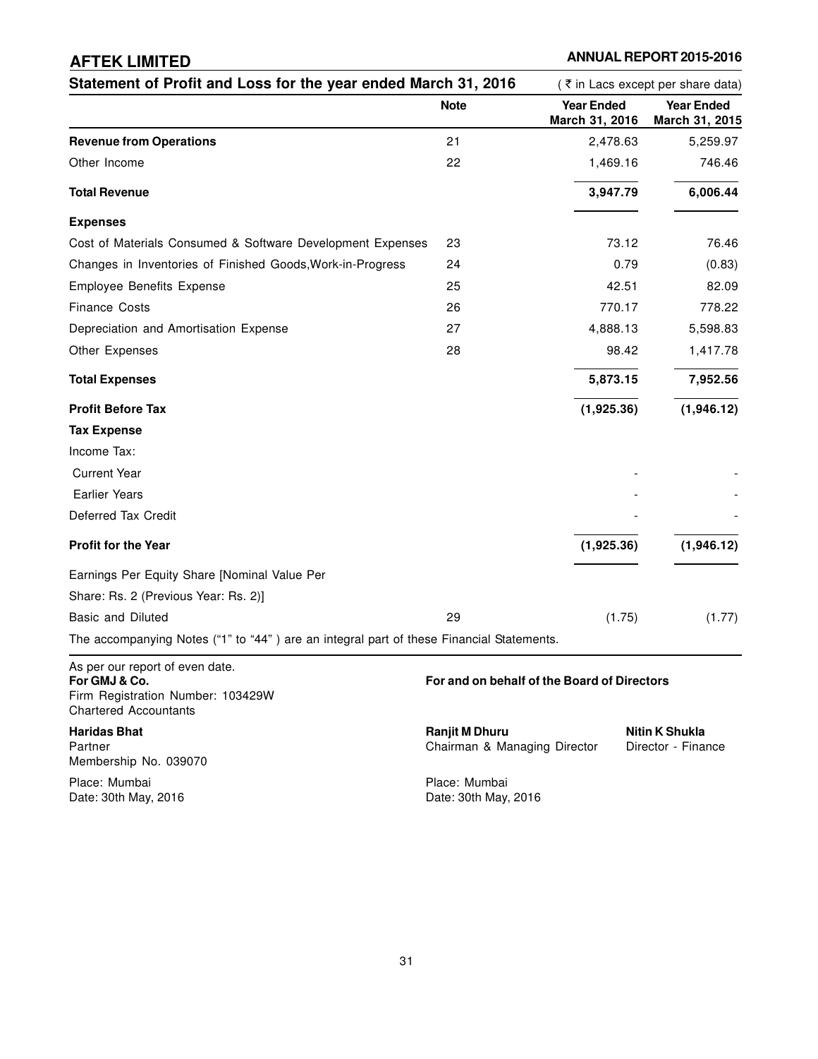## Statement of Profit and Loss for the year ended March 31, 2016

( ₹ in Lacs except per share data)

| | Note | Year Ended March 31, 2016 | Year Ended March 31, 2015 |
|---|---|---|---|
| **Revenue from Operations** | 21 | 2,478.63 | 5,259.97 |
| Other Income | 22 | 1,469.16 | 746.46 |
| **Total Revenue** | | **3,947.79** | **6,006.44** |
| **Expenses** | | | |
| Cost of Materials Consumed & Software Development Expenses | 23 | 73.12 | 76.46 |
| Changes in Inventories of Finished Goods,Work-in-Progress | 24 | 0.79 | (0.83) |
| Employee Benefits Expense | 25 | 42.51 | 82.09 |
| Finance Costs | 26 | 770.17 | 778.22 |
| Depreciation and Amortisation Expense | 27 | 4,888.13 | 5,598.83 |
| Other Expenses | 28 | 98.42 | 1,417.78 |
| **Total Expenses** | | **5,873.15** | **7,952.56** |
| **Profit Before Tax** | | **(1,925.36)** | **(1,946.12)** |
| **Tax Expense** | | | |
| Income Tax: | | | |
| Current Year | | - | - |
| Earlier Years | | - | - |
| Deferred Tax Credit | | - | - |
| **Profit for the Year** | | **(1,925.36)** | **(1,946.12)** |
| Earnings Per Equity Share [Nominal Value Per Share: Rs. 2 (Previous Year: Rs. 2)] | | | |
| Basic and Diluted | 29 | (1.75) | (1.77) |

The accompanying Notes ("1" to "44" ) are an integral part of these Financial Statements.

As per our report of even date.
**For GMJ & Co.**
Firm Registration Number: 103429W
Chartered Accountants

**Haridas Bhat**
Partner
Membership No. 039070

Place: Mumbai
Date: 30th May, 2016

**For and on behalf of the Board of Directors**

**Ranjit M Dhuru**
Chairman & Managing Director

**Nitin K Shukla**
Director - Finance

Place: Mumbai
Date: 30th May, 2016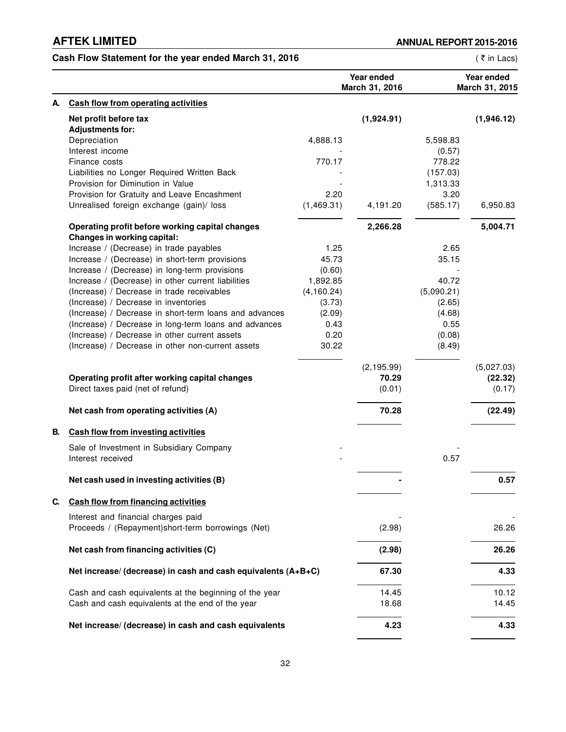## Cash Flow Statement for the year ended March 31, 2016

( ₹ in Lacs)

| | | | Year ended March 31, 2016 | | Year ended March 31, 2015 |
|---|---|---|---|---|---|
| **A.** | **Cash flow from operating activities** | | | | |
| | **Net profit before tax** | | **(1,924.91)** | | **(1,946.12)** |
| | **Adjustments for:** | | | | |
| | Depreciation | 4,888.13 | | 5,598.83 | |
| | Interest income | - | | (0.57) | |
| | Finance costs | 770.17 | | 778.22 | |
| | Liabilities no Longer Required Written Back | - | | (157.03) | |
| | Provision for Diminution in Value | - | | 1,313.33 | |
| | Provision for Gratuity and Leave Encashment | 2.20 | | 3.20 | |
| | Unrealised foreign exchange (gain)/ loss | (1,469.31) | 4,191.20 | (585.17) | 6,950.83 |
| | **Operating profit before working capital changes** | | **2,266.28** | | **5,004.71** |
| | **Changes in working capital:** | | | | |
| | Increase / (Decrease) in trade payables | 1.25 | | 2.65 | |
| | Increase / (Decrease) in short-term provisions | 45.73 | | 35.15 | |
| | Increase / (Decrease) in long-term provisions | (0.60) | | - | |
| | Increase / (Decrease) in other current liabilities | 1,892.85 | | 40.72 | |
| | (Increase) / Decrease in trade receivables | (4,160.24) | | (5,090.21) | |
| | (Increase) / Decrease in inventories | (3.73) | | (2.65) | |
| | (Increase) / Decrease in short-term loans and advances | (2.09) | | (4.68) | |
| | (Increase) / Decrease in long-term loans and advances | 0.43 | | 0.55 | |
| | (Increase) / Decrease in other current assets | 0.20 | | (0.08) | |
| | (Increase) / Decrease in other non-current assets | 30.22 | | (8.49) | |
| | | | (2,195.99) | | (5,027.03) |
| | **Operating profit after working capital changes** | | **70.29** | | **(22.32)** |
| | Direct taxes paid (net of refund) | | (0.01) | | (0.17) |
| | **Net cash from operating activities (A)** | | **70.28** | | **(22.49)** |
| **B.** | **Cash flow from investing activities** | | | | |
| | Sale of Investment in Subsidiary Company | - | | - | |
| | Interest received | - | | 0.57 | |
| | **Net cash used in investing activities (B)** | | **-** | | **0.57** |
| **C.** | **Cash flow from financing activities** | | | | |
| | Interest and financial charges paid | | - | | - |
| | Proceeds / (Repayment)short-term borrowings (Net) | | (2.98) | | 26.26 |
| | **Net cash from financing activities (C)** | | **(2.98)** | | **26.26** |
| | **Net increase/ (decrease) in cash and cash equivalents (A+B+C)** | | **67.30** | | **4.33** |
| | Cash and cash equivalents at the beginning of the year | | 14.45 | | 10.12 |
| | Cash and cash equivalents at the end of the year | | 18.68 | | 14.45 |
| | **Net increase/ (decrease) in cash and cash equivalents** | | **4.23** | | **4.33** |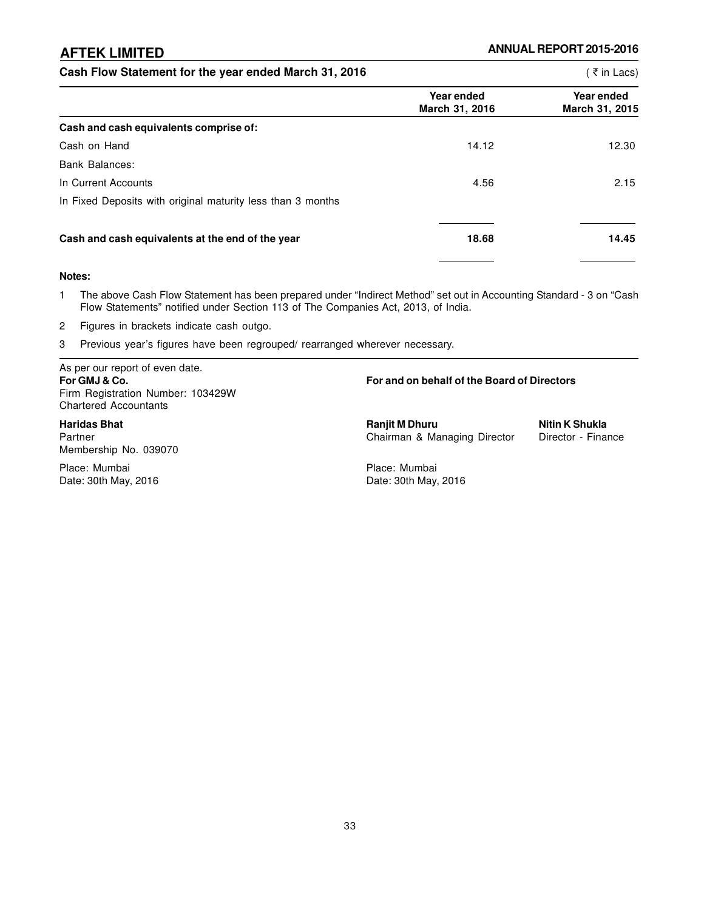## Cash Flow Statement for the year ended March 31, 2016

( ₹ in Lacs)

| | Year ended March 31, 2016 | Year ended March 31, 2015 |
|---|---|---|
| **Cash and cash equivalents comprise of:** | | |
| Cash on Hand | 14.12 | 12.30 |
| Bank Balances: | | |
| In Current Accounts | 4.56 | 2.15 |
| In Fixed Deposits with original maturity less than 3 months | | |
| **Cash and cash equivalents at the end of the year** | **18.68** | **14.45** |

**Notes:**

1. The above Cash Flow Statement has been prepared under "Indirect Method" set out in Accounting Standard - 3 on "Cash Flow Statements" notified under Section 113 of The Companies Act, 2013, of India.
2. Figures in brackets indicate cash outgo.
3. Previous year's figures have been regrouped/ rearranged wherever necessary.

As per our report of even date.
**For GMJ & Co.**
Firm Registration Number: 103429W
Chartered Accountants

**Haridas Bhat**
Partner
Membership No. 039070

Place: Mumbai
Date: 30th May, 2016

**For and on behalf of the Board of Directors**

**Ranjit M Dhuru**
Chairman & Managing Director

**Nitin K Shukla**
Director - Finance

Place: Mumbai
Date: 30th May, 2016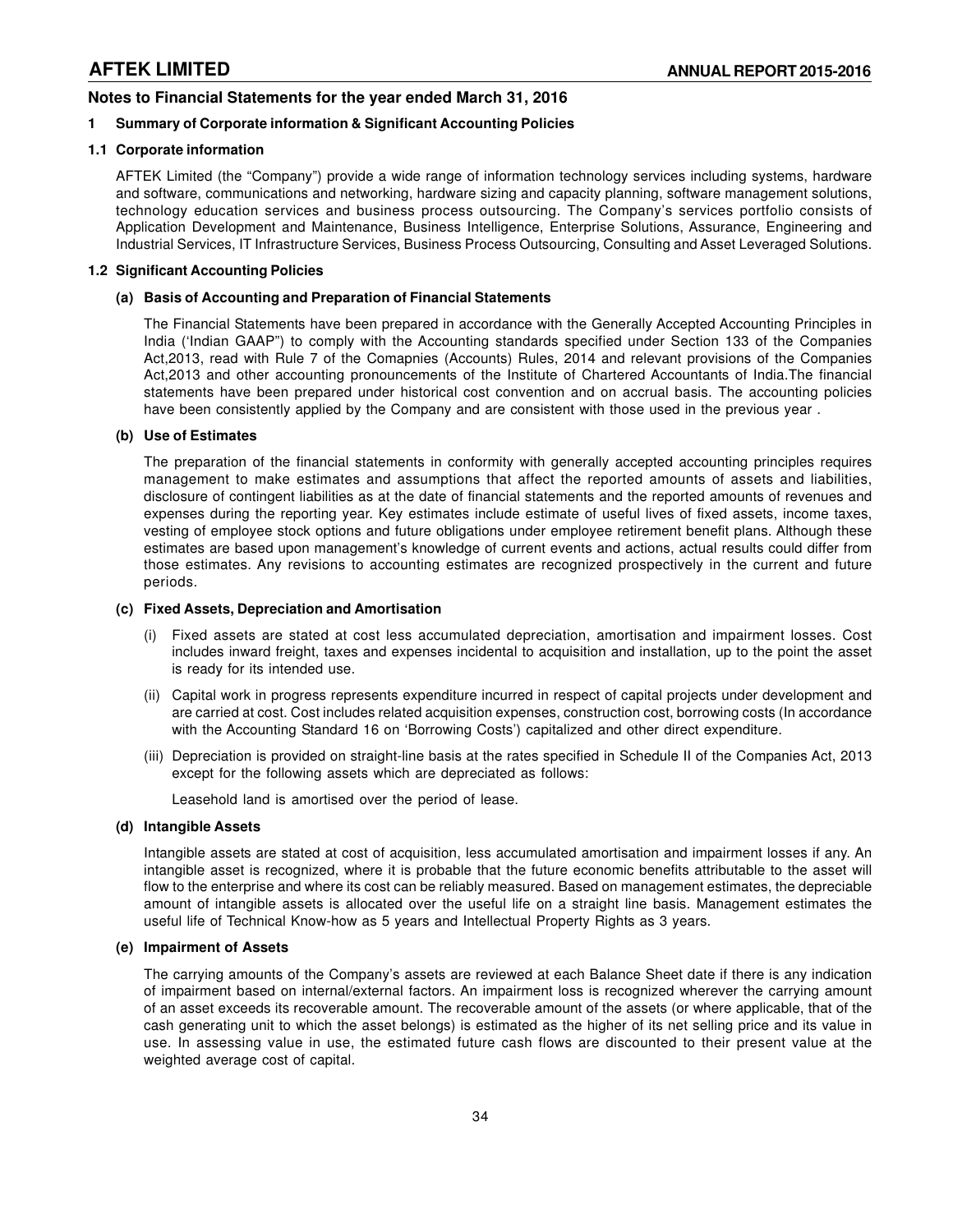## Notes to Financial Statements for the year ended March 31, 2016

### 1 Summary of Corporate information & Significant Accounting Policies

#### 1.1 Corporate information

AFTEK Limited (the "Company") provide a wide range of information technology services including systems, hardware and software, communications and networking, hardware sizing and capacity planning, software management solutions, technology education services and business process outsourcing. The Company's services portfolio consists of Application Development and Maintenance, Business Intelligence, Enterprise Solutions, Assurance, Engineering and Industrial Services, IT Infrastructure Services, Business Process Outsourcing, Consulting and Asset Leveraged Solutions.

#### 1.2 Significant Accounting Policies

**(a) Basis of Accounting and Preparation of Financial Statements**

The Financial Statements have been prepared in accordance with the Generally Accepted Accounting Principles in India ('Indian GAAP") to comply with the Accounting standards specified under Section 133 of the Companies Act,2013, read with Rule 7 of the Comapnies (Accounts) Rules, 2014 and relevant provisions of the Companies Act,2013 and other accounting pronouncements of the Institute of Chartered Accountants of India.The financial statements have been prepared under historical cost convention and on accrual basis. The accounting policies have been consistently applied by the Company and are consistent with those used in the previous year .

**(b) Use of Estimates**

The preparation of the financial statements in conformity with generally accepted accounting principles requires management to make estimates and assumptions that affect the reported amounts of assets and liabilities, disclosure of contingent liabilities as at the date of financial statements and the reported amounts of revenues and expenses during the reporting year. Key estimates include estimate of useful lives of fixed assets, income taxes, vesting of employee stock options and future obligations under employee retirement benefit plans. Although these estimates are based upon management's knowledge of current events and actions, actual results could differ from those estimates. Any revisions to accounting estimates are recognized prospectively in the current and future periods.

**(c) Fixed Assets, Depreciation and Amortisation**

(i) Fixed assets are stated at cost less accumulated depreciation, amortisation and impairment losses. Cost includes inward freight, taxes and expenses incidental to acquisition and installation, up to the point the asset is ready for its intended use.

(ii) Capital work in progress represents expenditure incurred in respect of capital projects under development and are carried at cost. Cost includes related acquisition expenses, construction cost, borrowing costs (In accordance with the Accounting Standard 16 on 'Borrowing Costs') capitalized and other direct expenditure.

(iii) Depreciation is provided on straight-line basis at the rates specified in Schedule II of the Companies Act, 2013 except for the following assets which are depreciated as follows:

Leasehold land is amortised over the period of lease.

**(d) Intangible Assets**

Intangible assets are stated at cost of acquisition, less accumulated amortisation and impairment losses if any. An intangible asset is recognized, where it is probable that the future economic benefits attributable to the asset will flow to the enterprise and where its cost can be reliably measured. Based on management estimates, the depreciable amount of intangible assets is allocated over the useful life on a straight line basis. Management estimates the useful life of Technical Know-how as 5 years and Intellectual Property Rights as 3 years.

**(e) Impairment of Assets**

The carrying amounts of the Company's assets are reviewed at each Balance Sheet date if there is any indication of impairment based on internal/external factors. An impairment loss is recognized wherever the carrying amount of an asset exceeds its recoverable amount. The recoverable amount of the assets (or where applicable, that of the cash generating unit to which the asset belongs) is estimated as the higher of its net selling price and its value in use. In assessing value in use, the estimated future cash flows are discounted to their present value at the weighted average cost of capital.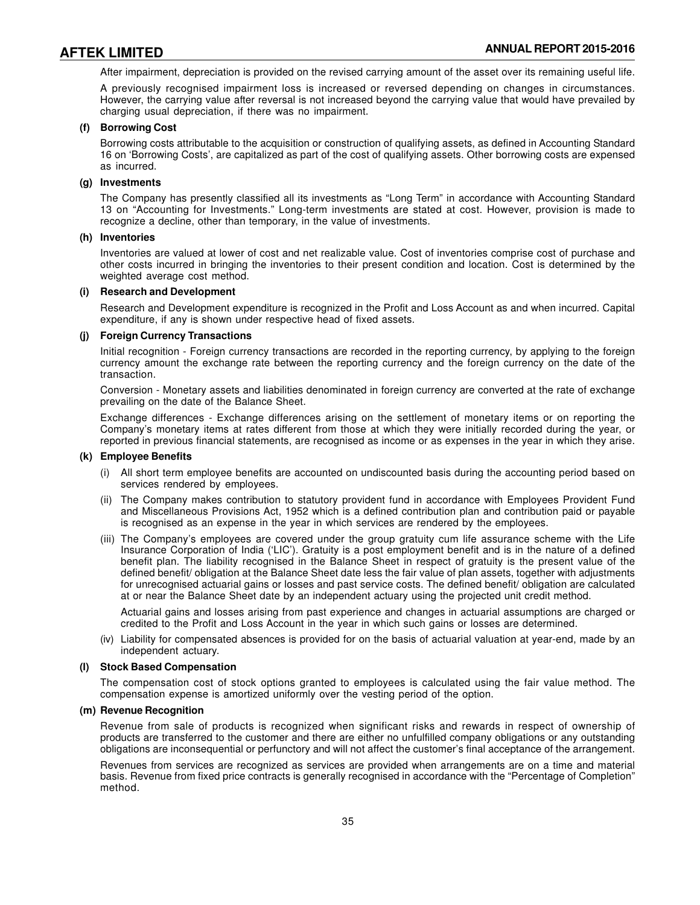After impairment, depreciation is provided on the revised carrying amount of the asset over its remaining useful life.

A previously recognised impairment loss is increased or reversed depending on changes in circumstances. However, the carrying value after reversal is not increased beyond the carrying value that would have prevailed by charging usual depreciation, if there was no impairment.

**(f) Borrowing Cost**

Borrowing costs attributable to the acquisition or construction of qualifying assets, as defined in Accounting Standard 16 on 'Borrowing Costs', are capitalized as part of the cost of qualifying assets. Other borrowing costs are expensed as incurred.

**(g) Investments**

The Company has presently classified all its investments as "Long Term" in accordance with Accounting Standard 13 on "Accounting for Investments." Long-term investments are stated at cost. However, provision is made to recognize a decline, other than temporary, in the value of investments.

**(h) Inventories**

Inventories are valued at lower of cost and net realizable value. Cost of inventories comprise cost of purchase and other costs incurred in bringing the inventories to their present condition and location. Cost is determined by the weighted average cost method.

**(i) Research and Development**

Research and Development expenditure is recognized in the Profit and Loss Account as and when incurred. Capital expenditure, if any is shown under respective head of fixed assets.

**(j) Foreign Currency Transactions**

Initial recognition - Foreign currency transactions are recorded in the reporting currency, by applying to the foreign currency amount the exchange rate between the reporting currency and the foreign currency on the date of the transaction.

Conversion - Monetary assets and liabilities denominated in foreign currency are converted at the rate of exchange prevailing on the date of the Balance Sheet.

Exchange differences - Exchange differences arising on the settlement of monetary items or on reporting the Company's monetary items at rates different from those at which they were initially recorded during the year, or reported in previous financial statements, are recognised as income or as expenses in the year in which they arise.

**(k) Employee Benefits**

(i) All short term employee benefits are accounted on undiscounted basis during the accounting period based on services rendered by employees.

(ii) The Company makes contribution to statutory provident fund in accordance with Employees Provident Fund and Miscellaneous Provisions Act, 1952 which is a defined contribution plan and contribution paid or payable is recognised as an expense in the year in which services are rendered by the employees.

(iii) The Company's employees are covered under the group gratuity cum life assurance scheme with the Life Insurance Corporation of India ('LIC'). Gratuity is a post employment benefit and is in the nature of a defined benefit plan. The liability recognised in the Balance Sheet in respect of gratuity is the present value of the defined benefit/ obligation at the Balance Sheet date less the fair value of plan assets, together with adjustments for unrecognised actuarial gains or losses and past service costs. The defined benefit/ obligation are calculated at or near the Balance Sheet date by an independent actuary using the projected unit credit method.

Actuarial gains and losses arising from past experience and changes in actuarial assumptions are charged or credited to the Profit and Loss Account in the year in which such gains or losses are determined.

(iv) Liability for compensated absences is provided for on the basis of actuarial valuation at year-end, made by an independent actuary.

**(l) Stock Based Compensation**

The compensation cost of stock options granted to employees is calculated using the fair value method. The compensation expense is amortized uniformly over the vesting period of the option.

**(m) Revenue Recognition**

Revenue from sale of products is recognized when significant risks and rewards in respect of ownership of products are transferred to the customer and there are either no unfulfilled company obligations or any outstanding obligations are inconsequential or perfunctory and will not affect the customer's final acceptance of the arrangement.

Revenues from services are recognized as services are provided when arrangements are on a time and material basis. Revenue from fixed price contracts is generally recognised in accordance with the "Percentage of Completion" method.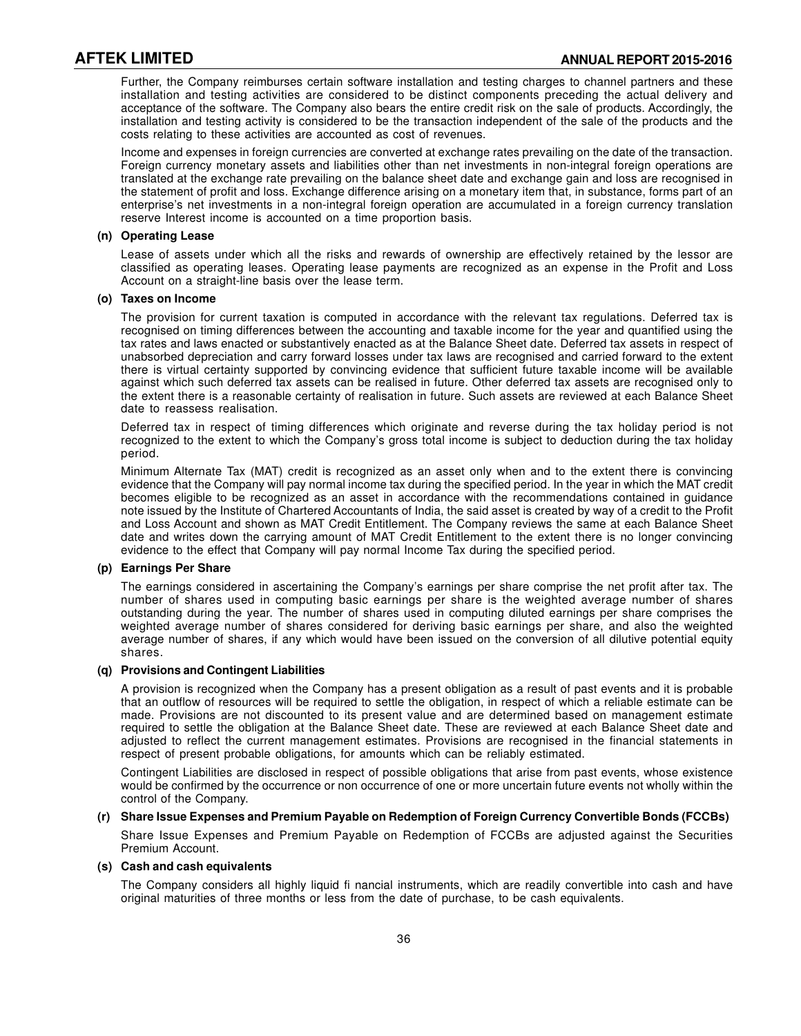Further, the Company reimburses certain software installation and testing charges to channel partners and these installation and testing activities are considered to be distinct components preceding the actual delivery and acceptance of the software. The Company also bears the entire credit risk on the sale of products. Accordingly, the installation and testing activity is considered to be the transaction independent of the sale of the products and the costs relating to these activities are accounted as cost of revenues.

Income and expenses in foreign currencies are converted at exchange rates prevailing on the date of the transaction. Foreign currency monetary assets and liabilities other than net investments in non-integral foreign operations are translated at the exchange rate prevailing on the balance sheet date and exchange gain and loss are recognised in the statement of profit and loss. Exchange difference arising on a monetary item that, in substance, forms part of an enterprise's net investments in a non-integral foreign operation are accumulated in a foreign currency translation reserve Interest income is accounted on a time proportion basis.

**(n) Operating Lease**

Lease of assets under which all the risks and rewards of ownership are effectively retained by the lessor are classified as operating leases. Operating lease payments are recognized as an expense in the Profit and Loss Account on a straight-line basis over the lease term.

**(o) Taxes on Income**

The provision for current taxation is computed in accordance with the relevant tax regulations. Deferred tax is recognised on timing differences between the accounting and taxable income for the year and quantified using the tax rates and laws enacted or substantively enacted as at the Balance Sheet date. Deferred tax assets in respect of unabsorbed depreciation and carry forward losses under tax laws are recognised and carried forward to the extent there is virtual certainty supported by convincing evidence that sufficient future taxable income will be available against which such deferred tax assets can be realised in future. Other deferred tax assets are recognised only to the extent there is a reasonable certainty of realisation in future. Such assets are reviewed at each Balance Sheet date to reassess realisation.

Deferred tax in respect of timing differences which originate and reverse during the tax holiday period is not recognized to the extent to which the Company's gross total income is subject to deduction during the tax holiday period.

Minimum Alternate Tax (MAT) credit is recognized as an asset only when and to the extent there is convincing evidence that the Company will pay normal income tax during the specified period. In the year in which the MAT credit becomes eligible to be recognized as an asset in accordance with the recommendations contained in guidance note issued by the Institute of Chartered Accountants of India, the said asset is created by way of a credit to the Profit and Loss Account and shown as MAT Credit Entitlement. The Company reviews the same at each Balance Sheet date and writes down the carrying amount of MAT Credit Entitlement to the extent there is no longer convincing evidence to the effect that Company will pay normal Income Tax during the specified period.

**(p) Earnings Per Share**

The earnings considered in ascertaining the Company's earnings per share comprise the net profit after tax. The number of shares used in computing basic earnings per share is the weighted average number of shares outstanding during the year. The number of shares used in computing diluted earnings per share comprises the weighted average number of shares considered for deriving basic earnings per share, and also the weighted average number of shares, if any which would have been issued on the conversion of all dilutive potential equity shares.

**(q) Provisions and Contingent Liabilities**

A provision is recognized when the Company has a present obligation as a result of past events and it is probable that an outflow of resources will be required to settle the obligation, in respect of which a reliable estimate can be made. Provisions are not discounted to its present value and are determined based on management estimate required to settle the obligation at the Balance Sheet date. These are reviewed at each Balance Sheet date and adjusted to reflect the current management estimates. Provisions are recognised in the financial statements in respect of present probable obligations, for amounts which can be reliably estimated.

Contingent Liabilities are disclosed in respect of possible obligations that arise from past events, whose existence would be confirmed by the occurrence or non occurrence of one or more uncertain future events not wholly within the control of the Company.

**(r) Share Issue Expenses and Premium Payable on Redemption of Foreign Currency Convertible Bonds (FCCBs)**

Share Issue Expenses and Premium Payable on Redemption of FCCBs are adjusted against the Securities Premium Account.

**(s) Cash and cash equivalents**

The Company considers all highly liquid fi nancial instruments, which are readily convertible into cash and have original maturities of three months or less from the date of purchase, to be cash equivalents.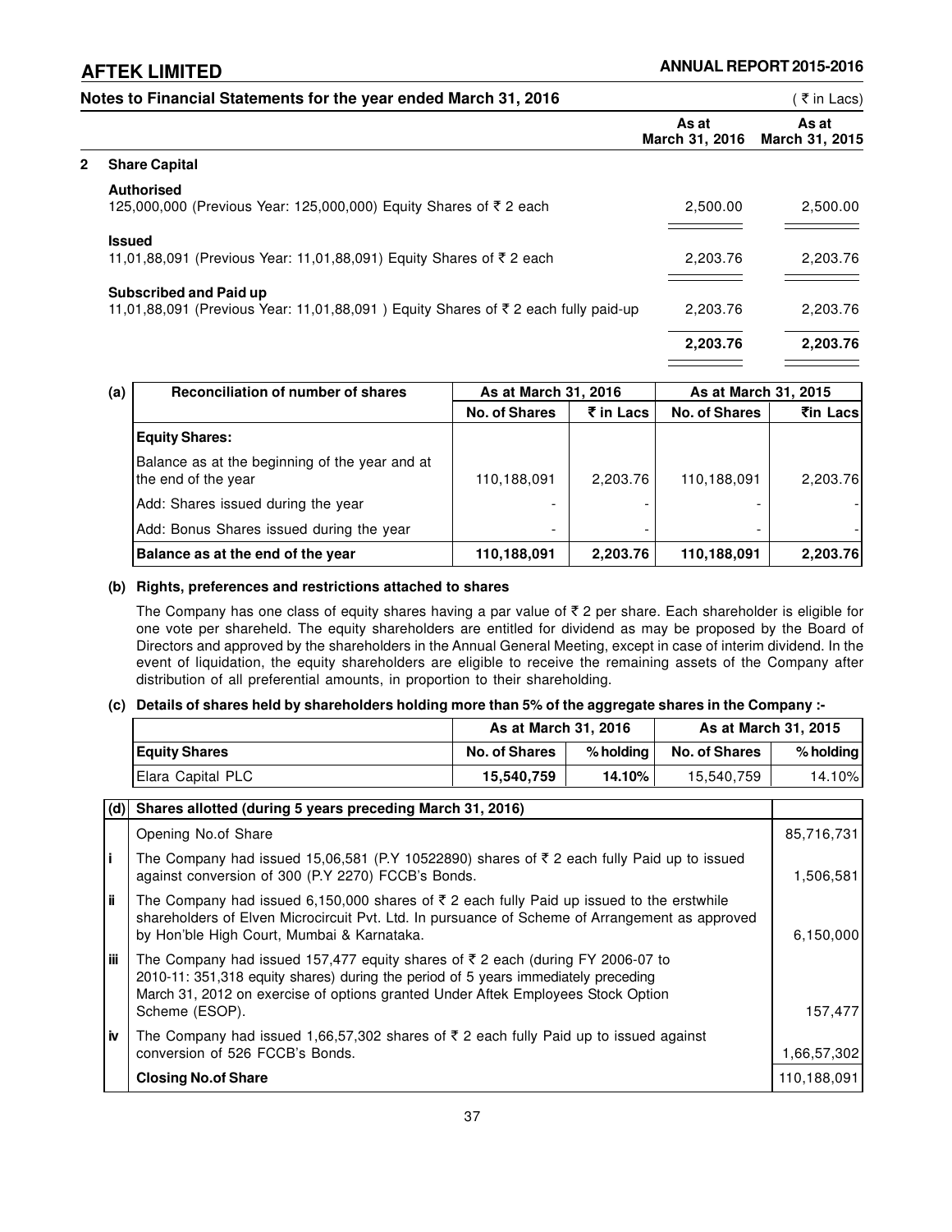**Notes to Financial Statements for the year ended March 31, 2016** ( ₹ in Lacs)

| | As at March 31, 2016 | As at March 31, 2015 |
|---|---|---|
| **2 Share Capital** | | |
| **Authorised** | | |
| 125,000,000 (Previous Year: 125,000,000) Equity Shares of ₹ 2 each | 2,500.00 | 2,500.00 |
| **Issued** | | |
| 11,01,88,091 (Previous Year: 11,01,88,091) Equity Shares of ₹ 2 each | 2,203.76 | 2,203.76 |
| **Subscribed and Paid up** | | |
| 11,01,88,091 (Previous Year: 11,01,88,091 ) Equity Shares of ₹ 2 each fully paid-up | 2,203.76 | 2,203.76 |
| | **2,203.76** | **2,203.76** |

**(a)**

| Reconciliation of number of shares | As at March 31, 2016 | | As at March 31, 2015 | |
|---|---|---|---|---|
| | No. of Shares | ₹ in Lacs | No. of Shares | ₹in Lacs |
| **Equity Shares:** | | | | |
| Balance as at the beginning of the year and at the end of the year | 110,188,091 | 2,203.76 | 110,188,091 | 2,203.76 |
| Add: Shares issued during the year | - | - | - | - |
| Add: Bonus Shares issued during the year | - | - | - | - |
| **Balance as at the end of the year** | **110,188,091** | **2,203.76** | **110,188,091** | **2,203.76** |

**(b) Rights, preferences and restrictions attached to shares**

The Company has one class of equity shares having a par value of ₹ 2 per share. Each shareholder is eligible for one vote per shareheld. The equity shareholders are entitled for dividend as may be proposed by the Board of Directors and approved by the shareholders in the Annual General Meeting, except in case of interim dividend. In the event of liquidation, the equity shareholders are eligible to receive the remaining assets of the Company after distribution of all preferential amounts, in proportion to their shareholding.

**(c) Details of shares held by shareholders holding more than 5% of the aggregate shares in the Company :-**

| | As at March 31, 2016 | | As at March 31, 2015 | |
|---|---|---|---|---|
| **Equity Shares** | No. of Shares | % holding | No. of Shares | % holding |
| Elara Capital PLC | **15,540,759** | **14.10%** | 15,540,759 | 14.10% |

| (d) | Shares allotted (during 5 years preceding March 31, 2016) | |
|---|---|---|
| | Opening No.of Share | 85,716,731 |
| i | The Company had issued 15,06,581 (P.Y 10522890) shares of ₹ 2 each fully Paid up to issued against conversion of 300 (P.Y 2270) FCCB's Bonds. | 1,506,581 |
| ii | The Company had issued 6,150,000 shares of ₹ 2 each fully Paid up issued to the erstwhile shareholders of Elven Microcircuit Pvt. Ltd. In pursuance of Scheme of Arrangement as approved by Hon'ble High Court, Mumbai & Karnataka. | 6,150,000 |
| iii | The Company had issued 157,477 equity shares of ₹ 2 each (during FY 2006-07 to 2010-11: 351,318 equity shares) during the period of 5 years immediately preceding March 31, 2012 on exercise of options granted Under Aftek Employees Stock Option Scheme (ESOP). | 157,477 |
| iv | The Company had issued 1,66,57,302 shares of ₹ 2 each fully Paid up to issued against conversion of 526 FCCB's Bonds. | 1,66,57,302 |
| | **Closing No.of Share** | 110,188,091 |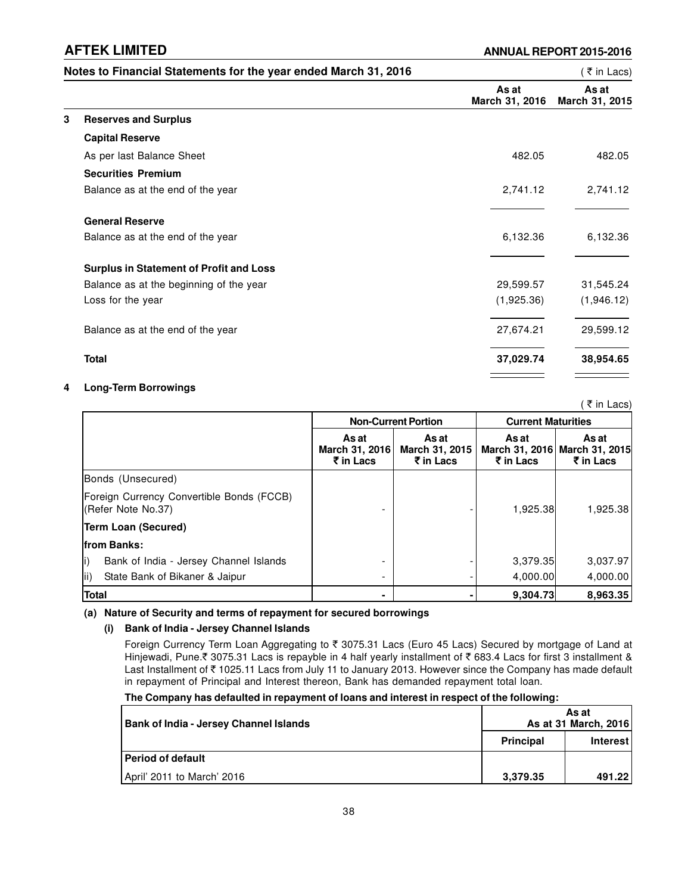## Notes to Financial Statements for the year ended March 31, 2016

( ₹ in Lacs)

| | | As at March 31, 2016 | As at March 31, 2015 |
|---|---|---|---|
| **3** | **Reserves and Surplus** | | |
| | **Capital Reserve** | | |
| | As per last Balance Sheet | 482.05 | 482.05 |
| | **Securities Premium** | | |
| | Balance as at the end of the year | 2,741.12 | 2,741.12 |
| | **General Reserve** | | |
| | Balance as at the end of the year | 6,132.36 | 6,132.36 |
| | **Surplus in Statement of Profit and Loss** | | |
| | Balance as at the beginning of the year | 29,599.57 | 31,545.24 |
| | Loss for the year | (1,925.36) | (1,946.12) |
| | Balance as at the end of the year | 27,674.21 | 29,599.12 |
| | **Total** | **37,029.74** | **38,954.65** |

**4 Long-Term Borrowings**

( ₹ in Lacs)

| | Non-Current Portion | | Current Maturities | |
|---|---|---|---|---|
| | As at March 31, 2016 ₹ in Lacs | As at March 31, 2015 ₹ in Lacs | As at March 31, 2016 ₹ in Lacs | As at March 31, 2015 ₹ in Lacs |
| Bonds (Unsecured) | | | | |
| Foreign Currency Convertible Bonds (FCCB) (Refer Note No.37) | - | - | 1,925.38 | 1,925.38 |
| **Term Loan (Secured)** | | | | |
| **from Banks:** | | | | |
| i) Bank of India - Jersey Channel Islands | - | - | 3,379.35 | 3,037.97 |
| ii) State Bank of Bikaner & Jaipur | - | - | 4,000.00 | 4,000.00 |
| **Total** | **-** | **-** | **9,304.73** | **8,963.35** |

**(a) Nature of Security and terms of repayment for secured borrowings**

**(i) Bank of India - Jersey Channel Islands**

Foreign Currency Term Loan Aggregating to ₹ 3075.31 Lacs (Euro 45 Lacs) Secured by mortgage of Land at Hinjewadi, Pune.₹ 3075.31 Lacs is repayble in 4 half yearly installment of ₹ 683.4 Lacs for first 3 installment & Last Installment of ₹ 1025.11 Lacs from July 11 to January 2013. However since the Company has made default in repayment of Principal and Interest thereon, Bank has demanded repayment total loan.

**The Company has defaulted in repayment of loans and interest in respect of the following:**

| Bank of India - Jersey Channel Islands | As at As at 31 March, 2016 | |
|---|---|---|
| | **Principal** | **Interest** |
| **Period of default** | | |
| April' 2011 to March' 2016 | **3,379.35** | **491.22** |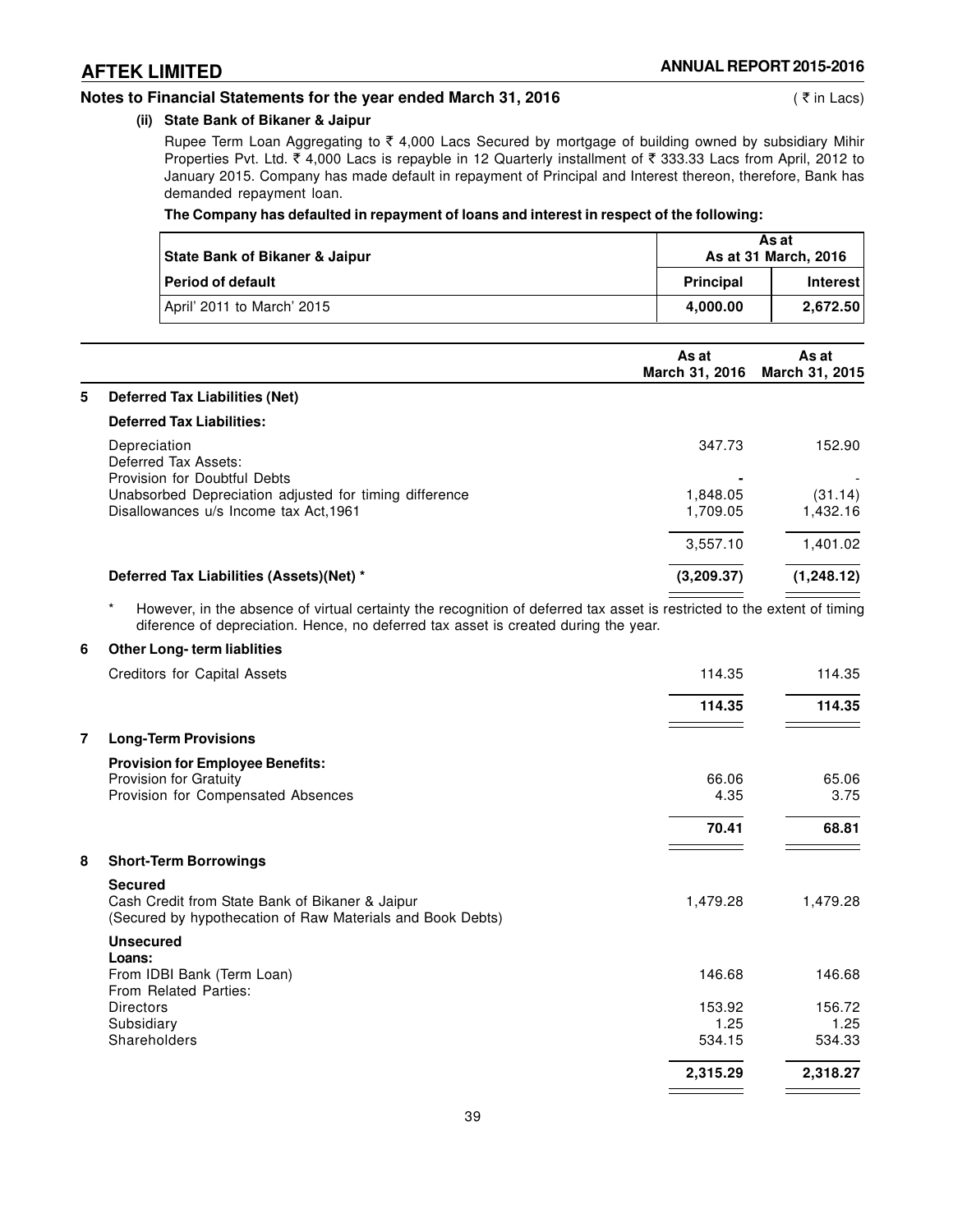**Notes to Financial Statements for the year ended March 31, 2016** ( ₹ in Lacs)

**(ii) State Bank of Bikaner & Jaipur**

Rupee Term Loan Aggregating to ₹ 4,000 Lacs Secured by mortgage of building owned by subsidiary Mihir Properties Pvt. Ltd. ₹ 4,000 Lacs is repayble in 12 Quarterly installment of ₹ 333.33 Lacs from April, 2012 to January 2015. Company has made default in repayment of Principal and Interest thereon, therefore, Bank has demanded repayment loan.

**The Company has defaulted in repayment of loans and interest in respect of the following:**

| State Bank of Bikaner & Jaipur | As at As at 31 March, 2016 | |
|---|---|---|
| **Period of default** | **Principal** | **Interest** |
| April' 2011 to March' 2015 | **4,000.00** | **2,672.50** |

| | | As at March 31, 2016 | As at March 31, 2015 |
|---|---|---|---|
| **5** | **Deferred Tax Liabilities (Net)** | | |
| | **Deferred Tax Liabilities:** | | |
| | Depreciation | 347.73 | 152.90 |
| | Deferred Tax Assets: | | |
| | Provision for Doubtful Debts | - | - |
| | Unabsorbed Depreciation adjusted for timing difference | 1,848.05 | (31.14) |
| | Disallowances u/s Income tax Act,1961 | 1,709.05 | 1,432.16 |
| | | 3,557.10 | 1,401.02 |
| | **Deferred Tax Liabilities (Assets)(Net) *** | **(3,209.37)** | **(1,248.12)** |

\* However, in the absence of virtual certainty the recognition of deferred tax asset is restricted to the extent of timing diference of depreciation. Hence, no deferred tax asset is created during the year.

| | | As at March 31, 2016 | As at March 31, 2015 |
|---|---|---|---|
| **6** | **Other Long- term liablities** | | |
| | Creditors for Capital Assets | 114.35 | 114.35 |
| | | **114.35** | **114.35** |
| **7** | **Long-Term Provisions** | | |
| | **Provision for Employee Benefits:** | | |
| | Provision for Gratuity | 66.06 | 65.06 |
| | Provision for Compensated Absences | 4.35 | 3.75 |
| | | **70.41** | **68.81** |
| **8** | **Short-Term Borrowings** | | |
| | **Secured** | | |
| | Cash Credit from State Bank of Bikaner & Jaipur (Secured by hypothecation of Raw Materials and Book Debts) | 1,479.28 | 1,479.28 |
| | **Unsecured** | | |
| | **Loans:** | | |
| | From IDBI Bank (Term Loan) | 146.68 | 146.68 |
| | From Related Parties: | | |
| | Directors | 153.92 | 156.72 |
| | Subsidiary | 1.25 | 1.25 |
| | Shareholders | 534.15 | 534.33 |
| | | **2,315.29** | **2,318.27** |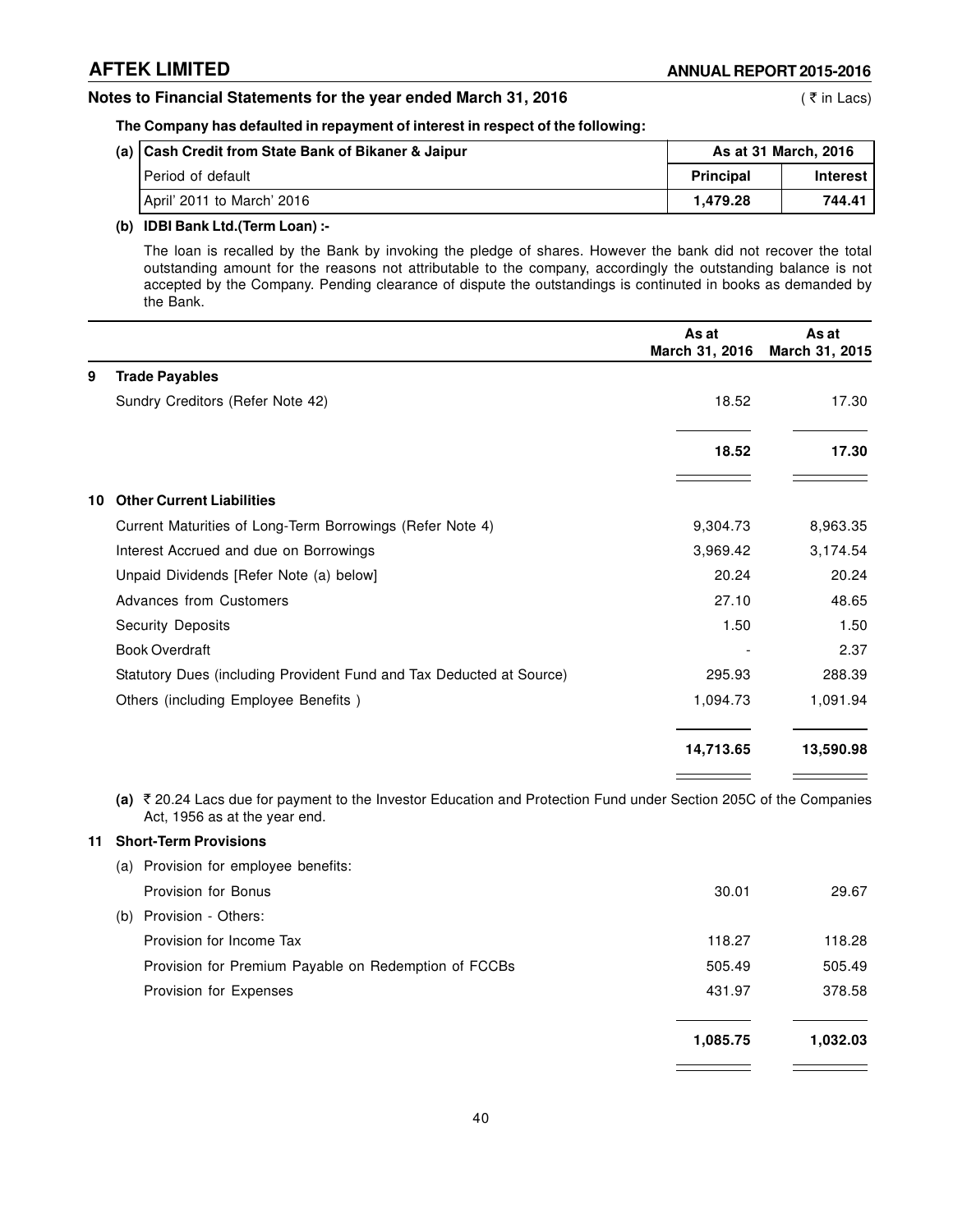**Notes to Financial Statements for the year ended March 31, 2016** (₹ in Lacs)

**The Company has defaulted in repayment of interest in respect of the following:**

| (a) Cash Credit from State Bank of Bikaner & Jaipur | As at 31 March, 2016 | |
|---|---|---|
| Period of default | **Principal** | **Interest** |
| April' 2011 to March' 2016 | **1,479.28** | **744.41** |

**(b) IDBI Bank Ltd.(Term Loan) :-**

The loan is recalled by the Bank by invoking the pledge of shares. However the bank did not recover the total outstanding amount for the reasons not attributable to the company, accordingly the outstanding balance is not accepted by the Company. Pending clearance of dispute the outstandings is continuted in books as demanded by the Bank.

| | | As at March 31, 2016 | As at March 31, 2015 |
|---|---|---|---|
| **9** | **Trade Payables** | | |
| | Sundry Creditors (Refer Note 42) | 18.52 | 17.30 |
| | | **18.52** | **17.30** |
| **10** | **Other Current Liabilities** | | |
| | Current Maturities of Long-Term Borrowings (Refer Note 4) | 9,304.73 | 8,963.35 |
| | Interest Accrued and due on Borrowings | 3,969.42 | 3,174.54 |
| | Unpaid Dividends [Refer Note (a) below] | 20.24 | 20.24 |
| | Advances from Customers | 27.10 | 48.65 |
| | Security Deposits | 1.50 | 1.50 |
| | Book Overdraft | - | 2.37 |
| | Statutory Dues (including Provident Fund and Tax Deducted at Source) | 295.93 | 288.39 |
| | Others (including Employee Benefits ) | 1,094.73 | 1,091.94 |
| | | **14,713.65** | **13,590.98** |

**(a)** ₹ 20.24 Lacs due for payment to the Investor Education and Protection Fund under Section 205C of the Companies Act, 1956 as at the year end.

| | | As at March 31, 2016 | As at March 31, 2015 |
|---|---|---|---|
| **11** | **Short-Term Provisions** | | |
| | (a) Provision for employee benefits: | | |
| | Provision for Bonus | 30.01 | 29.67 |
| | (b) Provision - Others: | | |
| | Provision for Income Tax | 118.27 | 118.28 |
| | Provision for Premium Payable on Redemption of FCCBs | 505.49 | 505.49 |
| | Provision for Expenses | 431.97 | 378.58 |
| | | **1,085.75** | **1,032.03** |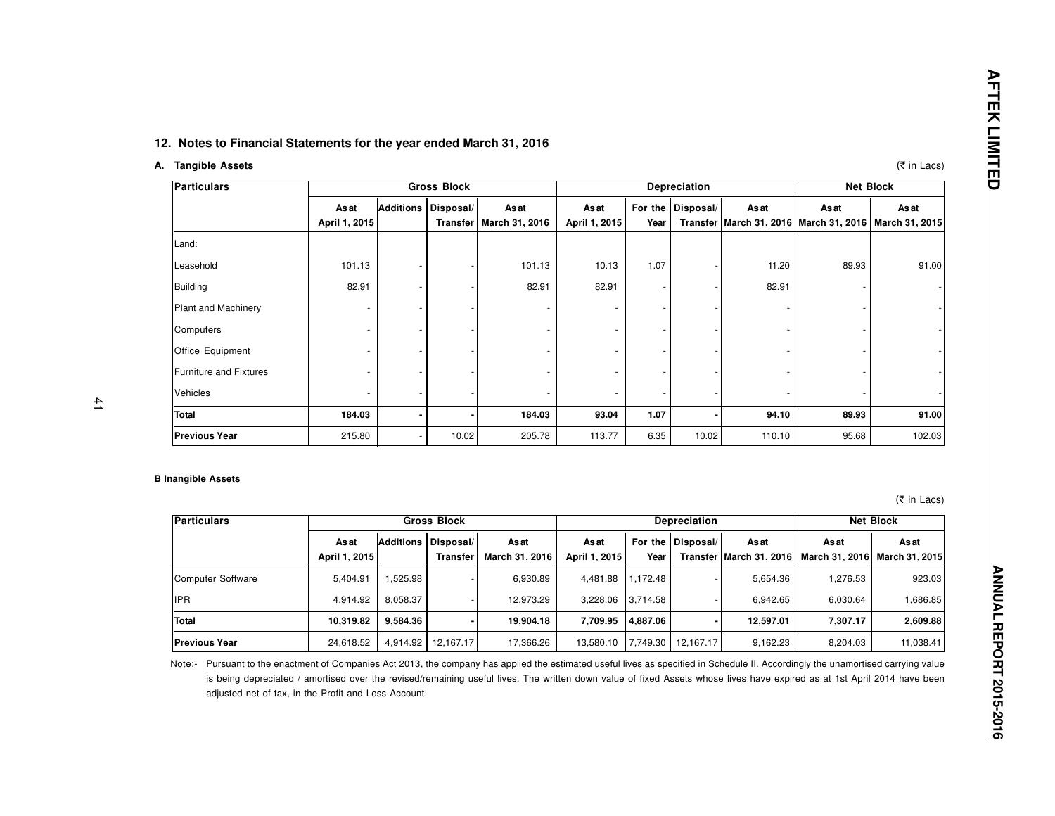## 12. Notes to Financial Statements for the year ended March 31, 2016

### A. Tangible Assets

(₹ in Lacs)

| Particulars | Gross Block | | | | Depreciation | | | | Net Block | |
|---|---|---|---|---|---|---|---|---|---|---|
| | As at April 1, 2015 | Additions | Disposal/ Transfer | As at March 31, 2016 | As at April 1, 2015 | For the Year | Disposal/ Transfer | As at March 31, 2016 | As at March 31, 2016 | As at March 31, 2015 |
| Land: | | | | | | | | | | |
| Leasehold | 101.13 | - | - | 101.13 | 10.13 | 1.07 | - | 11.20 | 89.93 | 91.00 |
| Building | 82.91 | - | - | 82.91 | 82.91 | - | - | 82.91 | - | - |
| Plant and Machinery | - | - | - | - | - | - | - | - | - | - |
| Computers | - | - | - | - | - | - | - | - | - | - |
| Office Equipment | - | - | - | - | - | - | - | - | - | - |
| Furniture and Fixtures | - | - | - | - | - | - | - | - | - | - |
| Vehicles | - | - | - | - | - | - | - | - | - | - |
| **Total** | **184.03** | **-** | **-** | **184.03** | **93.04** | **1.07** | **-** | **94.10** | **89.93** | **91.00** |
| **Previous Year** | 215.80 | - | 10.02 | 205.78 | 113.77 | 6.35 | 10.02 | 110.10 | 95.68 | 102.03 |

### B Inangible Assets

(₹ in Lacs)

| Particulars | Gross Block | | | | Depreciation | | | | Net Block | |
|---|---|---|---|---|---|---|---|---|---|---|
| | As at April 1, 2015 | Additions | Disposal/ Transfer | As at March 31, 2016 | As at April 1, 2015 | For the Year | Disposal/ Transfer | As at March 31, 2016 | As at March 31, 2016 | As at March 31, 2015 |
| Computer Software | 5,404.91 | 1,525.98 | - | 6,930.89 | 4,481.88 | 1,172.48 | - | 5,654.36 | 1,276.53 | 923.03 |
| IPR | 4,914.92 | 8,058.37 | - | 12,973.29 | 3,228.06 | 3,714.58 | - | 6,942.65 | 6,030.64 | 1,686.85 |
| **Total** | **10,319.82** | **9,584.36** | **-** | **19,904.18** | **7,709.95** | **4,887.06** | **-** | **12,597.01** | **7,307.17** | **2,609.88** |
| **Previous Year** | 24,618.52 | 4,914.92 | 12,167.17 | 17,366.26 | 13,580.10 | 7,749.30 | 12,167.17 | 9,162.23 | 8,204.03 | 11,038.41 |

Note:- Pursuant to the enactment of Companies Act 2013, the company has applied the estimated useful lives as specified in Schedule II. Accordingly the unamortised carrying value is being depreciated / amortised over the revised/remaining useful lives. The written down value of fixed Assets whose lives have expired as at 1st April 2014 have been adjusted net of tax, in the Profit and Loss Account.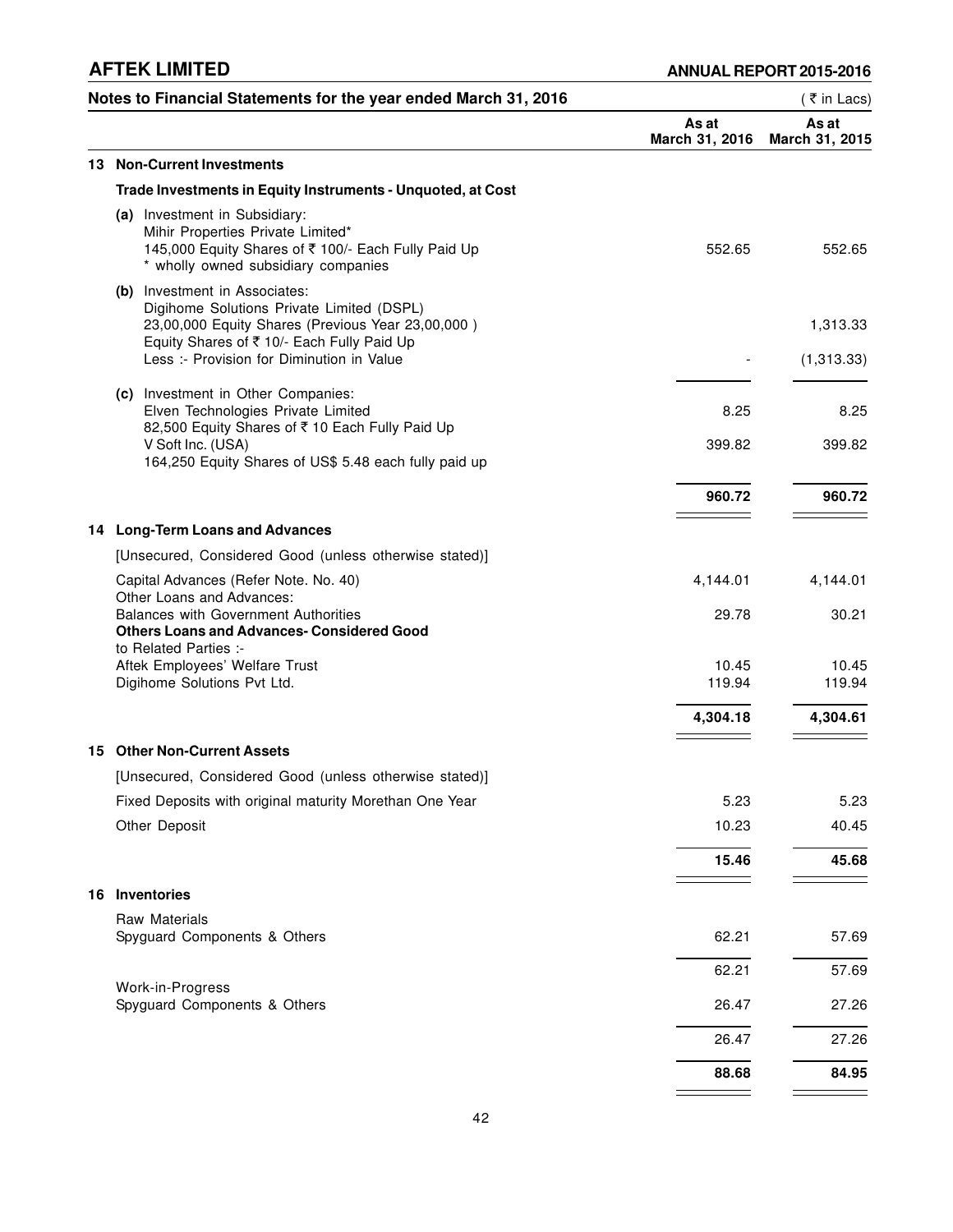## Notes to Financial Statements for the year ended March 31, 2016

(₹ in Lacs)

| | | As at March 31, 2016 | As at March 31, 2015 |
|---|---|---|---|
| **13** | **Non-Current Investments** | | |
| | **Trade Investments in Equity Instruments - Unquoted, at Cost** | | |
| | **(a)** Investment in Subsidiary: Mihir Properties Private Limited* 145,000 Equity Shares of ₹ 100/- Each Fully Paid Up * wholly owned subsidiary companies | 552.65 | 552.65 |
| | **(b)** Investment in Associates: Digihome Solutions Private Limited (DSPL) 23,00,000 Equity Shares (Previous Year 23,00,000 ) Equity Shares of ₹ 10/- Each Fully Paid Up | | 1,313.33 |
| | Less :- Provision for Diminution in Value | - | (1,313.33) |
| | **(c)** Investment in Other Companies: Elven Technologies Private Limited 82,500 Equity Shares of ₹ 10 Each Fully Paid Up | 8.25 | 8.25 |
| | V Soft Inc. (USA) 164,250 Equity Shares of US$ 5.48 each fully paid up | 399.82 | 399.82 |
| | | **960.72** | **960.72** |
| **14** | **Long-Term Loans and Advances** | | |
| | [Unsecured, Considered Good (unless otherwise stated)] | | |
| | Capital Advances (Refer Note. No. 40) | 4,144.01 | 4,144.01 |
| | Other Loans and Advances: | | |
| | Balances with Government Authorities | 29.78 | 30.21 |
| | **Others Loans and Advances- Considered Good** | | |
| | to Related Parties :- | | |
| | Aftek Employees' Welfare Trust | 10.45 | 10.45 |
| | Digihome Solutions Pvt Ltd. | 119.94 | 119.94 |
| | | **4,304.18** | **4,304.61** |
| **15** | **Other Non-Current Assets** | | |
| | [Unsecured, Considered Good (unless otherwise stated)] | | |
| | Fixed Deposits with original maturity Morethan One Year | 5.23 | 5.23 |
| | Other Deposit | 10.23 | 40.45 |
| | | **15.46** | **45.68** |
| **16** | **Inventories** | | |
| | Raw Materials | | |
| | Spyguard Components & Others | 62.21 | 57.69 |
| | | 62.21 | 57.69 |
| | Work-in-Progress | | |
| | Spyguard Components & Others | 26.47 | 27.26 |
| | | 26.47 | 27.26 |
| | | **88.68** | **84.95** |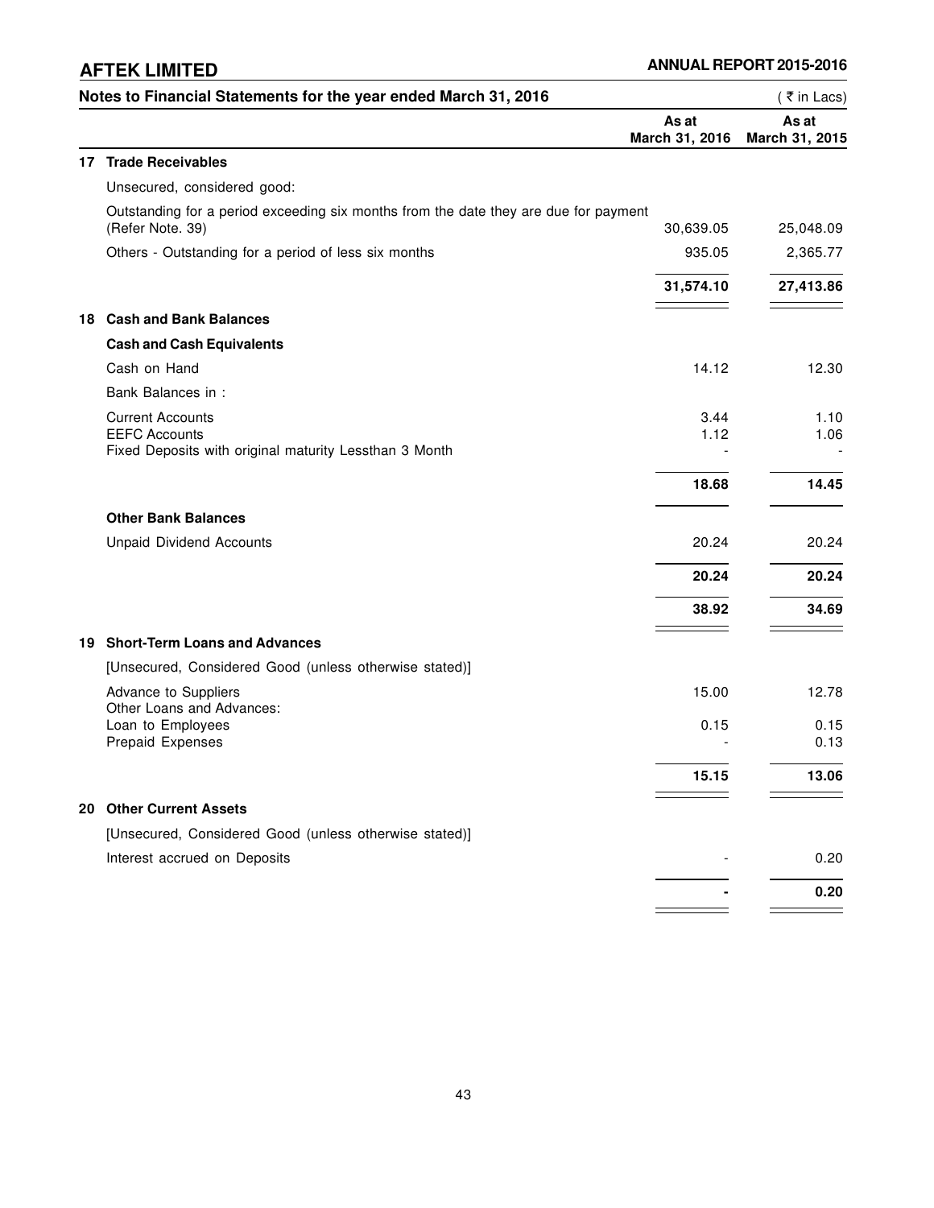## Notes to Financial Statements for the year ended March 31, 2016

( ₹ in Lacs)

| | | As at March 31, 2016 | As at March 31, 2015 |
|---|---|---|---|
| **17** | **Trade Receivables** | | |
| | Unsecured, considered good: | | |
| | Outstanding for a period exceeding six months from the date they are due for payment (Refer Note. 39) | 30,639.05 | 25,048.09 |
| | Others - Outstanding for a period of less six months | 935.05 | 2,365.77 |
| | | **31,574.10** | **27,413.86** |
| **18** | **Cash and Bank Balances** | | |
| | **Cash and Cash Equivalents** | | |
| | Cash on Hand | 14.12 | 12.30 |
| | Bank Balances in : | | |
| | Current Accounts | 3.44 | 1.10 |
| | EEFC Accounts | 1.12 | 1.06 |
| | Fixed Deposits with original maturity Lessthan 3 Month | - | - |
| | | **18.68** | **14.45** |
| | **Other Bank Balances** | | |
| | Unpaid Dividend Accounts | 20.24 | 20.24 |
| | | **20.24** | **20.24** |
| | | **38.92** | **34.69** |
| **19** | **Short-Term Loans and Advances** | | |
| | [Unsecured, Considered Good (unless otherwise stated)] | | |
| | Advance to Suppliers | 15.00 | 12.78 |
| | Other Loans and Advances: | | |
| | Loan to Employees | 0.15 | 0.15 |
| | Prepaid Expenses | - | 0.13 |
| | | **15.15** | **13.06** |
| **20** | **Other Current Assets** | | |
| | [Unsecured, Considered Good (unless otherwise stated)] | | |
| | Interest accrued on Deposits | - | 0.20 |
| | | **-** | **0.20** |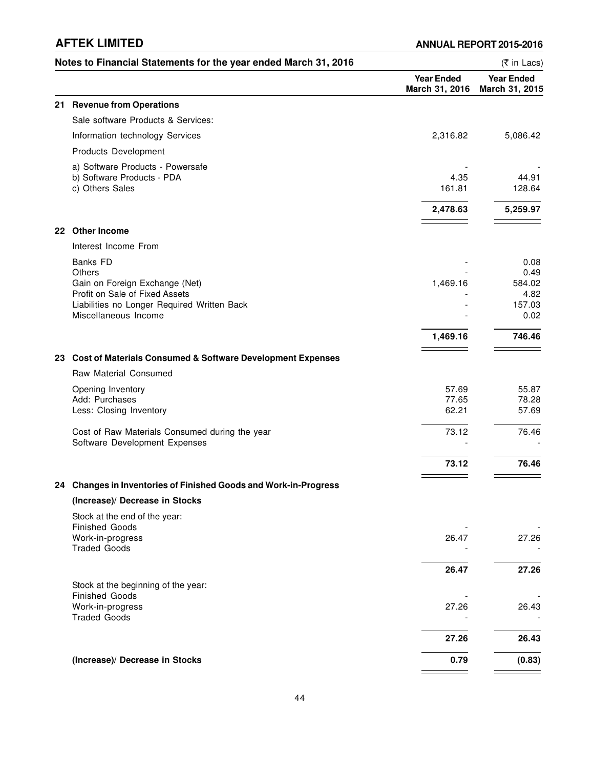## Notes to Financial Statements for the year ended March 31, 2016

(₹ in Lacs)

| | | Year Ended March 31, 2016 | Year Ended March 31, 2015 |
|---|---|---|---|
| **21** | **Revenue from Operations** | | |
| | Sale software Products & Services: | | |
| | Information technology Services | 2,316.82 | 5,086.42 |
| | Products Development | | |
| | a) Software Products - Powersafe | - | - |
| | b) Software Products - PDA | 4.35 | 44.91 |
| | c) Others Sales | 161.81 | 128.64 |
| | | **2,478.63** | **5,259.97** |
| **22** | **Other Income** | | |
| | Interest Income From | | |
| | Banks FD | - | 0.08 |
| | Others | - | 0.49 |
| | Gain on Foreign Exchange (Net) | 1,469.16 | 584.02 |
| | Profit on Sale of Fixed Assets | - | 4.82 |
| | Liabilities no Longer Required Written Back | - | 157.03 |
| | Miscellaneous Income | - | 0.02 |
| | | **1,469.16** | **746.46** |
| **23** | **Cost of Materials Consumed & Software Development Expenses** | | |
| | Raw Material Consumed | | |
| | Opening Inventory | 57.69 | 55.87 |
| | Add: Purchases | 77.65 | 78.28 |
| | Less: Closing Inventory | 62.21 | 57.69 |
| | Cost of Raw Materials Consumed during the year | 73.12 | 76.46 |
| | Software Development Expenses | - | - |
| | | **73.12** | **76.46** |
| **24** | **Changes in Inventories of Finished Goods and Work-in-Progress** | | |
| | **(Increase)/ Decrease in Stocks** | | |
| | Stock at the end of the year: | | |
| | Finished Goods | - | - |
| | Work-in-progress | 26.47 | 27.26 |
| | Traded Goods | - | - |
| | | **26.47** | **27.26** |
| | Stock at the beginning of the year: | | |
| | Finished Goods | - | - |
| | Work-in-progress | 27.26 | 26.43 |
| | Traded Goods | - | - |
| | | **27.26** | **26.43** |
| | **(Increase)/ Decrease in Stocks** | **0.79** | **(0.83)** |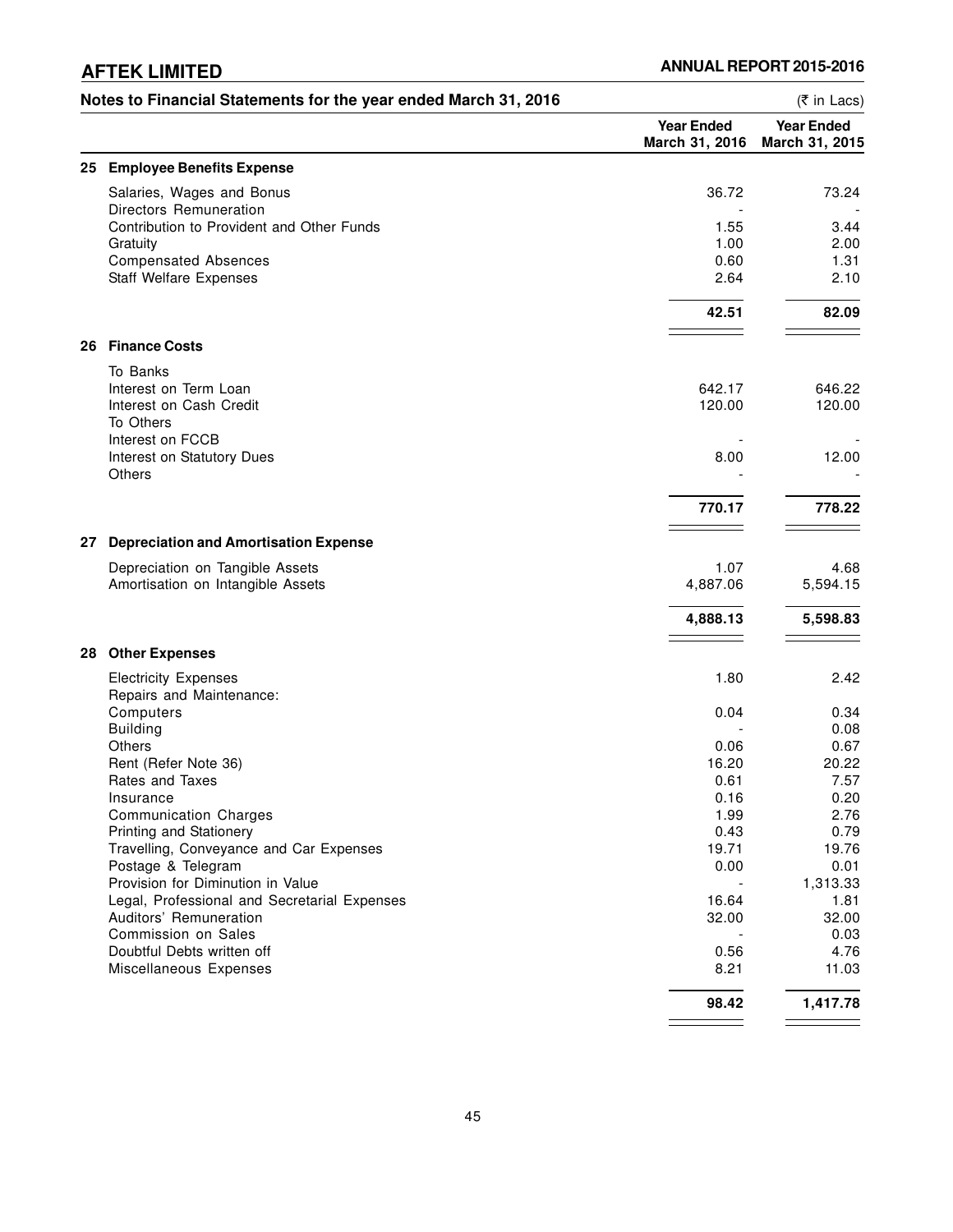## Notes to Financial Statements for the year ended March 31, 2016

(₹ in Lacs)

| | | Year Ended March 31, 2016 | Year Ended March 31, 2015 |
|---|---|---|---|
| **25** | **Employee Benefits Expense** | | |
| | Salaries, Wages and Bonus | 36.72 | 73.24 |
| | Directors Remuneration | - | - |
| | Contribution to Provident and Other Funds | 1.55 | 3.44 |
| | Gratuity | 1.00 | 2.00 |
| | Compensated Absences | 0.60 | 1.31 |
| | Staff Welfare Expenses | 2.64 | 2.10 |
| | | **42.51** | **82.09** |
| **26** | **Finance Costs** | | |
| | To Banks | | |
| | Interest on Term Loan | 642.17 | 646.22 |
| | Interest on Cash Credit | 120.00 | 120.00 |
| | To Others | | |
| | Interest on FCCB | - | - |
| | Interest on Statutory Dues | 8.00 | 12.00 |
| | Others | - | - |
| | | **770.17** | **778.22** |
| **27** | **Depreciation and Amortisation Expense** | | |
| | Depreciation on Tangible Assets | 1.07 | 4.68 |
| | Amortisation on Intangible Assets | 4,887.06 | 5,594.15 |
| | | **4,888.13** | **5,598.83** |
| **28** | **Other Expenses** | | |
| | Electricity Expenses | 1.80 | 2.42 |
| | Repairs and Maintenance: | | |
| | Computers | 0.04 | 0.34 |
| | Building | - | 0.08 |
| | Others | 0.06 | 0.67 |
| | Rent (Refer Note 36) | 16.20 | 20.22 |
| | Rates and Taxes | 0.61 | 7.57 |
| | Insurance | 0.16 | 0.20 |
| | Communication Charges | 1.99 | 2.76 |
| | Printing and Stationery | 0.43 | 0.79 |
| | Travelling, Conveyance and Car Expenses | 19.71 | 19.76 |
| | Postage & Telegram | 0.00 | 0.01 |
| | Provision for Diminution in Value | - | 1,313.33 |
| | Legal, Professional and Secretarial Expenses | 16.64 | 1.81 |
| | Auditors' Remuneration | 32.00 | 32.00 |
| | Commission on Sales | - | 0.03 |
| | Doubtful Debts written off | 0.56 | 4.76 |
| | Miscellaneous Expenses | 8.21 | 11.03 |
| | | **98.42** | **1,417.78** |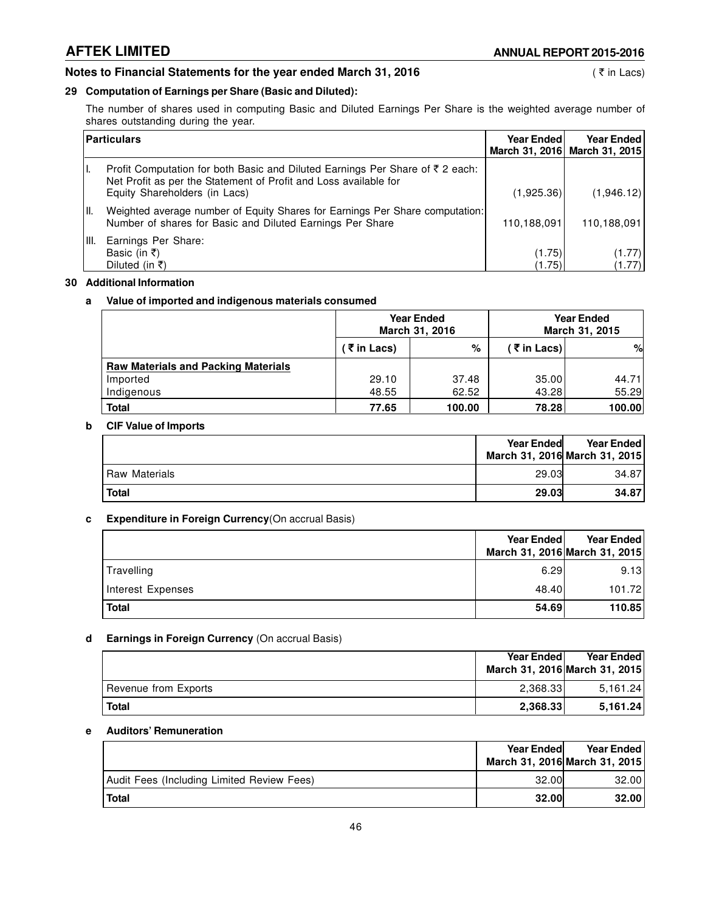## Notes to Financial Statements for the year ended March 31, 2016

( ₹ in Lacs)

### 29 Computation of Earnings per Share (Basic and Diluted):

The number of shares used in computing Basic and Diluted Earnings Per Share is the weighted average number of shares outstanding during the year.

| | Particulars | Year Ended March 31, 2016 | Year Ended March 31, 2015 |
|---|---|---|---|
| I. | Profit Computation for both Basic and Diluted Earnings Per Share of ₹ 2 each: Net Profit as per the Statement of Profit and Loss available for Equity Shareholders (in Lacs) | (1,925.36) | (1,946.12) |
| II. | Weighted average number of Equity Shares for Earnings Per Share computation: Number of shares for Basic and Diluted Earnings Per Share | 110,188,091 | 110,188,091 |
| III. | Earnings Per Share: | | |
| | Basic (in ₹) | (1.75) | (1.77) |
| | Diluted (in ₹) | (1.75) | (1.77) |

### 30 Additional Information

#### a Value of imported and indigenous materials consumed

| | Year Ended March 31, 2016 | | Year Ended March 31, 2015 | |
|---|---|---|---|---|
| | ( ₹ in Lacs) | % | ( ₹ in Lacs) | % |
| **Raw Materials and Packing Materials** | | | | |
| Imported | 29.10 | 37.48 | 35.00 | 44.71 |
| Indigenous | 48.55 | 62.52 | 43.28 | 55.29 |
| **Total** | **77.65** | **100.00** | **78.28** | **100.00** |

#### b CIF Value of Imports

| | Year Ended March 31, 2016 | Year Ended March 31, 2015 |
|---|---|---|
| Raw Materials | 29.03 | 34.87 |
| **Total** | **29.03** | **34.87** |

#### c Expenditure in Foreign Currency (On accrual Basis)

| | Year Ended March 31, 2016 | Year Ended March 31, 2015 |
|---|---|---|
| Travelling | 6.29 | 9.13 |
| Interest Expenses | 48.40 | 101.72 |
| **Total** | **54.69** | **110.85** |

#### d Earnings in Foreign Currency (On accrual Basis)

| | Year Ended March 31, 2016 | Year Ended March 31, 2015 |
|---|---|---|
| Revenue from Exports | 2,368.33 | 5,161.24 |
| **Total** | **2,368.33** | **5,161.24** |

#### e Auditors' Remuneration

| | Year Ended March 31, 2016 | Year Ended March 31, 2015 |
|---|---|---|
| Audit Fees (Including Limited Review Fees) | 32.00 | 32.00 |
| **Total** | **32.00** | **32.00** |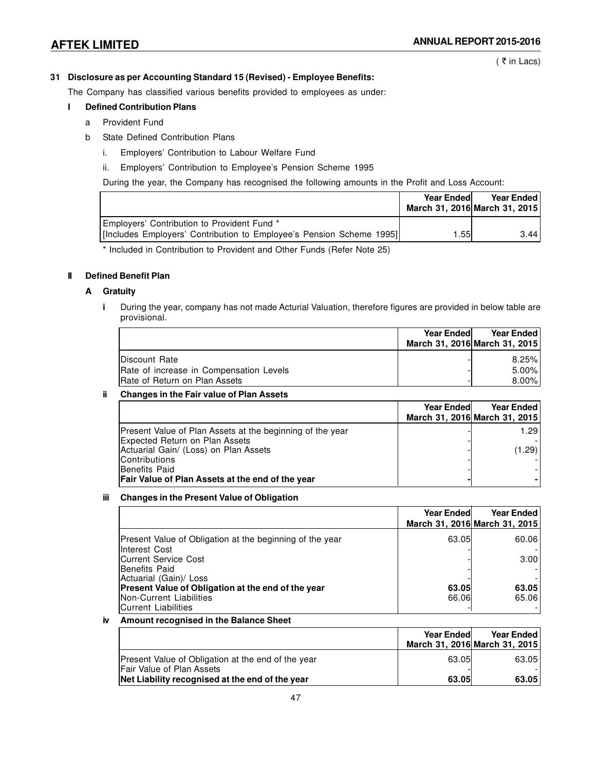( ₹ in Lacs)

**31 Disclosure as per Accounting Standard 15 (Revised) - Employee Benefits:**

The Company has classified various benefits provided to employees as under:

**I Defined Contribution Plans**

a Provident Fund

b State Defined Contribution Plans

i. Employers' Contribution to Labour Welfare Fund

ii. Employers' Contribution to Employee's Pension Scheme 1995

During the year, the Company has recognised the following amounts in the Profit and Loss Account:

| | Year Ended March 31, 2016 | Year Ended March 31, 2015 |
|---|---|---|
| Employers' Contribution to Provident Fund * [Includes Employers' Contribution to Employee's Pension Scheme 1995] | 1.55 | 3.44 |

* Included in Contribution to Provident and Other Funds (Refer Note 25)

**II Defined Benefit Plan**

**A Gratuity**

**i** During the year, company has not made Acturial Valuation, therefore figures are provided in below table are provisional.

| | Year Ended March 31, 2016 | Year Ended March 31, 2015 |
|---|---|---|
| Discount Rate | - | 8.25% |
| Rate of increase in Compensation Levels | - | 5.00% |
| Rate of Return on Plan Assets | - | 8.00% |

**ii Changes in the Fair value of Plan Assets**

| | Year Ended March 31, 2016 | Year Ended March 31, 2015 |
|---|---|---|
| Present Value of Plan Assets at the beginning of the year | - | 1.29 |
| Expected Return on Plan Assets | - | - |
| Actuarial Gain/ (Loss) on Plan Assets | - | (1.29) |
| Contributions | - | - |
| Benefits Paid | - | - |
| **Fair Value of Plan Assets at the end of the year** | **-** | **-** |

**iii Changes in the Present Value of Obligation**

| | Year Ended March 31, 2016 | Year Ended March 31, 2015 |
|---|---|---|
| Present Value of Obligation at the beginning of the year | 63.05 | 60.06 |
| Interest Cost | - | - |
| Current Service Cost | - | 3.00 |
| Benefits Paid | - | - |
| Actuarial (Gain)/ Loss | - | - |
| **Present Value of Obligation at the end of the year** | **63.05** | **63.05** |
| Non-Current Liabilities | 66.06 | 65.06 |
| Current Liabilities | - | - |

**iv Amount recognised in the Balance Sheet**

| | Year Ended March 31, 2016 | Year Ended March 31, 2015 |
|---|---|---|
| Present Value of Obligation at the end of the year | 63.05 | 63.05 |
| Fair Value of Plan Assets | - | - |
| **Net Liability recognised at the end of the year** | **63.05** | **63.05** |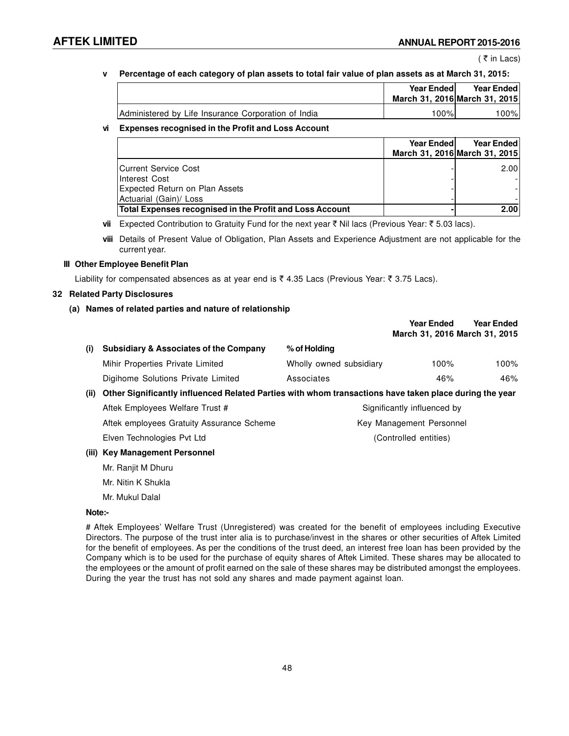( ₹ in Lacs)

**v Percentage of each category of plan assets to total fair value of plan assets as at March 31, 2015:**

| | Year Ended March 31, 2016 | Year Ended March 31, 2015 |
|---|---|---|
| Administered by Life Insurance Corporation of India | 100% | 100% |

**vi Expenses recognised in the Profit and Loss Account**

| | Year Ended March 31, 2016 | Year Ended March 31, 2015 |
|---|---|---|
| Current Service Cost | - | 2.00 |
| Interest Cost | - | - |
| Expected Return on Plan Assets | - | - |
| Actuarial (Gain)/ Loss | - | - |
| **Total Expenses recognised in the Profit and Loss Account** | **-** | **2.00** |

**vii** Expected Contribution to Gratuity Fund for the next year ₹ Nil lacs (Previous Year: ₹ 5.03 lacs).

**viii** Details of Present Value of Obligation, Plan Assets and Experience Adjustment are not applicable for the current year.

**III Other Employee Benefit Plan**

Liability for compensated absences as at year end is ₹ 4.35 Lacs (Previous Year: ₹ 3.75 Lacs).

## 32 Related Party Disclosures

**(a) Names of related parties and nature of relationship**

| | | | Year Ended March 31, 2016 | Year Ended March 31, 2015 |
|---|---|---|---|---|
| **(i)** | **Subsidiary & Associates of the Company** | **% of Holding** | | |
| | Mihir Properties Private Limited | Wholly owned subsidiary | 100% | 100% |
| | Digihome Solutions Private Limited | Associates | 46% | 46% |

**(ii) Other Significantly influenced Related Parties with whom transactions have taken place during the year**

| | |
|---|---|
| Aftek Employees Welfare Trust # | Significantly influenced by |
| Aftek employees Gratuity Assurance Scheme | Key Management Personnel |
| Elven Technologies Pvt Ltd | (Controlled entities) |

**(iii) Key Management Personnel**

Mr. Ranjit M Dhuru

Mr. Nitin K Shukla

Mr. Mukul Dalal

**Note:-**

# Aftek Employees' Welfare Trust (Unregistered) was created for the benefit of employees including Executive Directors. The purpose of the trust inter alia is to purchase/invest in the shares or other securities of Aftek Limited for the benefit of employees. As per the conditions of the trust deed, an interest free loan has been provided by the Company which is to be used for the purchase of equity shares of Aftek Limited. These shares may be allocated to the employees or the amount of profit earned on the sale of these shares may be distributed amongst the employees. During the year the trust has not sold any shares and made payment against loan.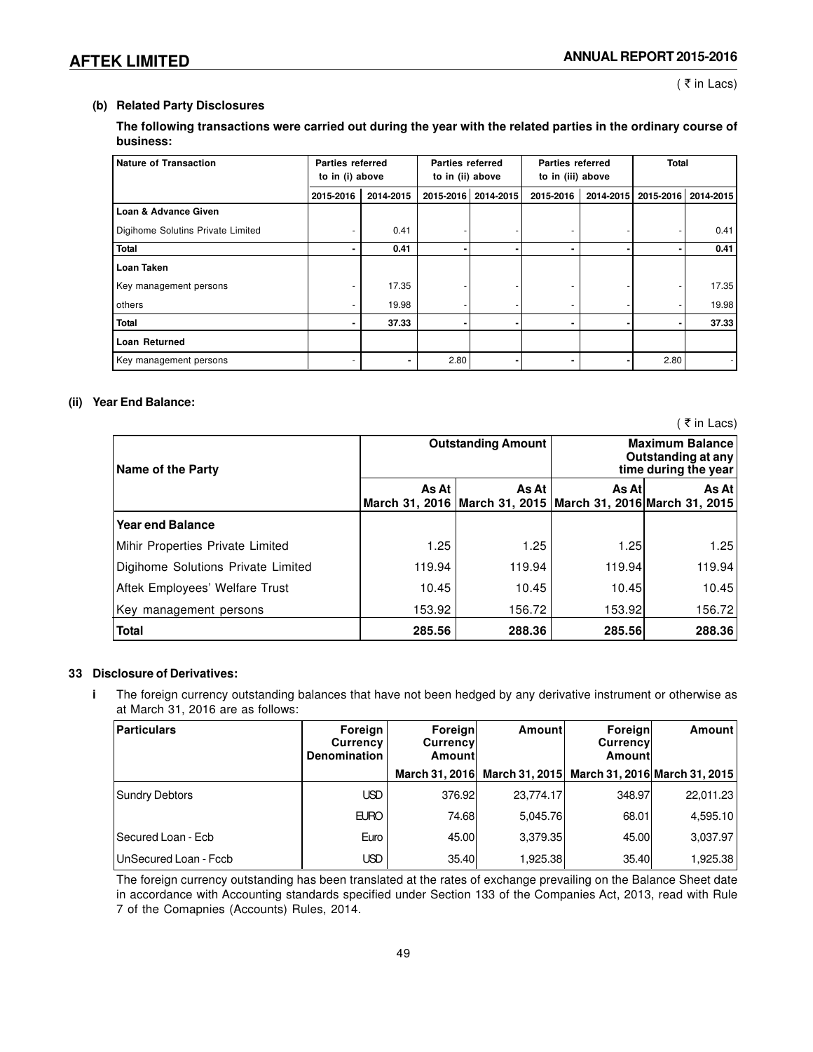( ₹ in Lacs)

**(b) Related Party Disclosures**

**The following transactions were carried out during the year with the related parties in the ordinary course of business:**

| Nature of Transaction | Parties referred to in (i) above | | Parties referred to in (ii) above | | Parties referred to in (iii) above | | Total | |
|---|---|---|---|---|---|---|---|---|
| | 2015-2016 | 2014-2015 | 2015-2016 | 2014-2015 | 2015-2016 | 2014-2015 | 2015-2016 | 2014-2015 |
| **Loan & Advance Given** | | | | | | | | |
| Digihome Solutins Private Limited | - | 0.41 | - | - | - | - | - | 0.41 |
| **Total** | **-** | **0.41** | **-** | **-** | **-** | **-** | **-** | **0.41** |
| **Loan Taken** | | | | | | | | |
| Key management persons | - | 17.35 | - | - | - | - | - | 17.35 |
| others | - | 19.98 | - | - | - | - | - | 19.98 |
| **Total** | **-** | **37.33** | **-** | **-** | **-** | **-** | **-** | **37.33** |
| **Loan Returned** | | | | | | | | |
| Key management persons | - | - | 2.80 | - | - | - | 2.80 | - |

**(ii) Year End Balance:**

( ₹ in Lacs)

| Name of the Party | Outstanding Amount | | Maximum Balance Outstanding at any time during the year | |
|---|---|---|---|---|
| | As At March 31, 2016 | As At March 31, 2015 | As At March 31, 2016 | As At March 31, 2015 |
| **Year end Balance** | | | | |
| Mihir Properties Private Limited | 1.25 | 1.25 | 1.25 | 1.25 |
| Digihome Solutions Private Limited | 119.94 | 119.94 | 119.94 | 119.94 |
| Aftek Employees' Welfare Trust | 10.45 | 10.45 | 10.45 | 10.45 |
| Key management persons | 153.92 | 156.72 | 153.92 | 156.72 |
| **Total** | **285.56** | **288.36** | **285.56** | **288.36** |

**33 Disclosure of Derivatives:**

**i** The foreign currency outstanding balances that have not been hedged by any derivative instrument or otherwise as at March 31, 2016 are as follows:

| Particulars | Foreign Currency Denomination | Foreign Currency Amount | Amount | Foreign Currency Amount | Amount |
|---|---|---|---|---|---|
| | | March 31, 2016 | March 31, 2015 | March 31, 2016 | March 31, 2015 |
| Sundry Debtors | USD | 376.92 | 23,774.17 | 348.97 | 22,011.23 |
| | EURO | 74.68 | 5,045.76 | 68.01 | 4,595.10 |
| Secured Loan - Ecb | Euro | 45.00 | 3,379.35 | 45.00 | 3,037.97 |
| UnSecured Loan - Fccb | USD | 35.40 | 1,925.38 | 35.40 | 1,925.38 |

The foreign currency outstanding has been translated at the rates of exchange prevailing on the Balance Sheet date in accordance with Accounting standards specified under Section 133 of the Companies Act, 2013, read with Rule 7 of the Comapnies (Accounts) Rules, 2014.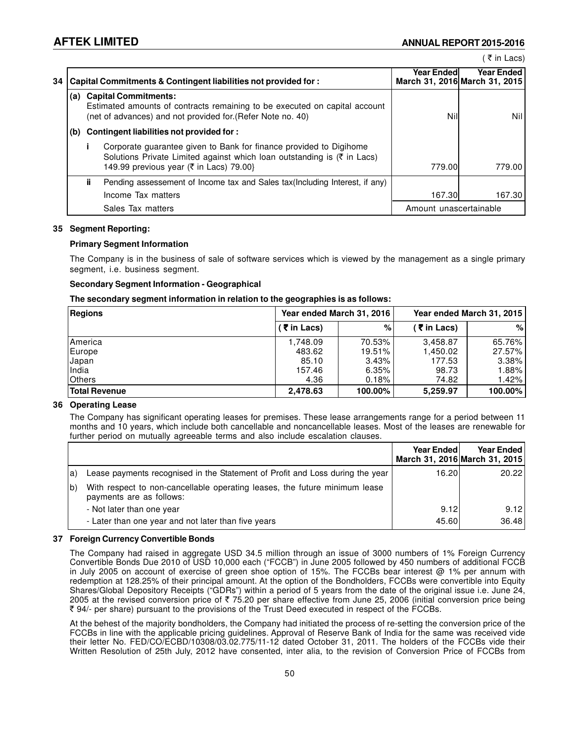( ₹ in Lacs)

| 34 | Capital Commitments & Contingent liabilities not provided for : | Year Ended March 31, 2016 | Year Ended March 31, 2015 |
|---|---|---|---|
| (a) | **Capital Commitments:** Estimated amounts of contracts remaining to be executed on capital account (net of advances) and not provided for.(Refer Note no. 40) | Nil | Nil |
| (b) | **Contingent liabilities not provided for :** | | |
| i | Corporate guarantee given to Bank for finance provided to Digihome Solutions Private Limited against which loan outstanding is (₹ in Lacs) 149.99 previous year (₹ in Lacs) 79.00} | 779.00 | 779.00 |
| ii | Pending assessement of Income tax and Sales tax(Including Interest, if any) | | |
| | Income Tax matters | 167.30 | 167.30 |
| | Sales Tax matters | Amount unascertainable | |

## 35 Segment Reporting:

**Primary Segment Information**

The Company is in the business of sale of software services which is viewed by the management as a single primary segment, i.e. business segment.

**Secondary Segment Information - Geographical**

**The secondary segment information in relation to the geographies is as follows:**

| Regions | Year ended March 31, 2016 | | Year ended March 31, 2015 | |
|---|---|---|---|---|
| | ( ₹ in Lacs) | % | ( ₹ in Lacs) | % |
| America | 1,748.09 | 70.53% | 3,458.87 | 65.76% |
| Europe | 483.62 | 19.51% | 1,450.02 | 27.57% |
| Japan | 85.10 | 3.43% | 177.53 | 3.38% |
| India | 157.46 | 6.35% | 98.73 | 1.88% |
| Others | 4.36 | 0.18% | 74.82 | 1.42% |
| **Total Revenue** | **2,478.63** | **100.00%** | **5,259.97** | **100.00%** |

## 36 Operating Lease

The Company has significant operating leases for premises. These lease arrangements range for a period between 11 months and 10 years, which include both cancellable and noncancellable leases. Most of the leases are renewable for further period on mutually agreeable terms and also include escalation clauses.

| | | Year Ended March 31, 2016 | Year Ended March 31, 2015 |
|---|---|---|---|
| a) | Lease payments recognised in the Statement of Profit and Loss during the year | 16.20 | 20.22 |
| b) | With respect to non-cancellable operating leases, the future minimum lease payments are as follows: | | |
| | - Not later than one year | 9.12 | 9.12 |
| | - Later than one year and not later than five years | 45.60 | 36.48 |

## 37 Foreign Currency Convertible Bonds

The Company had raised in aggregate USD 34.5 million through an issue of 3000 numbers of 1% Foreign Currency Convertible Bonds Due 2010 of USD 10,000 each ("FCCB") in June 2005 followed by 450 numbers of additional FCCB in July 2005 on account of exercise of green shoe option of 15%. The FCCBs bear interest @ 1% per annum with redemption at 128.25% of their principal amount. At the option of the Bondholders, FCCBs were convertible into Equity Shares/Global Depository Receipts ("GDRs") within a period of 5 years from the date of the original issue i.e. June 24, 2005 at the revised conversion price of ₹ 75.20 per share effective from June 25, 2006 (initial conversion price being ₹ 94/- per share) pursuant to the provisions of the Trust Deed executed in respect of the FCCBs.

At the behest of the majority bondholders, the Company had initiated the process of re-setting the conversion price of the FCCBs in line with the applicable pricing guidelines. Approval of Reserve Bank of India for the same was received vide their letter No. FED/CO/ECBD/10308/03.02.775/11-12 dated October 31, 2011. The holders of the FCCBs vide their Written Resolution of 25th July, 2012 have consented, inter alia, to the revision of Conversion Price of FCCBs from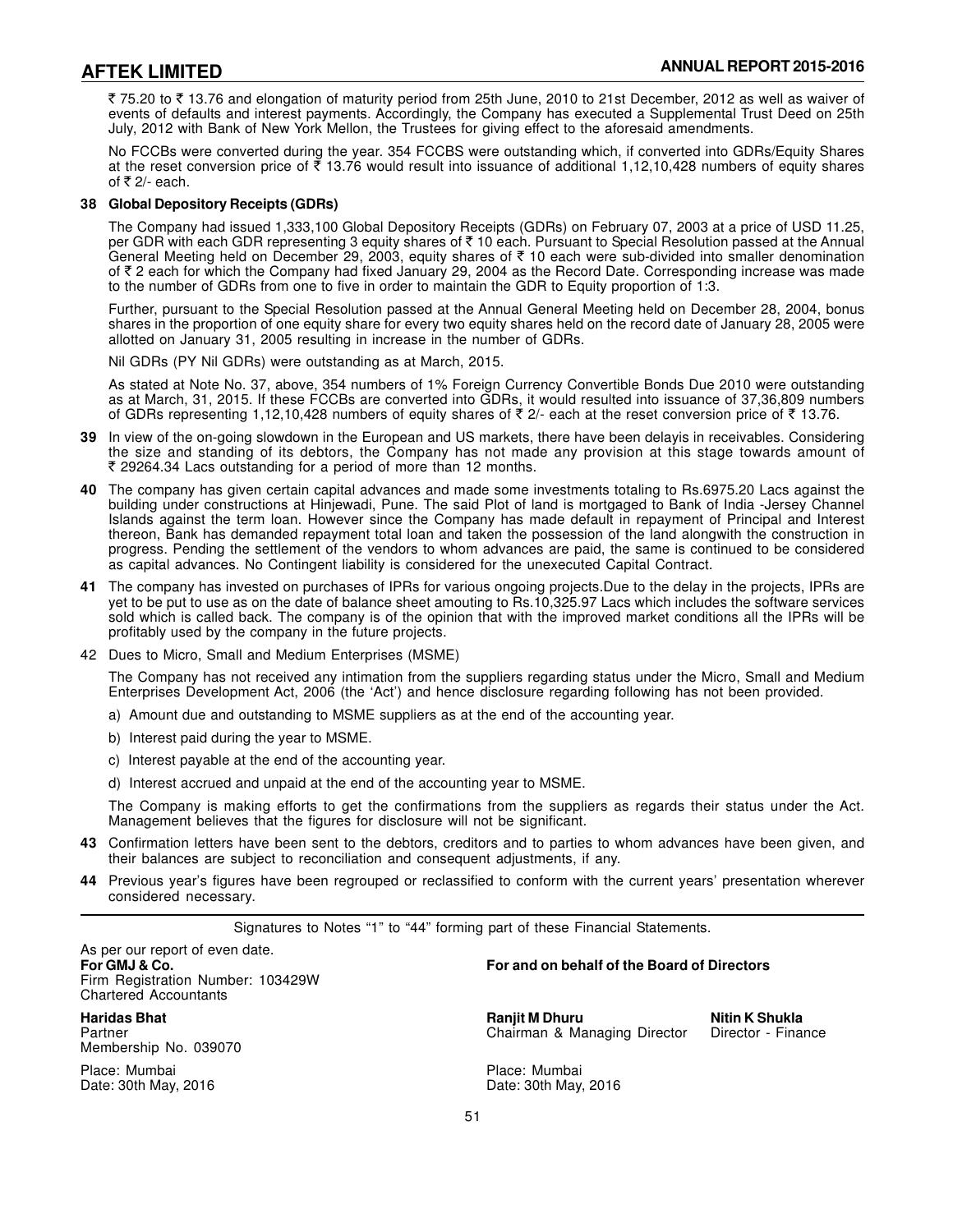₹ 75.20 to ₹ 13.76 and elongation of maturity period from 25th June, 2010 to 21st December, 2012 as well as waiver of events of defaults and interest payments. Accordingly, the Company has executed a Supplemental Trust Deed on 25th July, 2012 with Bank of New York Mellon, the Trustees for giving effect to the aforesaid amendments.

No FCCBs were converted during the year. 354 FCCBS were outstanding which, if converted into GDRs/Equity Shares at the reset conversion price of ₹ 13.76 would result into issuance of additional 1,12,10,428 numbers of equity shares of ₹ 2/- each.

**38 Global Depository Receipts (GDRs)**

The Company had issued 1,333,100 Global Depository Receipts (GDRs) on February 07, 2003 at a price of USD 11.25, per GDR with each GDR representing 3 equity shares of ₹ 10 each. Pursuant to Special Resolution passed at the Annual General Meeting held on December 29, 2003, equity shares of ₹ 10 each were sub-divided into smaller denomination of ₹ 2 each for which the Company had fixed January 29, 2004 as the Record Date. Corresponding increase was made to the number of GDRs from one to five in order to maintain the GDR to Equity proportion of 1:3.

Further, pursuant to the Special Resolution passed at the Annual General Meeting held on December 28, 2004, bonus shares in the proportion of one equity share for every two equity shares held on the record date of January 28, 2005 were allotted on January 31, 2005 resulting in increase in the number of GDRs.

Nil GDRs (PY Nil GDRs) were outstanding as at March, 2015.

As stated at Note No. 37, above, 354 numbers of 1% Foreign Currency Convertible Bonds Due 2010 were outstanding as at March, 31, 2015. If these FCCBs are converted into GDRs, it would resulted into issuance of 37,36,809 numbers of GDRs representing 1,12,10,428 numbers of equity shares of ₹ 2/- each at the reset conversion price of ₹ 13.76.

**39** In view of the on-going slowdown in the European and US markets, there have been delayis in receivables. Considering the size and standing of its debtors, the Company has not made any provision at this stage towards amount of ₹ 29264.34 Lacs outstanding for a period of more than 12 months.

**40** The company has given certain capital advances and made some investments totaling to Rs.6975.20 Lacs against the building under constructions at Hinjewadi, Pune. The said Plot of land is mortgaged to Bank of India -Jersey Channel Islands against the term loan. However since the Company has made default in repayment of Principal and Interest thereon, Bank has demanded repayment total loan and taken the possession of the land alongwith the construction in progress. Pending the settlement of the vendors to whom advances are paid, the same is continued to be considered as capital advances. No Contingent liability is considered for the unexecuted Capital Contract.

**41** The company has invested on purchases of IPRs for various ongoing projects.Due to the delay in the projects, IPRs are yet to be put to use as on the date of balance sheet amouting to Rs.10,325.97 Lacs which includes the software services sold which is called back. The company is of the opinion that with the improved market conditions all the IPRs will be profitably used by the company in the future projects.

42 Dues to Micro, Small and Medium Enterprises (MSME)

The Company has not received any intimation from the suppliers regarding status under the Micro, Small and Medium Enterprises Development Act, 2006 (the 'Act') and hence disclosure regarding following has not been provided.

a) Amount due and outstanding to MSME suppliers as at the end of the accounting year.

b) Interest paid during the year to MSME.

c) Interest payable at the end of the accounting year.

d) Interest accrued and unpaid at the end of the accounting year to MSME.

The Company is making efforts to get the confirmations from the suppliers as regards their status under the Act. Management believes that the figures for disclosure will not be significant.

**43** Confirmation letters have been sent to the debtors, creditors and to parties to whom advances have been given, and their balances are subject to reconciliation and consequent adjustments, if any.

**44** Previous year's figures have been regrouped or reclassified to conform with the current years' presentation wherever considered necessary.

---

Signatures to Notes "1" to "44" forming part of these Financial Statements.

As per our report of even date.
**For GMJ & Co.**
Firm Registration Number: 103429W
Chartered Accountants

**Haridas Bhat**
Partner
Membership No. 039070

Place: Mumbai
Date: 30th May, 2016

**For and on behalf of the Board of Directors**

**Ranjit M Dhuru**
Chairman & Managing Director

**Nitin K Shukla**
Director - Finance

Place: Mumbai
Date: 30th May, 2016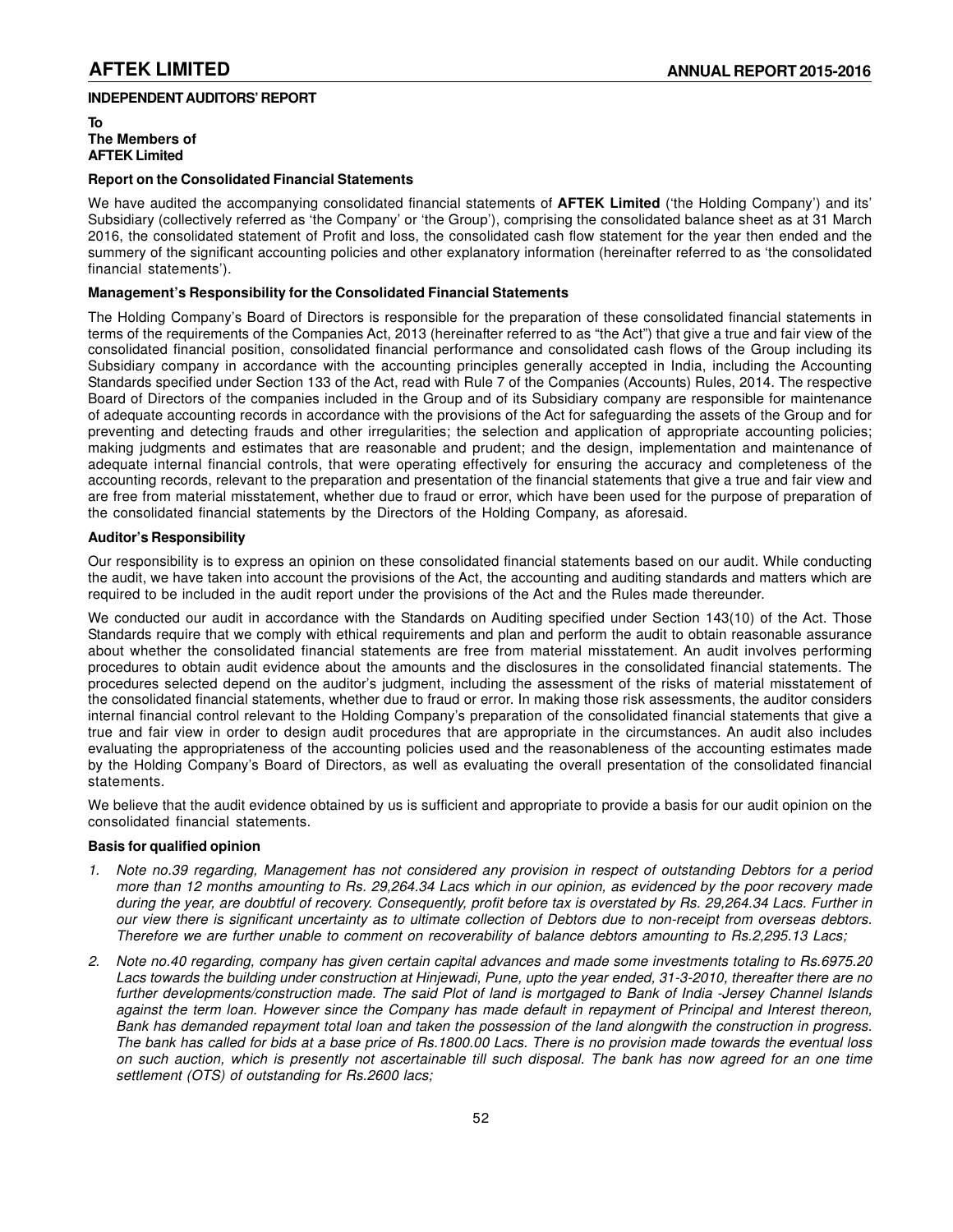## INDEPENDENT AUDITORS' REPORT

**To**
**The Members of**
**AFTEK Limited**

### Report on the Consolidated Financial Statements

We have audited the accompanying consolidated financial statements of **AFTEK Limited** ('the Holding Company') and its' Subsidiary (collectively referred as 'the Company' or 'the Group'), comprising the consolidated balance sheet as at 31 March 2016, the consolidated statement of Profit and loss, the consolidated cash flow statement for the year then ended and the summery of the significant accounting policies and other explanatory information (hereinafter referred to as 'the consolidated financial statements').

### Management's Responsibility for the Consolidated Financial Statements

The Holding Company's Board of Directors is responsible for the preparation of these consolidated financial statements in terms of the requirements of the Companies Act, 2013 (hereinafter referred to as "the Act") that give a true and fair view of the consolidated financial position, consolidated financial performance and consolidated cash flows of the Group including its Subsidiary company in accordance with the accounting principles generally accepted in India, including the Accounting Standards specified under Section 133 of the Act, read with Rule 7 of the Companies (Accounts) Rules, 2014. The respective Board of Directors of the companies included in the Group and of its Subsidiary company are responsible for maintenance of adequate accounting records in accordance with the provisions of the Act for safeguarding the assets of the Group and for preventing and detecting frauds and other irregularities; the selection and application of appropriate accounting policies; making judgments and estimates that are reasonable and prudent; and the design, implementation and maintenance of adequate internal financial controls, that were operating effectively for ensuring the accuracy and completeness of the accounting records, relevant to the preparation and presentation of the financial statements that give a true and fair view and are free from material misstatement, whether due to fraud or error, which have been used for the purpose of preparation of the consolidated financial statements by the Directors of the Holding Company, as aforesaid.

### Auditor's Responsibility

Our responsibility is to express an opinion on these consolidated financial statements based on our audit. While conducting the audit, we have taken into account the provisions of the Act, the accounting and auditing standards and matters which are required to be included in the audit report under the provisions of the Act and the Rules made thereunder.

We conducted our audit in accordance with the Standards on Auditing specified under Section 143(10) of the Act. Those Standards require that we comply with ethical requirements and plan and perform the audit to obtain reasonable assurance about whether the consolidated financial statements are free from material misstatement. An audit involves performing procedures to obtain audit evidence about the amounts and the disclosures in the consolidated financial statements. The procedures selected depend on the auditor's judgment, including the assessment of the risks of material misstatement of the consolidated financial statements, whether due to fraud or error. In making those risk assessments, the auditor considers internal financial control relevant to the Holding Company's preparation of the consolidated financial statements that give a true and fair view in order to design audit procedures that are appropriate in the circumstances. An audit also includes evaluating the appropriateness of the accounting policies used and the reasonableness of the accounting estimates made by the Holding Company's Board of Directors, as well as evaluating the overall presentation of the consolidated financial statements.

We believe that the audit evidence obtained by us is sufficient and appropriate to provide a basis for our audit opinion on the consolidated financial statements.

### Basis for qualified opinion

1. *Note no.39 regarding, Management has not considered any provision in respect of outstanding Debtors for a period more than 12 months amounting to Rs. 29,264.34 Lacs which in our opinion, as evidenced by the poor recovery made during the year, are doubtful of recovery. Consequently, profit before tax is overstated by Rs. 29,264.34 Lacs. Further in our view there is significant uncertainty as to ultimate collection of Debtors due to non-receipt from overseas debtors. Therefore we are further unable to comment on recoverability of balance debtors amounting to Rs.2,295.13 Lacs;*

2. *Note no.40 regarding, company has given certain capital advances and made some investments totaling to Rs.6975.20 Lacs towards the building under construction at Hinjewadi, Pune, upto the year ended, 31-3-2010, thereafter there are no further developments/construction made. The said Plot of land is mortgaged to Bank of India -Jersey Channel Islands against the term loan. However since the Company has made default in repayment of Principal and Interest thereon, Bank has demanded repayment total loan and taken the possession of the land alongwith the construction in progress. The bank has called for bids at a base price of Rs.1800.00 Lacs. There is no provision made towards the eventual loss on such auction, which is presently not ascertainable till such disposal. The bank has now agreed for an one time settlement (OTS) of outstanding for Rs.2600 lacs;*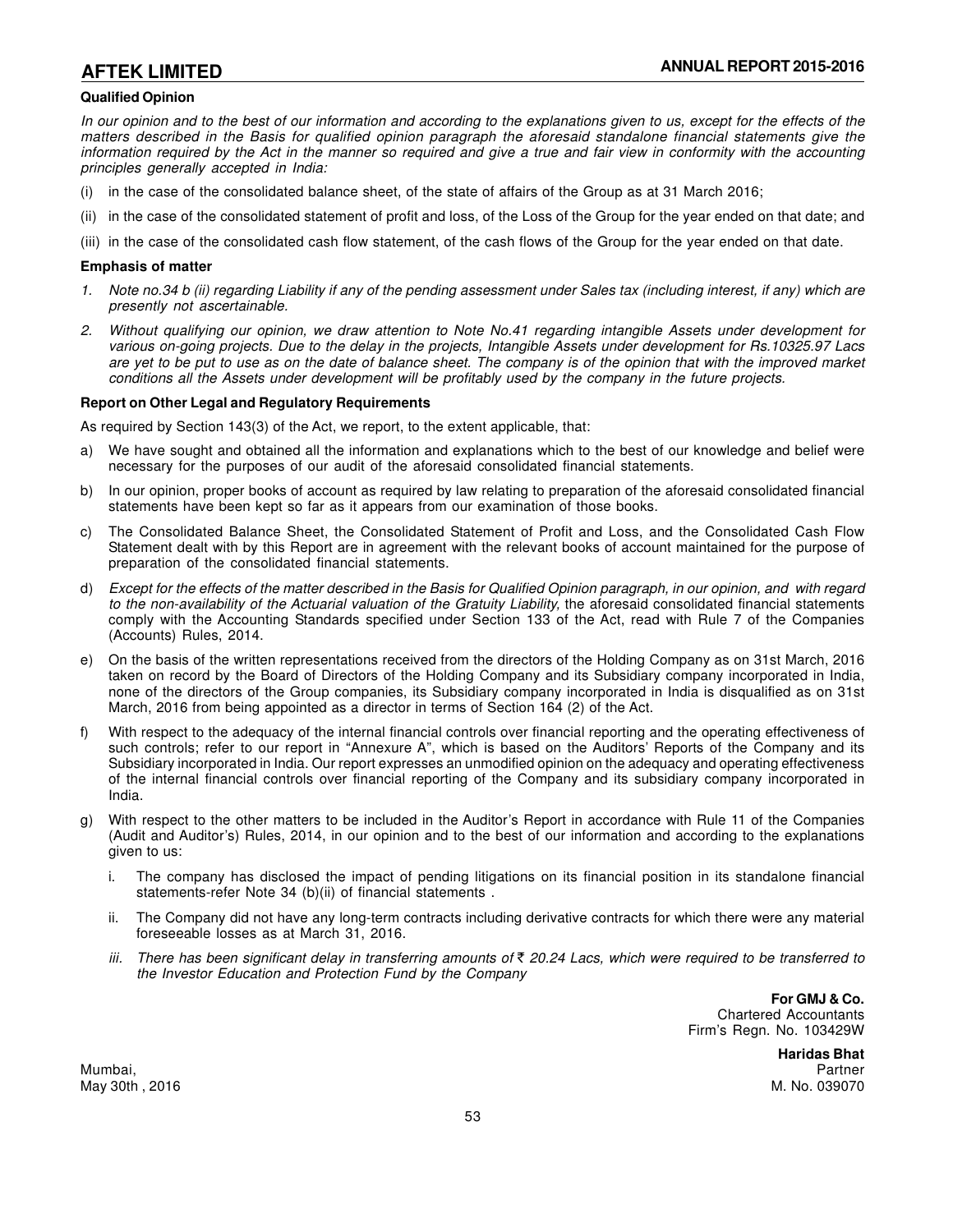### Qualified Opinion

*In our opinion and to the best of our information and according to the explanations given to us, except for the effects of the matters described in the Basis for qualified opinion paragraph the aforesaid standalone financial statements give the information required by the Act in the manner so required and give a true and fair view in conformity with the accounting principles generally accepted in India:*

(i) in the case of the consolidated balance sheet, of the state of affairs of the Group as at 31 March 2016;

(ii) in the case of the consolidated statement of profit and loss, of the Loss of the Group for the year ended on that date; and

(iii) in the case of the consolidated cash flow statement, of the cash flows of the Group for the year ended on that date.

### Emphasis of matter

1. *Note no.34 b (ii) regarding Liability if any of the pending assessment under Sales tax (including interest, if any) which are presently not ascertainable.*
2. *Without qualifying our opinion, we draw attention to Note No.41 regarding intangible Assets under development for various on-going projects. Due to the delay in the projects, Intangible Assets under development for Rs.10325.97 Lacs are yet to be put to use as on the date of balance sheet. The company is of the opinion that with the improved market conditions all the Assets under development will be profitably used by the company in the future projects.*

### Report on Other Legal and Regulatory Requirements

As required by Section 143(3) of the Act, we report, to the extent applicable, that:

a) We have sought and obtained all the information and explanations which to the best of our knowledge and belief were necessary for the purposes of our audit of the aforesaid consolidated financial statements.

b) In our opinion, proper books of account as required by law relating to preparation of the aforesaid consolidated financial statements have been kept so far as it appears from our examination of those books.

c) The Consolidated Balance Sheet, the Consolidated Statement of Profit and Loss, and the Consolidated Cash Flow Statement dealt with by this Report are in agreement with the relevant books of account maintained for the purpose of preparation of the consolidated financial statements.

d) *Except for the effects of the matter described in the Basis for Qualified Opinion paragraph, in our opinion, and with regard to the non-availability of the Actuarial valuation of the Gratuity Liability,* the aforesaid consolidated financial statements comply with the Accounting Standards specified under Section 133 of the Act, read with Rule 7 of the Companies (Accounts) Rules, 2014.

e) On the basis of the written representations received from the directors of the Holding Company as on 31st March, 2016 taken on record by the Board of Directors of the Holding Company and its Subsidiary company incorporated in India, none of the directors of the Group companies, its Subsidiary company incorporated in India is disqualified as on 31st March, 2016 from being appointed as a director in terms of Section 164 (2) of the Act.

f) With respect to the adequacy of the internal financial controls over financial reporting and the operating effectiveness of such controls; refer to our report in "Annexure A", which is based on the Auditors' Reports of the Company and its Subsidiary incorporated in India. Our report expresses an unmodified opinion on the adequacy and operating effectiveness of the internal financial controls over financial reporting of the Company and its subsidiary company incorporated in India.

g) With respect to the other matters to be included in the Auditor's Report in accordance with Rule 11 of the Companies (Audit and Auditor's) Rules, 2014, in our opinion and to the best of our information and according to the explanations given to us:

   i. The company has disclosed the impact of pending litigations on its financial position in its standalone financial statements-refer Note 34 (b)(ii) of financial statements .

   ii. The Company did not have any long-term contracts including derivative contracts for which there were any material foreseeable losses as at March 31, 2016.

   iii. *There has been significant delay in transferring amounts of ₹ 20.24 Lacs, which were required to be transferred to the Investor Education and Protection Fund by the Company*

**For GMJ & Co.**
Chartered Accountants
Firm's Regn. No. 103429W

**Haridas Bhat**
Partner
M. No. 039070

Mumbai,
May 30th , 2016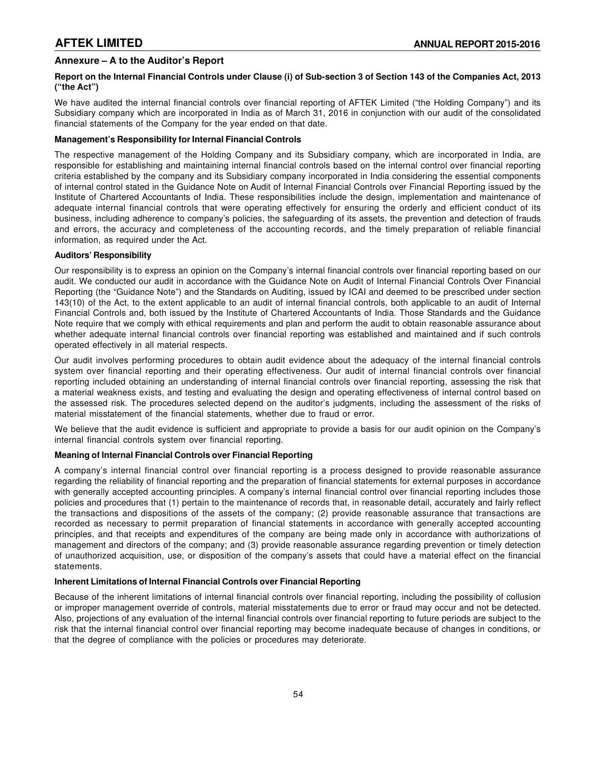## Annexure – A to the Auditor's Report

**Report on the Internal Financial Controls under Clause (i) of Sub-section 3 of Section 143 of the Companies Act, 2013 ("the Act")**

We have audited the internal financial controls over financial reporting of AFTEK Limited ("the Holding Company") and its Subsidiary company which are incorporated in India as of March 31, 2016 in conjunction with our audit of the consolidated financial statements of the Company for the year ended on that date.

**Management's Responsibility for Internal Financial Controls**

The respective management of the Holding Company and its Subsidiary company, which are incorporated in India, are responsible for establishing and maintaining internal financial controls based on the internal control over financial reporting criteria established by the company and its Subsidiary company incorporated in India considering the essential components of internal control stated in the Guidance Note on Audit of Internal Financial Controls over Financial Reporting issued by the Institute of Chartered Accountants of India. These responsibilities include the design, implementation and maintenance of adequate internal financial controls that were operating effectively for ensuring the orderly and efficient conduct of its business, including adherence to company's policies, the safeguarding of its assets, the prevention and detection of frauds and errors, the accuracy and completeness of the accounting records, and the timely preparation of reliable financial information, as required under the Act.

**Auditors' Responsibility**

Our responsibility is to express an opinion on the Company's internal financial controls over financial reporting based on our audit. We conducted our audit in accordance with the Guidance Note on Audit of Internal Financial Controls Over Financial Reporting (the "Guidance Note") and the Standards on Auditing, issued by ICAI and deemed to be prescribed under section 143(10) of the Act, to the extent applicable to an audit of internal financial controls, both applicable to an audit of Internal Financial Controls and, both issued by the Institute of Chartered Accountants of India. Those Standards and the Guidance Note require that we comply with ethical requirements and plan and perform the audit to obtain reasonable assurance about whether adequate internal financial controls over financial reporting was established and maintained and if such controls operated effectively in all material respects.

Our audit involves performing procedures to obtain audit evidence about the adequacy of the internal financial controls system over financial reporting and their operating effectiveness. Our audit of internal financial controls over financial reporting included obtaining an understanding of internal financial controls over financial reporting, assessing the risk that a material weakness exists, and testing and evaluating the design and operating effectiveness of internal control based on the assessed risk. The procedures selected depend on the auditor's judgments, including the assessment of the risks of material misstatement of the financial statements, whether due to fraud or error.

We believe that the audit evidence is sufficient and appropriate to provide a basis for our audit opinion on the Company's internal financial controls system over financial reporting.

**Meaning of Internal Financial Controls over Financial Reporting**

A company's internal financial control over financial reporting is a process designed to provide reasonable assurance regarding the reliability of financial reporting and the preparation of financial statements for external purposes in accordance with generally accepted accounting principles. A company's internal financial control over financial reporting includes those policies and procedures that (1) pertain to the maintenance of records that, in reasonable detail, accurately and fairly reflect the transactions and dispositions of the assets of the company; (2) provide reasonable assurance that transactions are recorded as necessary to permit preparation of financial statements in accordance with generally accepted accounting principles, and that receipts and expenditures of the company are being made only in accordance with authorizations of management and directors of the company; and (3) provide reasonable assurance regarding prevention or timely detection of unauthorized acquisition, use, or disposition of the company's assets that could have a material effect on the financial statements.

**Inherent Limitations of Internal Financial Controls over Financial Reporting**

Because of the inherent limitations of internal financial controls over financial reporting, including the possibility of collusion or improper management override of controls, material misstatements due to error or fraud may occur and not be detected. Also, projections of any evaluation of the internal financial controls over financial reporting to future periods are subject to the risk that the internal financial control over financial reporting may become inadequate because of changes in conditions, or that the degree of compliance with the policies or procedures may deteriorate.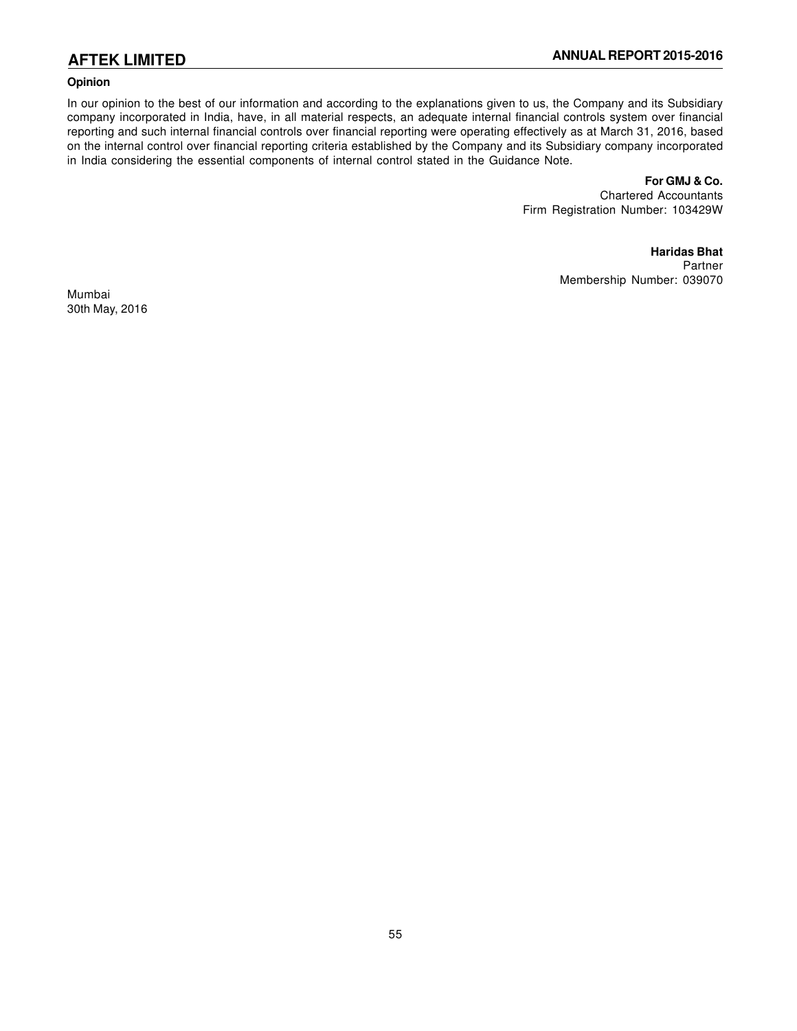### Opinion

In our opinion to the best of our information and according to the explanations given to us, the Company and its Subsidiary company incorporated in India, have, in all material respects, an adequate internal financial controls system over financial reporting and such internal financial controls over financial reporting were operating effectively as at March 31, 2016, based on the internal control over financial reporting criteria established by the Company and its Subsidiary company incorporated in India considering the essential components of internal control stated in the Guidance Note.

**For GMJ & Co.**
Chartered Accountants
Firm Registration Number: 103429W

**Haridas Bhat**
Partner
Membership Number: 039070

Mumbai
30th May, 2016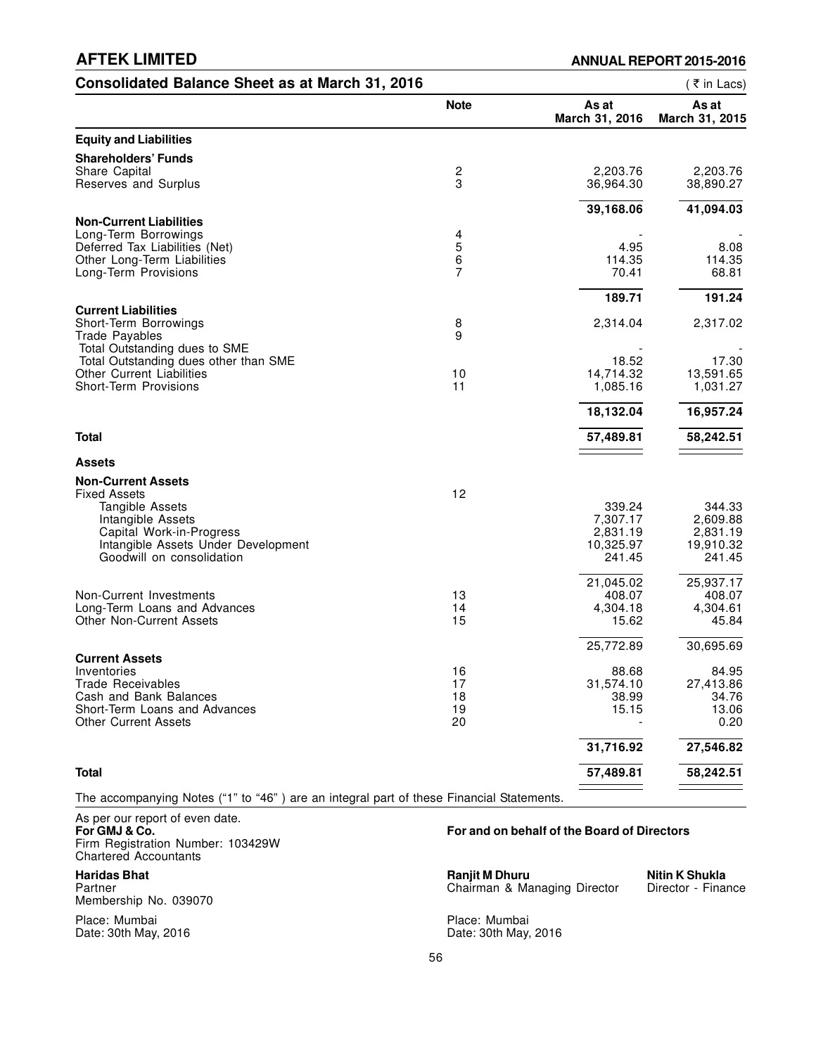## Consolidated Balance Sheet as at March 31, 2016

( ₹ in Lacs)

| | Note | As at March 31, 2016 | As at March 31, 2015 |
|---|---|---|---|
| **Equity and Liabilities** | | | |
| **Shareholders' Funds** | | | |
| Share Capital | 2 | 2,203.76 | 2,203.76 |
| Reserves and Surplus | 3 | 36,964.30 | 38,890.27 |
| | | **39,168.06** | **41,094.03** |
| **Non-Current Liabilities** | | | |
| Long-Term Borrowings | 4 | - | - |
| Deferred Tax Liabilities (Net) | 5 | 4.95 | 8.08 |
| Other Long-Term Liabilities | 6 | 114.35 | 114.35 |
| Long-Term Provisions | 7 | 70.41 | 68.81 |
| | | **189.71** | **191.24** |
| **Current Liabilities** | | | |
| Short-Term Borrowings | 8 | 2,314.04 | 2,317.02 |
| Trade Payables | 9 | | |
| Total Outstanding dues to SME | | - | - |
| Total Outstanding dues other than SME | | 18.52 | 17.30 |
| Other Current Liabilities | 10 | 14,714.32 | 13,591.65 |
| Short-Term Provisions | 11 | 1,085.16 | 1,031.27 |
| | | **18,132.04** | **16,957.24** |
| **Total** | | **57,489.81** | **58,242.51** |
| **Assets** | | | |
| **Non-Current Assets** | | | |
| Fixed Assets | 12 | | |
| Tangible Assets | | 339.24 | 344.33 |
| Intangible Assets | | 7,307.17 | 2,609.88 |
| Capital Work-in-Progress | | 2,831.19 | 2,831.19 |
| Intangible Assets Under Development | | 10,325.97 | 19,910.32 |
| Goodwill on consolidation | | 241.45 | 241.45 |
| | | 21,045.02 | 25,937.17 |
| Non-Current Investments | 13 | 408.07 | 408.07 |
| Long-Term Loans and Advances | 14 | 4,304.18 | 4,304.61 |
| Other Non-Current Assets | 15 | 15.62 | 45.84 |
| | | 25,772.89 | 30,695.69 |
| **Current Assets** | | | |
| Inventories | 16 | 88.68 | 84.95 |
| Trade Receivables | 17 | 31,574.10 | 27,413.86 |
| Cash and Bank Balances | 18 | 38.99 | 34.76 |
| Short-Term Loans and Advances | 19 | 15.15 | 13.06 |
| Other Current Assets | 20 | - | 0.20 |
| | | **31,716.92** | **27,546.82** |
| **Total** | | **57,489.81** | **58,242.51** |

The accompanying Notes ("1" to "46" ) are an integral part of these Financial Statements.

As per our report of even date.
**For GMJ & Co.**
Firm Registration Number: 103429W
Chartered Accountants

**Haridas Bhat**
Partner
Membership No. 039070

Place: Mumbai
Date: 30th May, 2016

**For and on behalf of the Board of Directors**

**Ranjit M Dhuru**
Chairman & Managing Director

**Nitin K Shukla**
Director - Finance

Place: Mumbai
Date: 30th May, 2016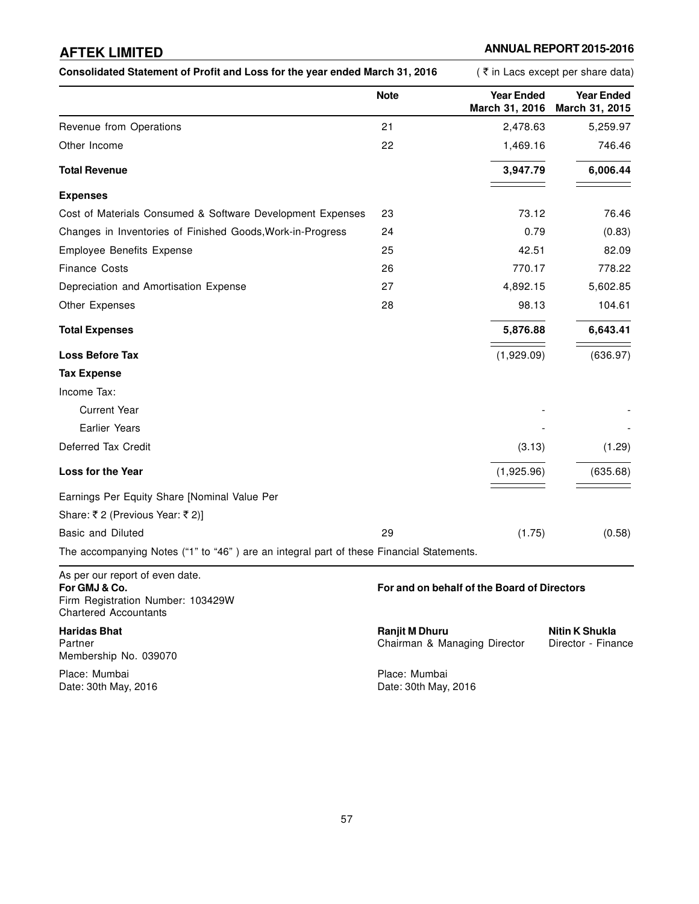## Consolidated Statement of Profit and Loss for the year ended March 31, 2016

( ₹ in Lacs except per share data)

| | Note | Year Ended March 31, 2016 | Year Ended March 31, 2015 |
|---|---|---|---|
| Revenue from Operations | 21 | 2,478.63 | 5,259.97 |
| Other Income | 22 | 1,469.16 | 746.46 |
| **Total Revenue** | | **3,947.79** | **6,006.44** |
| **Expenses** | | | |
| Cost of Materials Consumed & Software Development Expenses | 23 | 73.12 | 76.46 |
| Changes in Inventories of Finished Goods,Work-in-Progress | 24 | 0.79 | (0.83) |
| Employee Benefits Expense | 25 | 42.51 | 82.09 |
| Finance Costs | 26 | 770.17 | 778.22 |
| Depreciation and Amortisation Expense | 27 | 4,892.15 | 5,602.85 |
| Other Expenses | 28 | 98.13 | 104.61 |
| **Total Expenses** | | **5,876.88** | **6,643.41** |
| **Loss Before Tax** | | (1,929.09) | (636.97) |
| **Tax Expense** | | | |
| Income Tax: | | | |
| Current Year | | - | - |
| Earlier Years | | - | - |
| Deferred Tax Credit | | (3.13) | (1.29) |
| **Loss for the Year** | | (1,925.96) | (635.68) |
| Earnings Per Equity Share [Nominal Value Per Share: ₹ 2 (Previous Year: ₹ 2)] | | | |
| Basic and Diluted | 29 | (1.75) | (0.58) |

The accompanying Notes ("1" to "46" ) are an integral part of these Financial Statements.

As per our report of even date.
**For GMJ & Co.**
Firm Registration Number: 103429W
Chartered Accountants

**Haridas Bhat**
Partner
Membership No. 039070

Place: Mumbai
Date: 30th May, 2016

**For and on behalf of the Board of Directors**

**Ranjit M Dhuru**
Chairman & Managing Director

**Nitin K Shukla**
Director - Finance

Place: Mumbai
Date: 30th May, 2016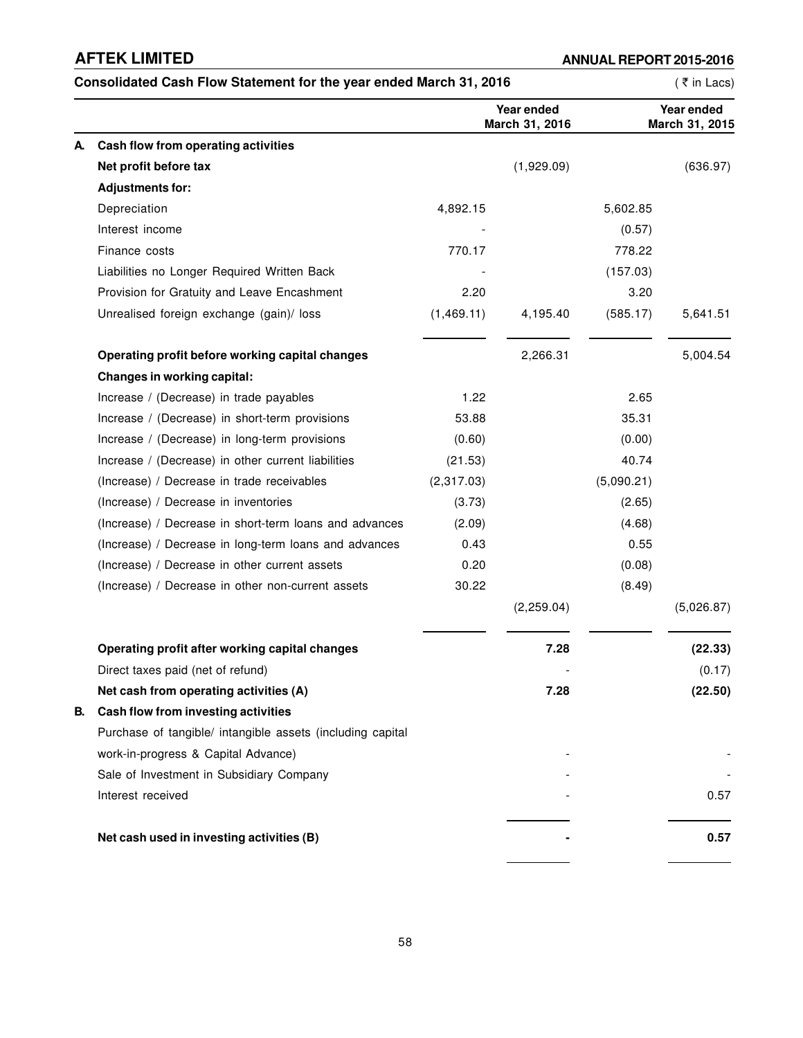**Consolidated Cash Flow Statement for the year ended March 31, 2016** (₹ in Lacs)

| | | Year ended March 31, 2016 | | Year ended March 31, 2015 | |
|---|---|---|---|---|---|
| **A.** | **Cash flow from operating activities** | | | | |
| | **Net profit before tax** | | (1,929.09) | | (636.97) |
| | **Adjustments for:** | | | | |
| | Depreciation | 4,892.15 | | 5,602.85 | |
| | Interest income | - | | (0.57) | |
| | Finance costs | 770.17 | | 778.22 | |
| | Liabilities no Longer Required Written Back | - | | (157.03) | |
| | Provision for Gratuity and Leave Encashment | 2.20 | | 3.20 | |
| | Unrealised foreign exchange (gain)/ loss | (1,469.11) | 4,195.40 | (585.17) | 5,641.51 |
| | **Operating profit before working capital changes** | | 2,266.31 | | 5,004.54 |
| | **Changes in working capital:** | | | | |
| | Increase / (Decrease) in trade payables | 1.22 | | 2.65 | |
| | Increase / (Decrease) in short-term provisions | 53.88 | | 35.31 | |
| | Increase / (Decrease) in long-term provisions | (0.60) | | (0.00) | |
| | Increase / (Decrease) in other current liabilities | (21.53) | | 40.74 | |
| | (Increase) / Decrease in trade receivables | (2,317.03) | | (5,090.21) | |
| | (Increase) / Decrease in inventories | (3.73) | | (2.65) | |
| | (Increase) / Decrease in short-term loans and advances | (2.09) | | (4.68) | |
| | (Increase) / Decrease in long-term loans and advances | 0.43 | | 0.55 | |
| | (Increase) / Decrease in other current assets | 0.20 | | (0.08) | |
| | (Increase) / Decrease in other non-current assets | 30.22 | | (8.49) | |
| | | | (2,259.04) | | (5,026.87) |
| | **Operating profit after working capital changes** | | **7.28** | | **(22.33)** |
| | Direct taxes paid (net of refund) | | - | | (0.17) |
| | **Net cash from operating activities (A)** | | **7.28** | | **(22.50)** |
| **B.** | **Cash flow from investing activities** | | | | |
| | Purchase of tangible/ intangible assets (including capital work-in-progress & Capital Advance) | | - | | - |
| | Sale of Investment in Subsidiary Company | | - | | - |
| | Interest received | | - | | 0.57 |
| | **Net cash used in investing activities (B)** | | **-** | | **0.57** |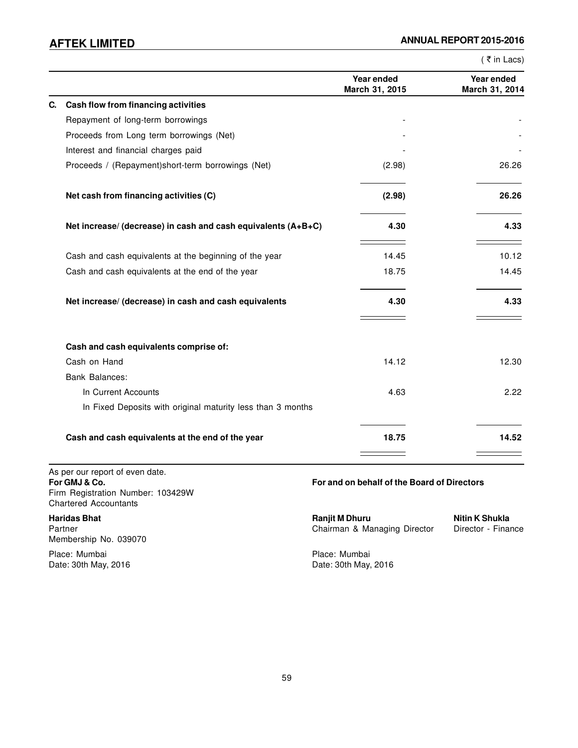( ₹ in Lacs)

| | Year ended March 31, 2015 | Year ended March 31, 2014 |
|---|---|---|
| **C. Cash flow from financing activities** | | |
| Repayment of long-term borrowings | - | - |
| Proceeds from Long term borrowings (Net) | - | - |
| Interest and financial charges paid | - | - |
| Proceeds / (Repayment)short-term borrowings (Net) | (2.98) | 26.26 |
| **Net cash from financing activities (C)** | **(2.98)** | **26.26** |
| **Net increase/ (decrease) in cash and cash equivalents (A+B+C)** | **4.30** | **4.33** |
| Cash and cash equivalents at the beginning of the year | 14.45 | 10.12 |
| Cash and cash equivalents at the end of the year | 18.75 | 14.45 |
| **Net increase/ (decrease) in cash and cash equivalents** | **4.30** | **4.33** |
| **Cash and cash equivalents comprise of:** | | |
| Cash on Hand | 14.12 | 12.30 |
| Bank Balances: | | |
| In Current Accounts | 4.63 | 2.22 |
| In Fixed Deposits with original maturity less than 3 months | | |
| **Cash and cash equivalents at the end of the year** | **18.75** | **14.52** |

As per our report of even date.

**For GMJ & Co.**
Firm Registration Number: 103429W
Chartered Accountants

**Haridas Bhat**
Partner
Membership No. 039070

Place: Mumbai
Date: 30th May, 2016

**For and on behalf of the Board of Directors**

**Ranjit M Dhuru**
Chairman & Managing Director

**Nitin K Shukla**
Director - Finance

Place: Mumbai
Date: 30th May, 2016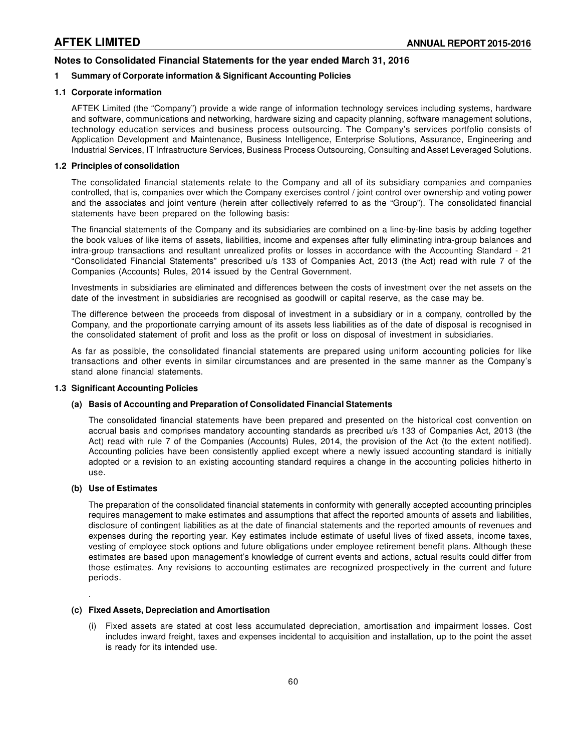## Notes to Consolidated Financial Statements for the year ended March 31, 2016

### 1 Summary of Corporate information & Significant Accounting Policies

#### 1.1 Corporate information

AFTEK Limited (the "Company") provide a wide range of information technology services including systems, hardware and software, communications and networking, hardware sizing and capacity planning, software management solutions, technology education services and business process outsourcing. The Company's services portfolio consists of Application Development and Maintenance, Business Intelligence, Enterprise Solutions, Assurance, Engineering and Industrial Services, IT Infrastructure Services, Business Process Outsourcing, Consulting and Asset Leveraged Solutions.

#### 1.2 Principles of consolidation

The consolidated financial statements relate to the Company and all of its subsidiary companies and companies controlled, that is, companies over which the Company exercises control / joint control over ownership and voting power and the associates and joint venture (herein after collectively referred to as the "Group"). The consolidated financial statements have been prepared on the following basis:

The financial statements of the Company and its subsidiaries are combined on a line-by-line basis by adding together the book values of like items of assets, liabilities, income and expenses after fully eliminating intra-group balances and intra-group transactions and resultant unrealized profits or losses in accordance with the Accounting Standard - 21 "Consolidated Financial Statements" prescribed u/s 133 of Companies Act, 2013 (the Act) read with rule 7 of the Companies (Accounts) Rules, 2014 issued by the Central Government.

Investments in subsidiaries are eliminated and differences between the costs of investment over the net assets on the date of the investment in subsidiaries are recognised as goodwill or capital reserve, as the case may be.

The difference between the proceeds from disposal of investment in a subsidiary or in a company, controlled by the Company, and the proportionate carrying amount of its assets less liabilities as of the date of disposal is recognised in the consolidated statement of profit and loss as the profit or loss on disposal of investment in subsidiaries.

As far as possible, the consolidated financial statements are prepared using uniform accounting policies for like transactions and other events in similar circumstances and are presented in the same manner as the Company's stand alone financial statements.

#### 1.3 Significant Accounting Policies

**(a) Basis of Accounting and Preparation of Consolidated Financial Statements**

The consolidated financial statements have been prepared and presented on the historical cost convention on accrual basis and comprises mandatory accounting standards as precribed u/s 133 of Companies Act, 2013 (the Act) read with rule 7 of the Companies (Accounts) Rules, 2014, the provision of the Act (to the extent notified). Accounting policies have been consistently applied except where a newly issued accounting standard is initially adopted or a revision to an existing accounting standard requires a change in the accounting policies hitherto in use.

**(b) Use of Estimates**

The preparation of the consolidated financial statements in conformity with generally accepted accounting principles requires management to make estimates and assumptions that affect the reported amounts of assets and liabilities, disclosure of contingent liabilities as at the date of financial statements and the reported amounts of revenues and expenses during the reporting year. Key estimates include estimate of useful lives of fixed assets, income taxes, vesting of employee stock options and future obligations under employee retirement benefit plans. Although these estimates are based upon management's knowledge of current events and actions, actual results could differ from those estimates. Any revisions to accounting estimates are recognized prospectively in the current and future periods.

.

**(c) Fixed Assets, Depreciation and Amortisation**

(i) Fixed assets are stated at cost less accumulated depreciation, amortisation and impairment losses. Cost includes inward freight, taxes and expenses incidental to acquisition and installation, up to the point the asset is ready for its intended use.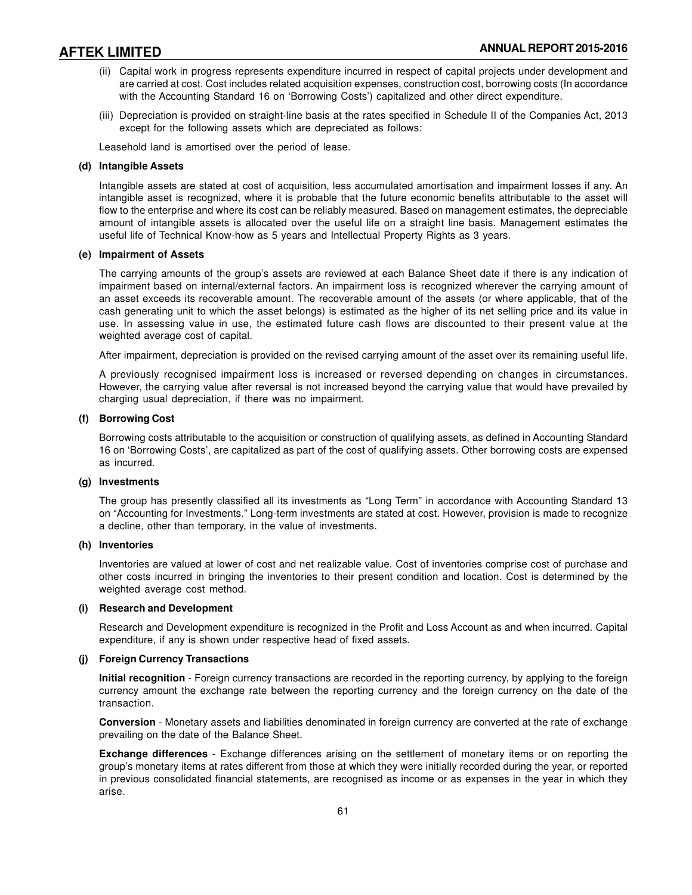(ii) Capital work in progress represents expenditure incurred in respect of capital projects under development and are carried at cost. Cost includes related acquisition expenses, construction cost, borrowing costs (In accordance with the Accounting Standard 16 on 'Borrowing Costs') capitalized and other direct expenditure.

(iii) Depreciation is provided on straight-line basis at the rates specified in Schedule II of the Companies Act, 2013 except for the following assets which are depreciated as follows:

Leasehold land is amortised over the period of lease.

**(d) Intangible Assets**

Intangible assets are stated at cost of acquisition, less accumulated amortisation and impairment losses if any. An intangible asset is recognized, where it is probable that the future economic benefits attributable to the asset will flow to the enterprise and where its cost can be reliably measured. Based on management estimates, the depreciable amount of intangible assets is allocated over the useful life on a straight line basis. Management estimates the useful life of Technical Know-how as 5 years and Intellectual Property Rights as 3 years.

**(e) Impairment of Assets**

The carrying amounts of the group's assets are reviewed at each Balance Sheet date if there is any indication of impairment based on internal/external factors. An impairment loss is recognized wherever the carrying amount of an asset exceeds its recoverable amount. The recoverable amount of the assets (or where applicable, that of the cash generating unit to which the asset belongs) is estimated as the higher of its net selling price and its value in use. In assessing value in use, the estimated future cash flows are discounted to their present value at the weighted average cost of capital.

After impairment, depreciation is provided on the revised carrying amount of the asset over its remaining useful life.

A previously recognised impairment loss is increased or reversed depending on changes in circumstances. However, the carrying value after reversal is not increased beyond the carrying value that would have prevailed by charging usual depreciation, if there was no impairment.

**(f) Borrowing Cost**

Borrowing costs attributable to the acquisition or construction of qualifying assets, as defined in Accounting Standard 16 on 'Borrowing Costs', are capitalized as part of the cost of qualifying assets. Other borrowing costs are expensed as incurred.

**(g) Investments**

The group has presently classified all its investments as "Long Term" in accordance with Accounting Standard 13 on "Accounting for Investments." Long-term investments are stated at cost. However, provision is made to recognize a decline, other than temporary, in the value of investments.

**(h) Inventories**

Inventories are valued at lower of cost and net realizable value. Cost of inventories comprise cost of purchase and other costs incurred in bringing the inventories to their present condition and location. Cost is determined by the weighted average cost method.

**(i) Research and Development**

Research and Development expenditure is recognized in the Profit and Loss Account as and when incurred. Capital expenditure, if any is shown under respective head of fixed assets.

**(j) Foreign Currency Transactions**

**Initial recognition** - Foreign currency transactions are recorded in the reporting currency, by applying to the foreign currency amount the exchange rate between the reporting currency and the foreign currency on the date of the transaction.

**Conversion** - Monetary assets and liabilities denominated in foreign currency are converted at the rate of exchange prevailing on the date of the Balance Sheet.

**Exchange differences** - Exchange differences arising on the settlement of monetary items or on reporting the group's monetary items at rates different from those at which they were initially recorded during the year, or reported in previous consolidated financial statements, are recognised as income or as expenses in the year in which they arise.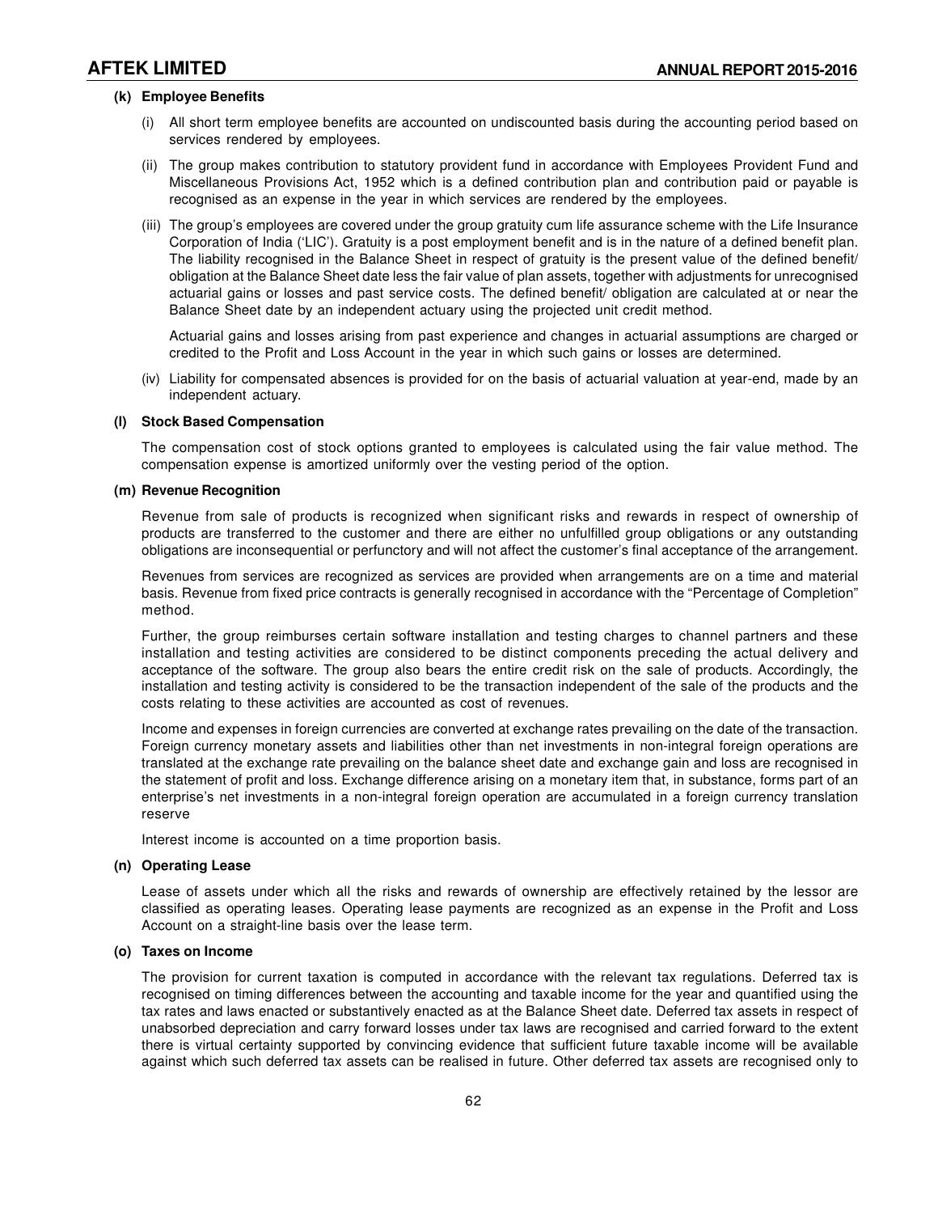**(k) Employee Benefits**

(i) All short term employee benefits are accounted on undiscounted basis during the accounting period based on services rendered by employees.

(ii) The group makes contribution to statutory provident fund in accordance with Employees Provident Fund and Miscellaneous Provisions Act, 1952 which is a defined contribution plan and contribution paid or payable is recognised as an expense in the year in which services are rendered by the employees.

(iii) The group's employees are covered under the group gratuity cum life assurance scheme with the Life Insurance Corporation of India ('LIC'). Gratuity is a post employment benefit and is in the nature of a defined benefit plan. The liability recognised in the Balance Sheet in respect of gratuity is the present value of the defined benefit/ obligation at the Balance Sheet date less the fair value of plan assets, together with adjustments for unrecognised actuarial gains or losses and past service costs. The defined benefit/ obligation are calculated at or near the Balance Sheet date by an independent actuary using the projected unit credit method.

Actuarial gains and losses arising from past experience and changes in actuarial assumptions are charged or credited to the Profit and Loss Account in the year in which such gains or losses are determined.

(iv) Liability for compensated absences is provided for on the basis of actuarial valuation at year-end, made by an independent actuary.

**(l) Stock Based Compensation**

The compensation cost of stock options granted to employees is calculated using the fair value method. The compensation expense is amortized uniformly over the vesting period of the option.

**(m) Revenue Recognition**

Revenue from sale of products is recognized when significant risks and rewards in respect of ownership of products are transferred to the customer and there are either no unfulfilled group obligations or any outstanding obligations are inconsequential or perfunctory and will not affect the customer's final acceptance of the arrangement.

Revenues from services are recognized as services are provided when arrangements are on a time and material basis. Revenue from fixed price contracts is generally recognised in accordance with the "Percentage of Completion" method.

Further, the group reimburses certain software installation and testing charges to channel partners and these installation and testing activities are considered to be distinct components preceding the actual delivery and acceptance of the software. The group also bears the entire credit risk on the sale of products. Accordingly, the installation and testing activity is considered to be the transaction independent of the sale of the products and the costs relating to these activities are accounted as cost of revenues.

Income and expenses in foreign currencies are converted at exchange rates prevailing on the date of the transaction. Foreign currency monetary assets and liabilities other than net investments in non-integral foreign operations are translated at the exchange rate prevailing on the balance sheet date and exchange gain and loss are recognised in the statement of profit and loss. Exchange difference arising on a monetary item that, in substance, forms part of an enterprise's net investments in a non-integral foreign operation are accumulated in a foreign currency translation reserve

Interest income is accounted on a time proportion basis.

**(n) Operating Lease**

Lease of assets under which all the risks and rewards of ownership are effectively retained by the lessor are classified as operating leases. Operating lease payments are recognized as an expense in the Profit and Loss Account on a straight-line basis over the lease term.

**(o) Taxes on Income**

The provision for current taxation is computed in accordance with the relevant tax regulations. Deferred tax is recognised on timing differences between the accounting and taxable income for the year and quantified using the tax rates and laws enacted or substantively enacted as at the Balance Sheet date. Deferred tax assets in respect of unabsorbed depreciation and carry forward losses under tax laws are recognised and carried forward to the extent there is virtual certainty supported by convincing evidence that sufficient future taxable income will be available against which such deferred tax assets can be realised in future. Other deferred tax assets are recognised only to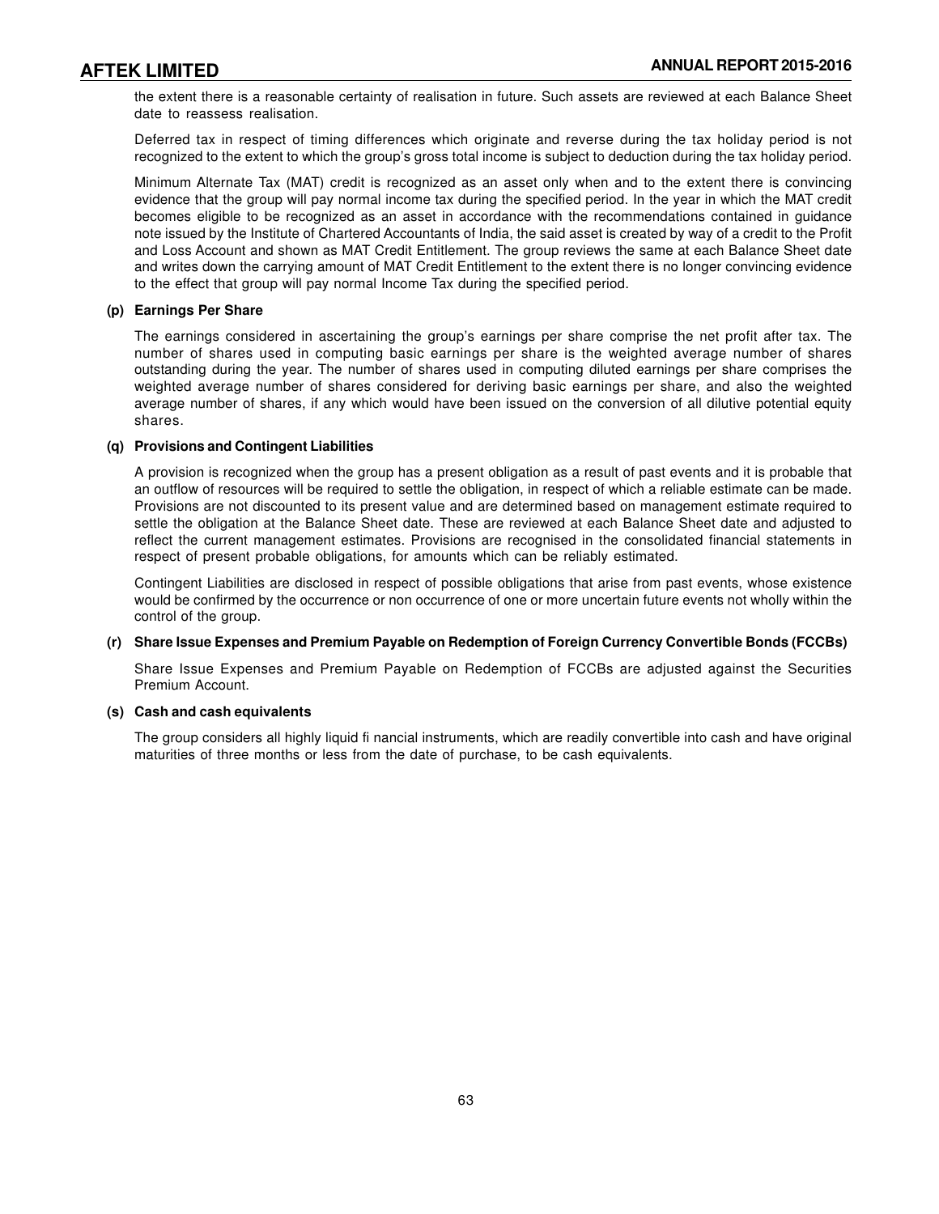the extent there is a reasonable certainty of realisation in future. Such assets are reviewed at each Balance Sheet date to reassess realisation.

Deferred tax in respect of timing differences which originate and reverse during the tax holiday period is not recognized to the extent to which the group's gross total income is subject to deduction during the tax holiday period.

Minimum Alternate Tax (MAT) credit is recognized as an asset only when and to the extent there is convincing evidence that the group will pay normal income tax during the specified period. In the year in which the MAT credit becomes eligible to be recognized as an asset in accordance with the recommendations contained in guidance note issued by the Institute of Chartered Accountants of India, the said asset is created by way of a credit to the Profit and Loss Account and shown as MAT Credit Entitlement. The group reviews the same at each Balance Sheet date and writes down the carrying amount of MAT Credit Entitlement to the extent there is no longer convincing evidence to the effect that group will pay normal Income Tax during the specified period.

**(p) Earnings Per Share**

The earnings considered in ascertaining the group's earnings per share comprise the net profit after tax. The number of shares used in computing basic earnings per share is the weighted average number of shares outstanding during the year. The number of shares used in computing diluted earnings per share comprises the weighted average number of shares considered for deriving basic earnings per share, and also the weighted average number of shares, if any which would have been issued on the conversion of all dilutive potential equity shares.

**(q) Provisions and Contingent Liabilities**

A provision is recognized when the group has a present obligation as a result of past events and it is probable that an outflow of resources will be required to settle the obligation, in respect of which a reliable estimate can be made. Provisions are not discounted to its present value and are determined based on management estimate required to settle the obligation at the Balance Sheet date. These are reviewed at each Balance Sheet date and adjusted to reflect the current management estimates. Provisions are recognised in the consolidated financial statements in respect of present probable obligations, for amounts which can be reliably estimated.

Contingent Liabilities are disclosed in respect of possible obligations that arise from past events, whose existence would be confirmed by the occurrence or non occurrence of one or more uncertain future events not wholly within the control of the group.

**(r) Share Issue Expenses and Premium Payable on Redemption of Foreign Currency Convertible Bonds (FCCBs)**

Share Issue Expenses and Premium Payable on Redemption of FCCBs are adjusted against the Securities Premium Account.

**(s) Cash and cash equivalents**

The group considers all highly liquid fi nancial instruments, which are readily convertible into cash and have original maturities of three months or less from the date of purchase, to be cash equivalents.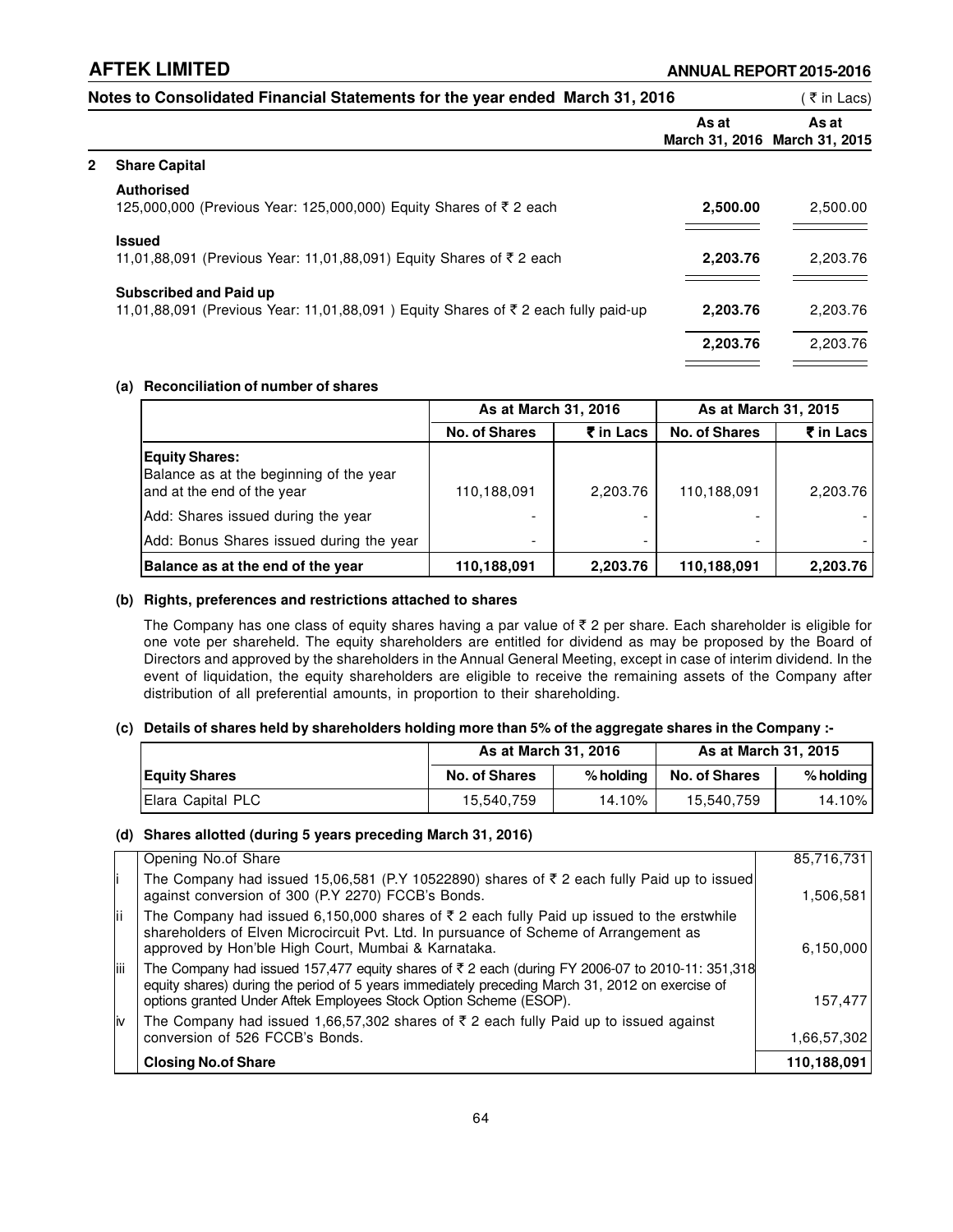**Notes to Consolidated Financial Statements for the year ended March 31, 2016** (₹ in Lacs)

| | | As at March 31, 2016 | As at March 31, 2015 |
|---|---|---|---|
| **2** | **Share Capital** | | |
| | **Authorised** | | |
| | 125,000,000 (Previous Year: 125,000,000) Equity Shares of ₹ 2 each | **2,500.00** | 2,500.00 |
| | **Issued** | | |
| | 11,01,88,091 (Previous Year: 11,01,88,091) Equity Shares of ₹ 2 each | **2,203.76** | 2,203.76 |
| | **Subscribed and Paid up** | | |
| | 11,01,88,091 (Previous Year: 11,01,88,091 ) Equity Shares of ₹ 2 each fully paid-up | **2,203.76** | 2,203.76 |
| | | **2,203.76** | 2,203.76 |

**(a) Reconciliation of number of shares**

| | As at March 31, 2016 | | As at March 31, 2015 | |
|---|---|---|---|---|
| | **No. of Shares** | **₹ in Lacs** | **No. of Shares** | **₹ in Lacs** |
| **Equity Shares:** Balance as at the beginning of the year and at the end of the year | 110,188,091 | 2,203.76 | 110,188,091 | 2,203.76 |
| Add: Shares issued during the year | - | - | - | - |
| Add: Bonus Shares issued during the year | - | - | - | - |
| **Balance as at the end of the year** | **110,188,091** | **2,203.76** | **110,188,091** | **2,203.76** |

**(b) Rights, preferences and restrictions attached to shares**

The Company has one class of equity shares having a par value of ₹ 2 per share. Each shareholder is eligible for one vote per shareheld. The equity shareholders are entitled for dividend as may be proposed by the Board of Directors and approved by the shareholders in the Annual General Meeting, except in case of interim dividend. In the event of liquidation, the equity shareholders are eligible to receive the remaining assets of the Company after distribution of all preferential amounts, in proportion to their shareholding.

**(c) Details of shares held by shareholders holding more than 5% of the aggregate shares in the Company :-**

| | As at March 31, 2016 | | As at March 31, 2015 | |
|---|---|---|---|---|
| **Equity Shares** | **No. of Shares** | **% holding** | **No. of Shares** | **% holding** |
| Elara Capital PLC | 15,540,759 | 14.10% | 15,540,759 | 14.10% |

**(d) Shares allotted (during 5 years preceding March 31, 2016)**

| | | |
|---|---|---|
| | Opening No.of Share | 85,716,731 |
| i | The Company had issued 15,06,581 (P.Y 10522890) shares of ₹ 2 each fully Paid up to issued against conversion of 300 (P.Y 2270) FCCB's Bonds. | 1,506,581 |
| ii | The Company had issued 6,150,000 shares of ₹ 2 each fully Paid up issued to the erstwhile shareholders of Elven Microcircuit Pvt. Ltd. In pursuance of Scheme of Arrangement as approved by Hon'ble High Court, Mumbai & Karnataka. | 6,150,000 |
| iii | The Company had issued 157,477 equity shares of ₹ 2 each (during FY 2006-07 to 2010-11: 351,318 equity shares) during the period of 5 years immediately preceding March 31, 2012 on exercise of options granted Under Aftek Employees Stock Option Scheme (ESOP). | 157,477 |
| iv | The Company had issued 1,66,57,302 shares of ₹ 2 each fully Paid up to issued against conversion of 526 FCCB's Bonds. | 1,66,57,302 |
| | **Closing No.of Share** | **110,188,091** |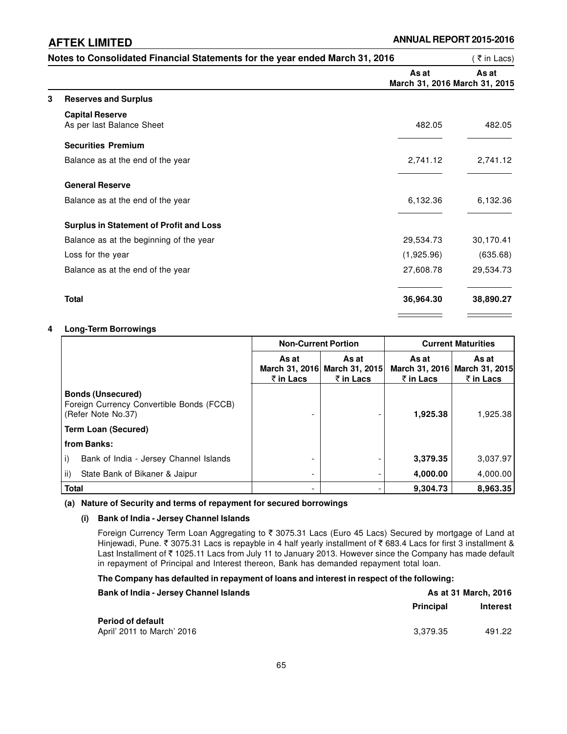## Notes to Consolidated Financial Statements for the year ended March 31, 2016

( ₹ in Lacs)

### 3 Reserves and Surplus

| | As at March 31, 2016 | As at March 31, 2015 |
|---|---|---|
| **Capital Reserve** | | |
| As per last Balance Sheet | 482.05 | 482.05 |
| **Securities Premium** | | |
| Balance as at the end of the year | 2,741.12 | 2,741.12 |
| **General Reserve** | | |
| Balance as at the end of the year | 6,132.36 | 6,132.36 |
| **Surplus in Statement of Profit and Loss** | | |
| Balance as at the beginning of the year | 29,534.73 | 30,170.41 |
| Loss for the year | (1,925.96) | (635.68) |
| Balance as at the end of the year | 27,608.78 | 29,534.73 |
| **Total** | **36,964.30** | **38,890.27** |

### 4 Long-Term Borrowings

| | Non-Current Portion | | Current Maturities | |
|---|---|---|---|---|
| | As at March 31, 2016 ₹ in Lacs | As at March 31, 2015 ₹ in Lacs | As at March 31, 2016 ₹ in Lacs | As at March 31, 2015 ₹ in Lacs |
| **Bonds (Unsecured)** Foreign Currency Convertible Bonds (FCCB) (Refer Note No.37) | - | - | **1,925.38** | 1,925.38 |
| **Term Loan (Secured)** | | | | |
| **from Banks:** | | | | |
| i) Bank of India - Jersey Channel Islands | - | - | **3,379.35** | 3,037.97 |
| ii) State Bank of Bikaner & Jaipur | - | - | **4,000.00** | 4,000.00 |
| **Total** | - | - | **9,304.73** | **8,963.35** |

**(a) Nature of Security and terms of repayment for secured borrowings**

**(i) Bank of India - Jersey Channel Islands**

Foreign Currency Term Loan Aggregating to ₹ 3075.31 Lacs (Euro 45 Lacs) Secured by mortgage of Land at Hinjewadi, Pune. ₹ 3075.31 Lacs is repayble in 4 half yearly installment of ₹ 683.4 Lacs for first 3 installment & Last Installment of ₹ 1025.11 Lacs from July 11 to January 2013. However since the Company has made default in repayment of Principal and Interest thereon, Bank has demanded repayment total loan.

**The Company has defaulted in repayment of loans and interest in respect of the following:**

| Bank of India - Jersey Channel Islands | As at 31 March, 2016 | |
|---|---|---|
| | Principal | Interest |
| **Period of default** | | |
| April' 2011 to March' 2016 | 3,379.35 | 491.22 |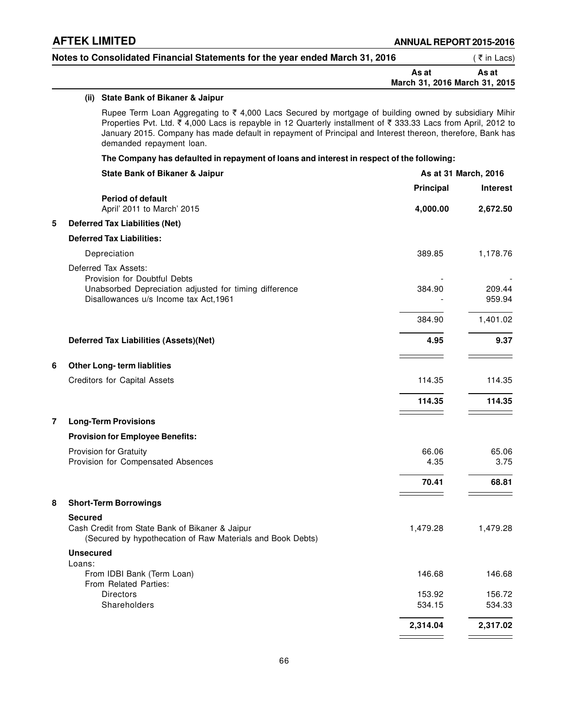**Notes to Consolidated Financial Statements for the year ended March 31, 2016** (₹ in Lacs)

**(ii) State Bank of Bikaner & Jaipur**

Rupee Term Loan Aggregating to ₹ 4,000 Lacs Secured by mortgage of building owned by subsidiary Mihir Properties Pvt. Ltd. ₹ 4,000 Lacs is repayble in 12 Quarterly installment of ₹ 333.33 Lacs from April, 2012 to January 2015. Company has made default in repayment of Principal and Interest thereon, therefore, Bank has demanded repayment loan.

**The Company has defaulted in repayment of loans and interest in respect of the following:**

| **State Bank of Bikaner & Jaipur** | **As at 31 March, 2016** | |
|---|---|---|
| | **Principal** | **Interest** |
| **Period of default** April' 2011 to March' 2015 | **4,000.00** | **2,672.50** |

| | As at March 31, 2016 | As at March 31, 2015 |
|---|---|---|
| **5 Deferred Tax Liabilities (Net)** | | |
| **Deferred Tax Liabilities:** | | |
| Depreciation | 389.85 | 1,178.76 |
| Deferred Tax Assets: | | |
| Provision for Doubtful Debts | - | - |
| Unabsorbed Depreciation adjusted for timing difference | 384.90 | 209.44 |
| Disallowances u/s Income tax Act,1961 | - | 959.94 |
| | 384.90 | 1,401.02 |
| **Deferred Tax Liabilities (Assets)(Net)** | **4.95** | **9.37** |
| **6 Other Long- term liablities** | | |
| Creditors for Capital Assets | 114.35 | 114.35 |
| | **114.35** | **114.35** |
| **7 Long-Term Provisions** | | |
| **Provision for Employee Benefits:** | | |
| Provision for Gratuity | 66.06 | 65.06 |
| Provision for Compensated Absences | 4.35 | 3.75 |
| | **70.41** | **68.81** |
| **8 Short-Term Borrowings** | | |
| **Secured** | | |
| Cash Credit from State Bank of Bikaner & Jaipur (Secured by hypothecation of Raw Materials and Book Debts) | 1,479.28 | 1,479.28 |
| **Unsecured** | | |
| Loans: | | |
| From IDBI Bank (Term Loan) | 146.68 | 146.68 |
| From Related Parties: | | |
| Directors | 153.92 | 156.72 |
| Shareholders | 534.15 | 534.33 |
| | **2,314.04** | **2,317.02** |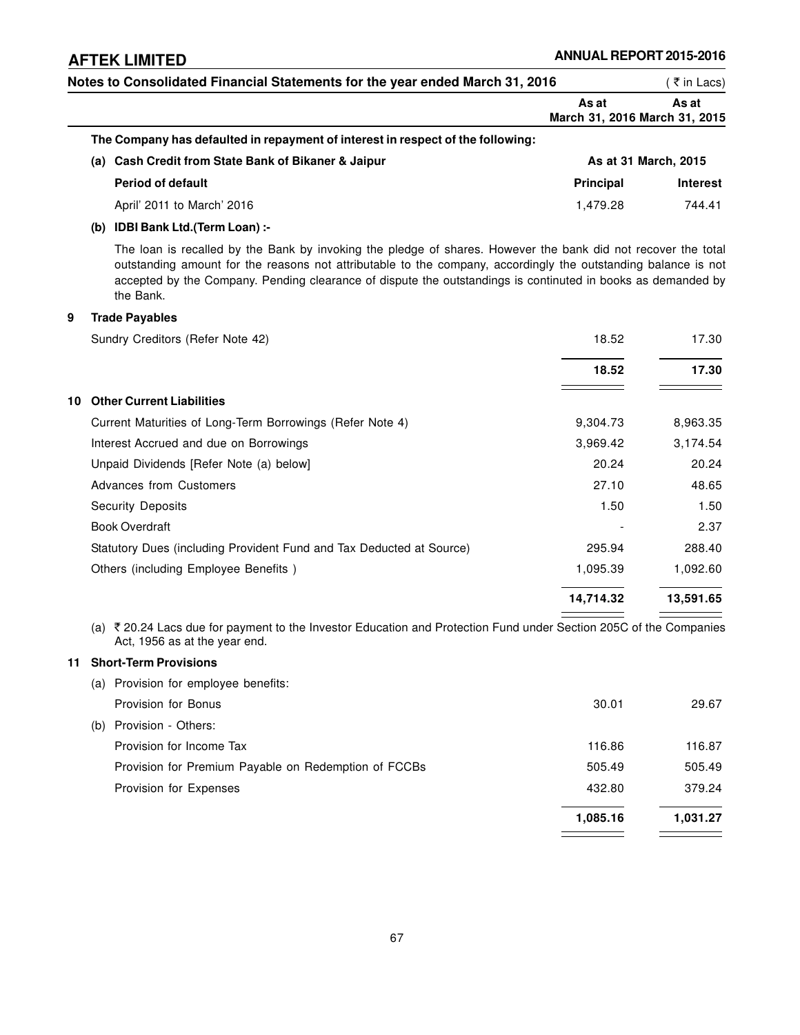**Notes to Consolidated Financial Statements for the year ended March 31, 2016** (₹ in Lacs)

| | As at March 31, 2016 | As at March 31, 2015 |
|---|---|---|

**The Company has defaulted in repayment of interest in respect of the following:**

**(a) Cash Credit from State Bank of Bikaner & Jaipur**

| | As at 31 March, 2015 | |
|---|---|---|
| **Period of default** | **Principal** | **Interest** |
| April' 2011 to March' 2016 | 1,479.28 | 744.41 |

**(b) IDBI Bank Ltd.(Term Loan) :-**

The loan is recalled by the Bank by invoking the pledge of shares. However the bank did not recover the total outstanding amount for the reasons not attributable to the company, accordingly the outstanding balance is not accepted by the Company. Pending clearance of dispute the outstandings is continuted in books as demanded by the Bank.

## 9 Trade Payables

| | As at March 31, 2016 | As at March 31, 2015 |
|---|---|---|
| Sundry Creditors (Refer Note 42) | 18.52 | 17.30 |
| | **18.52** | **17.30** |

## 10 Other Current Liabilities

| | As at March 31, 2016 | As at March 31, 2015 |
|---|---|---|
| Current Maturities of Long-Term Borrowings (Refer Note 4) | 9,304.73 | 8,963.35 |
| Interest Accrued and due on Borrowings | 3,969.42 | 3,174.54 |
| Unpaid Dividends [Refer Note (a) below] | 20.24 | 20.24 |
| Advances from Customers | 27.10 | 48.65 |
| Security Deposits | 1.50 | 1.50 |
| Book Overdraft | - | 2.37 |
| Statutory Dues (including Provident Fund and Tax Deducted at Source) | 295.94 | 288.40 |
| Others (including Employee Benefits ) | 1,095.39 | 1,092.60 |
| | **14,714.32** | **13,591.65** |

(a) ₹ 20.24 Lacs due for payment to the Investor Education and Protection Fund under Section 205C of the Companies Act, 1956 as at the year end.

## 11 Short-Term Provisions

| | As at March 31, 2016 | As at March 31, 2015 |
|---|---|---|
| (a) Provision for employee benefits: | | |
| Provision for Bonus | 30.01 | 29.67 |
| (b) Provision - Others: | | |
| Provision for Income Tax | 116.86 | 116.87 |
| Provision for Premium Payable on Redemption of FCCBs | 505.49 | 505.49 |
| Provision for Expenses | 432.80 | 379.24 |
| | **1,085.16** | **1,031.27** |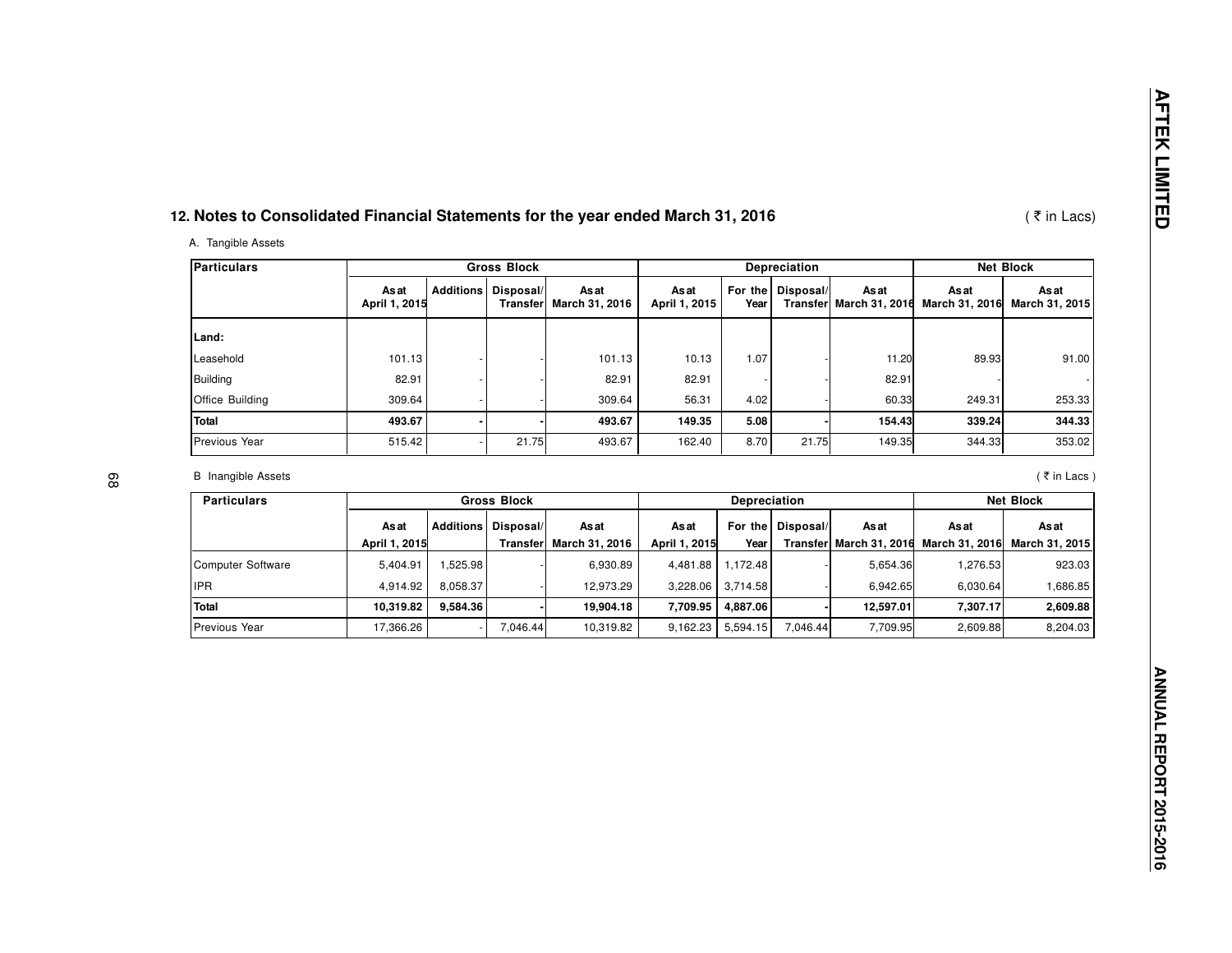## 12. Notes to Consolidated Financial Statements for the year ended March 31, 2016

( ₹ in Lacs)

A. Tangible Assets

| Particulars | Gross Block | | | | Depreciation | | | | Net Block | |
|---|---|---|---|---|---|---|---|---|---|---|
| | As at April 1, 2015 | Additions | Disposal/ Transfer | As at March 31, 2016 | As at April 1, 2015 | For the Year | Disposal/ Transfer | As at March 31, 2016 | As at March 31, 2016 | As at March 31, 2015 |
| **Land:** | | | | | | | | | | |
| Leasehold | 101.13 | - | - | 101.13 | 10.13 | 1.07 | - | 11.20 | 89.93 | 91.00 |
| Building | 82.91 | - | - | 82.91 | 82.91 | - | - | 82.91 | - | - |
| Office Building | 309.64 | - | - | 309.64 | 56.31 | 4.02 | - | 60.33 | 249.31 | 253.33 |
| **Total** | **493.67** | **-** | **-** | **493.67** | **149.35** | **5.08** | **-** | **154.43** | **339.24** | **344.33** |
| Previous Year | 515.42 | - | 21.75 | 493.67 | 162.40 | 8.70 | 21.75 | 149.35 | 344.33 | 353.02 |

B Inangible Assets

( ₹ in Lacs )

| Particulars | Gross Block | | | | Depreciation | | | | Net Block | |
|---|---|---|---|---|---|---|---|---|---|---|
| | As at April 1, 2015 | Additions | Disposal/ Transfer | As at March 31, 2016 | As at April 1, 2015 | For the Year | Disposal/ Transfer | As at March 31, 2016 | As at March 31, 2016 | As at March 31, 2015 |
| Computer Software | 5,404.91 | 1,525.98 | - | 6,930.89 | 4,481.88 | 1,172.48 | - | 5,654.36 | 1,276.53 | 923.03 |
| IPR | 4,914.92 | 8,058.37 | - | 12,973.29 | 3,228.06 | 3,714.58 | - | 6,942.65 | 6,030.64 | 1,686.85 |
| **Total** | **10,319.82** | **9,584.36** | **-** | **19,904.18** | **7,709.95** | **4,887.06** | **-** | **12,597.01** | **7,307.17** | **2,609.88** |
| Previous Year | 17,366.26 | - | 7,046.44 | 10,319.82 | 9,162.23 | 5,594.15 | 7,046.44 | 7,709.95 | 2,609.88 | 8,204.03 |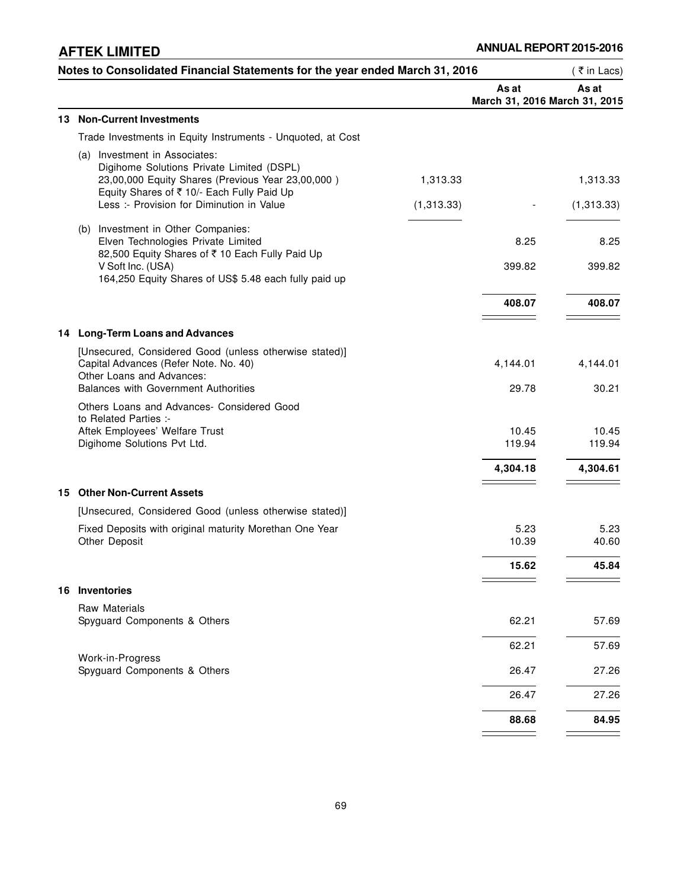## Notes to Consolidated Financial Statements for the year ended March 31, 2016

(₹ in Lacs)

| | | As at March 31, 2016 | As at March 31, 2015 |
|---|---|---|---|
| **13 Non-Current Investments** | | | |
| Trade Investments in Equity Instruments - Unquoted, at Cost | | | |
| (a) Investment in Associates: Digihome Solutions Private Limited (DSPL) 23,00,000 Equity Shares (Previous Year 23,00,000 ) Equity Shares of ₹ 10/- Each Fully Paid Up | 1,313.33 | | 1,313.33 |
| Less :- Provision for Diminution in Value | (1,313.33) | - | (1,313.33) |
| (b) Investment in Other Companies: Elven Technologies Private Limited 82,500 Equity Shares of ₹ 10 Each Fully Paid Up | | 8.25 | 8.25 |
| V Soft Inc. (USA) 164,250 Equity Shares of US$ 5.48 each fully paid up | | 399.82 | 399.82 |
| | | **408.07** | **408.07** |
| **14 Long-Term Loans and Advances** | | | |
| [Unsecured, Considered Good (unless otherwise stated)] | | | |
| Capital Advances (Refer Note. No. 40) | | 4,144.01 | 4,144.01 |
| Other Loans and Advances: Balances with Government Authorities | | 29.78 | 30.21 |
| Others Loans and Advances- Considered Good to Related Parties :- | | | |
| Aftek Employees' Welfare Trust | | 10.45 | 10.45 |
| Digihome Solutions Pvt Ltd. | | 119.94 | 119.94 |
| | | **4,304.18** | **4,304.61** |
| **15 Other Non-Current Assets** | | | |
| [Unsecured, Considered Good (unless otherwise stated)] | | | |
| Fixed Deposits with original maturity Morethan One Year | | 5.23 | 5.23 |
| Other Deposit | | 10.39 | 40.60 |
| | | **15.62** | **45.84** |
| **16 Inventories** | | | |
| Raw Materials | | | |
| Spyguard Components & Others | | 62.21 | 57.69 |
| | | 62.21 | 57.69 |
| Work-in-Progress | | | |
| Spyguard Components & Others | | 26.47 | 27.26 |
| | | 26.47 | 27.26 |
| | | **88.68** | **84.95** |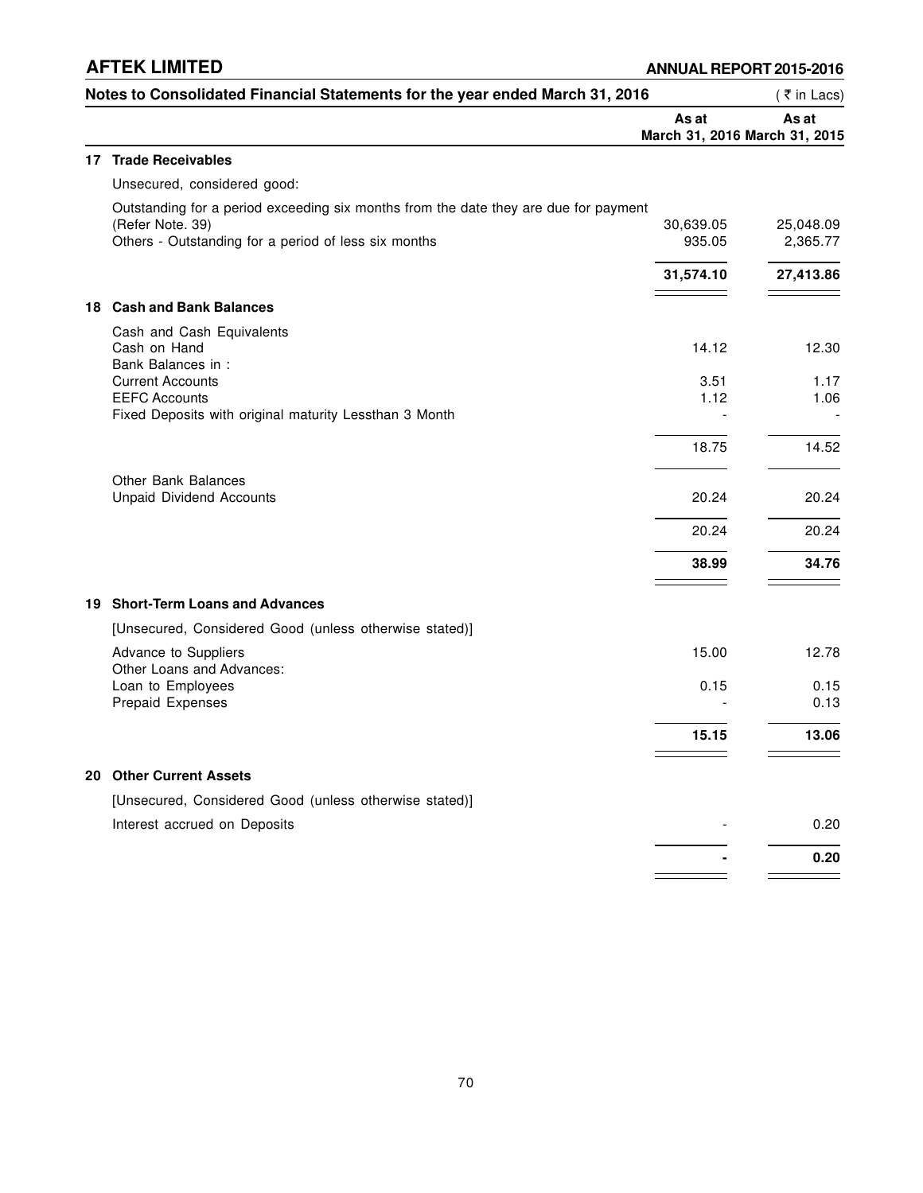## Notes to Consolidated Financial Statements for the year ended March 31, 2016

( ₹ in Lacs)

| | | As at March 31, 2016 | As at March 31, 2015 |
|---|---|---|---|
| **17** | **Trade Receivables** | | |
| | Unsecured, considered good: | | |
| | Outstanding for a period exceeding six months from the date they are due for payment (Refer Note. 39) | 30,639.05 | 25,048.09 |
| | Others - Outstanding for a period of less six months | 935.05 | 2,365.77 |
| | | **31,574.10** | **27,413.86** |
| **18** | **Cash and Bank Balances** | | |
| | Cash and Cash Equivalents | | |
| | Cash on Hand | 14.12 | 12.30 |
| | Bank Balances in : | | |
| | Current Accounts | 3.51 | 1.17 |
| | EEFC Accounts | 1.12 | 1.06 |
| | Fixed Deposits with original maturity Lessthan 3 Month | - | - |
| | | 18.75 | 14.52 |
| | Other Bank Balances | | |
| | Unpaid Dividend Accounts | 20.24 | 20.24 |
| | | 20.24 | 20.24 |
| | | **38.99** | **34.76** |
| **19** | **Short-Term Loans and Advances** | | |
| | [Unsecured, Considered Good (unless otherwise stated)] | | |
| | Advance to Suppliers | 15.00 | 12.78 |
| | Other Loans and Advances: | | |
| | Loan to Employees | 0.15 | 0.15 |
| | Prepaid Expenses | - | 0.13 |
| | | **15.15** | **13.06** |
| **20** | **Other Current Assets** | | |
| | [Unsecured, Considered Good (unless otherwise stated)] | | |
| | Interest accrued on Deposits | - | 0.20 |
| | | **-** | **0.20** |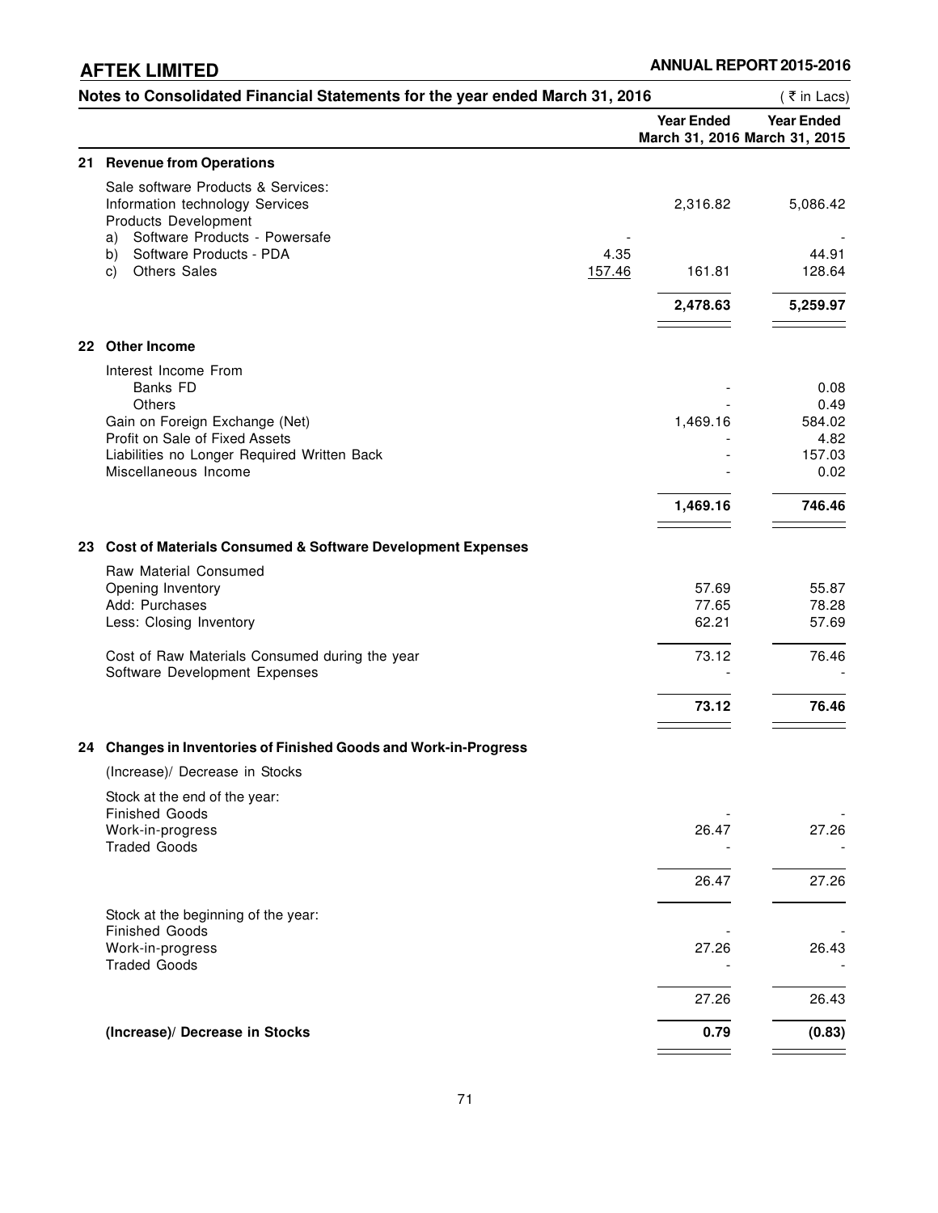## Notes to Consolidated Financial Statements for the year ended March 31, 2016

( ₹ in Lacs)

| | | Year Ended March 31, 2016 | Year Ended March 31, 2015 |
|---|---|---|---|
| **21 Revenue from Operations** | | | |
| Sale software Products & Services: | | | |
| Information technology Services | | 2,316.82 | 5,086.42 |
| Products Development | | | |
| a) Software Products - Powersafe | - | | - |
| b) Software Products - PDA | 4.35 | | 44.91 |
| c) Others Sales | 157.46 | 161.81 | 128.64 |
| | | **2,478.63** | **5,259.97** |
| **22 Other Income** | | | |
| Interest Income From | | | |
| Banks FD | | - | 0.08 |
| Others | | - | 0.49 |
| Gain on Foreign Exchange (Net) | | 1,469.16 | 584.02 |
| Profit on Sale of Fixed Assets | | - | 4.82 |
| Liabilities no Longer Required Written Back | | - | 157.03 |
| Miscellaneous Income | | - | 0.02 |
| | | **1,469.16** | **746.46** |
| **23 Cost of Materials Consumed & Software Development Expenses** | | | |
| Raw Material Consumed | | | |
| Opening Inventory | | 57.69 | 55.87 |
| Add: Purchases | | 77.65 | 78.28 |
| Less: Closing Inventory | | 62.21 | 57.69 |
| Cost of Raw Materials Consumed during the year | | 73.12 | 76.46 |
| Software Development Expenses | | - | - |
| | | **73.12** | **76.46** |
| **24 Changes in Inventories of Finished Goods and Work-in-Progress** | | | |
| (Increase)/ Decrease in Stocks | | | |
| Stock at the end of the year: | | | |
| Finished Goods | | - | - |
| Work-in-progress | | 26.47 | 27.26 |
| Traded Goods | | - | - |
| | | 26.47 | 27.26 |
| Stock at the beginning of the year: | | | |
| Finished Goods | | - | - |
| Work-in-progress | | 27.26 | 26.43 |
| Traded Goods | | - | - |
| | | 27.26 | 26.43 |
| **(Increase)/ Decrease in Stocks** | | **0.79** | **(0.83)** |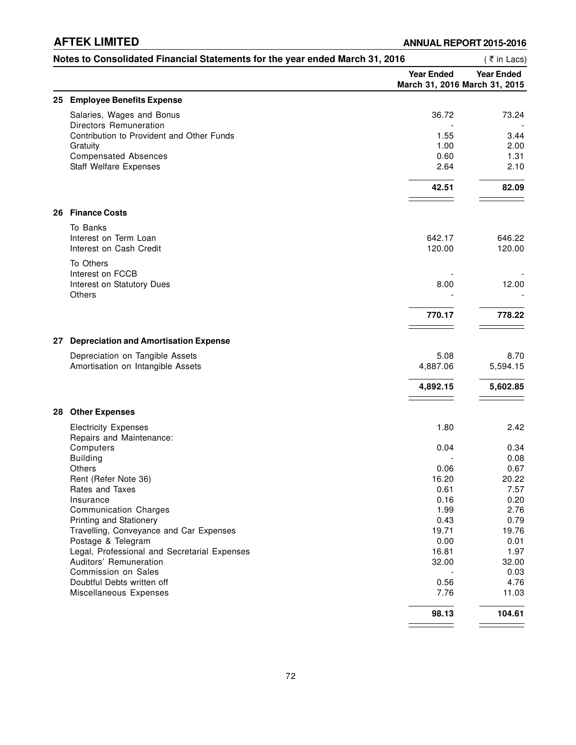## Notes to Consolidated Financial Statements for the year ended March 31, 2016

(₹ in Lacs)

| | | Year Ended March 31, 2016 | Year Ended March 31, 2015 |
|---|---|---|---|
| **25** | **Employee Benefits Expense** | | |
| | Salaries, Wages and Bonus | 36.72 | 73.24 |
| | Directors Remuneration | - | - |
| | Contribution to Provident and Other Funds | 1.55 | 3.44 |
| | Gratuity | 1.00 | 2.00 |
| | Compensated Absences | 0.60 | 1.31 |
| | Staff Welfare Expenses | 2.64 | 2.10 |
| | | **42.51** | **82.09** |
| **26** | **Finance Costs** | | |
| | To Banks | | |
| | Interest on Term Loan | 642.17 | 646.22 |
| | Interest on Cash Credit | 120.00 | 120.00 |
| | To Others | | |
| | Interest on FCCB | - | - |
| | Interest on Statutory Dues | 8.00 | 12.00 |
| | Others | - | - |
| | | **770.17** | **778.22** |
| **27** | **Depreciation and Amortisation Expense** | | |
| | Depreciation on Tangible Assets | 5.08 | 8.70 |
| | Amortisation on Intangible Assets | 4,887.06 | 5,594.15 |
| | | **4,892.15** | **5,602.85** |
| **28** | **Other Expenses** | | |
| | Electricity Expenses | 1.80 | 2.42 |
| | Repairs and Maintenance: | | |
| | Computers | 0.04 | 0.34 |
| | Building | - | 0.08 |
| | Others | 0.06 | 0.67 |
| | Rent (Refer Note 36) | 16.20 | 20.22 |
| | Rates and Taxes | 0.61 | 7.57 |
| | Insurance | 0.16 | 0.20 |
| | Communication Charges | 1.99 | 2.76 |
| | Printing and Stationery | 0.43 | 0.79 |
| | Travelling, Conveyance and Car Expenses | 19.71 | 19.76 |
| | Postage & Telegram | 0.00 | 0.01 |
| | Legal, Professional and Secretarial Expenses | 16.81 | 1.97 |
| | Auditors' Remuneration | 32.00 | 32.00 |
| | Commission on Sales | - | 0.03 |
| | Doubtful Debts written off | 0.56 | 4.76 |
| | Miscellaneous Expenses | 7.76 | 11.03 |
| | | **98.13** | **104.61** |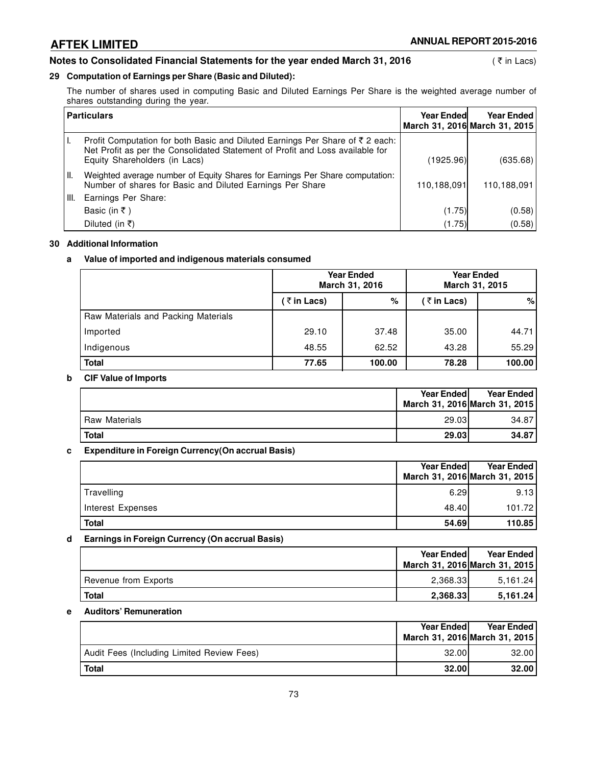## Notes to Consolidated Financial Statements for the year ended March 31, 2016

( ₹ in Lacs)

### 29 Computation of Earnings per Share (Basic and Diluted):

The number of shares used in computing Basic and Diluted Earnings Per Share is the weighted average number of shares outstanding during the year.

| | Particulars | Year Ended March 31, 2016 | Year Ended March 31, 2015 |
|---|---|---|---|
| I. | Profit Computation for both Basic and Diluted Earnings Per Share of ₹ 2 each: Net Profit as per the Consolidated Statement of Profit and Loss available for Equity Shareholders (in Lacs) | (1925.96) | (635.68) |
| II. | Weighted average number of Equity Shares for Earnings Per Share computation: Number of shares for Basic and Diluted Earnings Per Share | 110,188,091 | 110,188,091 |
| III. | Earnings Per Share: | | |
| | Basic (in ₹ ) | (1.75) | (0.58) |
| | Diluted (in ₹) | (1.75) | (0.58) |

### 30 Additional Information

#### a Value of imported and indigenous materials consumed

| | Year Ended March 31, 2016 | | Year Ended March 31, 2015 | |
|---|---|---|---|---|
| | ( ₹ in Lacs) | % | ( ₹ in Lacs) | % |
| Raw Materials and Packing Materials | | | | |
| Imported | 29.10 | 37.48 | 35.00 | 44.71 |
| Indigenous | 48.55 | 62.52 | 43.28 | 55.29 |
| **Total** | **77.65** | **100.00** | **78.28** | **100.00** |

#### b CIF Value of Imports

| | Year Ended March 31, 2016 | Year Ended March 31, 2015 |
|---|---|---|
| Raw Materials | 29.03 | 34.87 |
| **Total** | **29.03** | **34.87** |

#### c Expenditure in Foreign Currency(On accrual Basis)

| | Year Ended March 31, 2016 | Year Ended March 31, 2015 |
|---|---|---|
| Travelling | 6.29 | 9.13 |
| Interest Expenses | 48.40 | 101.72 |
| **Total** | **54.69** | **110.85** |

#### d Earnings in Foreign Currency (On accrual Basis)

| | Year Ended March 31, 2016 | Year Ended March 31, 2015 |
|---|---|---|
| Revenue from Exports | 2,368.33 | 5,161.24 |
| **Total** | **2,368.33** | **5,161.24** |

#### e Auditors' Remuneration

| | Year Ended March 31, 2016 | Year Ended March 31, 2015 |
|---|---|---|
| Audit Fees (Including Limited Review Fees) | 32.00 | 32.00 |
| **Total** | **32.00** | **32.00** |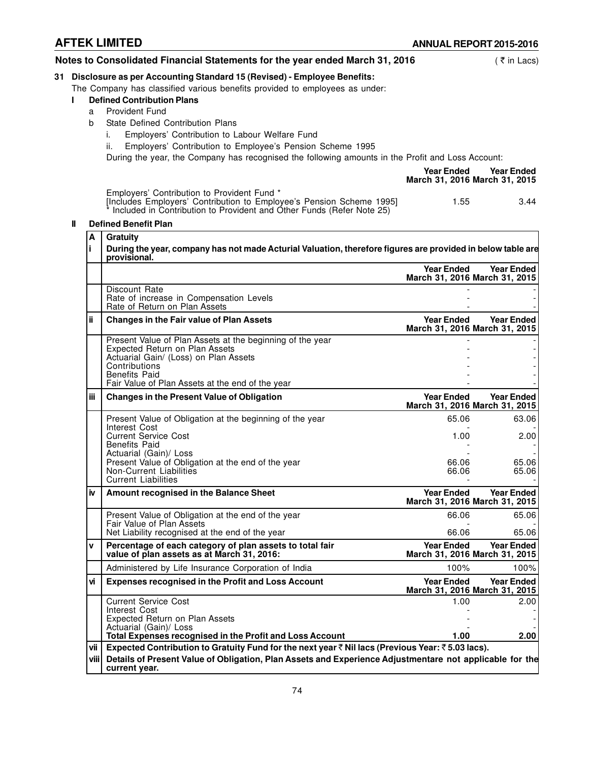## Notes to Consolidated Financial Statements for the year ended March 31, 2016

( ₹ in Lacs)

### 31 Disclosure as per Accounting Standard 15 (Revised) - Employee Benefits:

The Company has classified various benefits provided to employees as under:

**I Defined Contribution Plans**

a Provident Fund

b State Defined Contribution Plans

i. Employers' Contribution to Labour Welfare Fund

ii. Employers' Contribution to Employee's Pension Scheme 1995

During the year, the Company has recognised the following amounts in the Profit and Loss Account:

| | Year Ended March 31, 2016 | Year Ended March 31, 2015 |
|---|---|---|
| Employers' Contribution to Provident Fund * [Includes Employers' Contribution to Employee's Pension Scheme 1995] | 1.55 | 3.44 |

\* Included in Contribution to Provident and Other Funds (Refer Note 25)

**II Defined Benefit Plan**

| | | Year Ended March 31, 2016 | Year Ended March 31, 2015 |
|---|---|---|---|
| **A** | **Gratuity** | | |
| **i** | **During the year, company has not made Acturial Valuation, therefore figures are provided in below table are provisional.** | | |
| | Discount Rate | - | - |
| | Rate of increase in Compensation Levels | - | - |
| | Rate of Return on Plan Assets | - | - |
| **ii** | **Changes in the Fair value of Plan Assets** | **Year Ended March 31, 2016** | **Year Ended March 31, 2015** |
| | Present Value of Plan Assets at the beginning of the year | - | - |
| | Expected Return on Plan Assets | - | - |
| | Actuarial Gain/ (Loss) on Plan Assets | - | - |
| | Contributions | - | - |
| | Benefits Paid | - | - |
| | Fair Value of Plan Assets at the end of the year | - | - |
| **iii** | **Changes in the Present Value of Obligation** | **Year Ended March 31, 2016** | **Year Ended March 31, 2015** |
| | Present Value of Obligation at the beginning of the year | 65.06 | 63.06 |
| | Interest Cost | - | - |
| | Current Service Cost | 1.00 | 2.00 |
| | Benefits Paid | - | - |
| | Actuarial (Gain)/ Loss | - | - |
| | Present Value of Obligation at the end of the year | 66.06 | 65.06 |
| | Non-Current Liabilities | 66.06 | 65.06 |
| | Current Liabilities | - | - |
| **iv** | **Amount recognised in the Balance Sheet** | **Year Ended March 31, 2016** | **Year Ended March 31, 2015** |
| | Present Value of Obligation at the end of the year | 66.06 | 65.06 |
| | Fair Value of Plan Assets | - | - |
| | Net Liability recognised at the end of the year | 66.06 | 65.06 |
| **v** | **Percentage of each category of plan assets to total fair value of plan assets as at March 31, 2016:** | **Year Ended March 31, 2016** | **Year Ended March 31, 2015** |
| | Administered by Life Insurance Corporation of India | 100% | 100% |
| **vi** | **Expenses recognised in the Profit and Loss Account** | **Year Ended March 31, 2016** | **Year Ended March 31, 2015** |
| | Current Service Cost | 1.00 | 2.00 |
| | Interest Cost | - | - |
| | Expected Return on Plan Assets | - | - |
| | Actuarial (Gain)/ Loss | - | - |
| | **Total Expenses recognised in the Profit and Loss Account** | **1.00** | **2.00** |
| **vii** | **Expected Contribution to Gratuity Fund for the next year ₹ Nil lacs (Previous Year: ₹ 5.03 lacs).** | | |
| **viii** | **Details of Present Value of Obligation, Plan Assets and Experience Adjustmentare not applicable for the current year.** | | |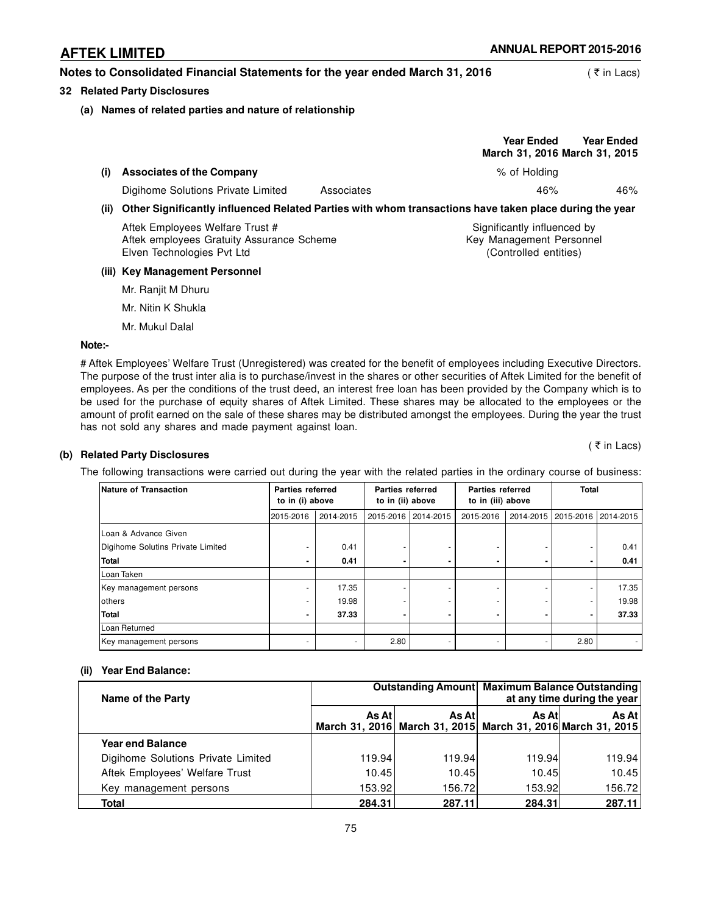## Notes to Consolidated Financial Statements for the year ended March 31, 2016

( ₹ in Lacs)

### 32 Related Party Disclosures

#### (a) Names of related parties and nature of relationship

| | | Year Ended March 31, 2016 | Year Ended March 31, 2015 |
|---|---|---|---|
| **(i) Associates of the Company** | | % of Holding | |
| Digihome Solutions Private Limited | Associates | 46% | 46% |

**(ii) Other Significantly influenced Related Parties with whom transactions have taken place during the year**

| | |
|---|---|
| Aftek Employees Welfare Trust # | Significantly influenced by |
| Aftek employees Gratuity Assurance Scheme | Key Management Personnel |
| Elven Technologies Pvt Ltd | (Controlled entities) |

**(iii) Key Management Personnel**

Mr. Ranjit M Dhuru

Mr. Nitin K Shukla

Mr. Mukul Dalal

**Note:-**

# Aftek Employees' Welfare Trust (Unregistered) was created for the benefit of employees including Executive Directors. The purpose of the trust inter alia is to purchase/invest in the shares or other securities of Aftek Limited for the benefit of employees. As per the conditions of the trust deed, an interest free loan has been provided by the Company which is to be used for the purchase of equity shares of Aftek Limited. These shares may be allocated to the employees or the amount of profit earned on the sale of these shares may be distributed amongst the employees. During the year the trust has not sold any shares and made payment against loan.

( ₹ in Lacs)

#### (b) Related Party Disclosures

The following transactions were carried out during the year with the related parties in the ordinary course of business:

| Nature of Transaction | Parties referred to in (i) above | | Parties referred to in (ii) above | | Parties referred to in (iii) above | | Total | |
|---|---|---|---|---|---|---|---|---|
| | 2015-2016 | 2014-2015 | 2015-2016 | 2014-2015 | 2015-2016 | 2014-2015 | 2015-2016 | 2014-2015 |
| Loan & Advance Given | | | | | | | | |
| Digihome Solutins Private Limited | - | 0.41 | - | - | - | - | - | 0.41 |
| **Total** | **-** | **0.41** | **-** | **-** | **-** | **-** | **-** | **0.41** |
| Loan Taken | | | | | | | | |
| Key management persons | - | 17.35 | - | - | - | - | - | 17.35 |
| others | - | 19.98 | - | - | - | - | - | 19.98 |
| **Total** | **-** | **37.33** | **-** | **-** | **-** | **-** | **-** | **37.33** |
| Loan Returned | | | | | | | | |
| Key management persons | - | - | 2.80 | - | - | - | 2.80 | - |

#### (ii) Year End Balance:

| Name of the Party | Outstanding Amount | | Maximum Balance Outstanding at any time during the year | |
|---|---|---|---|---|
| | As At March 31, 2016 | As At March 31, 2015 | As At March 31, 2016 | As At March 31, 2015 |
| **Year end Balance** | | | | |
| Digihome Solutions Private Limited | 119.94 | 119.94 | 119.94 | 119.94 |
| Aftek Employees' Welfare Trust | 10.45 | 10.45 | 10.45 | 10.45 |
| Key management persons | 153.92 | 156.72 | 153.92 | 156.72 |
| **Total** | **284.31** | **287.11** | **284.31** | **287.11** |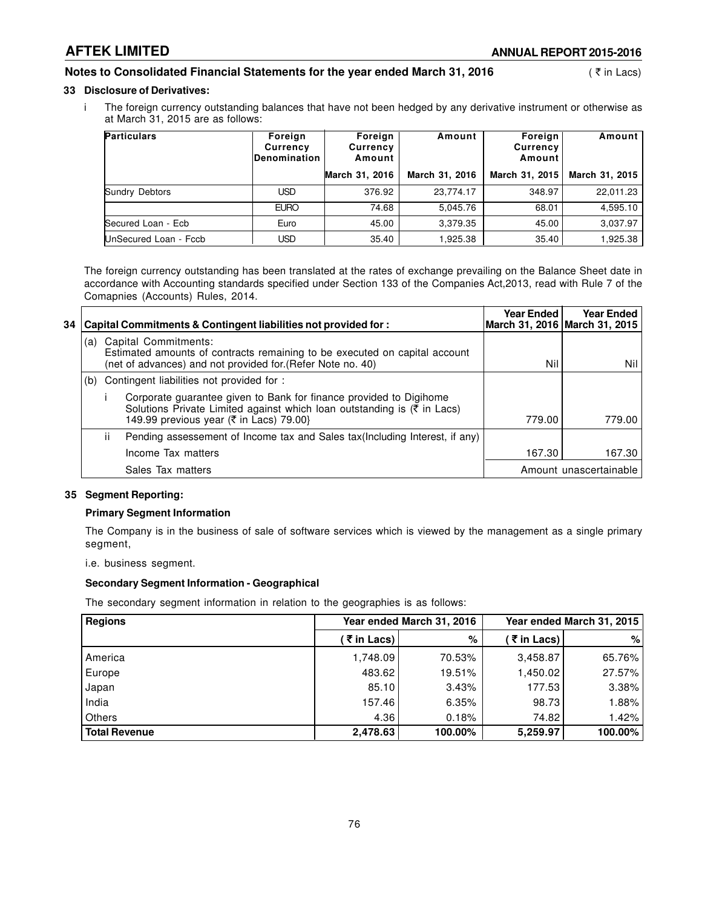## Notes to Consolidated Financial Statements for the year ended March 31, 2016

( ₹ in Lacs)

### 33 Disclosure of Derivatives:

i The foreign currency outstanding balances that have not been hedged by any derivative instrument or otherwise as at March 31, 2015 are as follows:

| Particulars | Foreign Currency Denomination | Foreign Currency Amount | Amount | Foreign Currency Amount | Amount |
|---|---|---|---|---|---|
| | | March 31, 2016 | March 31, 2016 | March 31, 2015 | March 31, 2015 |
| Sundry Debtors | USD | 376.92 | 23,774.17 | 348.97 | 22,011.23 |
| | EURO | 74.68 | 5,045.76 | 68.01 | 4,595.10 |
| Secured Loan - Ecb | Euro | 45.00 | 3,379.35 | 45.00 | 3,037.97 |
| UnSecured Loan - Fccb | USD | 35.40 | 1,925.38 | 35.40 | 1,925.38 |

The foreign currency outstanding has been translated at the rates of exchange prevailing on the Balance Sheet date in accordance with Accounting standards specified under Section 133 of the Companies Act,2013, read with Rule 7 of the Comapnies (Accounts) Rules, 2014.

| 34 Capital Commitments & Contingent liabilities not provided for : | Year Ended March 31, 2016 | Year Ended March 31, 2015 |
|---|---|---|
| (a) Capital Commitments: Estimated amounts of contracts remaining to be executed on capital account (net of advances) and not provided for.(Refer Note no. 40) | Nil | Nil |
| (b) Contingent liabilities not provided for : | | |
| i Corporate guarantee given to Bank for finance provided to Digihome Solutions Private Limited against which loan outstanding is (₹ in Lacs) 149.99 previous year (₹ in Lacs) 79.00} | 779.00 | 779.00 |
| ii Pending assessement of Income tax and Sales tax(Including Interest, if any) | | |
| Income Tax matters | 167.30 | 167.30 |
| Sales Tax matters | Amount unascertainable | |

### 35 Segment Reporting:

**Primary Segment Information**

The Company is in the business of sale of software services which is viewed by the management as a single primary segment,

i.e. business segment.

**Secondary Segment Information - Geographical**

The secondary segment information in relation to the geographies is as follows:

| Regions | Year ended March 31, 2016 | | Year ended March 31, 2015 | |
|---|---|---|---|---|
| | ( ₹ in Lacs) | % | ( ₹ in Lacs) | % |
| America | 1,748.09 | 70.53% | 3,458.87 | 65.76% |
| Europe | 483.62 | 19.51% | 1,450.02 | 27.57% |
| Japan | 85.10 | 3.43% | 177.53 | 3.38% |
| India | 157.46 | 6.35% | 98.73 | 1.88% |
| Others | 4.36 | 0.18% | 74.82 | 1.42% |
| **Total Revenue** | **2,478.63** | **100.00%** | **5,259.97** | **100.00%** |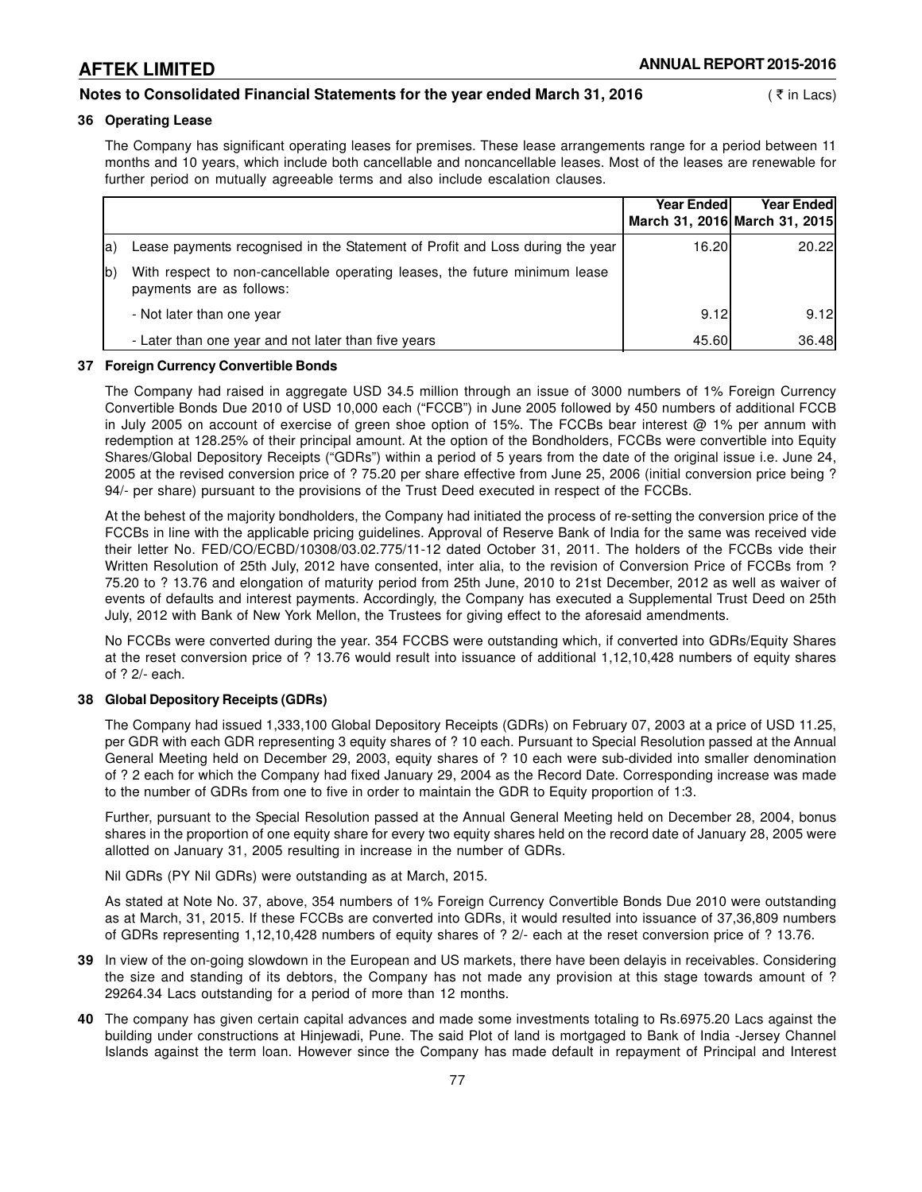**Notes to Consolidated Financial Statements for the year ended March 31, 2016** ( ₹ in Lacs)

### 36 Operating Lease

The Company has significant operating leases for premises. These lease arrangements range for a period between 11 months and 10 years, which include both cancellable and noncancellable leases. Most of the leases are renewable for further period on mutually agreeable terms and also include escalation clauses.

| | | Year Ended March 31, 2016 | Year Ended March 31, 2015 |
|---|---|---|---|
| a) | Lease payments recognised in the Statement of Profit and Loss during the year | 16.20 | 20.22 |
| b) | With respect to non-cancellable operating leases, the future minimum lease payments are as follows: | | |
| | - Not later than one year | 9.12 | 9.12 |
| | - Later than one year and not later than five years | 45.60 | 36.48 |

### 37 Foreign Currency Convertible Bonds

The Company had raised in aggregate USD 34.5 million through an issue of 3000 numbers of 1% Foreign Currency Convertible Bonds Due 2010 of USD 10,000 each ("FCCB") in June 2005 followed by 450 numbers of additional FCCB in July 2005 on account of exercise of green shoe option of 15%. The FCCBs bear interest @ 1% per annum with redemption at 128.25% of their principal amount. At the option of the Bondholders, FCCBs were convertible into Equity Shares/Global Depository Receipts ("GDRs") within a period of 5 years from the date of the original issue i.e. June 24, 2005 at the revised conversion price of ? 75.20 per share effective from June 25, 2006 (initial conversion price being ? 94/- per share) pursuant to the provisions of the Trust Deed executed in respect of the FCCBs.

At the behest of the majority bondholders, the Company had initiated the process of re-setting the conversion price of the FCCBs in line with the applicable pricing guidelines. Approval of Reserve Bank of India for the same was received vide their letter No. FED/CO/ECBD/10308/03.02.775/11-12 dated October 31, 2011. The holders of the FCCBs vide their Written Resolution of 25th July, 2012 have consented, inter alia, to the revision of Conversion Price of FCCBs from ? 75.20 to ? 13.76 and elongation of maturity period from 25th June, 2010 to 21st December, 2012 as well as waiver of events of defaults and interest payments. Accordingly, the Company has executed a Supplemental Trust Deed on 25th July, 2012 with Bank of New York Mellon, the Trustees for giving effect to the aforesaid amendments.

No FCCBs were converted during the year. 354 FCCBS were outstanding which, if converted into GDRs/Equity Shares at the reset conversion price of ? 13.76 would result into issuance of additional 1,12,10,428 numbers of equity shares of ? 2/- each.

### 38 Global Depository Receipts (GDRs)

The Company had issued 1,333,100 Global Depository Receipts (GDRs) on February 07, 2003 at a price of USD 11.25, per GDR with each GDR representing 3 equity shares of ? 10 each. Pursuant to Special Resolution passed at the Annual General Meeting held on December 29, 2003, equity shares of ? 10 each were sub-divided into smaller denomination of ? 2 each for which the Company had fixed January 29, 2004 as the Record Date. Corresponding increase was made to the number of GDRs from one to five in order to maintain the GDR to Equity proportion of 1:3.

Further, pursuant to the Special Resolution passed at the Annual General Meeting held on December 28, 2004, bonus shares in the proportion of one equity share for every two equity shares held on the record date of January 28, 2005 were allotted on January 31, 2005 resulting in increase in the number of GDRs.

Nil GDRs (PY Nil GDRs) were outstanding as at March, 2015.

As stated at Note No. 37, above, 354 numbers of 1% Foreign Currency Convertible Bonds Due 2010 were outstanding as at March, 31, 2015. If these FCCBs are converted into GDRs, it would resulted into issuance of 37,36,809 numbers of GDRs representing 1,12,10,428 numbers of equity shares of ? 2/- each at the reset conversion price of ? 13.76.

**39** In view of the on-going slowdown in the European and US markets, there have been delayis in receivables. Considering the size and standing of its debtors, the Company has not made any provision at this stage towards amount of ? 29264.34 Lacs outstanding for a period of more than 12 months.

**40** The company has given certain capital advances and made some investments totaling to Rs.6975.20 Lacs against the building under constructions at Hinjewadi, Pune. The said Plot of land is mortgaged to Bank of India -Jersey Channel Islands against the term loan. However since the Company has made default in repayment of Principal and Interest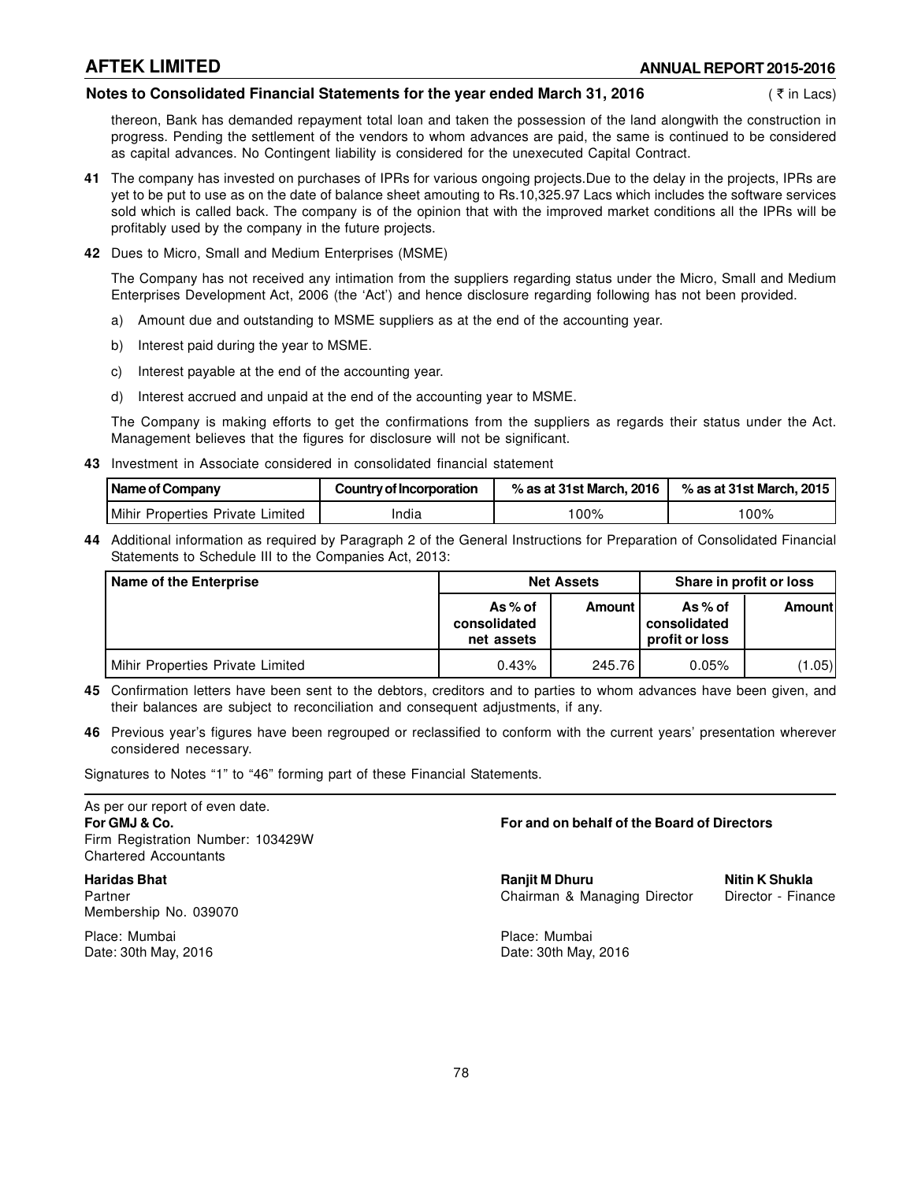**Notes to Consolidated Financial Statements for the year ended March 31, 2016** ( ₹ in Lacs)

thereon, Bank has demanded repayment total loan and taken the possession of the land alongwith the construction in progress. Pending the settlement of the vendors to whom advances are paid, the same is continued to be considered as capital advances. No Contingent liability is considered for the unexecuted Capital Contract.

**41** The company has invested on purchases of IPRs for various ongoing projects.Due to the delay in the projects, IPRs are yet to be put to use as on the date of balance sheet amouting to Rs.10,325.97 Lacs which includes the software services sold which is called back. The company is of the opinion that with the improved market conditions all the IPRs will be profitably used by the company in the future projects.

**42** Dues to Micro, Small and Medium Enterprises (MSME)

The Company has not received any intimation from the suppliers regarding status under the Micro, Small and Medium Enterprises Development Act, 2006 (the 'Act') and hence disclosure regarding following has not been provided.

a) Amount due and outstanding to MSME suppliers as at the end of the accounting year.

b) Interest paid during the year to MSME.

c) Interest payable at the end of the accounting year.

d) Interest accrued and unpaid at the end of the accounting year to MSME.

The Company is making efforts to get the confirmations from the suppliers as regards their status under the Act. Management believes that the figures for disclosure will not be significant.

**43** Investment in Associate considered in consolidated financial statement

| Name of Company | Country of Incorporation | % as at 31st March, 2016 | % as at 31st March, 2015 |
|---|---|---|---|
| Mihir Properties Private Limited | India | 100% | 100% |

**44** Additional information as required by Paragraph 2 of the General Instructions for Preparation of Consolidated Financial Statements to Schedule III to the Companies Act, 2013:

| Name of the Enterprise | Net Assets | | Share in profit or loss | |
|---|---|---|---|---|
| | As % of consolidated net assets | Amount | As % of consolidated profit or loss | Amount |
| Mihir Properties Private Limited | 0.43% | 245.76 | 0.05% | (1.05) |

**45** Confirmation letters have been sent to the debtors, creditors and to parties to whom advances have been given, and their balances are subject to reconciliation and consequent adjustments, if any.

**46** Previous year's figures have been regrouped or reclassified to conform with the current years' presentation wherever considered necessary.

Signatures to Notes "1" to "46" forming part of these Financial Statements.

As per our report of even date.
**For GMJ & Co.**
Firm Registration Number: 103429W
Chartered Accountants

**Haridas Bhat**
Partner
Membership No. 039070

Place: Mumbai
Date: 30th May, 2016

**For and on behalf of the Board of Directors**

**Ranjit M Dhuru**
Chairman & Managing Director

**Nitin K Shukla**
Director - Finance

Place: Mumbai
Date: 30th May, 2016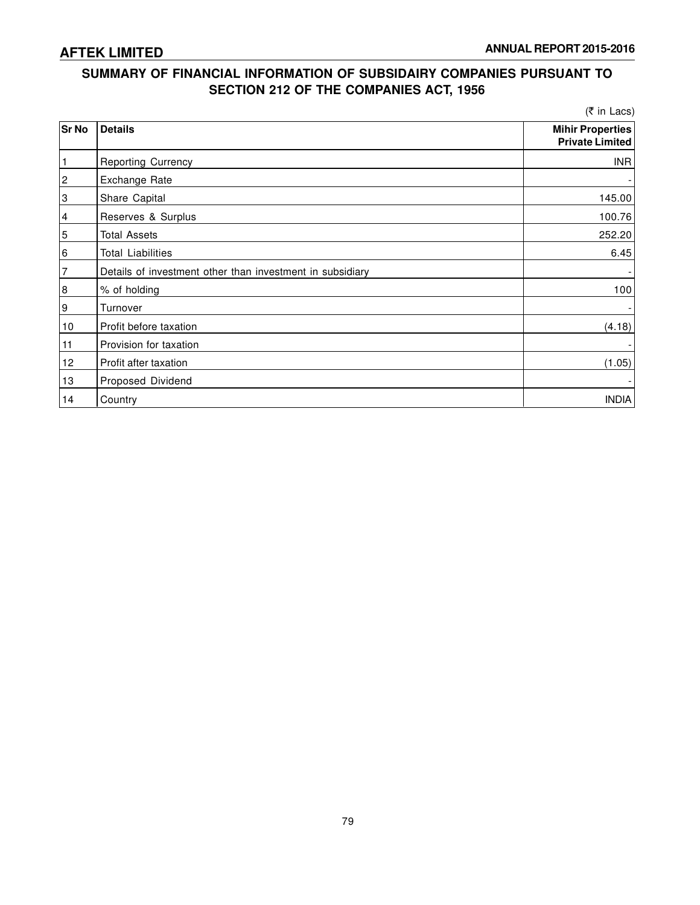# SUMMARY OF FINANCIAL INFORMATION OF SUBSIDAIRY COMPANIES PURSUANT TO SECTION 212 OF THE COMPANIES ACT, 1956

(₹ in Lacs)

| Sr No | Details | Mihir Properties Private Limited |
|---|---|---|
| 1 | Reporting Currency | INR |
| 2 | Exchange Rate | - |
| 3 | Share Capital | 145.00 |
| 4 | Reserves & Surplus | 100.76 |
| 5 | Total Assets | 252.20 |
| 6 | Total Liabilities | 6.45 |
| 7 | Details of investment other than investment in subsidiary | - |
| 8 | % of holding | 100 |
| 9 | Turnover | - |
| 10 | Profit before taxation | (4.18) |
| 11 | Provision for taxation | - |
| 12 | Profit after taxation | (1.05) |
| 13 | Proposed Dividend | - |
| 14 | Country | INDIA |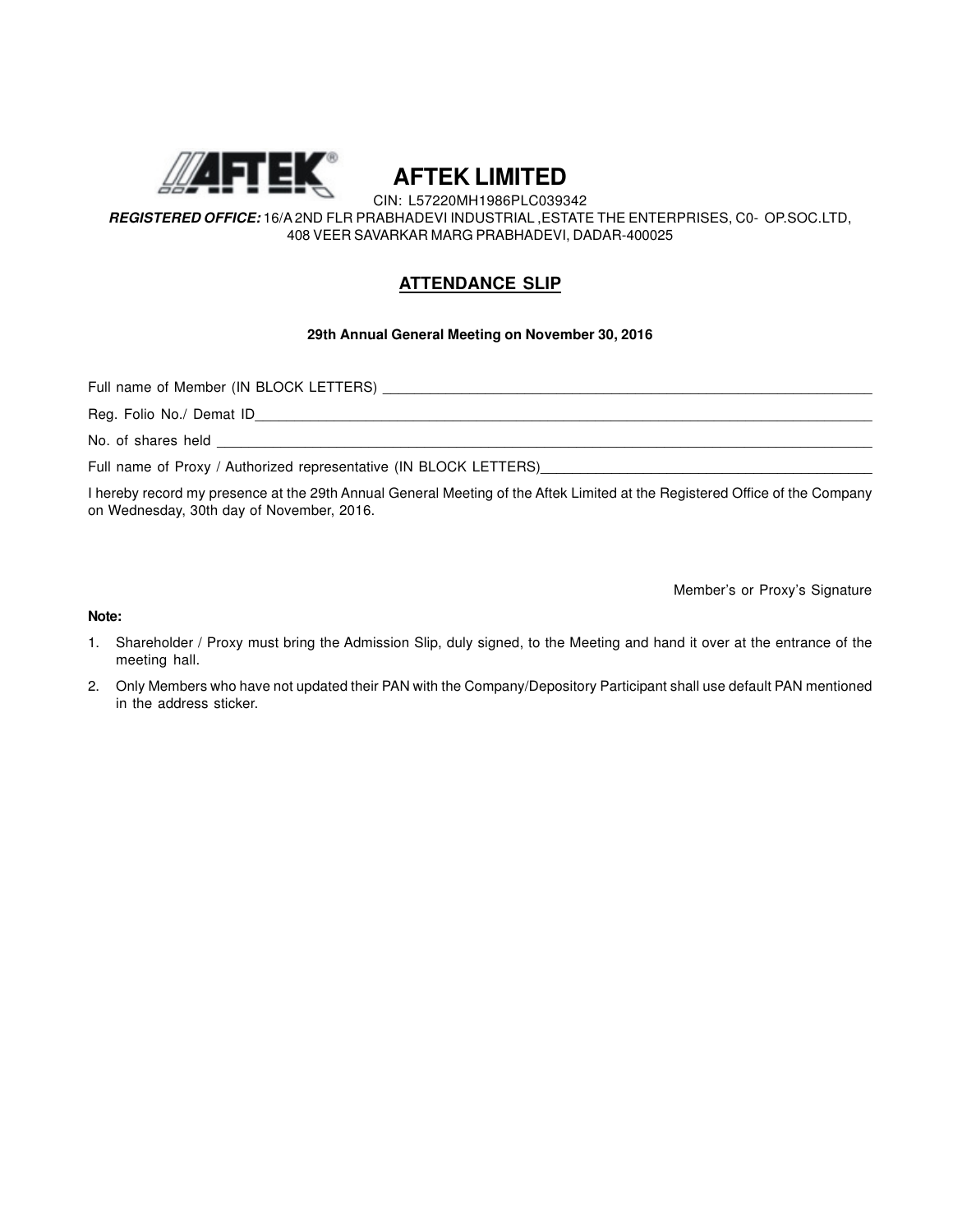# AFTEK LIMITED

CIN: L57220MH1986PLC039342

***REGISTERED OFFICE:*** 16/A 2ND FLR PRABHADEVI INDUSTRIAL ,ESTATE THE ENTERPRISES, C0- OP.SOC.LTD, 408 VEER SAVARKAR MARG PRABHADEVI, DADAR-400025

## ATTENDANCE SLIP

**29th Annual General Meeting on November 30, 2016**

Full name of Member (IN BLOCK LETTERS) ____________________________________________

Reg. Folio No./ Demat ID____________________________________________

No. of shares held ____________________________________________

Full name of Proxy / Authorized representative (IN BLOCK LETTERS)____________________________________________

I hereby record my presence at the 29th Annual General Meeting of the Aftek Limited at the Registered Office of the Company on Wednesday, 30th day of November, 2016.

Member's or Proxy's Signature

**Note:**

1. Shareholder / Proxy must bring the Admission Slip, duly signed, to the Meeting and hand it over at the entrance of the meeting hall.
2. Only Members who have not updated their PAN with the Company/Depository Participant shall use default PAN mentioned in the address sticker.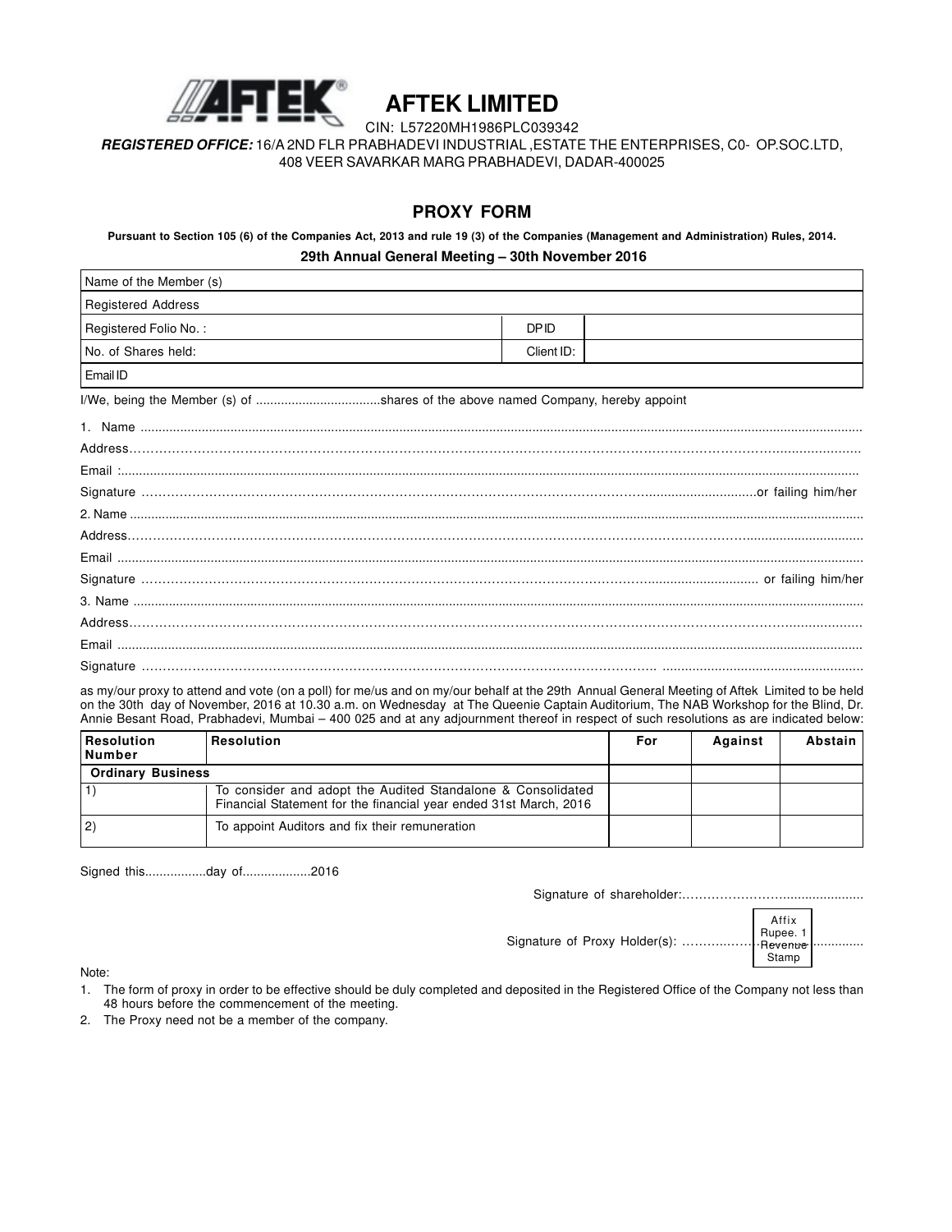# AFTEK LIMITED

CIN: L57220MH1986PLC039342

***REGISTERED OFFICE:*** 16/A 2ND FLR PRABHADEVI INDUSTRIAL ,ESTATE THE ENTERPRISES, C0- OP.SOC.LTD, 408 VEER SAVARKAR MARG PRABHADEVI, DADAR-400025

## PROXY FORM

**Pursuant to Section 105 (6) of the Companies Act, 2013 and rule 19 (3) of the Companies (Management and Administration) Rules, 2014.**

**29th Annual General Meeting – 30th November 2016**

| Name of the Member (s) | | |
|---|---|---|
| Registered Address | | |
| Registered Folio No. : | DP ID | |
| No. of Shares held: | Client ID: | |
| Email ID | | |

I/We, being the Member (s) of ...................................shares of the above named Company, hereby appoint

1. Name ......................................................................................................................................................................................

Address…………………………………………………………………………………………………………………………………........................

Email :......................................................................................................................................................................................

Signature ………………………………………………………………………………………………………………….............................or failing him/her

2. Name ......................................................................................................................................................................................

Address…………………………………………………………………………………………………………………………………........................

Email ......................................................................................................................................................................................

Signature ………………………………………………………………………………………………………………….............................. or failing him/her

3. Name ......................................................................................................................................................................................

Address…………………………………………………………………………………………………………………………………........................

Email ......................................................................................................................................................................................

Signature ……………………………………………………………………………………………………………. .....................................................

as my/our proxy to attend and vote (on a poll) for me/us and on my/our behalf at the 29th Annual General Meeting of Aftek Limited to be held on the 30th day of November, 2016 at 10.30 a.m. on Wednesday at The Queenie Captain Auditorium, The NAB Workshop for the Blind, Dr. Annie Besant Road, Prabhadevi, Mumbai – 400 025 and at any adjournment thereof in respect of such resolutions as are indicated below:

| Resolution Number | Resolution | For | Against | Abstain |
|---|---|---|---|---|
| **Ordinary Business** | | | | |
| 1) | To consider and adopt the Audited Standalone & Consolidated Financial Statement for the financial year ended 31st March, 2016 | | | |
| 2) | To appoint Auditors and fix their remuneration | | | |

Signed this.................day of...................2016

Signature of shareholder:………………………......................

Signature of Proxy Holder(s): ………..………………............

Affix Rupee. 1 Revenue Stamp

Note:

1. The form of proxy in order to be effective should be duly completed and deposited in the Registered Office of the Company not less than 48 hours before the commencement of the meeting.
2. The Proxy need not be a member of the company.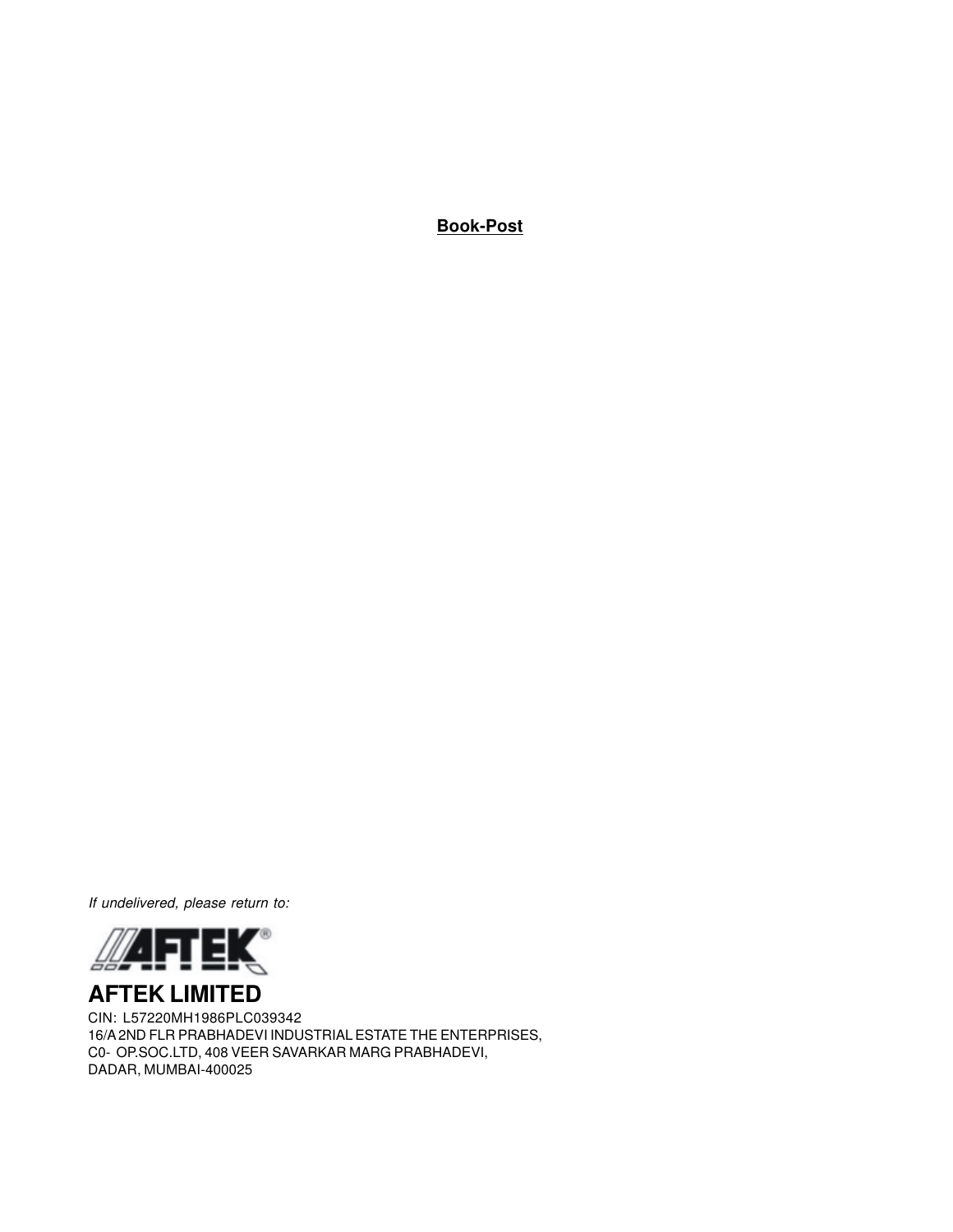**Book-Post**

*If undelivered, please return to:*

**AFTEK LIMITED**

CIN: L57220MH1986PLC039342
16/A 2ND FLR PRABHADEVI INDUSTRIAL ESTATE THE ENTERPRISES,
C0- OP.SOC.LTD, 408 VEER SAVARKAR MARG PRABHADEVI,
DADAR, MUMBAI-400025